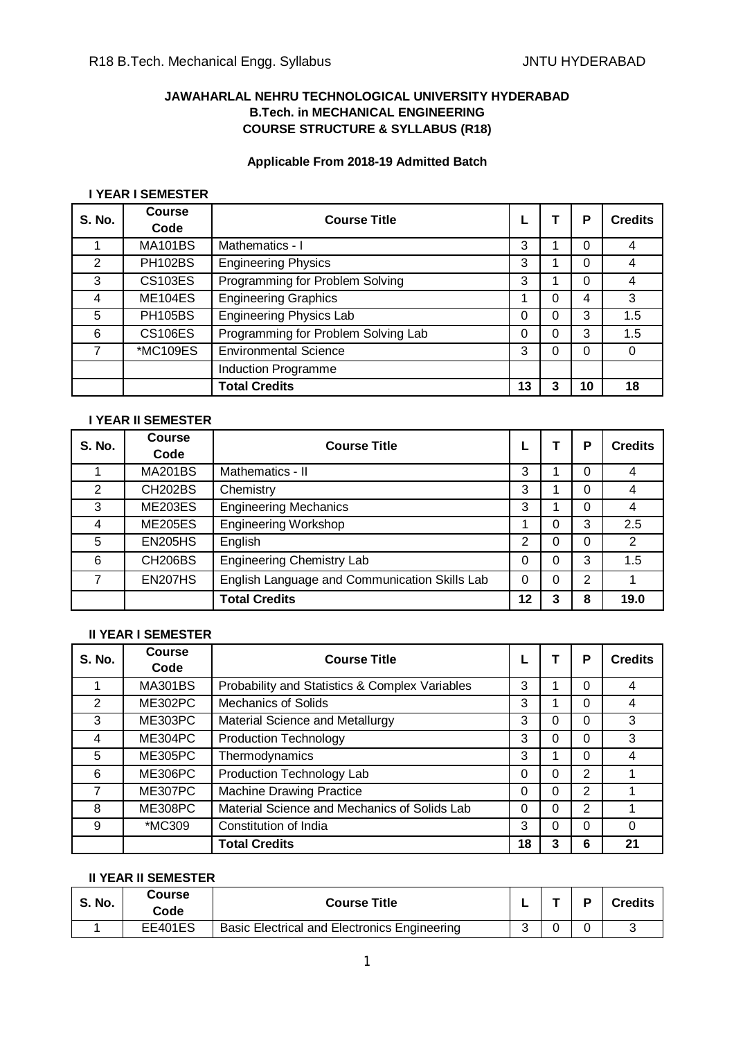**JAWAHARLAL NEHRU TECHNOLOGICAL UNIVERSITY HYDERABAD**
**B.Tech. in MECHANICAL ENGINEERING**
**COURSE STRUCTURE & SYLLABUS (R18)**

**Applicable From 2018-19 Admitted Batch**

### I YEAR I SEMESTER

| S. No. | Course Code | Course Title | L | T | P | Credits |
|---|---|---|---|---|---|---|
| 1 | MA101BS | Mathematics - I | 3 | 1 | 0 | 4 |
| 2 | PH102BS | Engineering Physics | 3 | 1 | 0 | 4 |
| 3 | CS103ES | Programming for Problem Solving | 3 | 1 | 0 | 4 |
| 4 | ME104ES | Engineering Graphics | 1 | 0 | 4 | 3 |
| 5 | PH105BS | Engineering Physics Lab | 0 | 0 | 3 | 1.5 |
| 6 | CS106ES | Programming for Problem Solving Lab | 0 | 0 | 3 | 1.5 |
| 7 | *MC109ES | Environmental Science | 3 | 0 | 0 | 0 |
| | | Induction Programme | | | | |
| | | **Total Credits** | **13** | **3** | **10** | **18** |

### I YEAR II SEMESTER

| S. No. | Course Code | Course Title | L | T | P | Credits |
|---|---|---|---|---|---|---|
| 1 | MA201BS | Mathematics - II | 3 | 1 | 0 | 4 |
| 2 | CH202BS | Chemistry | 3 | 1 | 0 | 4 |
| 3 | ME203ES | Engineering Mechanics | 3 | 1 | 0 | 4 |
| 4 | ME205ES | Engineering Workshop | 1 | 0 | 3 | 2.5 |
| 5 | EN205HS | English | 2 | 0 | 0 | 2 |
| 6 | CH206BS | Engineering Chemistry Lab | 0 | 0 | 3 | 1.5 |
| 7 | EN207HS | English Language and Communication Skills Lab | 0 | 0 | 2 | 1 |
| | | **Total Credits** | **12** | **3** | **8** | **19.0** |

### II YEAR I SEMESTER

| S. No. | Course Code | Course Title | L | T | P | Credits |
|---|---|---|---|---|---|---|
| 1 | MA301BS | Probability and Statistics & Complex Variables | 3 | 1 | 0 | 4 |
| 2 | ME302PC | Mechanics of Solids | 3 | 1 | 0 | 4 |
| 3 | ME303PC | Material Science and Metallurgy | 3 | 0 | 0 | 3 |
| 4 | ME304PC | Production Technology | 3 | 0 | 0 | 3 |
| 5 | ME305PC | Thermodynamics | 3 | 1 | 0 | 4 |
| 6 | ME306PC | Production Technology Lab | 0 | 0 | 2 | 1 |
| 7 | ME307PC | Machine Drawing Practice | 0 | 0 | 2 | 1 |
| 8 | ME308PC | Material Science and Mechanics of Solids Lab | 0 | 0 | 2 | 1 |
| 9 | *MC309 | Constitution of India | 3 | 0 | 0 | 0 |
| | | **Total Credits** | **18** | **3** | **6** | **21** |

### II YEAR II SEMESTER

| S. No. | Course Code | Course Title | L | T | P | Credits |
|---|---|---|---|---|---|---|
| 1 | EE401ES | Basic Electrical and Electronics Engineering | 3 | 0 | 0 | 3 |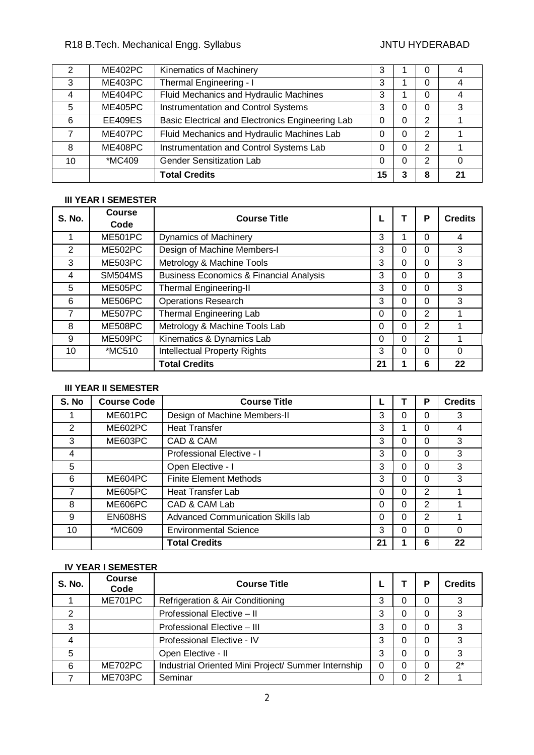| 2 | ME402PC | Kinematics of Machinery | 3 | 1 | 0 | 4 |
|---|---|---|---|---|---|---|
| 3 | ME403PC | Thermal Engineering - I | 3 | 1 | 0 | 4 |
| 4 | ME404PC | Fluid Mechanics and Hydraulic Machines | 3 | 1 | 0 | 4 |
| 5 | ME405PC | Instrumentation and Control Systems | 3 | 0 | 0 | 3 |
| 6 | EE409ES | Basic Electrical and Electronics Engineering Lab | 0 | 0 | 2 | 1 |
| 7 | ME407PC | Fluid Mechanics and Hydraulic Machines Lab | 0 | 0 | 2 | 1 |
| 8 | ME408PC | Instrumentation and Control Systems Lab | 0 | 0 | 2 | 1 |
| 10 | *MC409 | Gender Sensitization Lab | 0 | 0 | 2 | 0 |
| | | **Total Credits** | **15** | **3** | **8** | **21** |

**III YEAR I SEMESTER**

| S. No. | Course Code | Course Title | L | T | P | Credits |
|---|---|---|---|---|---|---|
| 1 | ME501PC | Dynamics of Machinery | 3 | 1 | 0 | 4 |
| 2 | ME502PC | Design of Machine Members-I | 3 | 0 | 0 | 3 |
| 3 | ME503PC | Metrology & Machine Tools | 3 | 0 | 0 | 3 |
| 4 | SM504MS | Business Economics & Financial Analysis | 3 | 0 | 0 | 3 |
| 5 | ME505PC | Thermal Engineering-II | 3 | 0 | 0 | 3 |
| 6 | ME506PC | Operations Research | 3 | 0 | 0 | 3 |
| 7 | ME507PC | Thermal Engineering Lab | 0 | 0 | 2 | 1 |
| 8 | ME508PC | Metrology & Machine Tools Lab | 0 | 0 | 2 | 1 |
| 9 | ME509PC | Kinematics & Dynamics Lab | 0 | 0 | 2 | 1 |
| 10 | *MC510 | Intellectual Property Rights | 3 | 0 | 0 | 0 |
| | | **Total Credits** | **21** | **1** | **6** | **22** |

**III YEAR II SEMESTER**

| S. No | Course Code | Course Title | L | T | P | Credits |
|---|---|---|---|---|---|---|
| 1 | ME601PC | Design of Machine Members-II | 3 | 0 | 0 | 3 |
| 2 | ME602PC | Heat Transfer | 3 | 1 | 0 | 4 |
| 3 | ME603PC | CAD & CAM | 3 | 0 | 0 | 3 |
| 4 | | Professional Elective - I | 3 | 0 | 0 | 3 |
| 5 | | Open Elective - I | 3 | 0 | 0 | 3 |
| 6 | ME604PC | Finite Element Methods | 3 | 0 | 0 | 3 |
| 7 | ME605PC | Heat Transfer Lab | 0 | 0 | 2 | 1 |
| 8 | ME606PC | CAD & CAM Lab | 0 | 0 | 2 | 1 |
| 9 | EN608HS | Advanced Communication Skills lab | 0 | 0 | 2 | 1 |
| 10 | *MC609 | Environmental Science | 3 | 0 | 0 | 0 |
| | | **Total Credits** | **21** | **1** | **6** | **22** |

**IV YEAR I SEMESTER**

| S. No. | Course Code | Course Title | L | T | P | Credits |
|---|---|---|---|---|---|---|
| 1 | ME701PC | Refrigeration & Air Conditioning | 3 | 0 | 0 | 3 |
| 2 | | Professional Elective – II | 3 | 0 | 0 | 3 |
| 3 | | Professional Elective – III | 3 | 0 | 0 | 3 |
| 4 | | Professional Elective - IV | 3 | 0 | 0 | 3 |
| 5 | | Open Elective - II | 3 | 0 | 0 | 3 |
| 6 | ME702PC | Industrial Oriented Mini Project/ Summer Internship | 0 | 0 | 0 | 2* |
| 7 | ME703PC | Seminar | 0 | 0 | 2 | 1 |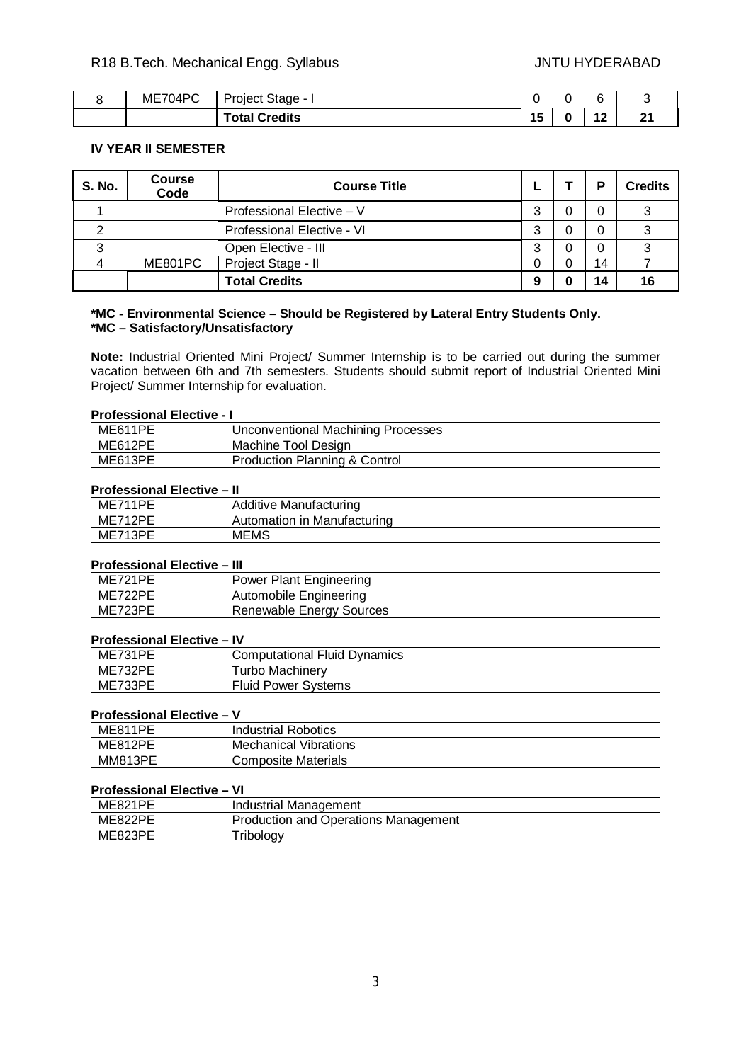| 8 | ME704PC | Project Stage - I | 0 | 0 | 6 | 3 |
|---|---|---|---|---|---|---|
| | | **Total Credits** | **15** | **0** | **12** | **21** |

**IV YEAR II SEMESTER**

| S. No. | Course Code | Course Title | L | T | P | Credits |
|---|---|---|---|---|---|---|
| 1 | | Professional Elective – V | 3 | 0 | 0 | 3 |
| 2 | | Professional Elective - VI | 3 | 0 | 0 | 3 |
| 3 | | Open Elective - III | 3 | 0 | 0 | 3 |
| 4 | ME801PC | Project Stage - II | 0 | 0 | 14 | 7 |
| | | **Total Credits** | **9** | **0** | **14** | **16** |

**\*MC - Environmental Science – Should be Registered by Lateral Entry Students Only.**
**\*MC – Satisfactory/Unsatisfactory**

**Note:** Industrial Oriented Mini Project/ Summer Internship is to be carried out during the summer vacation between 6th and 7th semesters. Students should submit report of Industrial Oriented Mini Project/ Summer Internship for evaluation.

**Professional Elective - I**

| ME611PE | Unconventional Machining Processes |
|---|---|
| ME612PE | Machine Tool Design |
| ME613PE | Production Planning & Control |

**Professional Elective – II**

| ME711PE | Additive Manufacturing |
|---|---|
| ME712PE | Automation in Manufacturing |
| ME713PE | MEMS |

**Professional Elective – III**

| ME721PE | Power Plant Engineering |
|---|---|
| ME722PE | Automobile Engineering |
| ME723PE | Renewable Energy Sources |

**Professional Elective – IV**

| ME731PE | Computational Fluid Dynamics |
|---|---|
| ME732PE | Turbo Machinery |
| ME733PE | Fluid Power Systems |

**Professional Elective – V**

| ME811PE | Industrial Robotics |
|---|---|
| ME812PE | Mechanical Vibrations |
| MM813PE | Composite Materials |

**Professional Elective – VI**

| ME821PE | Industrial Management |
|---|---|
| ME822PE | Production and Operations Management |
| ME823PE | Tribology |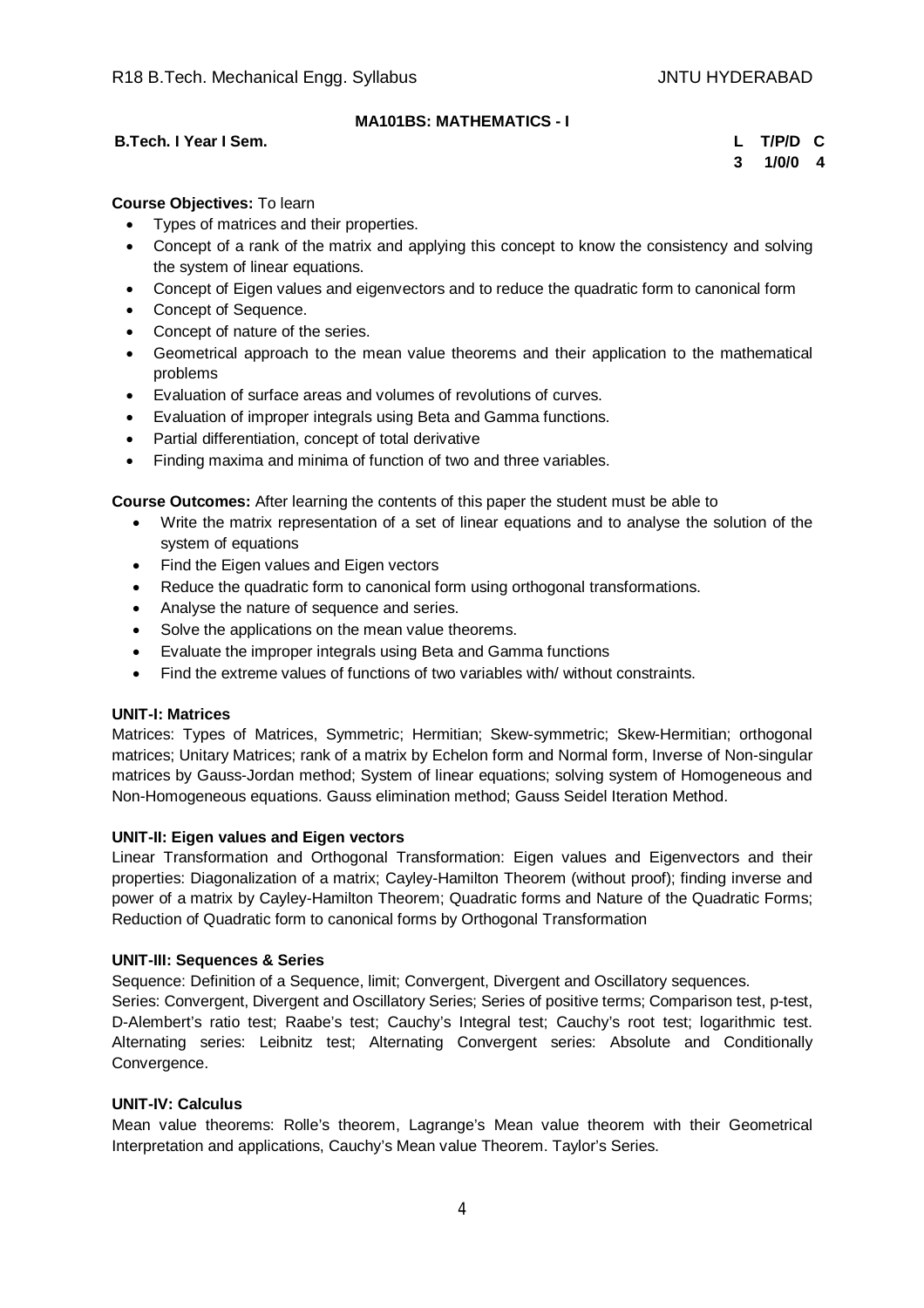### MA101BS: MATHEMATICS - I

**B.Tech. I Year I Sem.**

| L | T/P/D | C |
|---|---|---|
| 3 | 1/0/0 | 4 |

**Course Objectives:** To learn

- Types of matrices and their properties.
- Concept of a rank of the matrix and applying this concept to know the consistency and solving the system of linear equations.
- Concept of Eigen values and eigenvectors and to reduce the quadratic form to canonical form
- Concept of Sequence.
- Concept of nature of the series.
- Geometrical approach to the mean value theorems and their application to the mathematical problems
- Evaluation of surface areas and volumes of revolutions of curves.
- Evaluation of improper integrals using Beta and Gamma functions.
- Partial differentiation, concept of total derivative
- Finding maxima and minima of function of two and three variables.

**Course Outcomes:** After learning the contents of this paper the student must be able to

- Write the matrix representation of a set of linear equations and to analyse the solution of the system of equations
- Find the Eigen values and Eigen vectors
- Reduce the quadratic form to canonical form using orthogonal transformations.
- Analyse the nature of sequence and series.
- Solve the applications on the mean value theorems.
- Evaluate the improper integrals using Beta and Gamma functions
- Find the extreme values of functions of two variables with/ without constraints.

**UNIT-I: Matrices**

Matrices: Types of Matrices, Symmetric; Hermitian; Skew-symmetric; Skew-Hermitian; orthogonal matrices; Unitary Matrices; rank of a matrix by Echelon form and Normal form, Inverse of Non-singular matrices by Gauss-Jordan method; System of linear equations; solving system of Homogeneous and Non-Homogeneous equations. Gauss elimination method; Gauss Seidel Iteration Method.

**UNIT-II: Eigen values and Eigen vectors**

Linear Transformation and Orthogonal Transformation: Eigen values and Eigenvectors and their properties: Diagonalization of a matrix; Cayley-Hamilton Theorem (without proof); finding inverse and power of a matrix by Cayley-Hamilton Theorem; Quadratic forms and Nature of the Quadratic Forms; Reduction of Quadratic form to canonical forms by Orthogonal Transformation

**UNIT-III: Sequences & Series**

Sequence: Definition of a Sequence, limit; Convergent, Divergent and Oscillatory sequences.

Series: Convergent, Divergent and Oscillatory Series; Series of positive terms; Comparison test, p-test, D-Alembert's ratio test; Raabe's test; Cauchy's Integral test; Cauchy's root test; logarithmic test. Alternating series: Leibnitz test; Alternating Convergent series: Absolute and Conditionally Convergence.

**UNIT-IV: Calculus**

Mean value theorems: Rolle's theorem, Lagrange's Mean value theorem with their Geometrical Interpretation and applications, Cauchy's Mean value Theorem. Taylor's Series.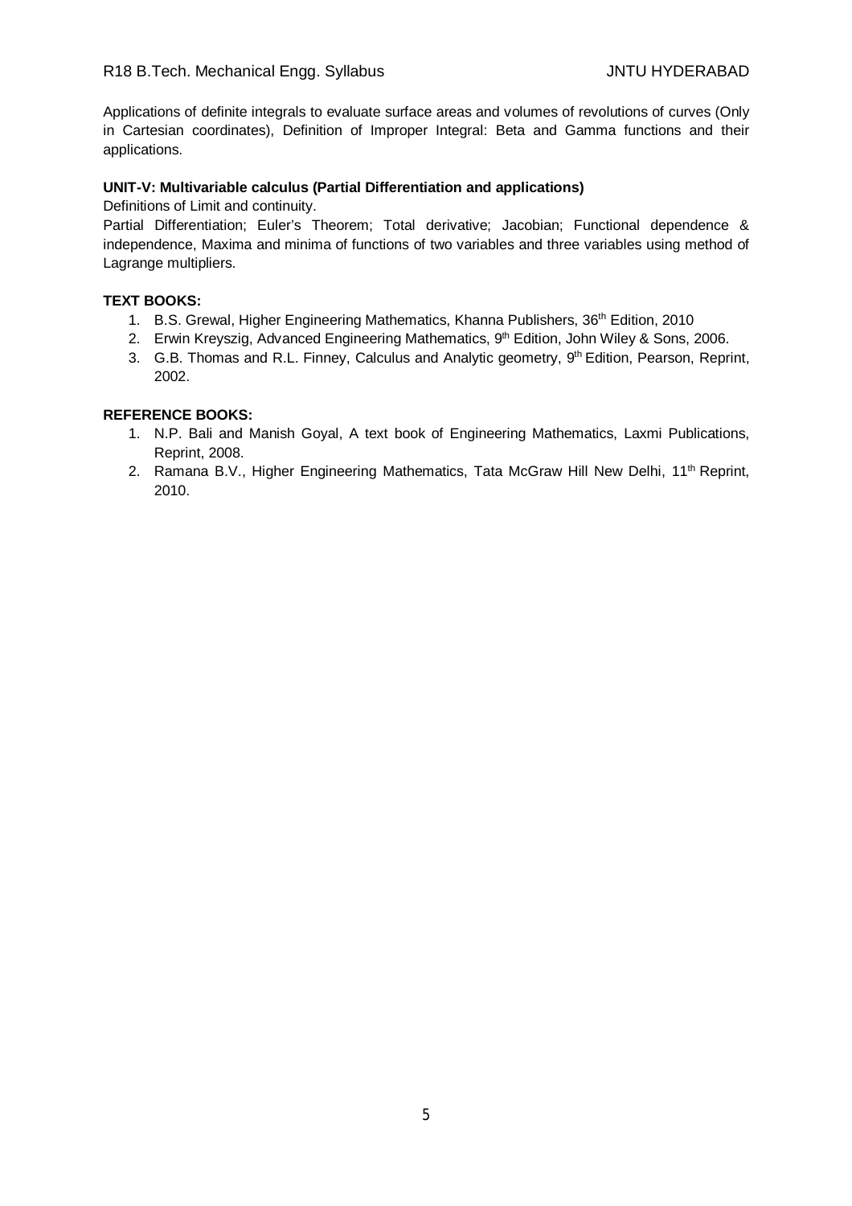Applications of definite integrals to evaluate surface areas and volumes of revolutions of curves (Only in Cartesian coordinates), Definition of Improper Integral: Beta and Gamma functions and their applications.

**UNIT-V: Multivariable calculus (Partial Differentiation and applications)**

Definitions of Limit and continuity.

Partial Differentiation; Euler's Theorem; Total derivative; Jacobian; Functional dependence & independence, Maxima and minima of functions of two variables and three variables using method of Lagrange multipliers.

**TEXT BOOKS:**

1. B.S. Grewal, Higher Engineering Mathematics, Khanna Publishers, 36th Edition, 2010
2. Erwin Kreyszig, Advanced Engineering Mathematics, 9th Edition, John Wiley & Sons, 2006.
3. G.B. Thomas and R.L. Finney, Calculus and Analytic geometry, 9th Edition, Pearson, Reprint, 2002.

**REFERENCE BOOKS:**

1. N.P. Bali and Manish Goyal, A text book of Engineering Mathematics, Laxmi Publications, Reprint, 2008.
2. Ramana B.V., Higher Engineering Mathematics, Tata McGraw Hill New Delhi, 11th Reprint, 2010.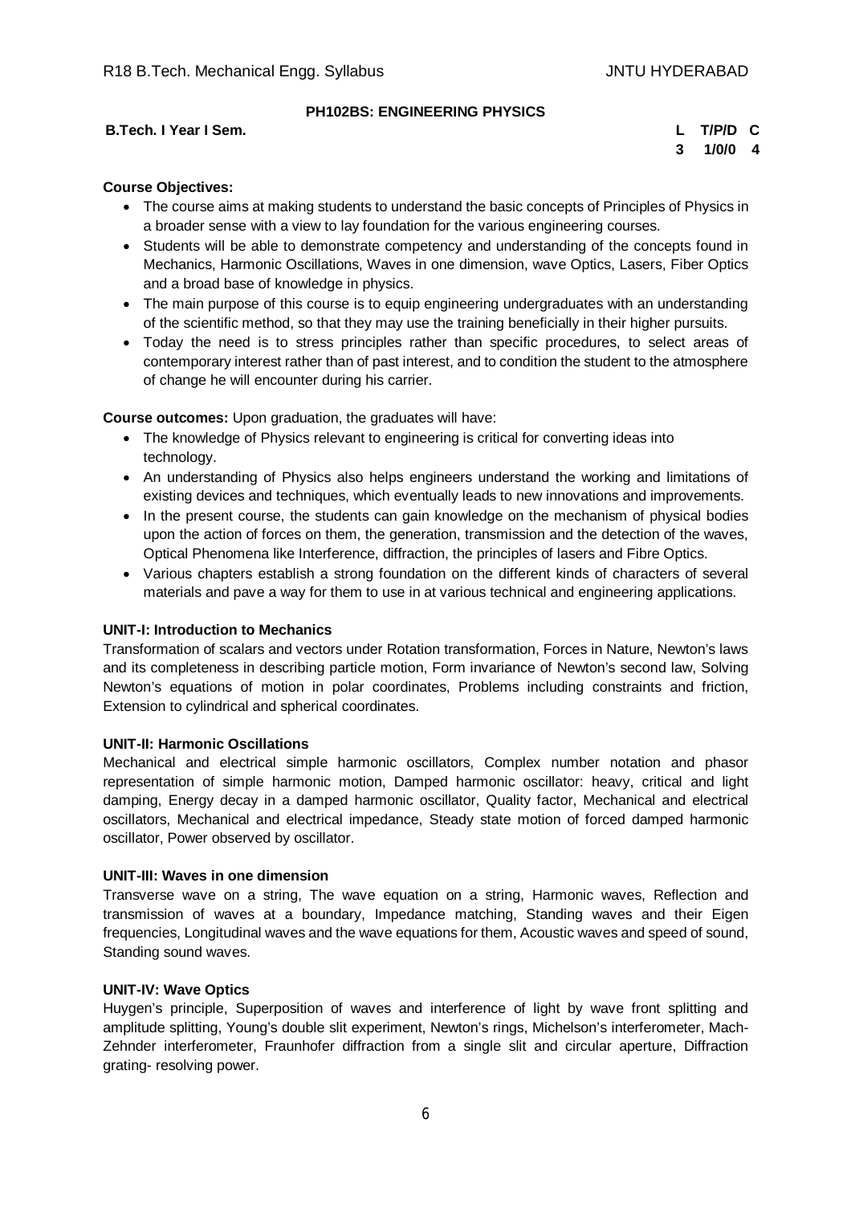## PH102BS: ENGINEERING PHYSICS

**B.Tech. I Year I Sem.**

| L | T/P/D | C |
|---|---|---|
| 3 | 1/0/0 | 4 |

**Course Objectives:**

- The course aims at making students to understand the basic concepts of Principles of Physics in a broader sense with a view to lay foundation for the various engineering courses.
- Students will be able to demonstrate competency and understanding of the concepts found in Mechanics, Harmonic Oscillations, Waves in one dimension, wave Optics, Lasers, Fiber Optics and a broad base of knowledge in physics.
- The main purpose of this course is to equip engineering undergraduates with an understanding of the scientific method, so that they may use the training beneficially in their higher pursuits.
- Today the need is to stress principles rather than specific procedures, to select areas of contemporary interest rather than of past interest, and to condition the student to the atmosphere of change he will encounter during his carrier.

**Course outcomes:** Upon graduation, the graduates will have:

- The knowledge of Physics relevant to engineering is critical for converting ideas into technology.
- An understanding of Physics also helps engineers understand the working and limitations of existing devices and techniques, which eventually leads to new innovations and improvements.
- In the present course, the students can gain knowledge on the mechanism of physical bodies upon the action of forces on them, the generation, transmission and the detection of the waves, Optical Phenomena like Interference, diffraction, the principles of lasers and Fibre Optics.
- Various chapters establish a strong foundation on the different kinds of characters of several materials and pave a way for them to use in at various technical and engineering applications.

**UNIT-I: Introduction to Mechanics**

Transformation of scalars and vectors under Rotation transformation, Forces in Nature, Newton's laws and its completeness in describing particle motion, Form invariance of Newton's second law, Solving Newton's equations of motion in polar coordinates, Problems including constraints and friction, Extension to cylindrical and spherical coordinates.

**UNIT-II: Harmonic Oscillations**

Mechanical and electrical simple harmonic oscillators, Complex number notation and phasor representation of simple harmonic motion, Damped harmonic oscillator: heavy, critical and light damping, Energy decay in a damped harmonic oscillator, Quality factor, Mechanical and electrical oscillators, Mechanical and electrical impedance, Steady state motion of forced damped harmonic oscillator, Power observed by oscillator.

**UNIT-III: Waves in one dimension**

Transverse wave on a string, The wave equation on a string, Harmonic waves, Reflection and transmission of waves at a boundary, Impedance matching, Standing waves and their Eigen frequencies, Longitudinal waves and the wave equations for them, Acoustic waves and speed of sound, Standing sound waves.

**UNIT-IV: Wave Optics**

Huygen's principle, Superposition of waves and interference of light by wave front splitting and amplitude splitting, Young's double slit experiment, Newton's rings, Michelson's interferometer, Mach-Zehnder interferometer, Fraunhofer diffraction from a single slit and circular aperture, Diffraction grating- resolving power.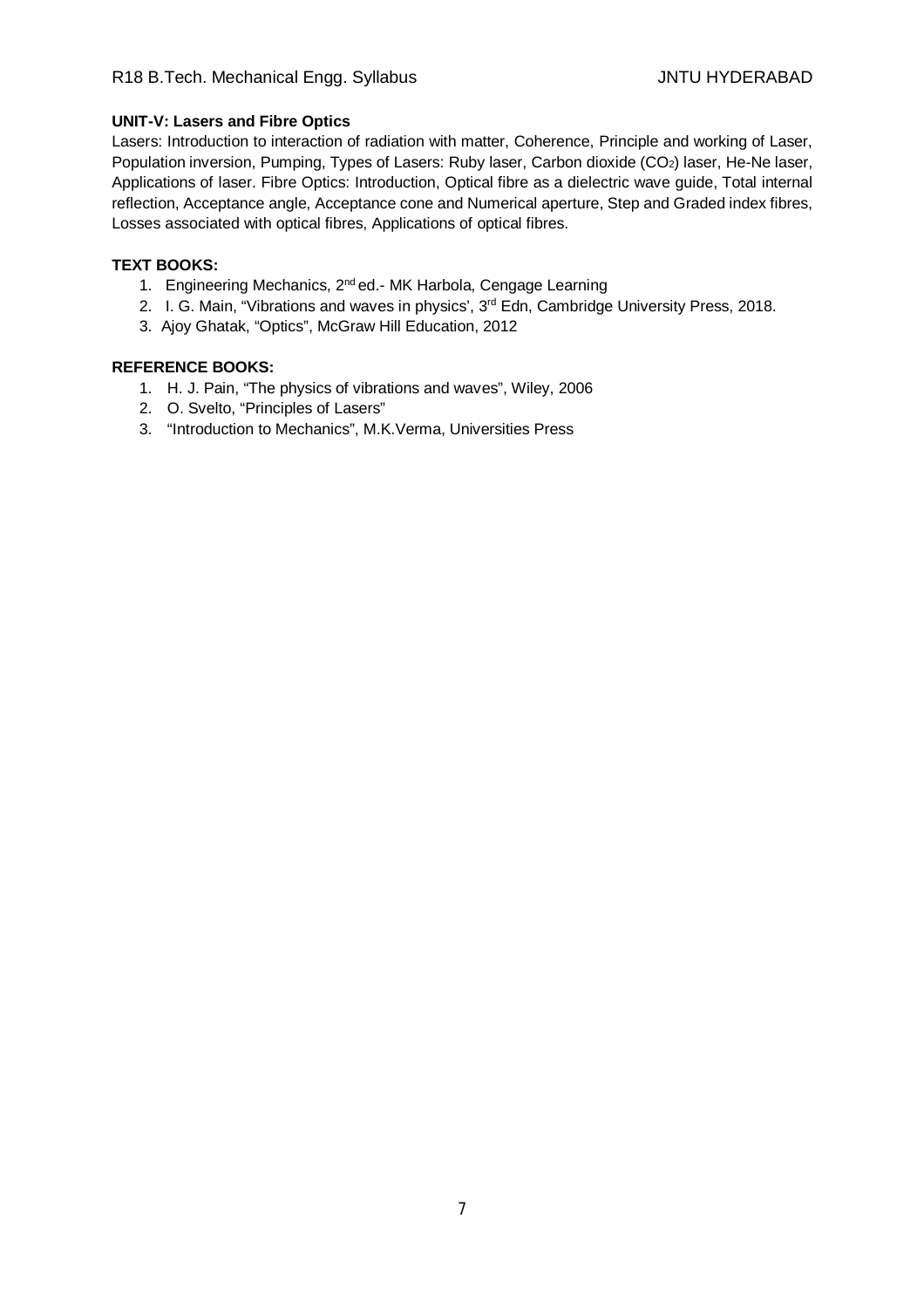**UNIT-V: Lasers and Fibre Optics**

Lasers: Introduction to interaction of radiation with matter, Coherence, Principle and working of Laser, Population inversion, Pumping, Types of Lasers: Ruby laser, Carbon dioxide ($CO_2$) laser, He-Ne laser, Applications of laser. Fibre Optics: Introduction, Optical fibre as a dielectric wave guide, Total internal reflection, Acceptance angle, Acceptance cone and Numerical aperture, Step and Graded index fibres, Losses associated with optical fibres, Applications of optical fibres.

**TEXT BOOKS:**

1. Engineering Mechanics, 2nd ed.- MK Harbola, Cengage Learning
2. I. G. Main, "Vibrations and waves in physics', 3rd Edn, Cambridge University Press, 2018.
3. Ajoy Ghatak, "Optics", McGraw Hill Education, 2012

**REFERENCE BOOKS:**

1. H. J. Pain, "The physics of vibrations and waves", Wiley, 2006
2. O. Svelto, "Principles of Lasers"
3. "Introduction to Mechanics", M.K.Verma, Universities Press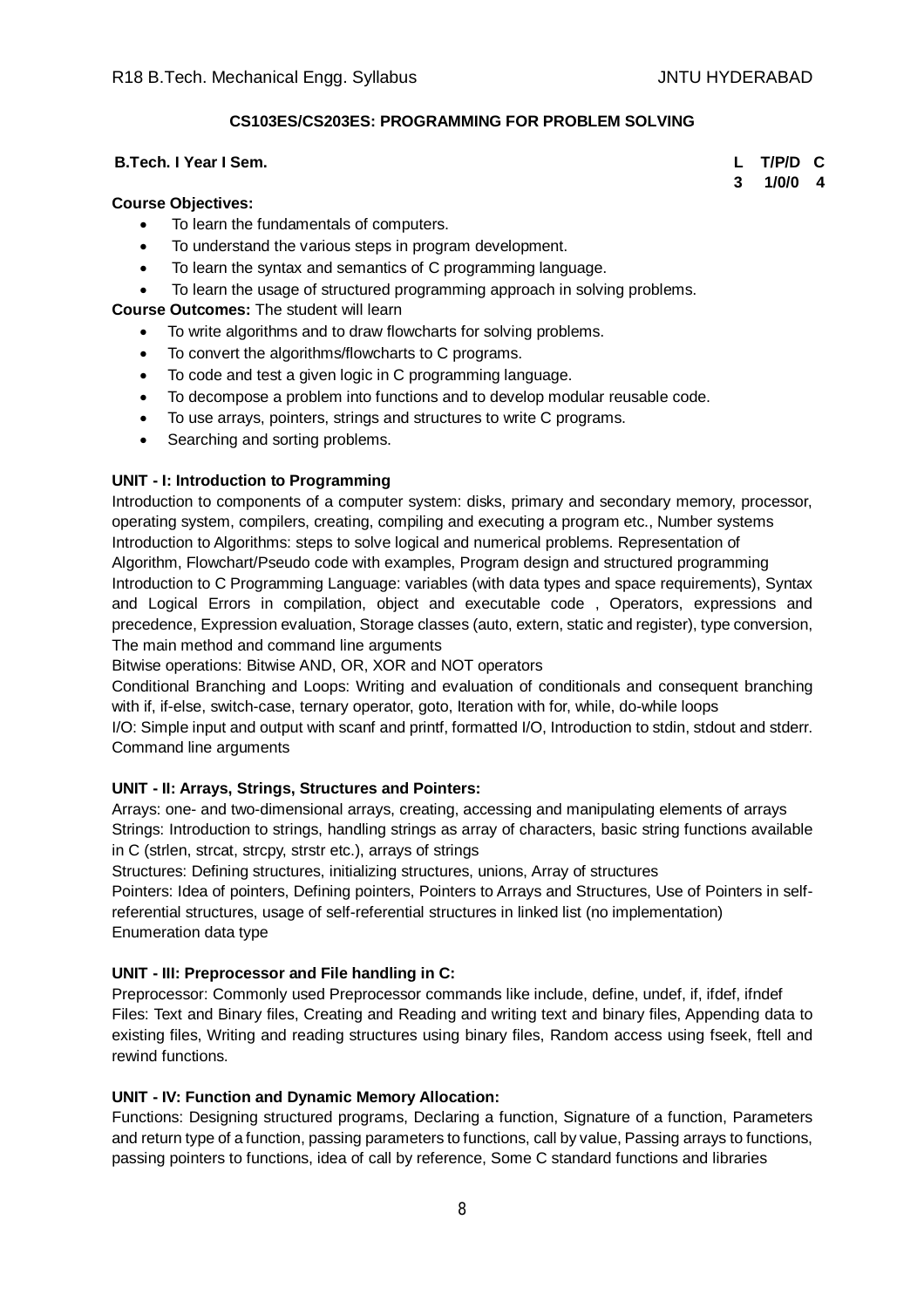## CS103ES/CS203ES: PROGRAMMING FOR PROBLEM SOLVING

**B.Tech. I Year I Sem.**

| L | T/P/D | C |
|---|---|---|
| 3 | 1/0/0 | 4 |

**Course Objectives:**

- To learn the fundamentals of computers.
- To understand the various steps in program development.
- To learn the syntax and semantics of C programming language.
- To learn the usage of structured programming approach in solving problems.

**Course Outcomes:** The student will learn

- To write algorithms and to draw flowcharts for solving problems.
- To convert the algorithms/flowcharts to C programs.
- To code and test a given logic in C programming language.
- To decompose a problem into functions and to develop modular reusable code.
- To use arrays, pointers, strings and structures to write C programs.
- Searching and sorting problems.

**UNIT - I: Introduction to Programming**

Introduction to components of a computer system: disks, primary and secondary memory, processor, operating system, compilers, creating, compiling and executing a program etc., Number systems

Introduction to Algorithms: steps to solve logical and numerical problems. Representation of Algorithm, Flowchart/Pseudo code with examples, Program design and structured programming

Introduction to C Programming Language: variables (with data types and space requirements), Syntax and Logical Errors in compilation, object and executable code , Operators, expressions and precedence, Expression evaluation, Storage classes (auto, extern, static and register), type conversion, The main method and command line arguments

Bitwise operations: Bitwise AND, OR, XOR and NOT operators

Conditional Branching and Loops: Writing and evaluation of conditionals and consequent branching with if, if-else, switch-case, ternary operator, goto, Iteration with for, while, do-while loops

I/O: Simple input and output with scanf and printf, formatted I/O, Introduction to stdin, stdout and stderr. Command line arguments

**UNIT - II: Arrays, Strings, Structures and Pointers:**

Arrays: one- and two-dimensional arrays, creating, accessing and manipulating elements of arrays

Strings: Introduction to strings, handling strings as array of characters, basic string functions available in C (strlen, strcat, strcpy, strstr etc.), arrays of strings

Structures: Defining structures, initializing structures, unions, Array of structures

Pointers: Idea of pointers, Defining pointers, Pointers to Arrays and Structures, Use of Pointers in self-referential structures, usage of self-referential structures in linked list (no implementation)

Enumeration data type

**UNIT - III: Preprocessor and File handling in C:**

Preprocessor: Commonly used Preprocessor commands like include, define, undef, if, ifdef, ifndef

Files: Text and Binary files, Creating and Reading and writing text and binary files, Appending data to existing files, Writing and reading structures using binary files, Random access using fseek, ftell and rewind functions.

**UNIT - IV: Function and Dynamic Memory Allocation:**

Functions: Designing structured programs, Declaring a function, Signature of a function, Parameters and return type of a function, passing parameters to functions, call by value, Passing arrays to functions, passing pointers to functions, idea of call by reference, Some C standard functions and libraries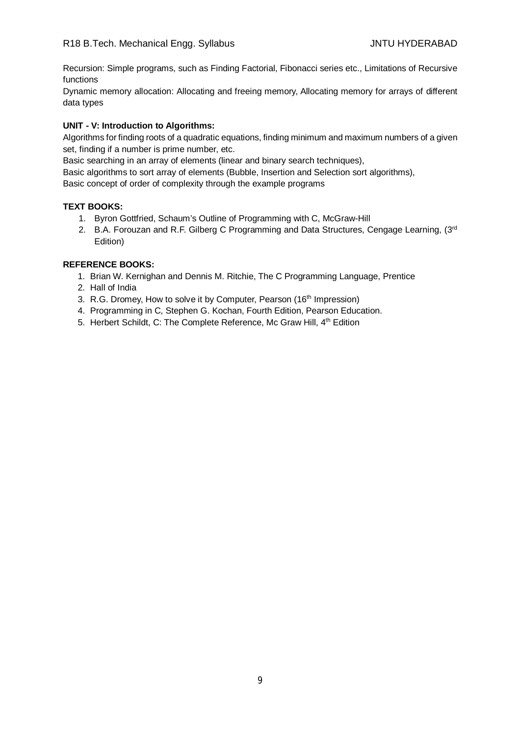Recursion: Simple programs, such as Finding Factorial, Fibonacci series etc., Limitations of Recursive functions

Dynamic memory allocation: Allocating and freeing memory, Allocating memory for arrays of different data types

**UNIT - V: Introduction to Algorithms:**

Algorithms for finding roots of a quadratic equations, finding minimum and maximum numbers of a given set, finding if a number is prime number, etc.

Basic searching in an array of elements (linear and binary search techniques),

Basic algorithms to sort array of elements (Bubble, Insertion and Selection sort algorithms),

Basic concept of order of complexity through the example programs

**TEXT BOOKS:**

1. Byron Gottfried, Schaum's Outline of Programming with C, McGraw-Hill
2. B.A. Forouzan and R.F. Gilberg C Programming and Data Structures, Cengage Learning, (3rd Edition)

**REFERENCE BOOKS:**

1. Brian W. Kernighan and Dennis M. Ritchie, The C Programming Language, Prentice
2. Hall of India
3. R.G. Dromey, How to solve it by Computer, Pearson (16th Impression)
4. Programming in C, Stephen G. Kochan, Fourth Edition, Pearson Education.
5. Herbert Schildt, C: The Complete Reference, Mc Graw Hill, 4th Edition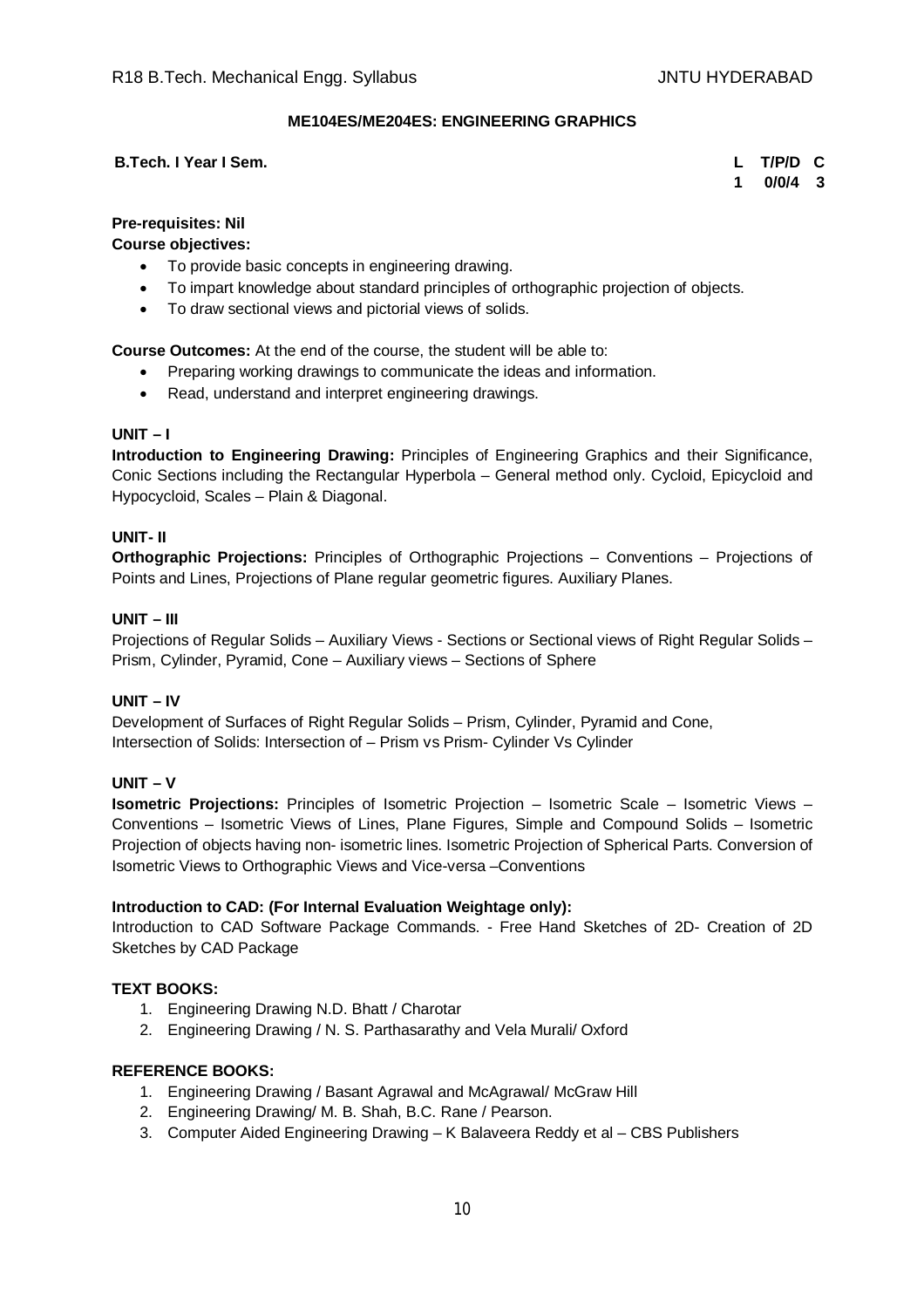## ME104ES/ME204ES: ENGINEERING GRAPHICS

**B.Tech. I Year I Sem.**

| L | T/P/D | C |
|---|---|---|
| 1 | 0/0/4 | 3 |

**Pre-requisites: Nil**

**Course objectives:**

- To provide basic concepts in engineering drawing.
- To impart knowledge about standard principles of orthographic projection of objects.
- To draw sectional views and pictorial views of solids.

**Course Outcomes:** At the end of the course, the student will be able to:

- Preparing working drawings to communicate the ideas and information.
- Read, understand and interpret engineering drawings.

**UNIT – I**

**Introduction to Engineering Drawing:** Principles of Engineering Graphics and their Significance, Conic Sections including the Rectangular Hyperbola – General method only. Cycloid, Epicycloid and Hypocycloid, Scales – Plain & Diagonal.

**UNIT- II**

**Orthographic Projections:** Principles of Orthographic Projections – Conventions – Projections of Points and Lines, Projections of Plane regular geometric figures. Auxiliary Planes.

**UNIT – III**

Projections of Regular Solids – Auxiliary Views - Sections or Sectional views of Right Regular Solids – Prism, Cylinder, Pyramid, Cone – Auxiliary views – Sections of Sphere

**UNIT – IV**

Development of Surfaces of Right Regular Solids – Prism, Cylinder, Pyramid and Cone,
Intersection of Solids: Intersection of – Prism vs Prism- Cylinder Vs Cylinder

**UNIT – V**

**Isometric Projections:** Principles of Isometric Projection – Isometric Scale – Isometric Views – Conventions – Isometric Views of Lines, Plane Figures, Simple and Compound Solids – Isometric Projection of objects having non- isometric lines. Isometric Projection of Spherical Parts. Conversion of Isometric Views to Orthographic Views and Vice-versa –Conventions

**Introduction to CAD: (For Internal Evaluation Weightage only):**

Introduction to CAD Software Package Commands. - Free Hand Sketches of 2D- Creation of 2D Sketches by CAD Package

**TEXT BOOKS:**

1. Engineering Drawing N.D. Bhatt / Charotar
2. Engineering Drawing / N. S. Parthasarathy and Vela Murali/ Oxford

**REFERENCE BOOKS:**

1. Engineering Drawing / Basant Agrawal and McAgrawal/ McGraw Hill
2. Engineering Drawing/ M. B. Shah, B.C. Rane / Pearson.
3. Computer Aided Engineering Drawing – K Balaveera Reddy et al – CBS Publishers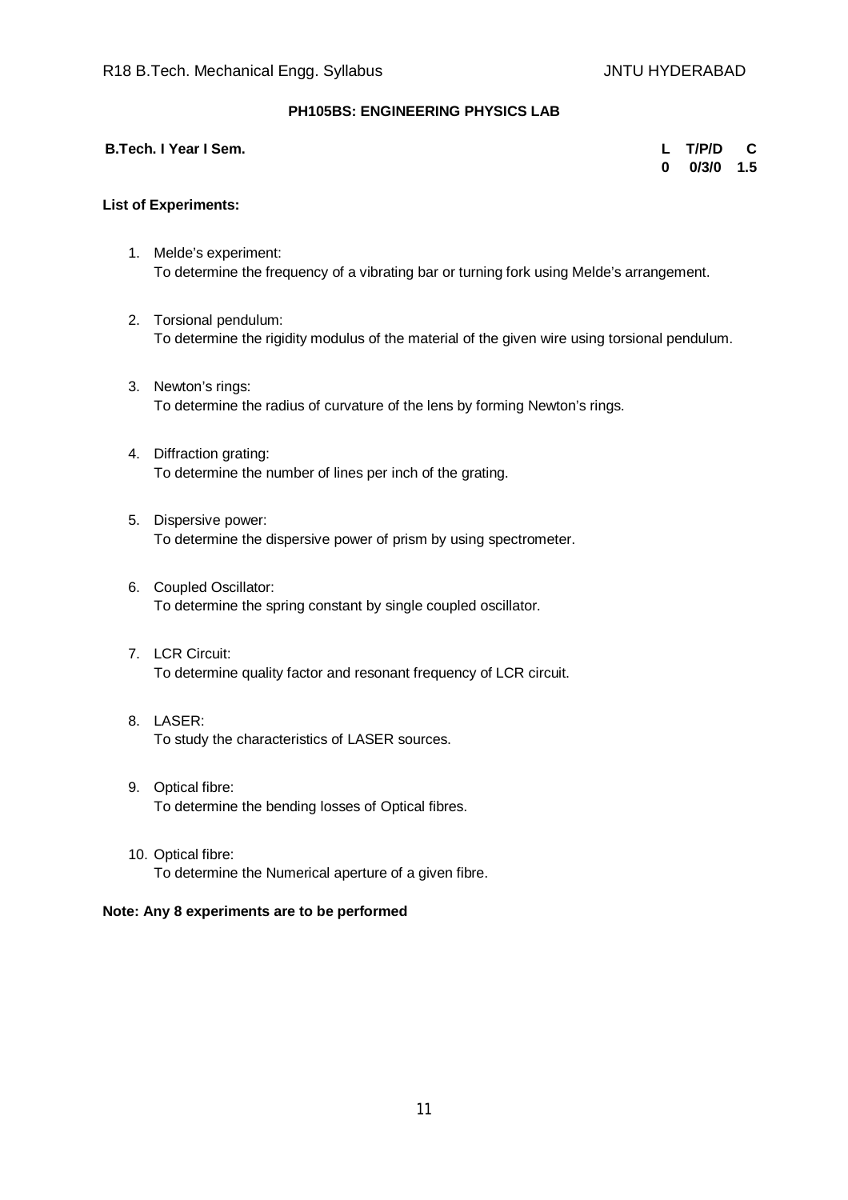## PH105BS: ENGINEERING PHYSICS LAB

| **B.Tech. I Year I Sem.** | **L** | **T/P/D** | **C** |
|---|---|---|---|
| | **0** | **0/3/0** | **1.5** |

**List of Experiments:**

1. Melde's experiment:
   To determine the frequency of a vibrating bar or turning fork using Melde's arrangement.

2. Torsional pendulum:
   To determine the rigidity modulus of the material of the given wire using torsional pendulum.

3. Newton's rings:
   To determine the radius of curvature of the lens by forming Newton's rings.

4. Diffraction grating:
   To determine the number of lines per inch of the grating.

5. Dispersive power:
   To determine the dispersive power of prism by using spectrometer.

6. Coupled Oscillator:
   To determine the spring constant by single coupled oscillator.

7. LCR Circuit:
   To determine quality factor and resonant frequency of LCR circuit.

8. LASER:
   To study the characteristics of LASER sources.

9. Optical fibre:
   To determine the bending losses of Optical fibres.

10. Optical fibre:
    To determine the Numerical aperture of a given fibre.

**Note: Any 8 experiments are to be performed**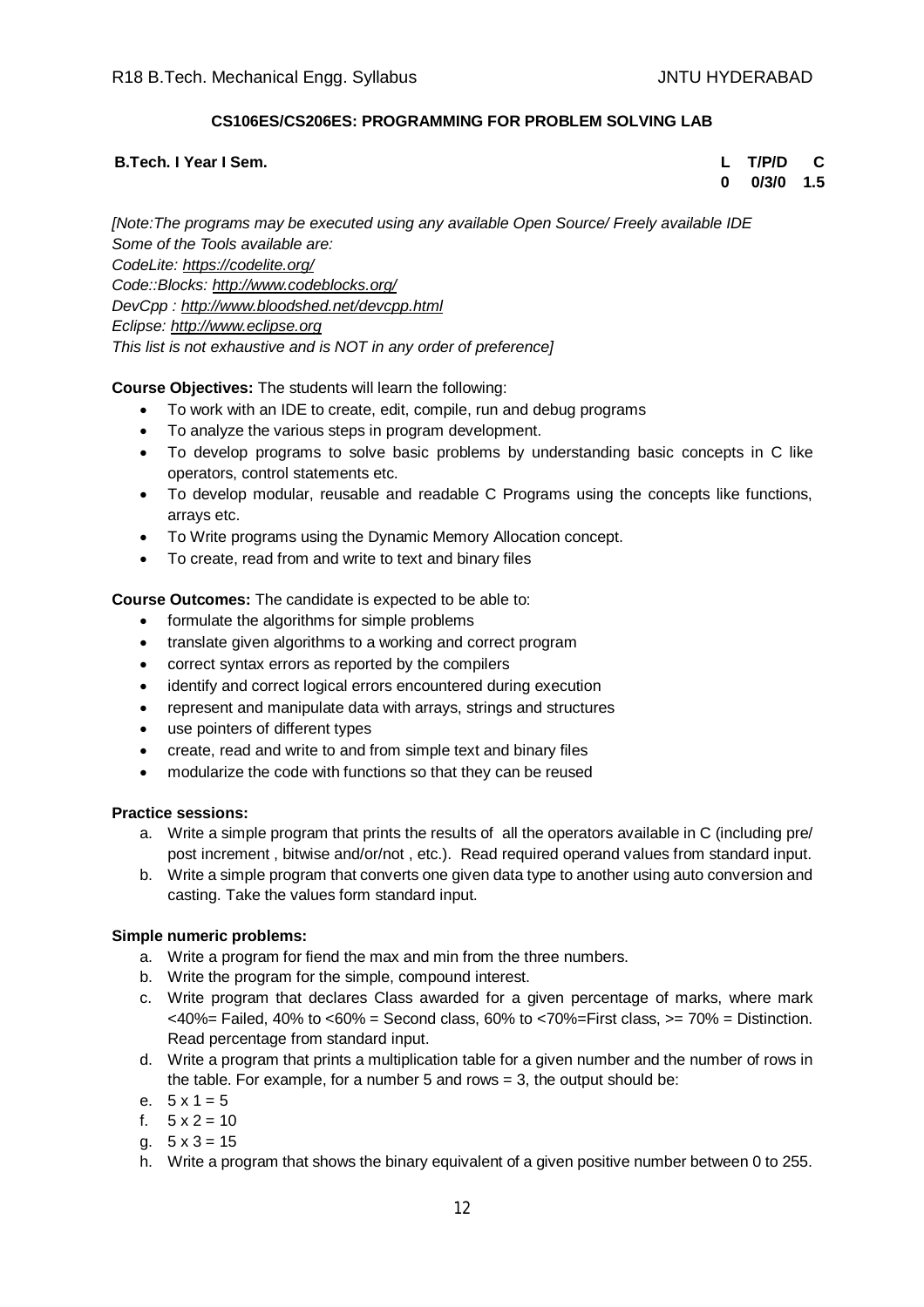### CS106ES/CS206ES: PROGRAMMING FOR PROBLEM SOLVING LAB

**B.Tech. I Year I Sem.**

| L | T/P/D | C |
|---|---|---|
| 0 | 0/3/0 | 1.5 |

*[Note:The programs may be executed using any available Open Source/ Freely available IDE*
*Some of the Tools available are:*
*CodeLite: https://codelite.org/*
*Code::Blocks: http://www.codeblocks.org/*
*DevCpp : http://www.bloodshed.net/devcpp.html*
*Eclipse: http://www.eclipse.org*
*This list is not exhaustive and is NOT in any order of preference]*

**Course Objectives:** The students will learn the following:

- To work with an IDE to create, edit, compile, run and debug programs
- To analyze the various steps in program development.
- To develop programs to solve basic problems by understanding basic concepts in C like operators, control statements etc.
- To develop modular, reusable and readable C Programs using the concepts like functions, arrays etc.
- To Write programs using the Dynamic Memory Allocation concept.
- To create, read from and write to text and binary files

**Course Outcomes:** The candidate is expected to be able to:

- formulate the algorithms for simple problems
- translate given algorithms to a working and correct program
- correct syntax errors as reported by the compilers
- identify and correct logical errors encountered during execution
- represent and manipulate data with arrays, strings and structures
- use pointers of different types
- create, read and write to and from simple text and binary files
- modularize the code with functions so that they can be reused

**Practice sessions:**

a. Write a simple program that prints the results of all the operators available in C (including pre/ post increment , bitwise and/or/not , etc.). Read required operand values from standard input.
b. Write a simple program that converts one given data type to another using auto conversion and casting. Take the values form standard input.

**Simple numeric problems:**

a. Write a program for fiend the max and min from the three numbers.
b. Write the program for the simple, compound interest.
c. Write program that declares Class awarded for a given percentage of marks, where mark <40%= Failed, 40% to <60% = Second class, 60% to <70%=First class, >= 70% = Distinction. Read percentage from standard input.
d. Write a program that prints a multiplication table for a given number and the number of rows in the table. For example, for a number 5 and rows = 3, the output should be:
e. 5 x 1 = 5
f. 5 x 2 = 10
g. 5 x 3 = 15
h. Write a program that shows the binary equivalent of a given positive number between 0 to 255.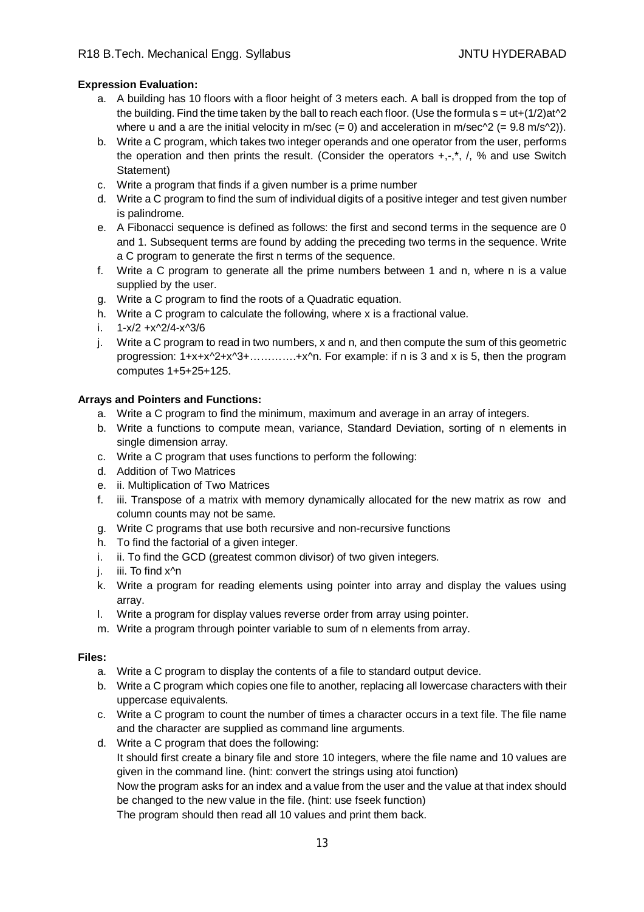**Expression Evaluation:**

a. A building has 10 floors with a floor height of 3 meters each. A ball is dropped from the top of the building. Find the time taken by the ball to reach each floor. (Use the formula $s = ut+(1/2)at^2$ where u and a are the initial velocity in m/sec (= 0) and acceleration in m/sec^2 (= 9.8 m/s^2)).
b. Write a C program, which takes two integer operands and one operator from the user, performs the operation and then prints the result. (Consider the operators +,-,*, /, % and use Switch Statement)
c. Write a program that finds if a given number is a prime number
d. Write a C program to find the sum of individual digits of a positive integer and test given number is palindrome.
e. A Fibonacci sequence is defined as follows: the first and second terms in the sequence are 0 and 1. Subsequent terms are found by adding the preceding two terms in the sequence. Write a C program to generate the first n terms of the sequence.
f. Write a C program to generate all the prime numbers between 1 and n, where n is a value supplied by the user.
g. Write a C program to find the roots of a Quadratic equation.
h. Write a C program to calculate the following, where x is a fractional value.
i. 1-x/2 +x^2/4-x^3/6
j. Write a C program to read in two numbers, x and n, and then compute the sum of this geometric progression: 1+x+x^2+x^3+………….+x^n. For example: if n is 3 and x is 5, then the program computes 1+5+25+125.

**Arrays and Pointers and Functions:**

a. Write a C program to find the minimum, maximum and average in an array of integers.
b. Write a functions to compute mean, variance, Standard Deviation, sorting of n elements in single dimension array.
c. Write a C program that uses functions to perform the following:
d. Addition of Two Matrices
e. ii. Multiplication of Two Matrices
f. iii. Transpose of a matrix with memory dynamically allocated for the new matrix as row and column counts may not be same.
g. Write C programs that use both recursive and non-recursive functions
h. To find the factorial of a given integer.
i. ii. To find the GCD (greatest common divisor) of two given integers.
j. iii. To find x^n
k. Write a program for reading elements using pointer into array and display the values using array.
l. Write a program for display values reverse order from array using pointer.
m. Write a program through pointer variable to sum of n elements from array.

**Files:**

a. Write a C program to display the contents of a file to standard output device.
b. Write a C program which copies one file to another, replacing all lowercase characters with their uppercase equivalents.
c. Write a C program to count the number of times a character occurs in a text file. The file name and the character are supplied as command line arguments.
d. Write a C program that does the following:
   It should first create a binary file and store 10 integers, where the file name and 10 values are given in the command line. (hint: convert the strings using atoi function)
   Now the program asks for an index and a value from the user and the value at that index should be changed to the new value in the file. (hint: use fseek function)
   The program should then read all 10 values and print them back.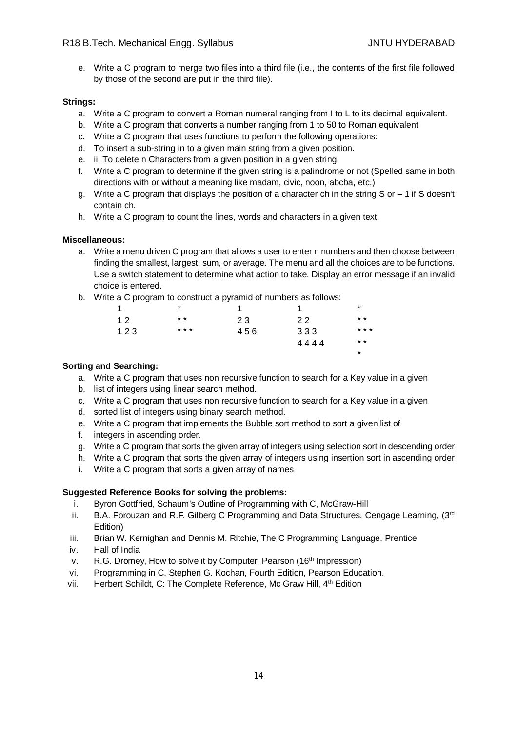e. Write a C program to merge two files into a third file (i.e., the contents of the first file followed by those of the second are put in the third file).

**Strings:**

a. Write a C program to convert a Roman numeral ranging from I to L to its decimal equivalent.
b. Write a C program that converts a number ranging from 1 to 50 to Roman equivalent
c. Write a C program that uses functions to perform the following operations:
d. To insert a sub-string in to a given main string from a given position.
e. ii. To delete n Characters from a given position in a given string.
f. Write a C program to determine if the given string is a palindrome or not (Spelled same in both directions with or without a meaning like madam, civic, noon, abcba, etc.)
g. Write a C program that displays the position of a character ch in the string S or – 1 if S doesn't contain ch.
h. Write a C program to count the lines, words and characters in a given text.

**Miscellaneous:**

a. Write a menu driven C program that allows a user to enter n numbers and then choose between finding the smallest, largest, sum, or average. The menu and all the choices are to be functions. Use a switch statement to determine what action to take. Display an error message if an invalid choice is entered.
b. Write a C program to construct a pyramid of numbers as follows:

```
1         *         1         1         *
1 2       * *       2 3       2 2       * *
1 2 3     * * *     4 5 6     3 3 3     * * *
                              4 4 4 4   * *
                                        *
```

**Sorting and Searching:**

a. Write a C program that uses non recursive function to search for a Key value in a given
b. list of integers using linear search method.
c. Write a C program that uses non recursive function to search for a Key value in a given
d. sorted list of integers using binary search method.
e. Write a C program that implements the Bubble sort method to sort a given list of
f. integers in ascending order.
g. Write a C program that sorts the given array of integers using selection sort in descending order
h. Write a C program that sorts the given array of integers using insertion sort in ascending order
i. Write a C program that sorts a given array of names

**Suggested Reference Books for solving the problems:**

i. Byron Gottfried, Schaum's Outline of Programming with C, McGraw-Hill
ii. B.A. Forouzan and R.F. Gilberg C Programming and Data Structures, Cengage Learning, (3rd Edition)
iii. Brian W. Kernighan and Dennis M. Ritchie, The C Programming Language, Prentice
iv. Hall of India
v. R.G. Dromey, How to solve it by Computer, Pearson (16th Impression)
vi. Programming in C, Stephen G. Kochan, Fourth Edition, Pearson Education.
vii. Herbert Schildt, C: The Complete Reference, Mc Graw Hill, 4th Edition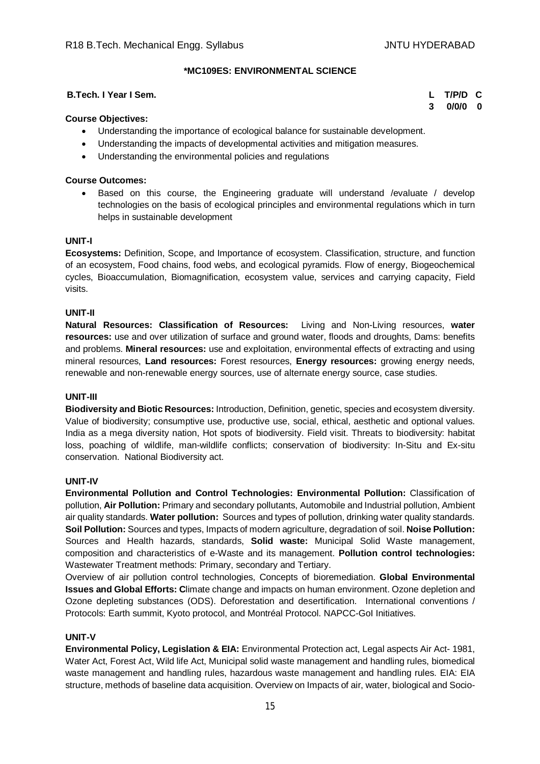**\*MC109ES: ENVIRONMENTAL SCIENCE**

**B.Tech. I Year I Sem.**

| L | T/P/D | C |
|---|---|---|
| 3 | 0/0/0 | 0 |

**Course Objectives:**

- Understanding the importance of ecological balance for sustainable development.
- Understanding the impacts of developmental activities and mitigation measures.
- Understanding the environmental policies and regulations

**Course Outcomes:**

- Based on this course, the Engineering graduate will understand /evaluate / develop technologies on the basis of ecological principles and environmental regulations which in turn helps in sustainable development

**UNIT-I**

**Ecosystems:** Definition, Scope, and Importance of ecosystem. Classification, structure, and function of an ecosystem, Food chains, food webs, and ecological pyramids. Flow of energy, Biogeochemical cycles, Bioaccumulation, Biomagnification, ecosystem value, services and carrying capacity, Field visits.

**UNIT-II**

**Natural Resources: Classification of Resources:** Living and Non-Living resources, **water resources:** use and over utilization of surface and ground water, floods and droughts, Dams: benefits and problems. **Mineral resources:** use and exploitation, environmental effects of extracting and using mineral resources, **Land resources:** Forest resources, **Energy resources:** growing energy needs, renewable and non-renewable energy sources, use of alternate energy source, case studies.

**UNIT-III**

**Biodiversity and Biotic Resources:** Introduction, Definition, genetic, species and ecosystem diversity. Value of biodiversity; consumptive use, productive use, social, ethical, aesthetic and optional values. India as a mega diversity nation, Hot spots of biodiversity. Field visit. Threats to biodiversity: habitat loss, poaching of wildlife, man-wildlife conflicts; conservation of biodiversity: In-Situ and Ex-situ conservation. National Biodiversity act.

**UNIT-IV**

**Environmental Pollution and Control Technologies: Environmental Pollution:** Classification of pollution, **Air Pollution:** Primary and secondary pollutants, Automobile and Industrial pollution, Ambient air quality standards. **Water pollution:** Sources and types of pollution, drinking water quality standards. **Soil Pollution:** Sources and types, Impacts of modern agriculture, degradation of soil. **Noise Pollution:** Sources and Health hazards, standards, **Solid waste:** Municipal Solid Waste management, composition and characteristics of e-Waste and its management. **Pollution control technologies:** Wastewater Treatment methods: Primary, secondary and Tertiary.

Overview of air pollution control technologies, Concepts of bioremediation. **Global Environmental Issues and Global Efforts: C**limate change and impacts on human environment. Ozone depletion and Ozone depleting substances (ODS). Deforestation and desertification. International conventions / Protocols: Earth summit, Kyoto protocol, and Montréal Protocol. NAPCC-GoI Initiatives.

**UNIT-V**

**Environmental Policy, Legislation & EIA:** Environmental Protection act, Legal aspects Air Act- 1981, Water Act, Forest Act, Wild life Act, Municipal solid waste management and handling rules, biomedical waste management and handling rules, hazardous waste management and handling rules. EIA: EIA structure, methods of baseline data acquisition. Overview on Impacts of air, water, biological and Socio-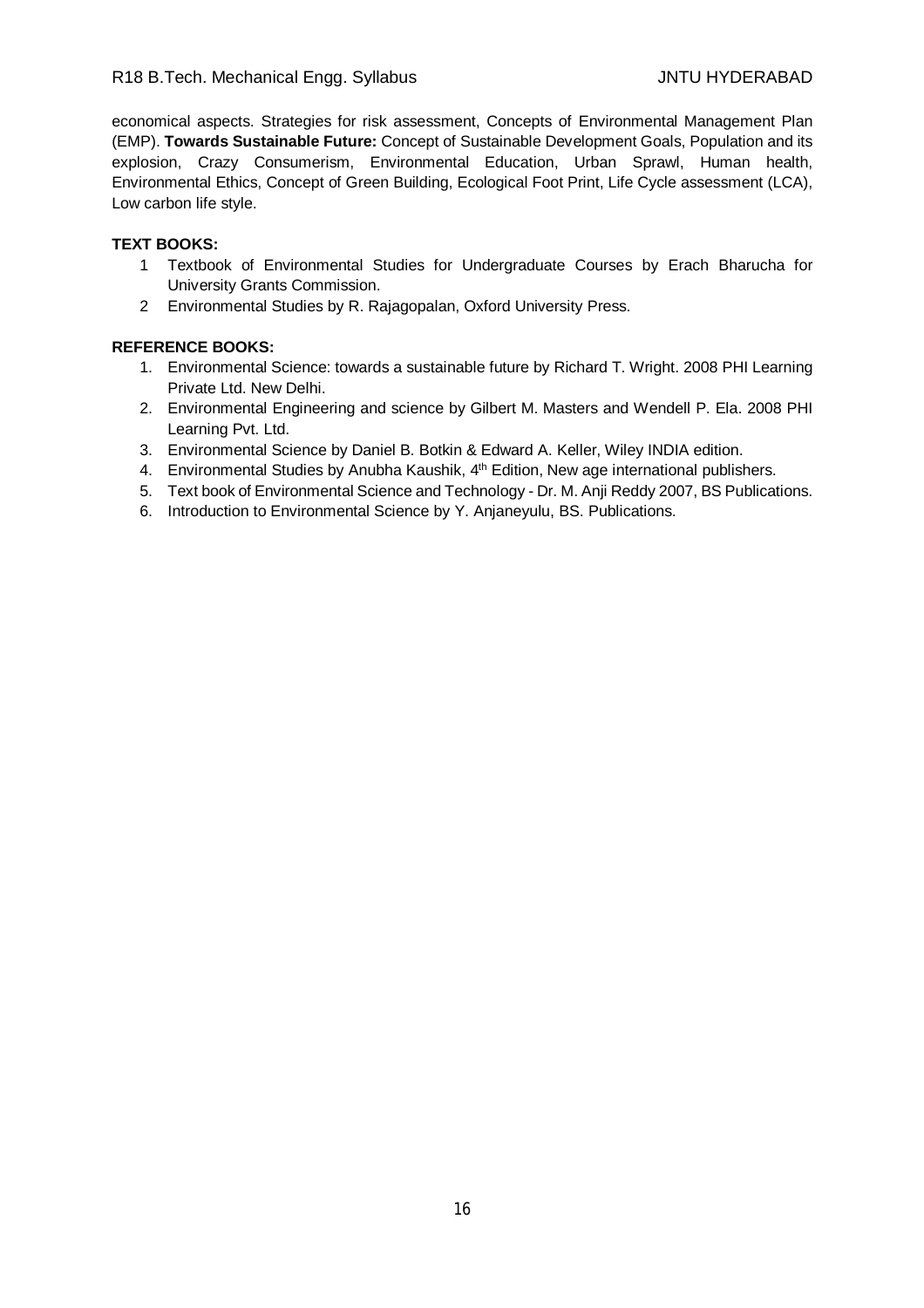economical aspects. Strategies for risk assessment, Concepts of Environmental Management Plan (EMP). **Towards Sustainable Future:** Concept of Sustainable Development Goals, Population and its explosion, Crazy Consumerism, Environmental Education, Urban Sprawl, Human health, Environmental Ethics, Concept of Green Building, Ecological Foot Print, Life Cycle assessment (LCA), Low carbon life style.

**TEXT BOOKS:**

1. Textbook of Environmental Studies for Undergraduate Courses by Erach Bharucha for University Grants Commission.
2. Environmental Studies by R. Rajagopalan, Oxford University Press.

**REFERENCE BOOKS:**

1. Environmental Science: towards a sustainable future by Richard T. Wright. 2008 PHI Learning Private Ltd. New Delhi.
2. Environmental Engineering and science by Gilbert M. Masters and Wendell P. Ela. 2008 PHI Learning Pvt. Ltd.
3. Environmental Science by Daniel B. Botkin & Edward A. Keller, Wiley INDIA edition.
4. Environmental Studies by Anubha Kaushik, 4th Edition, New age international publishers.
5. Text book of Environmental Science and Technology - Dr. M. Anji Reddy 2007, BS Publications.
6. Introduction to Environmental Science by Y. Anjaneyulu, BS. Publications.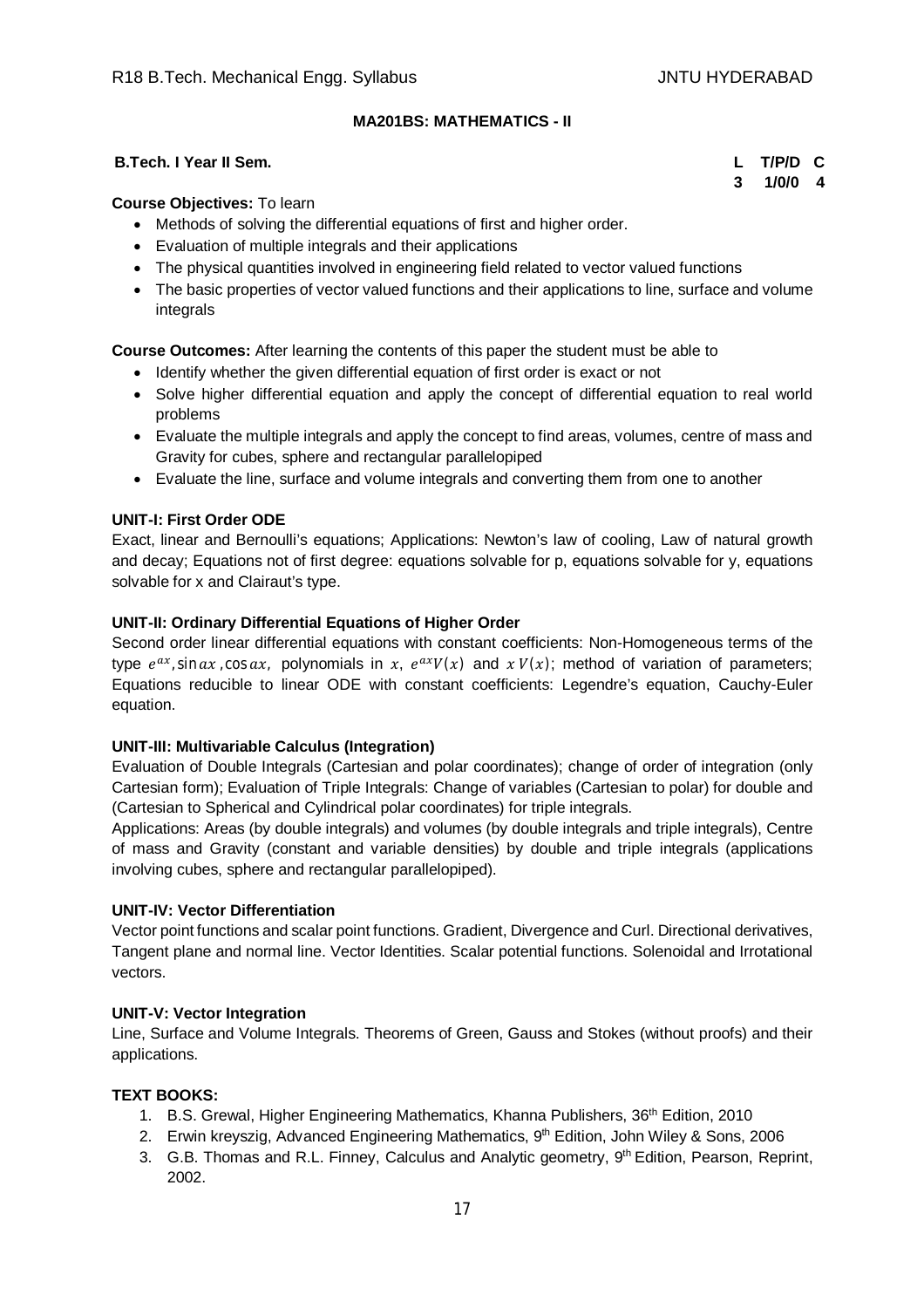## MA201BS: MATHEMATICS - II

**B.Tech. I Year II Sem.**

| L | T/P/D | C |
|---|---|---|
| 3 | 1/0/0 | 4 |

**Course Objectives:** To learn

- Methods of solving the differential equations of first and higher order.
- Evaluation of multiple integrals and their applications
- The physical quantities involved in engineering field related to vector valued functions
- The basic properties of vector valued functions and their applications to line, surface and volume integrals

**Course Outcomes:** After learning the contents of this paper the student must be able to

- Identify whether the given differential equation of first order is exact or not
- Solve higher differential equation and apply the concept of differential equation to real world problems
- Evaluate the multiple integrals and apply the concept to find areas, volumes, centre of mass and Gravity for cubes, sphere and rectangular parallelopiped
- Evaluate the line, surface and volume integrals and converting them from one to another

**UNIT-I: First Order ODE**

Exact, linear and Bernoulli's equations; Applications: Newton's law of cooling, Law of natural growth and decay; Equations not of first degree: equations solvable for p, equations solvable for y, equations solvable for x and Clairaut's type.

**UNIT-II: Ordinary Differential Equations of Higher Order**

Second order linear differential equations with constant coefficients: Non-Homogeneous terms of the type $e^{ax}$, $\sin ax$, $\cos ax$, polynomials in $x$, $e^{ax}V(x)$ and $x\,V(x)$; method of variation of parameters; Equations reducible to linear ODE with constant coefficients: Legendre's equation, Cauchy-Euler equation.

**UNIT-III: Multivariable Calculus (Integration)**

Evaluation of Double Integrals (Cartesian and polar coordinates); change of order of integration (only Cartesian form); Evaluation of Triple Integrals: Change of variables (Cartesian to polar) for double and (Cartesian to Spherical and Cylindrical polar coordinates) for triple integrals.

Applications: Areas (by double integrals) and volumes (by double integrals and triple integrals), Centre of mass and Gravity (constant and variable densities) by double and triple integrals (applications involving cubes, sphere and rectangular parallelopiped).

**UNIT-IV: Vector Differentiation**

Vector point functions and scalar point functions. Gradient, Divergence and Curl. Directional derivatives, Tangent plane and normal line. Vector Identities. Scalar potential functions. Solenoidal and Irrotational vectors.

**UNIT-V: Vector Integration**

Line, Surface and Volume Integrals. Theorems of Green, Gauss and Stokes (without proofs) and their applications.

**TEXT BOOKS:**

1. B.S. Grewal, Higher Engineering Mathematics, Khanna Publishers, 36th Edition, 2010
2. Erwin kreyszig, Advanced Engineering Mathematics, 9th Edition, John Wiley & Sons, 2006
3. G.B. Thomas and R.L. Finney, Calculus and Analytic geometry, 9th Edition, Pearson, Reprint, 2002.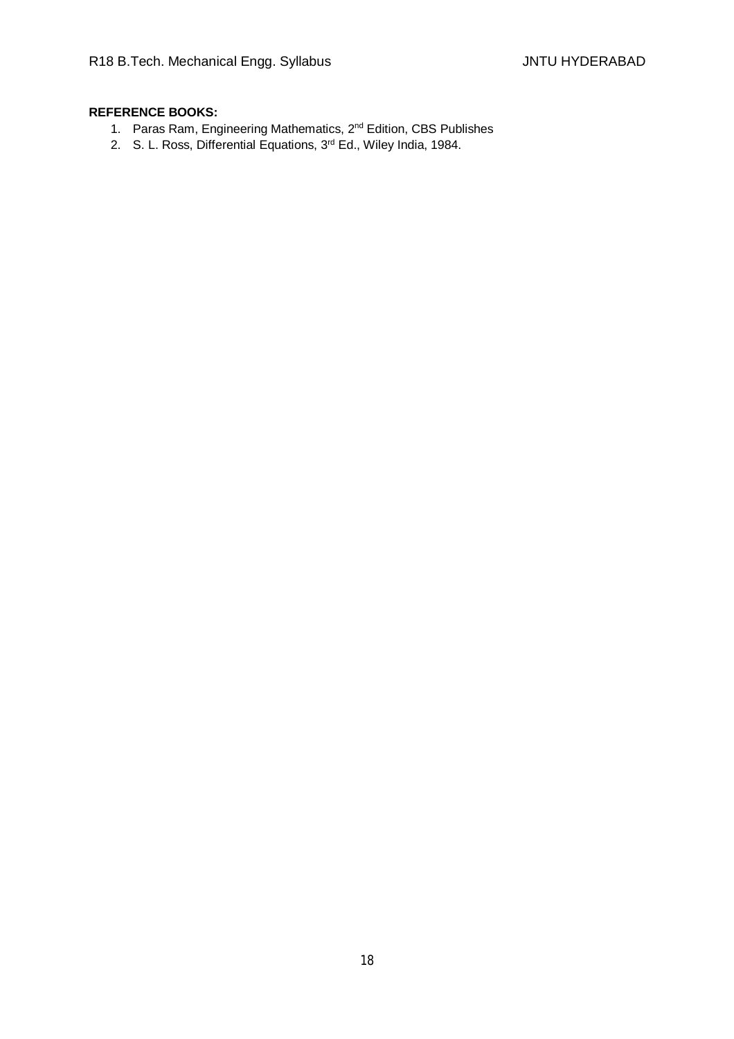**REFERENCE BOOKS:**

1. Paras Ram, Engineering Mathematics, 2nd Edition, CBS Publishes
2. S. L. Ross, Differential Equations, 3rd Ed., Wiley India, 1984.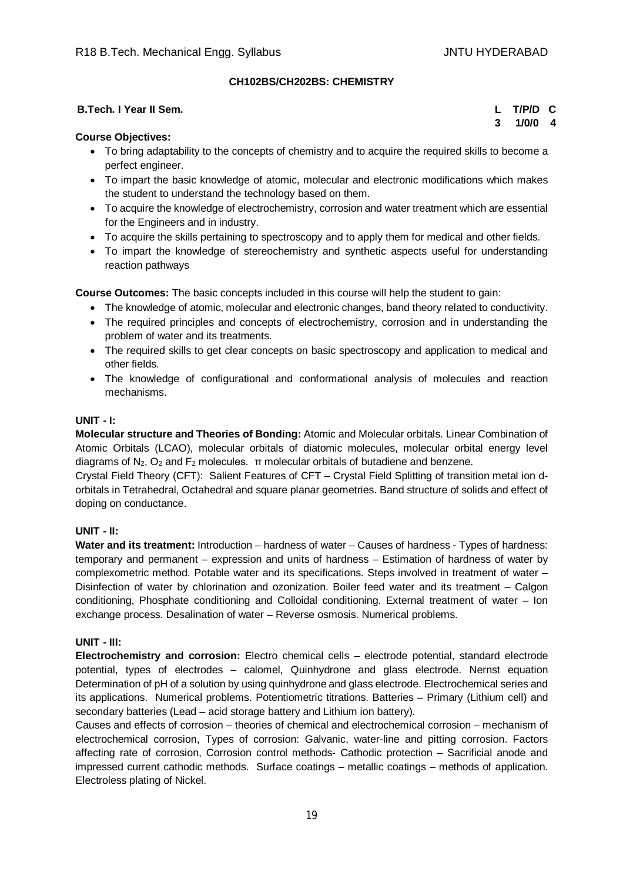## CH102BS/CH202BS: CHEMISTRY

**B.Tech. I Year II Sem.**

| L | T/P/D | C |
|---|---|---|
| 3 | 1/0/0 | 4 |

**Course Objectives:**

- To bring adaptability to the concepts of chemistry and to acquire the required skills to become a perfect engineer.
- To impart the basic knowledge of atomic, molecular and electronic modifications which makes the student to understand the technology based on them.
- To acquire the knowledge of electrochemistry, corrosion and water treatment which are essential for the Engineers and in industry.
- To acquire the skills pertaining to spectroscopy and to apply them for medical and other fields.
- To impart the knowledge of stereochemistry and synthetic aspects useful for understanding reaction pathways

**Course Outcomes:** The basic concepts included in this course will help the student to gain:

- The knowledge of atomic, molecular and electronic changes, band theory related to conductivity.
- The required principles and concepts of electrochemistry, corrosion and in understanding the problem of water and its treatments.
- The required skills to get clear concepts on basic spectroscopy and application to medical and other fields.
- The knowledge of configurational and conformational analysis of molecules and reaction mechanisms.

**UNIT - I:**

**Molecular structure and Theories of Bonding:** Atomic and Molecular orbitals. Linear Combination of Atomic Orbitals (LCAO), molecular orbitals of diatomic molecules, molecular orbital energy level diagrams of $N_2$, $O_2$ and $F_2$ molecules. $\pi$ molecular orbitals of butadiene and benzene.

Crystal Field Theory (CFT): Salient Features of CFT – Crystal Field Splitting of transition metal ion d-orbitals in Tetrahedral, Octahedral and square planar geometries. Band structure of solids and effect of doping on conductance.

**UNIT - II:**

**Water and its treatment:** Introduction – hardness of water – Causes of hardness - Types of hardness: temporary and permanent – expression and units of hardness – Estimation of hardness of water by complexometric method. Potable water and its specifications. Steps involved in treatment of water – Disinfection of water by chlorination and ozonization. Boiler feed water and its treatment – Calgon conditioning, Phosphate conditioning and Colloidal conditioning. External treatment of water – Ion exchange process. Desalination of water – Reverse osmosis. Numerical problems.

**UNIT - III:**

**Electrochemistry and corrosion:** Electro chemical cells – electrode potential, standard electrode potential, types of electrodes – calomel, Quinhydrone and glass electrode. Nernst equation Determination of pH of a solution by using quinhydrone and glass electrode. Electrochemical series and its applications. Numerical problems. Potentiometric titrations. Batteries – Primary (Lithium cell) and secondary batteries (Lead – acid storage battery and Lithium ion battery).

Causes and effects of corrosion – theories of chemical and electrochemical corrosion – mechanism of electrochemical corrosion, Types of corrosion: Galvanic, water-line and pitting corrosion. Factors affecting rate of corrosion, Corrosion control methods- Cathodic protection – Sacrificial anode and impressed current cathodic methods. Surface coatings – metallic coatings – methods of application. Electroless plating of Nickel.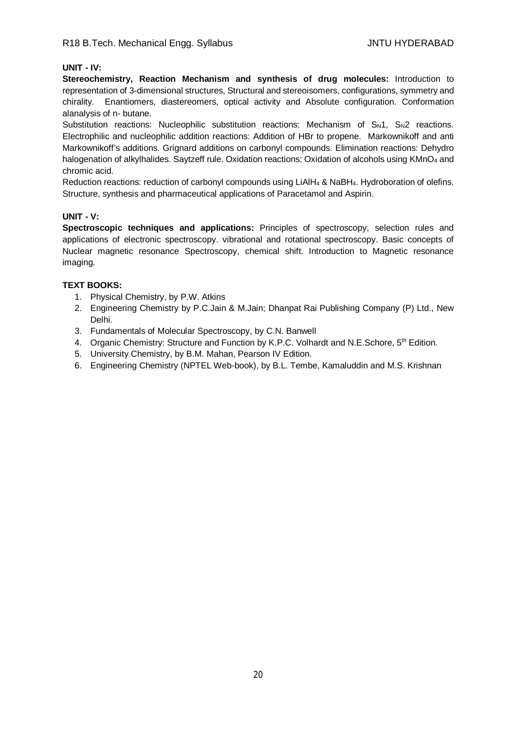**UNIT - IV:**

**Stereochemistry, Reaction Mechanism and synthesis of drug molecules:** Introduction to representation of 3-dimensional structures, Structural and stereoisomers, configurations, symmetry and chirality. Enantiomers, diastereomers, optical activity and Absolute configuration. Conformation alanalysis of n- butane.

Substitution reactions: Nucleophilic substitution reactions: Mechanism of $S_N1$, $S_N2$ reactions. Electrophilic and nucleophilic addition reactions: Addition of HBr to propene. Markownikoff and anti Markownikoff's additions. Grignard additions on carbonyl compounds. Elimination reactions: Dehydro halogenation of alkylhalides. Saytzeff rule. Oxidation reactions: Oxidation of alcohols using $KMnO_4$ and chromic acid.

Reduction reactions: reduction of carbonyl compounds using $LiAlH_4$ & $NaBH_4$. Hydroboration of olefins. Structure, synthesis and pharmaceutical applications of Paracetamol and Aspirin.

**UNIT - V:**

**Spectroscopic techniques and applications:** Principles of spectroscopy, selection rules and applications of electronic spectroscopy. vibrational and rotational spectroscopy. Basic concepts of Nuclear magnetic resonance Spectroscopy, chemical shift. Introduction to Magnetic resonance imaging.

**TEXT BOOKS:**

1. Physical Chemistry, by P.W. Atkins
2. Engineering Chemistry by P.C.Jain & M.Jain; Dhanpat Rai Publishing Company (P) Ltd., New Delhi.
3. Fundamentals of Molecular Spectroscopy, by C.N. Banwell
4. Organic Chemistry: Structure and Function by K.P.C. Volhardt and N.E.Schore, 5th Edition.
5. University Chemistry, by B.M. Mahan, Pearson IV Edition.
6. Engineering Chemistry (NPTEL Web-book), by B.L. Tembe, Kamaluddin and M.S. Krishnan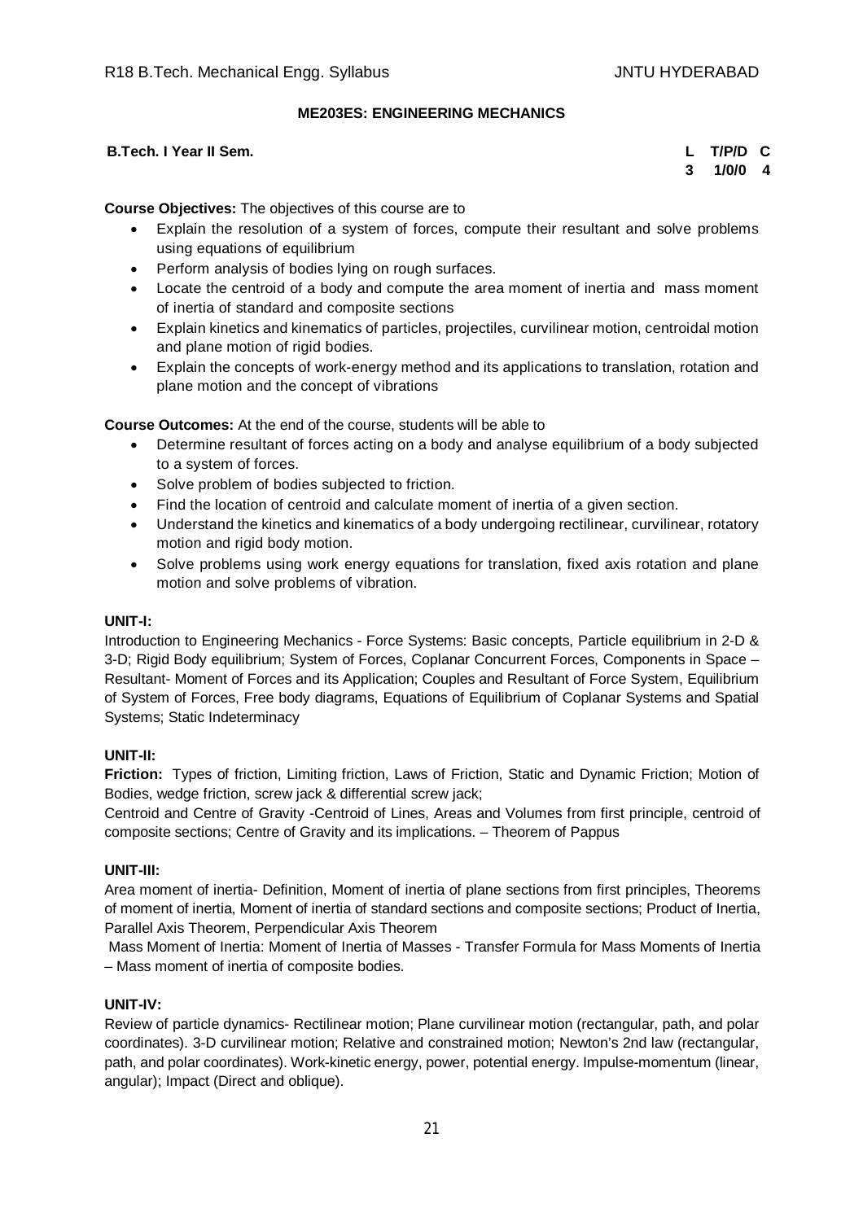## ME203ES: ENGINEERING MECHANICS

**B.Tech. I Year II Sem.**

| L | T/P/D | C |
|---|---|---|
| 3 | 1/0/0 | 4 |

**Course Objectives:** The objectives of this course are to

- Explain the resolution of a system of forces, compute their resultant and solve problems using equations of equilibrium
- Perform analysis of bodies lying on rough surfaces.
- Locate the centroid of a body and compute the area moment of inertia and mass moment of inertia of standard and composite sections
- Explain kinetics and kinematics of particles, projectiles, curvilinear motion, centroidal motion and plane motion of rigid bodies.
- Explain the concepts of work-energy method and its applications to translation, rotation and plane motion and the concept of vibrations

**Course Outcomes:** At the end of the course, students will be able to

- Determine resultant of forces acting on a body and analyse equilibrium of a body subjected to a system of forces.
- Solve problem of bodies subjected to friction.
- Find the location of centroid and calculate moment of inertia of a given section.
- Understand the kinetics and kinematics of a body undergoing rectilinear, curvilinear, rotatory motion and rigid body motion.
- Solve problems using work energy equations for translation, fixed axis rotation and plane motion and solve problems of vibration.

**UNIT-I:**

Introduction to Engineering Mechanics - Force Systems: Basic concepts, Particle equilibrium in 2-D & 3-D; Rigid Body equilibrium; System of Forces, Coplanar Concurrent Forces, Components in Space – Resultant- Moment of Forces and its Application; Couples and Resultant of Force System, Equilibrium of System of Forces, Free body diagrams, Equations of Equilibrium of Coplanar Systems and Spatial Systems; Static Indeterminacy

**UNIT-II:**

**Friction:** Types of friction, Limiting friction, Laws of Friction, Static and Dynamic Friction; Motion of Bodies, wedge friction, screw jack & differential screw jack;

Centroid and Centre of Gravity -Centroid of Lines, Areas and Volumes from first principle, centroid of composite sections; Centre of Gravity and its implications. – Theorem of Pappus

**UNIT-III:**

Area moment of inertia- Definition, Moment of inertia of plane sections from first principles, Theorems of moment of inertia, Moment of inertia of standard sections and composite sections; Product of Inertia, Parallel Axis Theorem, Perpendicular Axis Theorem

Mass Moment of Inertia: Moment of Inertia of Masses - Transfer Formula for Mass Moments of Inertia – Mass moment of inertia of composite bodies.

**UNIT-IV:**

Review of particle dynamics- Rectilinear motion; Plane curvilinear motion (rectangular, path, and polar coordinates). 3-D curvilinear motion; Relative and constrained motion; Newton's 2nd law (rectangular, path, and polar coordinates). Work-kinetic energy, power, potential energy. Impulse-momentum (linear, angular); Impact (Direct and oblique).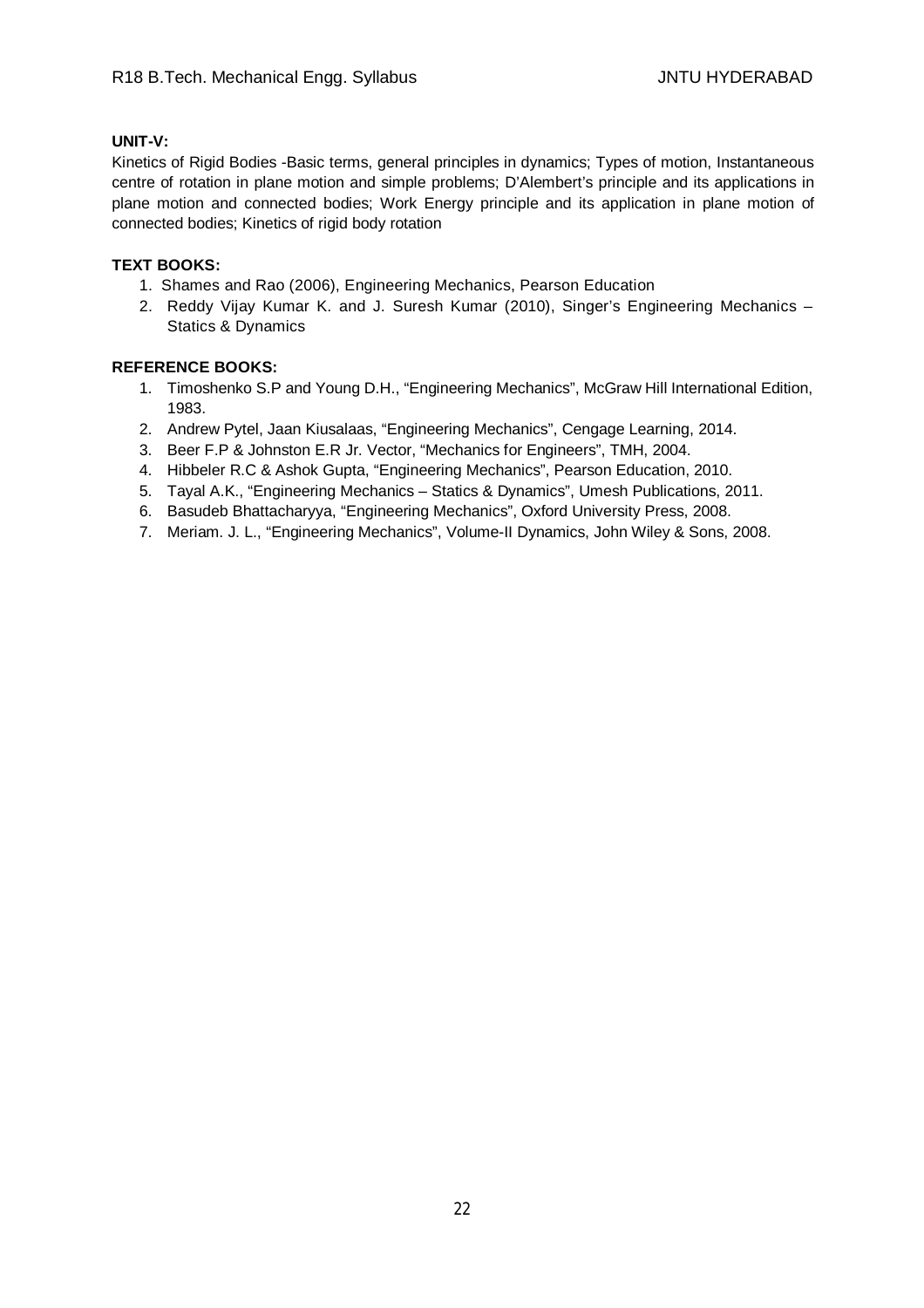**UNIT-V:**

Kinetics of Rigid Bodies -Basic terms, general principles in dynamics; Types of motion, Instantaneous centre of rotation in plane motion and simple problems; D'Alembert's principle and its applications in plane motion and connected bodies; Work Energy principle and its application in plane motion of connected bodies; Kinetics of rigid body rotation

**TEXT BOOKS:**

1. Shames and Rao (2006), Engineering Mechanics, Pearson Education
2. Reddy Vijay Kumar K. and J. Suresh Kumar (2010), Singer's Engineering Mechanics – Statics & Dynamics

**REFERENCE BOOKS:**

1. Timoshenko S.P and Young D.H., "Engineering Mechanics", McGraw Hill International Edition, 1983.
2. Andrew Pytel, Jaan Kiusalaas, "Engineering Mechanics", Cengage Learning, 2014.
3. Beer F.P & Johnston E.R Jr. Vector, "Mechanics for Engineers", TMH, 2004.
4. Hibbeler R.C & Ashok Gupta, "Engineering Mechanics", Pearson Education, 2010.
5. Tayal A.K., "Engineering Mechanics – Statics & Dynamics", Umesh Publications, 2011.
6. Basudeb Bhattacharyya, "Engineering Mechanics", Oxford University Press, 2008.
7. Meriam. J. L., "Engineering Mechanics", Volume-II Dynamics, John Wiley & Sons, 2008.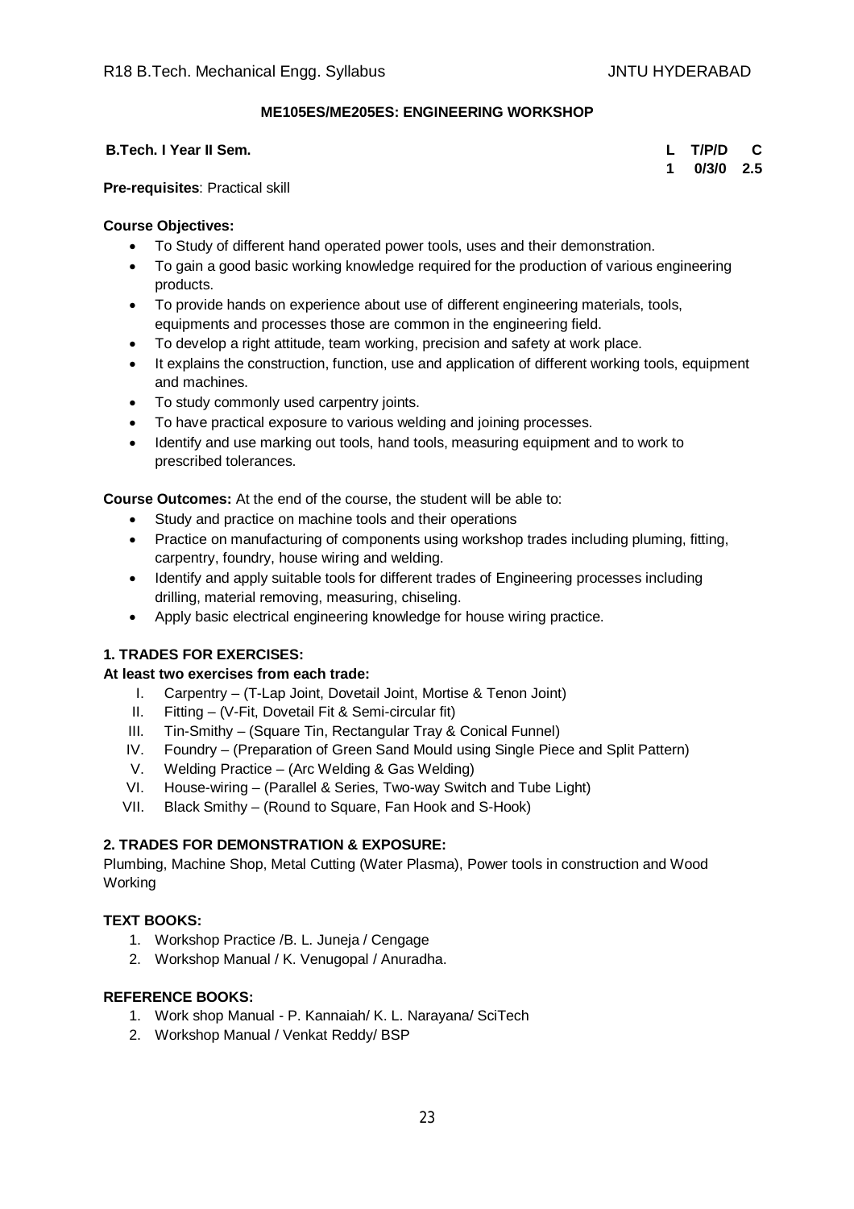## ME105ES/ME205ES: ENGINEERING WORKSHOP

| **B.Tech. I Year II Sem.** | **L** | **T/P/D** | **C** |
| --- | --- | --- | --- |
| | **1** | **0/3/0** | **2.5** |

**Pre-requisites**: Practical skill

**Course Objectives:**

- To Study of different hand operated power tools, uses and their demonstration.
- To gain a good basic working knowledge required for the production of various engineering products.
- To provide hands on experience about use of different engineering materials, tools, equipments and processes those are common in the engineering field.
- To develop a right attitude, team working, precision and safety at work place.
- It explains the construction, function, use and application of different working tools, equipment and machines.
- To study commonly used carpentry joints.
- To have practical exposure to various welding and joining processes.
- Identify and use marking out tools, hand tools, measuring equipment and to work to prescribed tolerances.

**Course Outcomes:** At the end of the course, the student will be able to:

- Study and practice on machine tools and their operations
- Practice on manufacturing of components using workshop trades including pluming, fitting, carpentry, foundry, house wiring and welding.
- Identify and apply suitable tools for different trades of Engineering processes including drilling, material removing, measuring, chiseling.
- Apply basic electrical engineering knowledge for house wiring practice.

**1. TRADES FOR EXERCISES:**

**At least two exercises from each trade:**

I. Carpentry – (T-Lap Joint, Dovetail Joint, Mortise & Tenon Joint)
II. Fitting – (V-Fit, Dovetail Fit & Semi-circular fit)
III. Tin-Smithy – (Square Tin, Rectangular Tray & Conical Funnel)
IV. Foundry – (Preparation of Green Sand Mould using Single Piece and Split Pattern)
V. Welding Practice – (Arc Welding & Gas Welding)
VI. House-wiring – (Parallel & Series, Two-way Switch and Tube Light)
VII. Black Smithy – (Round to Square, Fan Hook and S-Hook)

**2. TRADES FOR DEMONSTRATION & EXPOSURE:**

Plumbing, Machine Shop, Metal Cutting (Water Plasma), Power tools in construction and Wood Working

**TEXT BOOKS:**

1. Workshop Practice /B. L. Juneja / Cengage
2. Workshop Manual / K. Venugopal / Anuradha.

**REFERENCE BOOKS:**

1. Work shop Manual - P. Kannaiah/ K. L. Narayana/ SciTech
2. Workshop Manual / Venkat Reddy/ BSP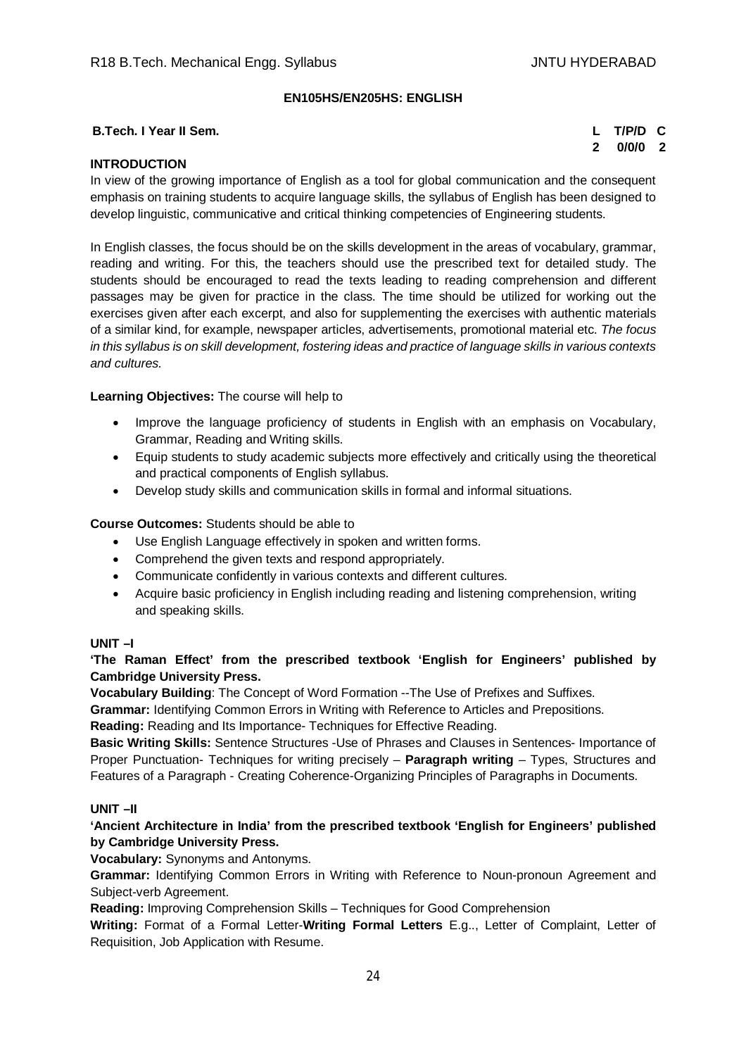## EN105HS/EN205HS: ENGLISH

**B.Tech. I Year II Sem.**

| L | T/P/D | C |
|---|---|---|
| 2 | 0/0/0 | 2 |

**INTRODUCTION**

In view of the growing importance of English as a tool for global communication and the consequent emphasis on training students to acquire language skills, the syllabus of English has been designed to develop linguistic, communicative and critical thinking competencies of Engineering students.

In English classes, the focus should be on the skills development in the areas of vocabulary, grammar, reading and writing. For this, the teachers should use the prescribed text for detailed study. The students should be encouraged to read the texts leading to reading comprehension and different passages may be given for practice in the class. The time should be utilized for working out the exercises given after each excerpt, and also for supplementing the exercises with authentic materials of a similar kind, for example, newspaper articles, advertisements, promotional material etc. *The focus in this syllabus is on skill development, fostering ideas and practice of language skills in various contexts and cultures.*

**Learning Objectives:** The course will help to

- Improve the language proficiency of students in English with an emphasis on Vocabulary, Grammar, Reading and Writing skills.
- Equip students to study academic subjects more effectively and critically using the theoretical and practical components of English syllabus.
- Develop study skills and communication skills in formal and informal situations.

**Course Outcomes:** Students should be able to

- Use English Language effectively in spoken and written forms.
- Comprehend the given texts and respond appropriately.
- Communicate confidently in various contexts and different cultures.
- Acquire basic proficiency in English including reading and listening comprehension, writing and speaking skills.

**UNIT –I**

**'The Raman Effect' from the prescribed textbook 'English for Engineers' published by Cambridge University Press.**

**Vocabulary Building**: The Concept of Word Formation --The Use of Prefixes and Suffixes.

**Grammar:** Identifying Common Errors in Writing with Reference to Articles and Prepositions.

**Reading:** Reading and Its Importance- Techniques for Effective Reading.

**Basic Writing Skills:** Sentence Structures -Use of Phrases and Clauses in Sentences- Importance of Proper Punctuation- Techniques for writing precisely – **Paragraph writing** – Types, Structures and Features of a Paragraph - Creating Coherence-Organizing Principles of Paragraphs in Documents.

**UNIT –II**

**'Ancient Architecture in India' from the prescribed textbook 'English for Engineers' published by Cambridge University Press.**

**Vocabulary:** Synonyms and Antonyms.

**Grammar:** Identifying Common Errors in Writing with Reference to Noun-pronoun Agreement and Subject-verb Agreement.

**Reading:** Improving Comprehension Skills – Techniques for Good Comprehension

**Writing:** Format of a Formal Letter-**Writing Formal Letters** E.g.., Letter of Complaint, Letter of Requisition, Job Application with Resume.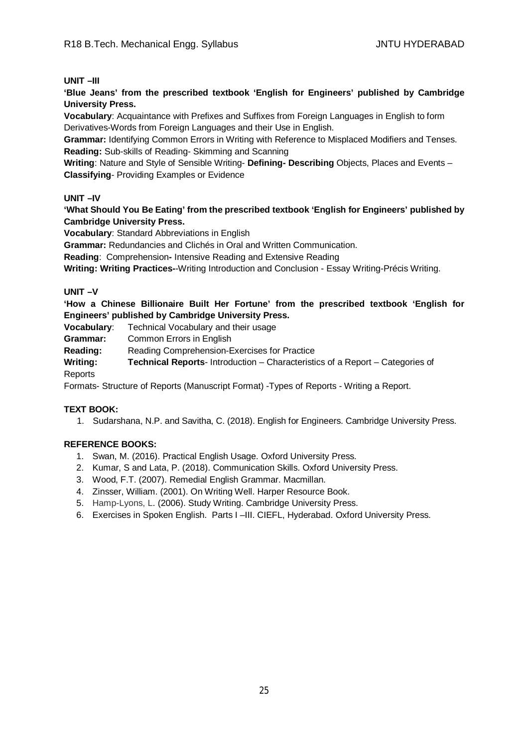**UNIT –III**

**'Blue Jeans' from the prescribed textbook 'English for Engineers' published by Cambridge University Press.**

**Vocabulary**: Acquaintance with Prefixes and Suffixes from Foreign Languages in English to form Derivatives-Words from Foreign Languages and their Use in English.

**Grammar:** Identifying Common Errors in Writing with Reference to Misplaced Modifiers and Tenses.

**Reading:** Sub-skills of Reading- Skimming and Scanning

**Writing**: Nature and Style of Sensible Writing- **Defining- Describing** Objects, Places and Events – **Classifying**- Providing Examples or Evidence

**UNIT –IV**

**'What Should You Be Eating' from the prescribed textbook 'English for Engineers' published by Cambridge University Press.**

**Vocabulary**: Standard Abbreviations in English

**Grammar:** Redundancies and Clichés in Oral and Written Communication.

**Reading**: Comprehension**-** Intensive Reading and Extensive Reading

**Writing: Writing Practices-**-Writing Introduction and Conclusion - Essay Writing-Précis Writing.

**UNIT –V**

**'How a Chinese Billionaire Built Her Fortune' from the prescribed textbook 'English for Engineers' published by Cambridge University Press.**

**Vocabulary**: Technical Vocabulary and their usage

**Grammar:** Common Errors in English

**Reading:** Reading Comprehension-Exercises for Practice

**Writing:** **Technical Reports**- Introduction – Characteristics of a Report – Categories of Reports

Formats- Structure of Reports (Manuscript Format) -Types of Reports - Writing a Report.

**TEXT BOOK:**

1. Sudarshana, N.P. and Savitha, C. (2018). English for Engineers. Cambridge University Press.

**REFERENCE BOOKS:**

1. Swan, M. (2016). Practical English Usage. Oxford University Press.
2. Kumar, S and Lata, P. (2018). Communication Skills. Oxford University Press.
3. Wood, F.T. (2007). Remedial English Grammar. Macmillan.
4. Zinsser, William. (2001). On Writing Well. Harper Resource Book.
5. Hamp-Lyons, L. (2006). Study Writing. Cambridge University Press.
6. Exercises in Spoken English. Parts I –III. CIEFL, Hyderabad. Oxford University Press.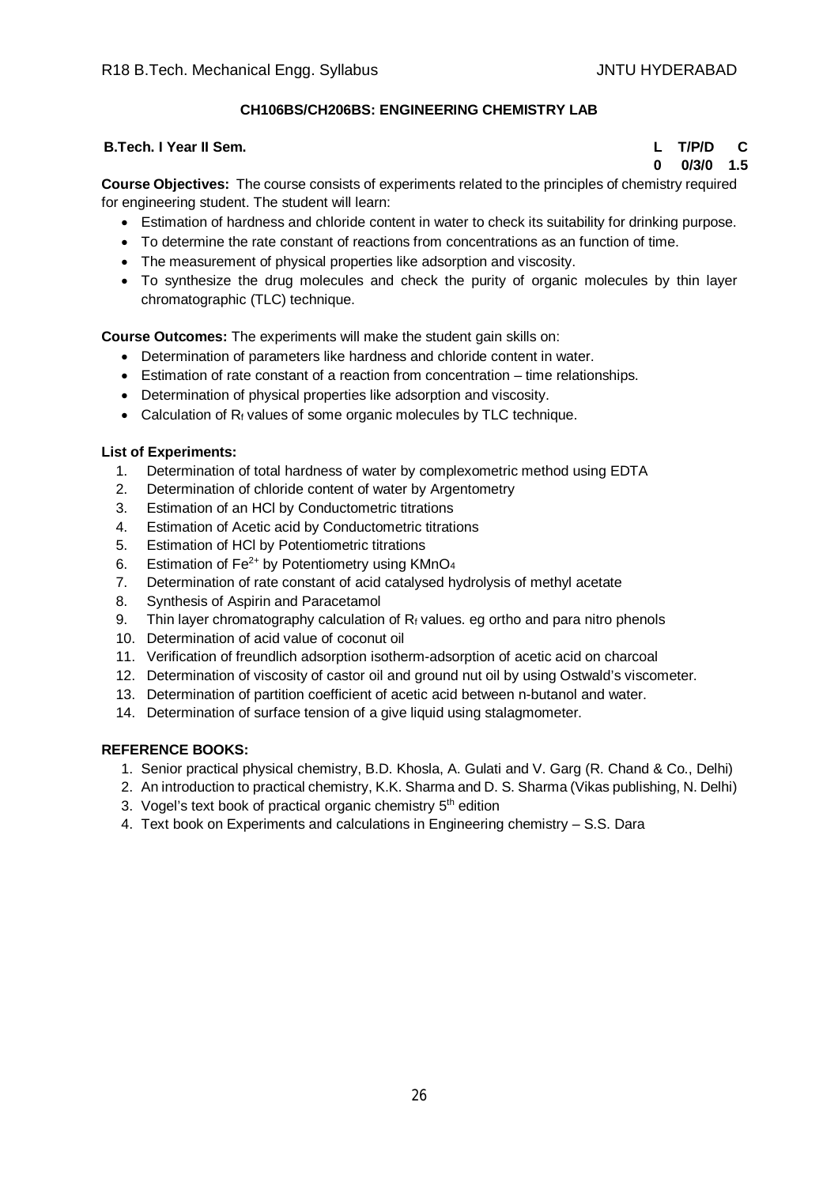**CH106BS/CH206BS: ENGINEERING CHEMISTRY LAB**

**B.Tech. I Year II Sem.** **L T/P/D C**
**0 0/3/0 1.5**

**Course Objectives:** The course consists of experiments related to the principles of chemistry required for engineering student. The student will learn:

- Estimation of hardness and chloride content in water to check its suitability for drinking purpose.
- To determine the rate constant of reactions from concentrations as an function of time.
- The measurement of physical properties like adsorption and viscosity.
- To synthesize the drug molecules and check the purity of organic molecules by thin layer chromatographic (TLC) technique.

**Course Outcomes:** The experiments will make the student gain skills on:

- Determination of parameters like hardness and chloride content in water.
- Estimation of rate constant of a reaction from concentration – time relationships.
- Determination of physical properties like adsorption and viscosity.
- Calculation of $R_f$ values of some organic molecules by TLC technique.

**List of Experiments:**

1. Determination of total hardness of water by complexometric method using EDTA
2. Determination of chloride content of water by Argentometry
3. Estimation of an HCl by Conductometric titrations
4. Estimation of Acetic acid by Conductometric titrations
5. Estimation of HCl by Potentiometric titrations
6. Estimation of $Fe^{2+}$ by Potentiometry using $KMnO_4$
7. Determination of rate constant of acid catalysed hydrolysis of methyl acetate
8. Synthesis of Aspirin and Paracetamol
9. Thin layer chromatography calculation of $R_f$ values. eg ortho and para nitro phenols
10. Determination of acid value of coconut oil
11. Verification of freundlich adsorption isotherm-adsorption of acetic acid on charcoal
12. Determination of viscosity of castor oil and ground nut oil by using Ostwald's viscometer.
13. Determination of partition coefficient of acetic acid between n-butanol and water.
14. Determination of surface tension of a give liquid using stalagmometer.

**REFERENCE BOOKS:**

1. Senior practical physical chemistry, B.D. Khosla, A. Gulati and V. Garg (R. Chand & Co., Delhi)
2. An introduction to practical chemistry, K.K. Sharma and D. S. Sharma (Vikas publishing, N. Delhi)
3. Vogel's text book of practical organic chemistry 5th edition
4. Text book on Experiments and calculations in Engineering chemistry – S.S. Dara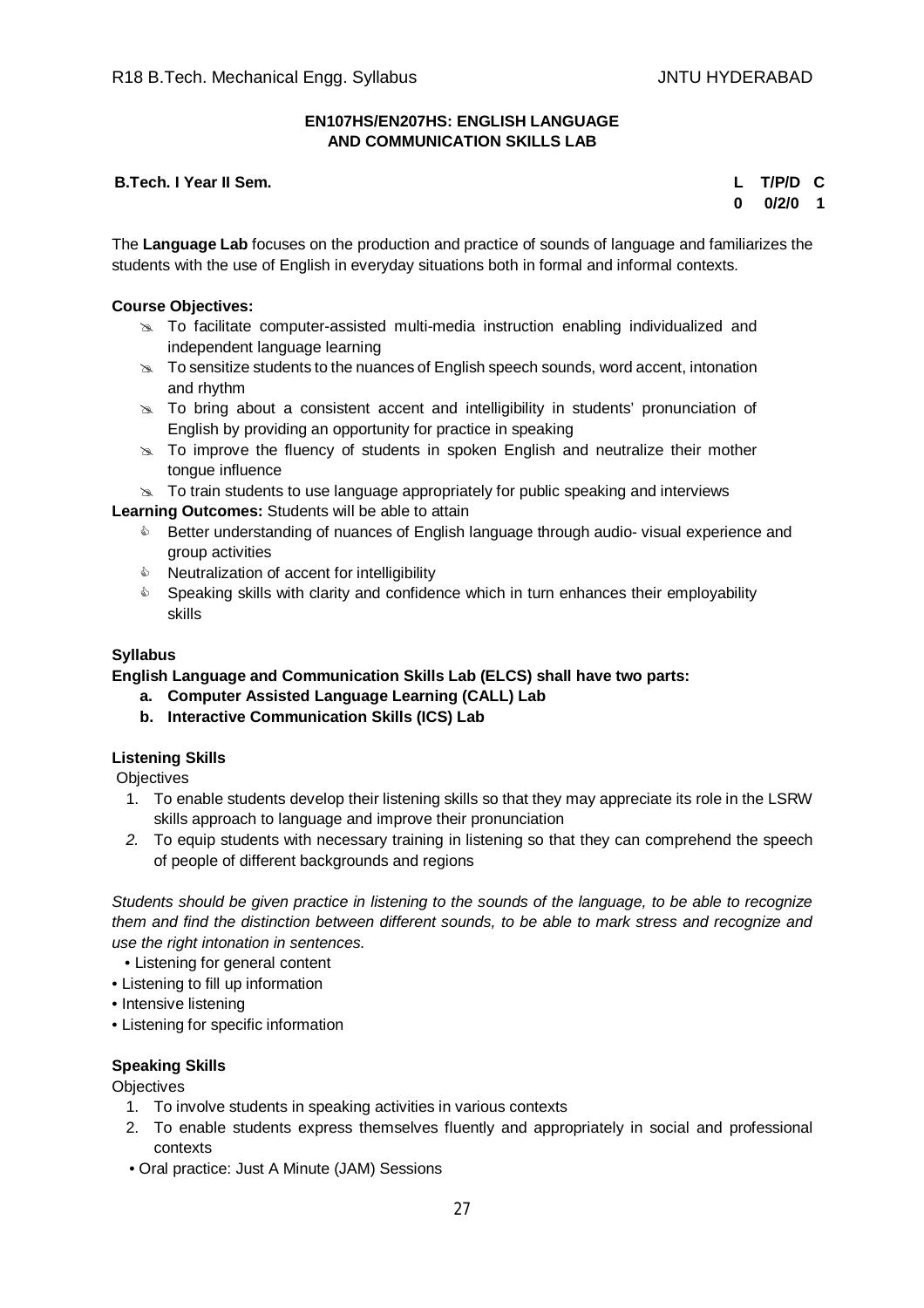**EN107HS/EN207HS: ENGLISH LANGUAGE AND COMMUNICATION SKILLS LAB**

**B.Tech. I Year II Sem.**

| L | T/P/D | C |
|---|---|---|
| 0 | 0/2/0 | 1 |

The **Language Lab** focuses on the production and practice of sounds of language and familiarizes the students with the use of English in everyday situations both in formal and informal contexts.

**Course Objectives:**

- To facilitate computer-assisted multi-media instruction enabling individualized and independent language learning
- To sensitize students to the nuances of English speech sounds, word accent, intonation and rhythm
- To bring about a consistent accent and intelligibility in students' pronunciation of English by providing an opportunity for practice in speaking
- To improve the fluency of students in spoken English and neutralize their mother tongue influence
- To train students to use language appropriately for public speaking and interviews

**Learning Outcomes:** Students will be able to attain

- Better understanding of nuances of English language through audio- visual experience and group activities
- Neutralization of accent for intelligibility
- Speaking skills with clarity and confidence which in turn enhances their employability skills

**Syllabus**

**English Language and Communication Skills Lab (ELCS) shall have two parts:**

a. **Computer Assisted Language Learning (CALL) Lab**
b. **Interactive Communication Skills (ICS) Lab**

**Listening Skills**

Objectives

1. To enable students develop their listening skills so that they may appreciate its role in the LSRW skills approach to language and improve their pronunciation
2. To equip students with necessary training in listening so that they can comprehend the speech of people of different backgrounds and regions

*Students should be given practice in listening to the sounds of the language, to be able to recognize them and find the distinction between different sounds, to be able to mark stress and recognize and use the right intonation in sentences.*

- Listening for general content
- Listening to fill up information
- Intensive listening
- Listening for specific information

**Speaking Skills**

Objectives

1. To involve students in speaking activities in various contexts
2. To enable students express themselves fluently and appropriately in social and professional contexts

- Oral practice: Just A Minute (JAM) Sessions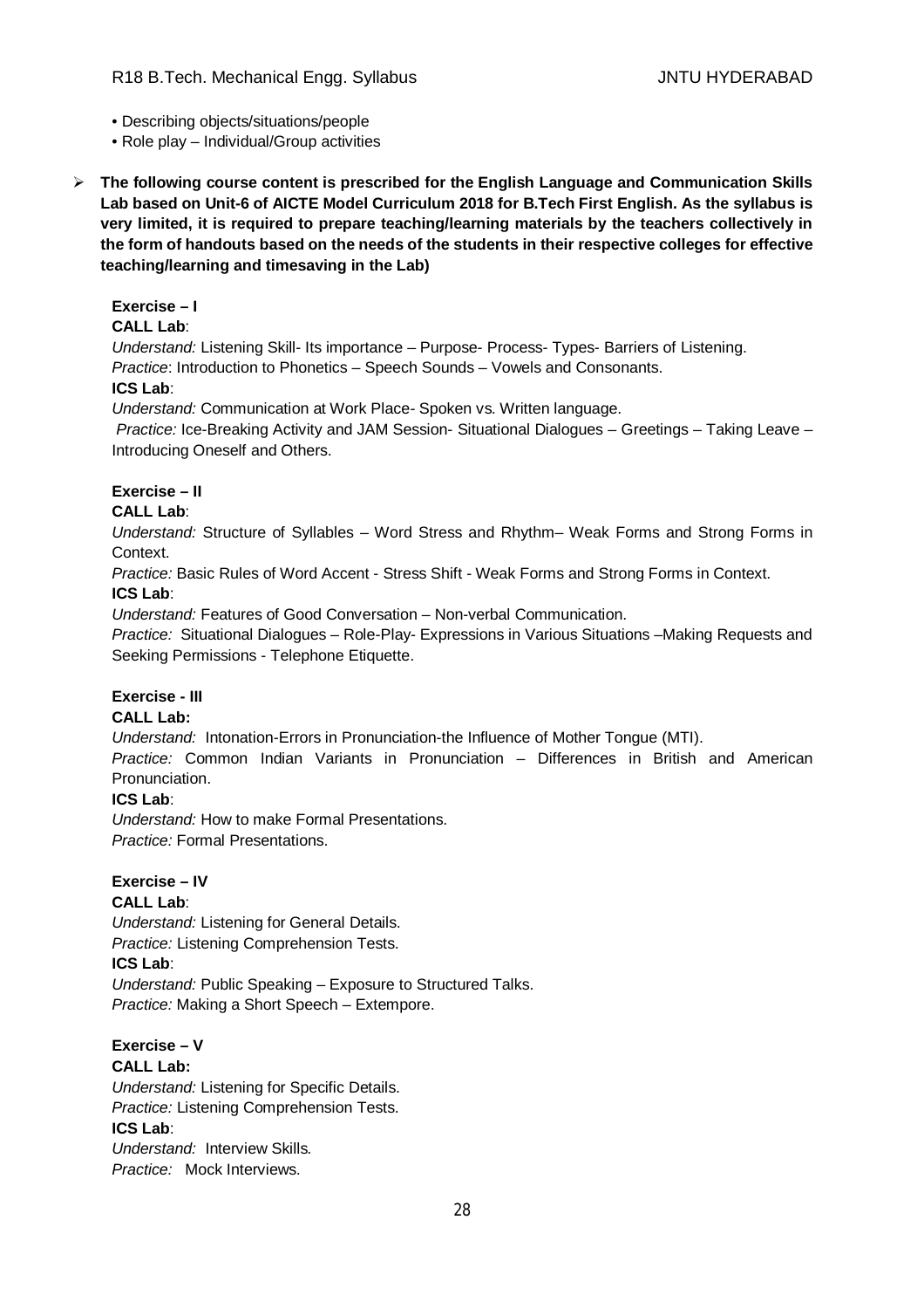- Describing objects/situations/people
- Role play – Individual/Group activities

- **The following course content is prescribed for the English Language and Communication Skills Lab based on Unit-6 of AICTE Model Curriculum 2018 for B.Tech First English. As the syllabus is very limited, it is required to prepare teaching/learning materials by the teachers collectively in the form of handouts based on the needs of the students in their respective colleges for effective teaching/learning and timesaving in the Lab)**

**Exercise – I**

**CALL Lab**:

*Understand:* Listening Skill- Its importance – Purpose- Process- Types- Barriers of Listening.

*Practice*: Introduction to Phonetics – Speech Sounds – Vowels and Consonants.

**ICS Lab**:

*Understand:* Communication at Work Place- Spoken vs. Written language.

*Practice:* Ice-Breaking Activity and JAM Session- Situational Dialogues – Greetings – Taking Leave – Introducing Oneself and Others.

**Exercise – II**

**CALL Lab**:

*Understand:* Structure of Syllables – Word Stress and Rhythm– Weak Forms and Strong Forms in Context.

*Practice:* Basic Rules of Word Accent - Stress Shift - Weak Forms and Strong Forms in Context.

**ICS Lab**:

*Understand:* Features of Good Conversation – Non-verbal Communication.

*Practice:* Situational Dialogues – Role-Play- Expressions in Various Situations –Making Requests and Seeking Permissions - Telephone Etiquette.

**Exercise - III**

**CALL Lab:**

*Understand:* Intonation-Errors in Pronunciation-the Influence of Mother Tongue (MTI).

*Practice:* Common Indian Variants in Pronunciation – Differences in British and American Pronunciation.

**ICS Lab**:

*Understand:* How to make Formal Presentations.

*Practice:* Formal Presentations.

**Exercise – IV**

**CALL Lab**:

*Understand:* Listening for General Details.

*Practice:* Listening Comprehension Tests.

**ICS Lab**:

*Understand:* Public Speaking – Exposure to Structured Talks.

*Practice:* Making a Short Speech – Extempore.

**Exercise – V**

**CALL Lab:**

*Understand:* Listening for Specific Details.

*Practice:* Listening Comprehension Tests.

**ICS Lab**:

*Understand:* Interview Skills.

*Practice:* Mock Interviews.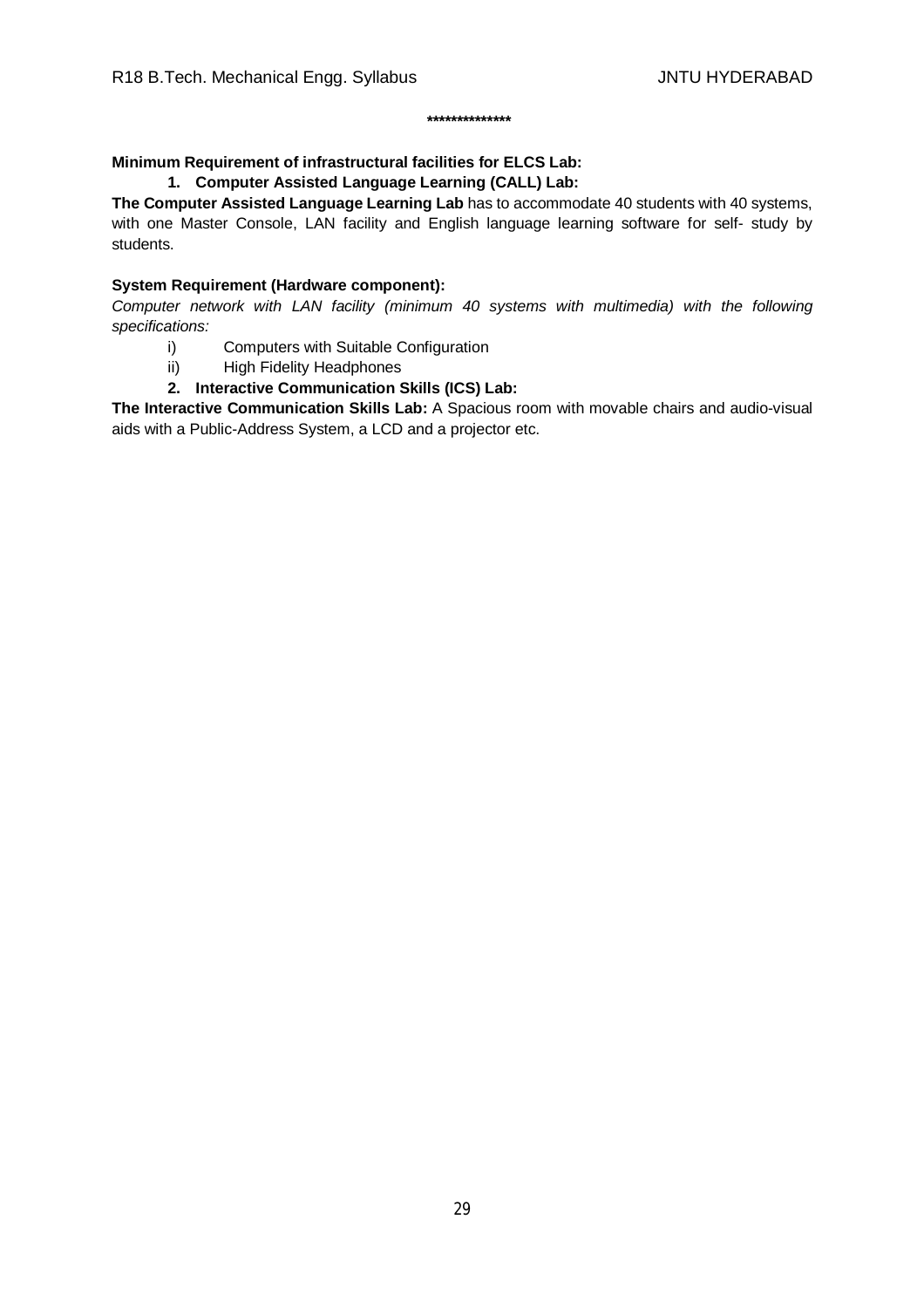**************

**Minimum Requirement of infrastructural facilities for ELCS Lab:**

1. **Computer Assisted Language Learning (CALL) Lab:**

**The Computer Assisted Language Learning Lab** has to accommodate 40 students with 40 systems, with one Master Console, LAN facility and English language learning software for self- study by students.

**System Requirement (Hardware component):**

*Computer network with LAN facility (minimum 40 systems with multimedia) with the following specifications:*

i) Computers with Suitable Configuration
ii) High Fidelity Headphones

2. **Interactive Communication Skills (ICS) Lab:**

**The Interactive Communication Skills Lab:** A Spacious room with movable chairs and audio-visual aids with a Public-Address System, a LCD and a projector etc.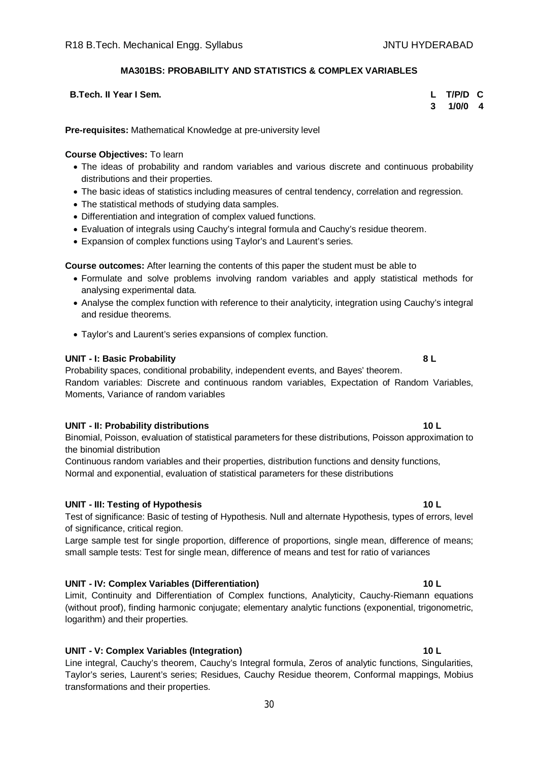## MA301BS: PROBABILITY AND STATISTICS & COMPLEX VARIABLES

| B.Tech. II Year I Sem. | L | T/P/D | C |
|---|---|---|---|
| | 3 | 1/0/0 | 4 |

**Pre-requisites:** Mathematical Knowledge at pre-university level

**Course Objectives:** To learn

- The ideas of probability and random variables and various discrete and continuous probability distributions and their properties.
- The basic ideas of statistics including measures of central tendency, correlation and regression.
- The statistical methods of studying data samples.
- Differentiation and integration of complex valued functions.
- Evaluation of integrals using Cauchy's integral formula and Cauchy's residue theorem.
- Expansion of complex functions using Taylor's and Laurent's series.

**Course outcomes:** After learning the contents of this paper the student must be able to

- Formulate and solve problems involving random variables and apply statistical methods for analysing experimental data.
- Analyse the complex function with reference to their analyticity, integration using Cauchy's integral and residue theorems.
- Taylor's and Laurent's series expansions of complex function.

**UNIT - I: Basic Probability** **8 L**

Probability spaces, conditional probability, independent events, and Bayes' theorem.
Random variables: Discrete and continuous random variables, Expectation of Random Variables, Moments, Variance of random variables

**UNIT - II: Probability distributions** **10 L**

Binomial, Poisson, evaluation of statistical parameters for these distributions, Poisson approximation to the binomial distribution
Continuous random variables and their properties, distribution functions and density functions, Normal and exponential, evaluation of statistical parameters for these distributions

**UNIT - III: Testing of Hypothesis** **10 L**

Test of significance: Basic of testing of Hypothesis. Null and alternate Hypothesis, types of errors, level of significance, critical region.
Large sample test for single proportion, difference of proportions, single mean, difference of means; small sample tests: Test for single mean, difference of means and test for ratio of variances

**UNIT - IV: Complex Variables (Differentiation)** **10 L**

Limit, Continuity and Differentiation of Complex functions, Analyticity, Cauchy-Riemann equations (without proof), finding harmonic conjugate; elementary analytic functions (exponential, trigonometric, logarithm) and their properties.

**UNIT - V: Complex Variables (Integration)** **10 L**

Line integral, Cauchy's theorem, Cauchy's Integral formula, Zeros of analytic functions, Singularities, Taylor's series, Laurent's series; Residues, Cauchy Residue theorem, Conformal mappings, Mobius transformations and their properties.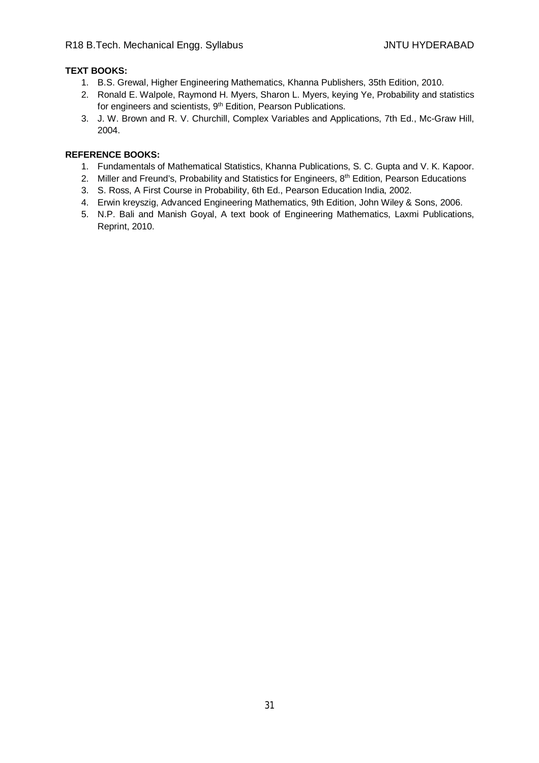**TEXT BOOKS:**

1. B.S. Grewal, Higher Engineering Mathematics, Khanna Publishers, 35th Edition, 2010.
2. Ronald E. Walpole, Raymond H. Myers, Sharon L. Myers, keying Ye, Probability and statistics for engineers and scientists, 9th Edition, Pearson Publications.
3. J. W. Brown and R. V. Churchill, Complex Variables and Applications, 7th Ed., Mc-Graw Hill, 2004.

**REFERENCE BOOKS:**

1. Fundamentals of Mathematical Statistics, Khanna Publications, S. C. Gupta and V. K. Kapoor.
2. Miller and Freund's, Probability and Statistics for Engineers, 8th Edition, Pearson Educations
3. S. Ross, A First Course in Probability, 6th Ed., Pearson Education India, 2002.
4. Erwin kreyszig, Advanced Engineering Mathematics, 9th Edition, John Wiley & Sons, 2006.
5. N.P. Bali and Manish Goyal, A text book of Engineering Mathematics, Laxmi Publications, Reprint, 2010.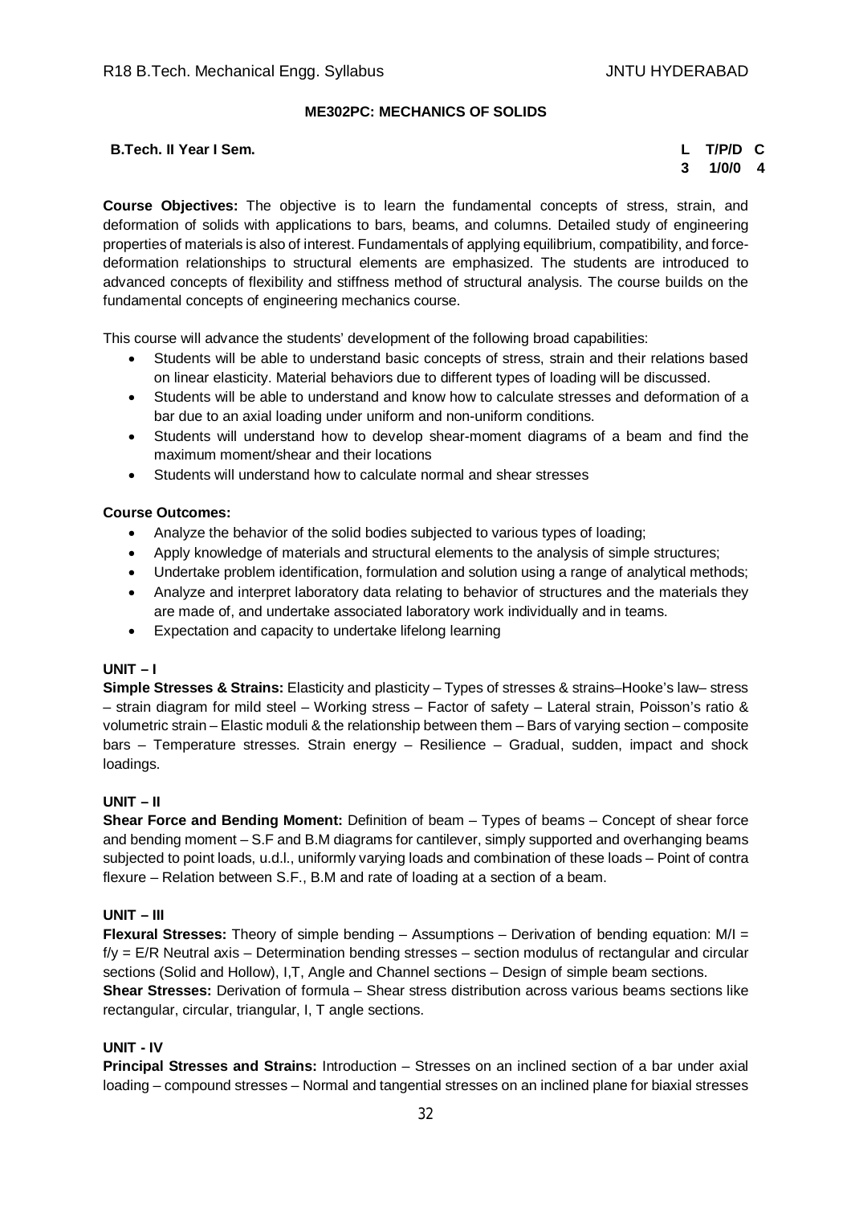## ME302PC: MECHANICS OF SOLIDS

**B.Tech. II Year I Sem.**

| L | T/P/D | C |
|---|---|---|
| 3 | 1/0/0 | 4 |

**Course Objectives:** The objective is to learn the fundamental concepts of stress, strain, and deformation of solids with applications to bars, beams, and columns. Detailed study of engineering properties of materials is also of interest. Fundamentals of applying equilibrium, compatibility, and force-deformation relationships to structural elements are emphasized. The students are introduced to advanced concepts of flexibility and stiffness method of structural analysis. The course builds on the fundamental concepts of engineering mechanics course.

This course will advance the students' development of the following broad capabilities:

- Students will be able to understand basic concepts of stress, strain and their relations based on linear elasticity. Material behaviors due to different types of loading will be discussed.
- Students will be able to understand and know how to calculate stresses and deformation of a bar due to an axial loading under uniform and non-uniform conditions.
- Students will understand how to develop shear-moment diagrams of a beam and find the maximum moment/shear and their locations
- Students will understand how to calculate normal and shear stresses

**Course Outcomes:**

- Analyze the behavior of the solid bodies subjected to various types of loading;
- Apply knowledge of materials and structural elements to the analysis of simple structures;
- Undertake problem identification, formulation and solution using a range of analytical methods;
- Analyze and interpret laboratory data relating to behavior of structures and the materials they are made of, and undertake associated laboratory work individually and in teams.
- Expectation and capacity to undertake lifelong learning

### UNIT – I

**Simple Stresses & Strains:** Elasticity and plasticity – Types of stresses & strains–Hooke's law– stress – strain diagram for mild steel – Working stress – Factor of safety – Lateral strain, Poisson's ratio & volumetric strain – Elastic moduli & the relationship between them – Bars of varying section – composite bars – Temperature stresses. Strain energy – Resilience – Gradual, sudden, impact and shock loadings.

### UNIT – II

**Shear Force and Bending Moment:** Definition of beam – Types of beams – Concept of shear force and bending moment – S.F and B.M diagrams for cantilever, simply supported and overhanging beams subjected to point loads, u.d.l., uniformly varying loads and combination of these loads – Point of contra flexure – Relation between S.F., B.M and rate of loading at a section of a beam.

### UNIT – III

**Flexural Stresses:** Theory of simple bending – Assumptions – Derivation of bending equation: $M/I = f/y = E/R$ Neutral axis – Determination bending stresses – section modulus of rectangular and circular sections (Solid and Hollow), I,T, Angle and Channel sections – Design of simple beam sections.

**Shear Stresses:** Derivation of formula – Shear stress distribution across various beams sections like rectangular, circular, triangular, I, T angle sections.

### UNIT - IV

**Principal Stresses and Strains:** Introduction – Stresses on an inclined section of a bar under axial loading – compound stresses – Normal and tangential stresses on an inclined plane for biaxial stresses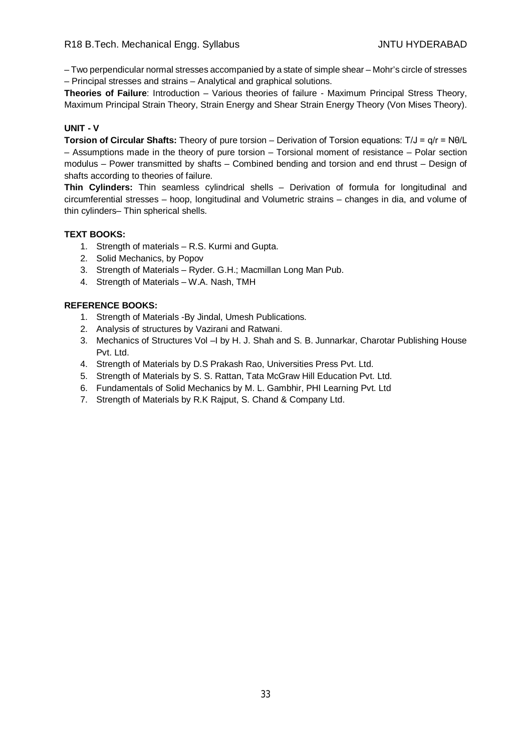– Two perpendicular normal stresses accompanied by a state of simple shear – Mohr's circle of stresses – Principal stresses and strains – Analytical and graphical solutions.

**Theories of Failure**: Introduction – Various theories of failure - Maximum Principal Stress Theory, Maximum Principal Strain Theory, Strain Energy and Shear Strain Energy Theory (Von Mises Theory).

**UNIT - V**

**Torsion of Circular Shafts:** Theory of pure torsion – Derivation of Torsion equations: $T/J = q/r = N\theta/L$ – Assumptions made in the theory of pure torsion – Torsional moment of resistance – Polar section modulus – Power transmitted by shafts – Combined bending and torsion and end thrust – Design of shafts according to theories of failure.

**Thin Cylinders:** Thin seamless cylindrical shells – Derivation of formula for longitudinal and circumferential stresses – hoop, longitudinal and Volumetric strains – changes in dia, and volume of thin cylinders– Thin spherical shells.

**TEXT BOOKS:**

1. Strength of materials – R.S. Kurmi and Gupta.
2. Solid Mechanics, by Popov
3. Strength of Materials – Ryder. G.H.; Macmillan Long Man Pub.
4. Strength of Materials – W.A. Nash, TMH

**REFERENCE BOOKS:**

1. Strength of Materials -By Jindal, Umesh Publications.
2. Analysis of structures by Vazirani and Ratwani.
3. Mechanics of Structures Vol –I by H. J. Shah and S. B. Junnarkar, Charotar Publishing House Pvt. Ltd.
4. Strength of Materials by D.S Prakash Rao, Universities Press Pvt. Ltd.
5. Strength of Materials by S. S. Rattan, Tata McGraw Hill Education Pvt. Ltd.
6. Fundamentals of Solid Mechanics by M. L. Gambhir, PHI Learning Pvt. Ltd
7. Strength of Materials by R.K Rajput, S. Chand & Company Ltd.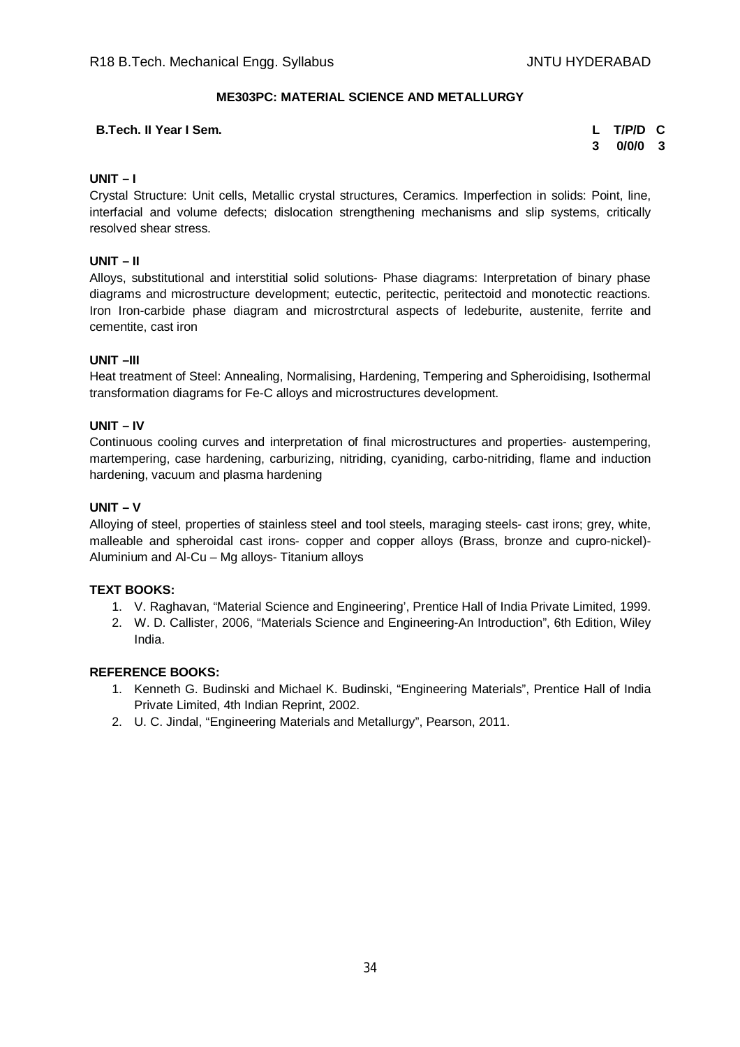## ME303PC: MATERIAL SCIENCE AND METALLURGY

**B.Tech. II Year I Sem.**

| L | T/P/D | C |
|---|---|---|
| 3 | 0/0/0 | 3 |

### UNIT – I

Crystal Structure: Unit cells, Metallic crystal structures, Ceramics. Imperfection in solids: Point, line, interfacial and volume defects; dislocation strengthening mechanisms and slip systems, critically resolved shear stress.

### UNIT – II

Alloys, substitutional and interstitial solid solutions- Phase diagrams: Interpretation of binary phase diagrams and microstructure development; eutectic, peritectic, peritectoid and monotectic reactions. Iron Iron-carbide phase diagram and microstrctural aspects of ledeburite, austenite, ferrite and cementite, cast iron

### UNIT –III

Heat treatment of Steel: Annealing, Normalising, Hardening, Tempering and Spheroidising, Isothermal transformation diagrams for Fe-C alloys and microstructures development.

### UNIT – IV

Continuous cooling curves and interpretation of final microstructures and properties- austempering, martempering, case hardening, carburizing, nitriding, cyaniding, carbo-nitriding, flame and induction hardening, vacuum and plasma hardening

### UNIT – V

Alloying of steel, properties of stainless steel and tool steels, maraging steels- cast irons; grey, white, malleable and spheroidal cast irons- copper and copper alloys (Brass, bronze and cupro-nickel)- Aluminium and Al-Cu – Mg alloys- Titanium alloys

### TEXT BOOKS:

1. V. Raghavan, "Material Science and Engineering', Prentice Hall of India Private Limited, 1999.
2. W. D. Callister, 2006, "Materials Science and Engineering-An Introduction", 6th Edition, Wiley India.

### REFERENCE BOOKS:

1. Kenneth G. Budinski and Michael K. Budinski, "Engineering Materials", Prentice Hall of India Private Limited, 4th Indian Reprint, 2002.
2. U. C. Jindal, "Engineering Materials and Metallurgy", Pearson, 2011.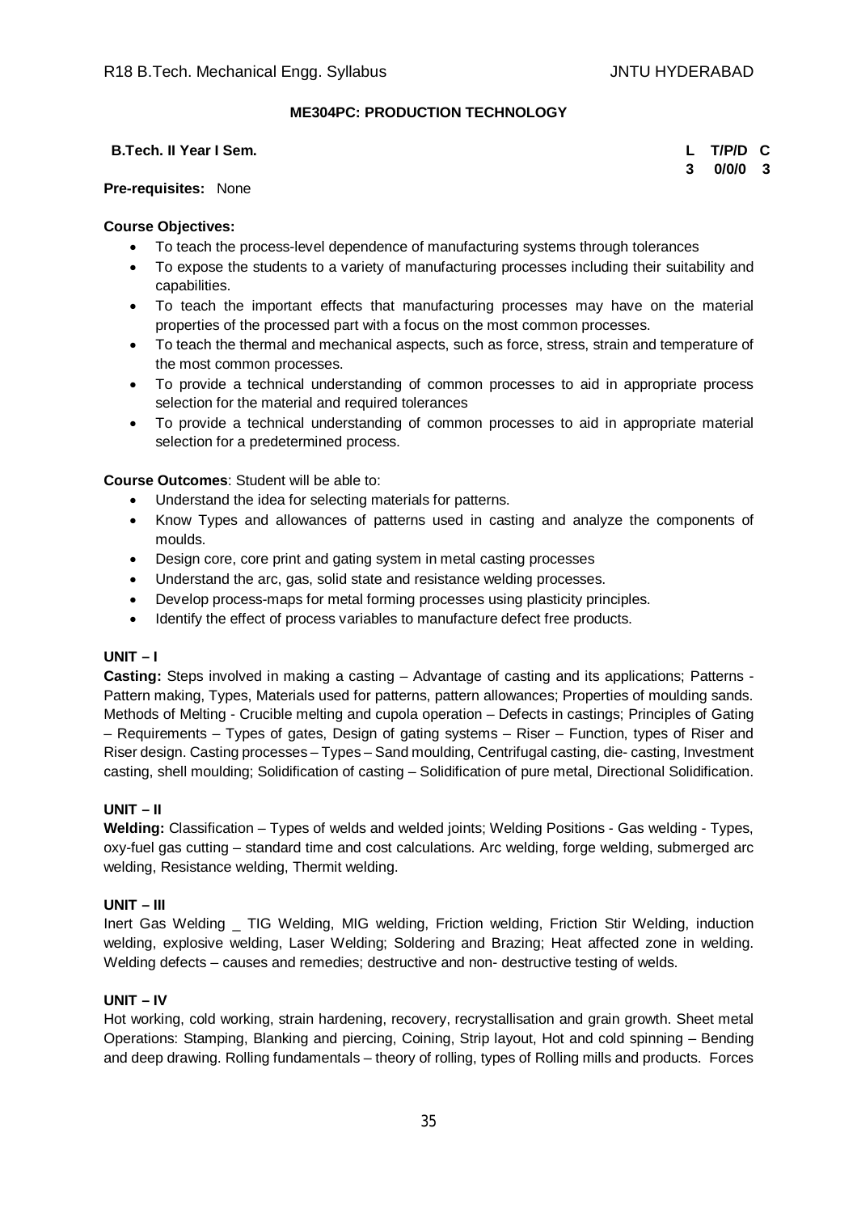## ME304PC: PRODUCTION TECHNOLOGY

**B.Tech. II Year I Sem.**

| L | T/P/D | C |
|---|---|---|
| 3 | 0/0/0 | 3 |

**Pre-requisites:** None

**Course Objectives:**

- To teach the process-level dependence of manufacturing systems through tolerances
- To expose the students to a variety of manufacturing processes including their suitability and capabilities.
- To teach the important effects that manufacturing processes may have on the material properties of the processed part with a focus on the most common processes.
- To teach the thermal and mechanical aspects, such as force, stress, strain and temperature of the most common processes.
- To provide a technical understanding of common processes to aid in appropriate process selection for the material and required tolerances
- To provide a technical understanding of common processes to aid in appropriate material selection for a predetermined process.

**Course Outcomes**: Student will be able to:

- Understand the idea for selecting materials for patterns.
- Know Types and allowances of patterns used in casting and analyze the components of moulds.
- Design core, core print and gating system in metal casting processes
- Understand the arc, gas, solid state and resistance welding processes.
- Develop process-maps for metal forming processes using plasticity principles.
- Identify the effect of process variables to manufacture defect free products.

### UNIT – I

**Casting:** Steps involved in making a casting – Advantage of casting and its applications; Patterns - Pattern making, Types, Materials used for patterns, pattern allowances; Properties of moulding sands. Methods of Melting - Crucible melting and cupola operation – Defects in castings; Principles of Gating – Requirements – Types of gates, Design of gating systems – Riser – Function, types of Riser and Riser design. Casting processes – Types – Sand moulding, Centrifugal casting, die- casting, Investment casting, shell moulding; Solidification of casting – Solidification of pure metal, Directional Solidification.

### UNIT – II

**Welding:** Classification – Types of welds and welded joints; Welding Positions - Gas welding - Types, oxy-fuel gas cutting – standard time and cost calculations. Arc welding, forge welding, submerged arc welding, Resistance welding, Thermit welding.

### UNIT – III

Inert Gas Welding _ TIG Welding, MIG welding, Friction welding, Friction Stir Welding, induction welding, explosive welding, Laser Welding; Soldering and Brazing; Heat affected zone in welding. Welding defects – causes and remedies; destructive and non- destructive testing of welds.

### UNIT – IV

Hot working, cold working, strain hardening, recovery, recrystallisation and grain growth. Sheet metal Operations: Stamping, Blanking and piercing, Coining, Strip layout, Hot and cold spinning – Bending and deep drawing. Rolling fundamentals – theory of rolling, types of Rolling mills and products. Forces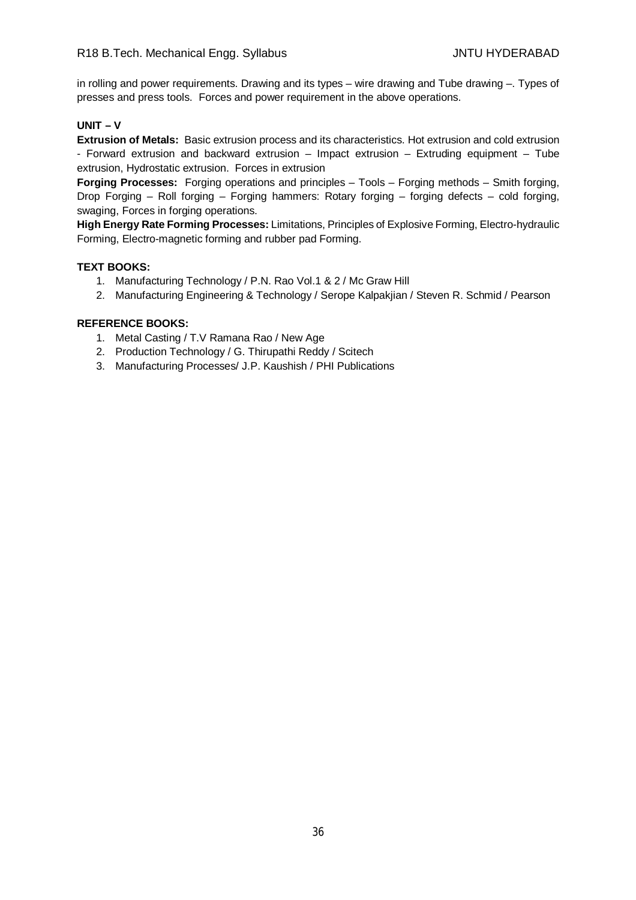in rolling and power requirements. Drawing and its types – wire drawing and Tube drawing –. Types of presses and press tools. Forces and power requirement in the above operations.

**UNIT – V**

**Extrusion of Metals:** Basic extrusion process and its characteristics. Hot extrusion and cold extrusion - Forward extrusion and backward extrusion – Impact extrusion – Extruding equipment – Tube extrusion, Hydrostatic extrusion. Forces in extrusion

**Forging Processes:** Forging operations and principles – Tools – Forging methods – Smith forging, Drop Forging – Roll forging – Forging hammers: Rotary forging – forging defects – cold forging, swaging, Forces in forging operations.

**High Energy Rate Forming Processes:** Limitations, Principles of Explosive Forming, Electro-hydraulic Forming, Electro-magnetic forming and rubber pad Forming.

**TEXT BOOKS:**

1. Manufacturing Technology / P.N. Rao Vol.1 & 2 / Mc Graw Hill
2. Manufacturing Engineering & Technology / Serope Kalpakjian / Steven R. Schmid / Pearson

**REFERENCE BOOKS:**

1. Metal Casting / T.V Ramana Rao / New Age
2. Production Technology / G. Thirupathi Reddy / Scitech
3. Manufacturing Processes/ J.P. Kaushish / PHI Publications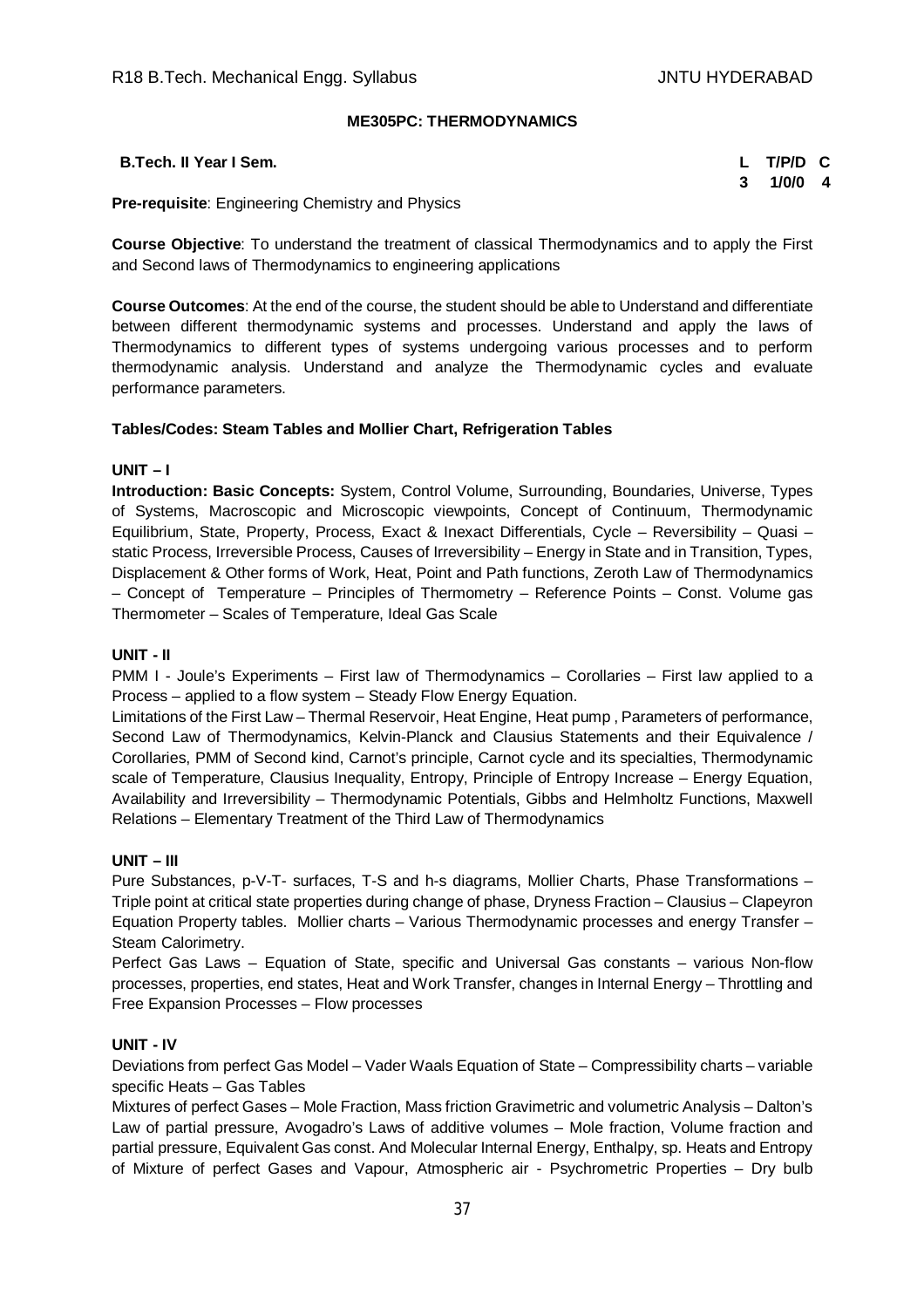## ME305PC: THERMODYNAMICS

**B.Tech. II Year I Sem.**

| L | T/P/D | C |
|---|---|---|
| 3 | 1/0/0 | 4 |

**Pre-requisite**: Engineering Chemistry and Physics

**Course Objective**: To understand the treatment of classical Thermodynamics and to apply the First and Second laws of Thermodynamics to engineering applications

**Course Outcomes**: At the end of the course, the student should be able to Understand and differentiate between different thermodynamic systems and processes. Understand and apply the laws of Thermodynamics to different types of systems undergoing various processes and to perform thermodynamic analysis. Understand and analyze the Thermodynamic cycles and evaluate performance parameters.

**Tables/Codes: Steam Tables and Mollier Chart, Refrigeration Tables**

### UNIT – I

**Introduction: Basic Concepts:** System, Control Volume, Surrounding, Boundaries, Universe, Types of Systems, Macroscopic and Microscopic viewpoints, Concept of Continuum, Thermodynamic Equilibrium, State, Property, Process, Exact & Inexact Differentials, Cycle – Reversibility – Quasi – static Process, Irreversible Process, Causes of Irreversibility – Energy in State and in Transition, Types, Displacement & Other forms of Work, Heat, Point and Path functions, Zeroth Law of Thermodynamics – Concept of Temperature – Principles of Thermometry – Reference Points – Const. Volume gas Thermometer – Scales of Temperature, Ideal Gas Scale

### UNIT - II

PMM I - Joule's Experiments – First law of Thermodynamics – Corollaries – First law applied to a Process – applied to a flow system – Steady Flow Energy Equation.

Limitations of the First Law – Thermal Reservoir, Heat Engine, Heat pump , Parameters of performance, Second Law of Thermodynamics, Kelvin-Planck and Clausius Statements and their Equivalence / Corollaries, PMM of Second kind, Carnot's principle, Carnot cycle and its specialties, Thermodynamic scale of Temperature, Clausius Inequality, Entropy, Principle of Entropy Increase – Energy Equation, Availability and Irreversibility – Thermodynamic Potentials, Gibbs and Helmholtz Functions, Maxwell Relations – Elementary Treatment of the Third Law of Thermodynamics

### UNIT – III

Pure Substances, p-V-T- surfaces, T-S and h-s diagrams, Mollier Charts, Phase Transformations – Triple point at critical state properties during change of phase, Dryness Fraction – Clausius – Clapeyron Equation Property tables. Mollier charts – Various Thermodynamic processes and energy Transfer – Steam Calorimetry.

Perfect Gas Laws – Equation of State, specific and Universal Gas constants – various Non-flow processes, properties, end states, Heat and Work Transfer, changes in Internal Energy – Throttling and Free Expansion Processes – Flow processes

### UNIT - IV

Deviations from perfect Gas Model – Vader Waals Equation of State – Compressibility charts – variable specific Heats – Gas Tables

Mixtures of perfect Gases – Mole Fraction, Mass friction Gravimetric and volumetric Analysis – Dalton's Law of partial pressure, Avogadro's Laws of additive volumes – Mole fraction, Volume fraction and partial pressure, Equivalent Gas const. And Molecular Internal Energy, Enthalpy, sp. Heats and Entropy of Mixture of perfect Gases and Vapour, Atmospheric air - Psychrometric Properties – Dry bulb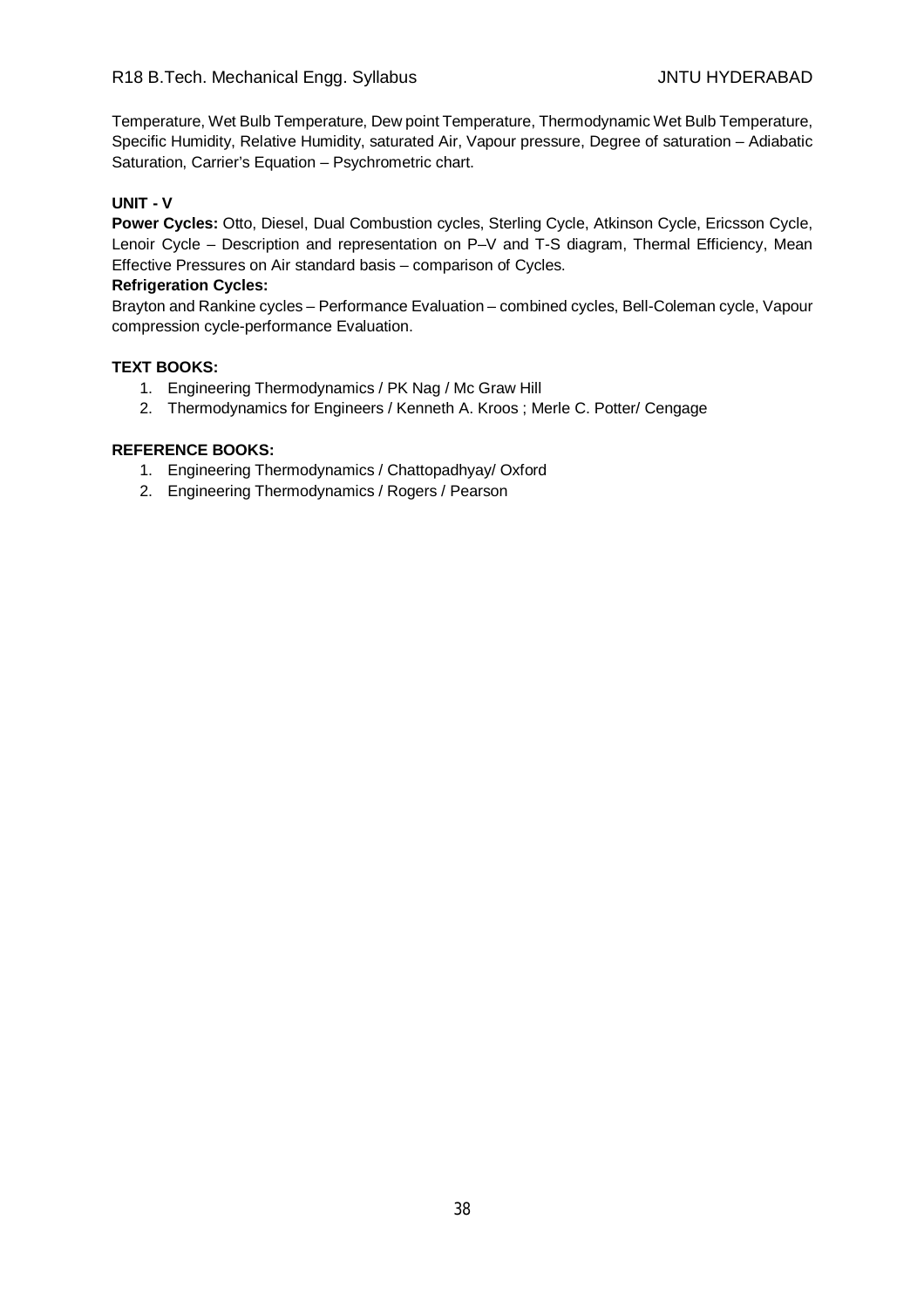Temperature, Wet Bulb Temperature, Dew point Temperature, Thermodynamic Wet Bulb Temperature, Specific Humidity, Relative Humidity, saturated Air, Vapour pressure, Degree of saturation – Adiabatic Saturation, Carrier's Equation – Psychrometric chart.

**UNIT - V**

**Power Cycles:** Otto, Diesel, Dual Combustion cycles, Sterling Cycle, Atkinson Cycle, Ericsson Cycle, Lenoir Cycle – Description and representation on P–V and T-S diagram, Thermal Efficiency, Mean Effective Pressures on Air standard basis – comparison of Cycles.

**Refrigeration Cycles:**

Brayton and Rankine cycles – Performance Evaluation – combined cycles, Bell-Coleman cycle, Vapour compression cycle-performance Evaluation.

**TEXT BOOKS:**

1. Engineering Thermodynamics / PK Nag / Mc Graw Hill
2. Thermodynamics for Engineers / Kenneth A. Kroos ; Merle C. Potter/ Cengage

**REFERENCE BOOKS:**

1. Engineering Thermodynamics / Chattopadhyay/ Oxford
2. Engineering Thermodynamics / Rogers / Pearson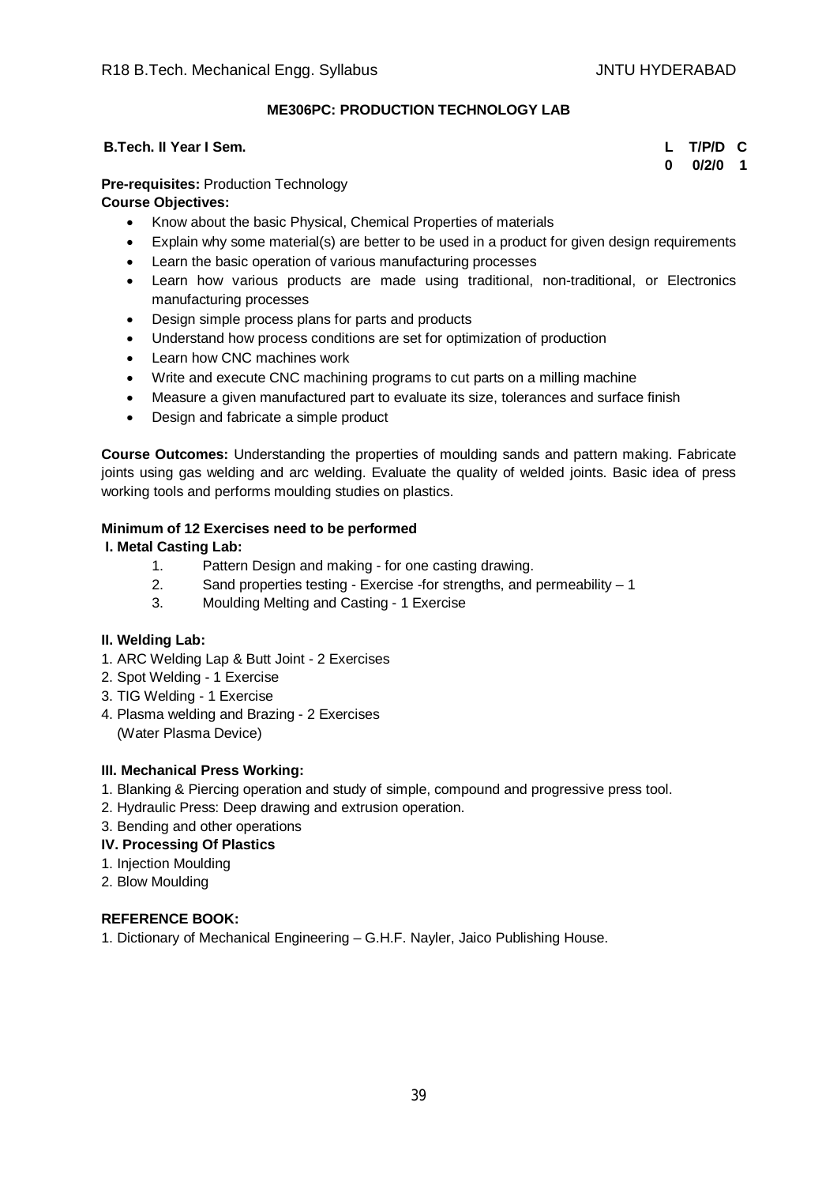## ME306PC: PRODUCTION TECHNOLOGY LAB

**B.Tech. II Year I Sem.**

| L | T/P/D | C |
|---|---|---|
| 0 | 0/2/0 | 1 |

**Pre-requisites:** Production Technology

**Course Objectives:**

- Know about the basic Physical, Chemical Properties of materials
- Explain why some material(s) are better to be used in a product for given design requirements
- Learn the basic operation of various manufacturing processes
- Learn how various products are made using traditional, non-traditional, or Electronics manufacturing processes
- Design simple process plans for parts and products
- Understand how process conditions are set for optimization of production
- Learn how CNC machines work
- Write and execute CNC machining programs to cut parts on a milling machine
- Measure a given manufactured part to evaluate its size, tolerances and surface finish
- Design and fabricate a simple product

**Course Outcomes:** Understanding the properties of moulding sands and pattern making. Fabricate joints using gas welding and arc welding. Evaluate the quality of welded joints. Basic idea of press working tools and performs moulding studies on plastics.

**Minimum of 12 Exercises need to be performed**

**I. Metal Casting Lab:**

1. Pattern Design and making - for one casting drawing.
2. Sand properties testing - Exercise -for strengths, and permeability – 1
3. Moulding Melting and Casting - 1 Exercise

**II. Welding Lab:**

1. ARC Welding Lap & Butt Joint - 2 Exercises
2. Spot Welding - 1 Exercise
3. TIG Welding - 1 Exercise
4. Plasma welding and Brazing - 2 Exercises
   (Water Plasma Device)

**III. Mechanical Press Working:**

1. Blanking & Piercing operation and study of simple, compound and progressive press tool.
2. Hydraulic Press: Deep drawing and extrusion operation.
3. Bending and other operations

**IV. Processing Of Plastics**

1. Injection Moulding
2. Blow Moulding

**REFERENCE BOOK:**

1. Dictionary of Mechanical Engineering – G.H.F. Nayler, Jaico Publishing House.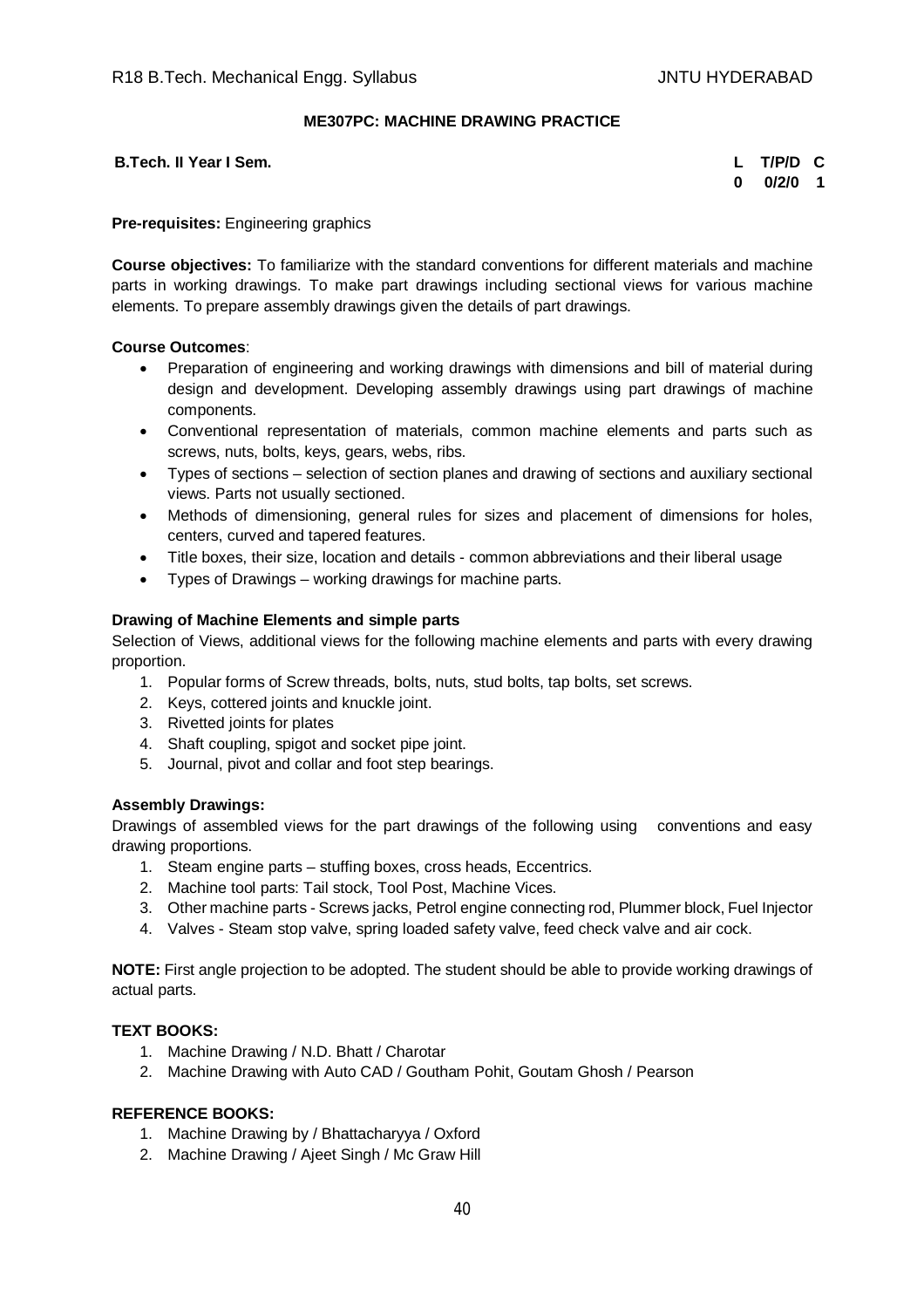## ME307PC: MACHINE DRAWING PRACTICE

**B.Tech. II Year I Sem.**

| L | T/P/D | C |
|---|---|---|
| 0 | 0/2/0 | 1 |

**Pre-requisites:** Engineering graphics

**Course objectives:** To familiarize with the standard conventions for different materials and machine parts in working drawings. To make part drawings including sectional views for various machine elements. To prepare assembly drawings given the details of part drawings.

**Course Outcomes**:

- Preparation of engineering and working drawings with dimensions and bill of material during design and development. Developing assembly drawings using part drawings of machine components.
- Conventional representation of materials, common machine elements and parts such as screws, nuts, bolts, keys, gears, webs, ribs.
- Types of sections – selection of section planes and drawing of sections and auxiliary sectional views. Parts not usually sectioned.
- Methods of dimensioning, general rules for sizes and placement of dimensions for holes, centers, curved and tapered features.
- Title boxes, their size, location and details - common abbreviations and their liberal usage
- Types of Drawings – working drawings for machine parts.

**Drawing of Machine Elements and simple parts**

Selection of Views, additional views for the following machine elements and parts with every drawing proportion.

1. Popular forms of Screw threads, bolts, nuts, stud bolts, tap bolts, set screws.
2. Keys, cottered joints and knuckle joint.
3. Rivetted joints for plates
4. Shaft coupling, spigot and socket pipe joint.
5. Journal, pivot and collar and foot step bearings.

**Assembly Drawings:**

Drawings of assembled views for the part drawings of the following using conventions and easy drawing proportions.

1. Steam engine parts – stuffing boxes, cross heads, Eccentrics.
2. Machine tool parts: Tail stock, Tool Post, Machine Vices.
3. Other machine parts - Screws jacks, Petrol engine connecting rod, Plummer block, Fuel Injector
4. Valves - Steam stop valve, spring loaded safety valve, feed check valve and air cock.

**NOTE:** First angle projection to be adopted. The student should be able to provide working drawings of actual parts.

**TEXT BOOKS:**

1. Machine Drawing / N.D. Bhatt / Charotar
2. Machine Drawing with Auto CAD / Goutham Pohit, Goutam Ghosh / Pearson

**REFERENCE BOOKS:**

1. Machine Drawing by / Bhattacharyya / Oxford
2. Machine Drawing / Ajeet Singh / Mc Graw Hill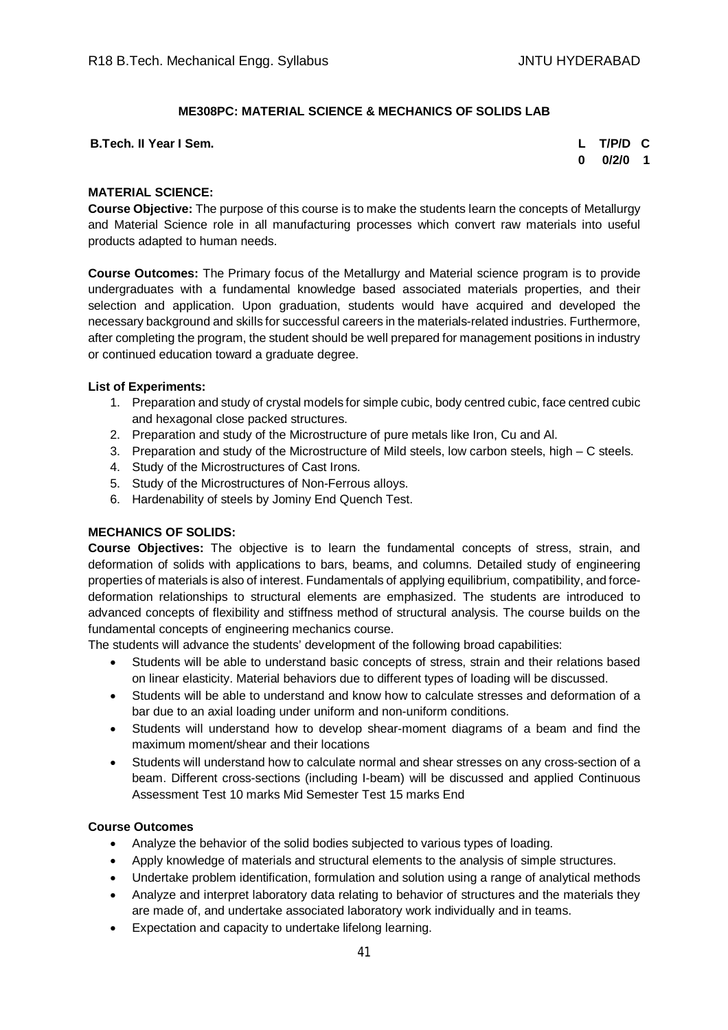### ME308PC: MATERIAL SCIENCE & MECHANICS OF SOLIDS LAB

| **B.Tech. II Year I Sem.** | **L** | **T/P/D** | **C** |
|---|---|---|---|
| | **0** | **0/2/0** | **1** |

**MATERIAL SCIENCE:**

**Course Objective:** The purpose of this course is to make the students learn the concepts of Metallurgy and Material Science role in all manufacturing processes which convert raw materials into useful products adapted to human needs.

**Course Outcomes:** The Primary focus of the Metallurgy and Material science program is to provide undergraduates with a fundamental knowledge based associated materials properties, and their selection and application. Upon graduation, students would have acquired and developed the necessary background and skills for successful careers in the materials-related industries. Furthermore, after completing the program, the student should be well prepared for management positions in industry or continued education toward a graduate degree.

**List of Experiments:**

1. Preparation and study of crystal models for simple cubic, body centred cubic, face centred cubic and hexagonal close packed structures.
2. Preparation and study of the Microstructure of pure metals like Iron, Cu and Al.
3. Preparation and study of the Microstructure of Mild steels, low carbon steels, high – C steels.
4. Study of the Microstructures of Cast Irons.
5. Study of the Microstructures of Non-Ferrous alloys.
6. Hardenability of steels by Jominy End Quench Test.

**MECHANICS OF SOLIDS:**

**Course Objectives:** The objective is to learn the fundamental concepts of stress, strain, and deformation of solids with applications to bars, beams, and columns. Detailed study of engineering properties of materials is also of interest. Fundamentals of applying equilibrium, compatibility, and force-deformation relationships to structural elements are emphasized. The students are introduced to advanced concepts of flexibility and stiffness method of structural analysis. The course builds on the fundamental concepts of engineering mechanics course.

The students will advance the students' development of the following broad capabilities:

- Students will be able to understand basic concepts of stress, strain and their relations based on linear elasticity. Material behaviors due to different types of loading will be discussed.
- Students will be able to understand and know how to calculate stresses and deformation of a bar due to an axial loading under uniform and non-uniform conditions.
- Students will understand how to develop shear-moment diagrams of a beam and find the maximum moment/shear and their locations
- Students will understand how to calculate normal and shear stresses on any cross-section of a beam. Different cross-sections (including I-beam) will be discussed and applied Continuous Assessment Test 10 marks Mid Semester Test 15 marks End

**Course Outcomes**

- Analyze the behavior of the solid bodies subjected to various types of loading.
- Apply knowledge of materials and structural elements to the analysis of simple structures.
- Undertake problem identification, formulation and solution using a range of analytical methods
- Analyze and interpret laboratory data relating to behavior of structures and the materials they are made of, and undertake associated laboratory work individually and in teams.
- Expectation and capacity to undertake lifelong learning.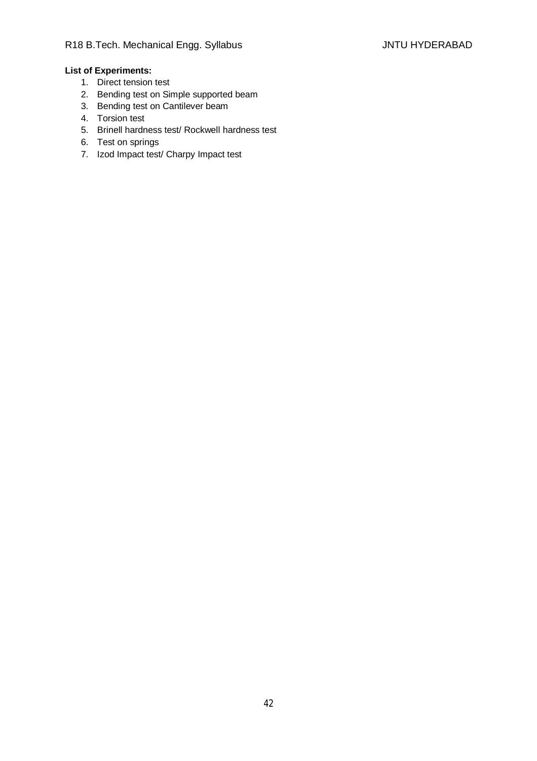**List of Experiments:**

1. Direct tension test
2. Bending test on Simple supported beam
3. Bending test on Cantilever beam
4. Torsion test
5. Brinell hardness test/ Rockwell hardness test
6. Test on springs
7. Izod Impact test/ Charpy Impact test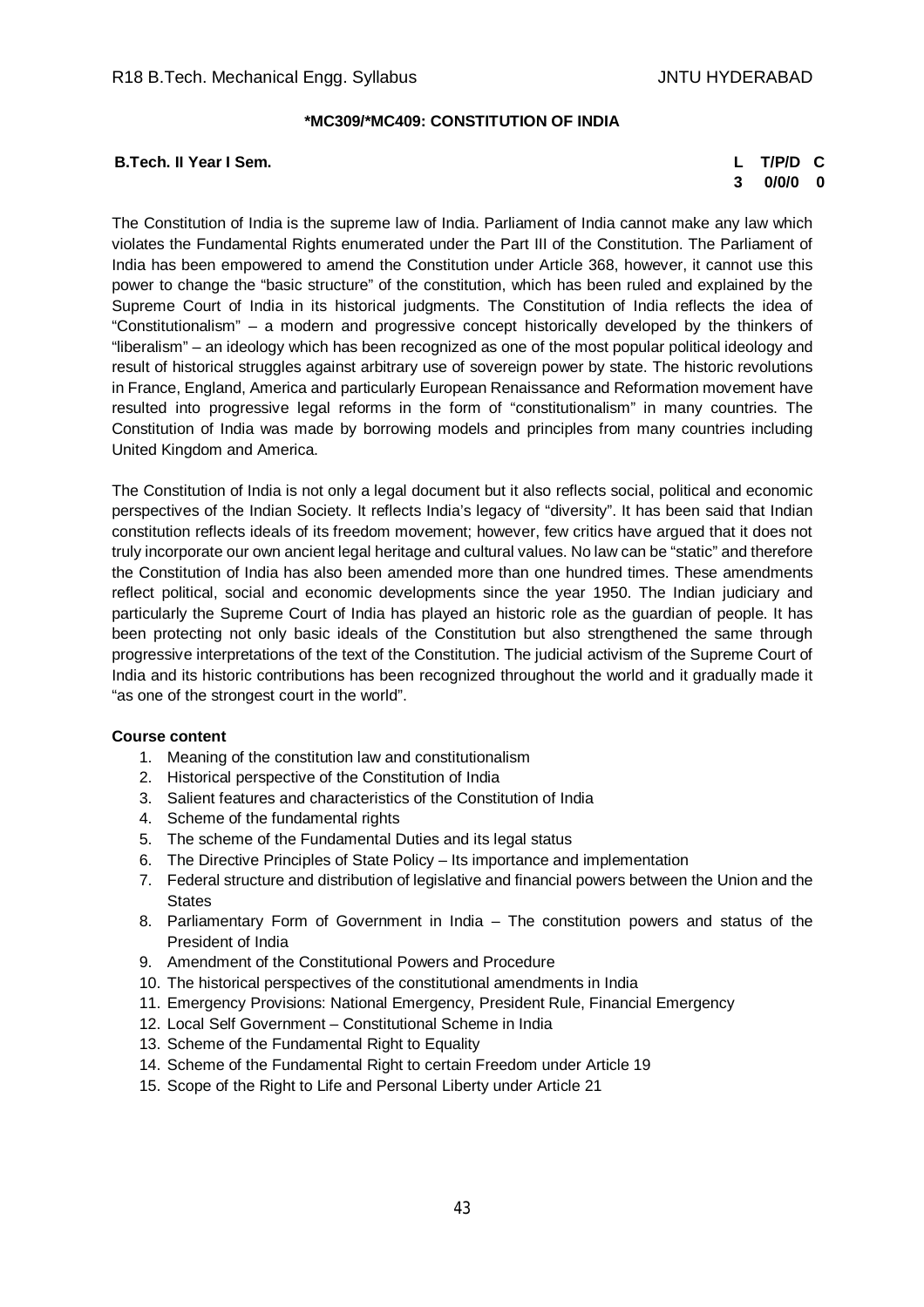## *MC309/*MC409: CONSTITUTION OF INDIA

**B.Tech. II Year I Sem.**

| L | T/P/D | C |
|---|---|---|
| 3 | 0/0/0 | 0 |

The Constitution of India is the supreme law of India. Parliament of India cannot make any law which violates the Fundamental Rights enumerated under the Part III of the Constitution. The Parliament of India has been empowered to amend the Constitution under Article 368, however, it cannot use this power to change the "basic structure" of the constitution, which has been ruled and explained by the Supreme Court of India in its historical judgments. The Constitution of India reflects the idea of "Constitutionalism" – a modern and progressive concept historically developed by the thinkers of "liberalism" – an ideology which has been recognized as one of the most popular political ideology and result of historical struggles against arbitrary use of sovereign power by state. The historic revolutions in France, England, America and particularly European Renaissance and Reformation movement have resulted into progressive legal reforms in the form of "constitutionalism" in many countries. The Constitution of India was made by borrowing models and principles from many countries including United Kingdom and America.

The Constitution of India is not only a legal document but it also reflects social, political and economic perspectives of the Indian Society. It reflects India's legacy of "diversity". It has been said that Indian constitution reflects ideals of its freedom movement; however, few critics have argued that it does not truly incorporate our own ancient legal heritage and cultural values. No law can be "static" and therefore the Constitution of India has also been amended more than one hundred times. These amendments reflect political, social and economic developments since the year 1950. The Indian judiciary and particularly the Supreme Court of India has played an historic role as the guardian of people. It has been protecting not only basic ideals of the Constitution but also strengthened the same through progressive interpretations of the text of the Constitution. The judicial activism of the Supreme Court of India and its historic contributions has been recognized throughout the world and it gradually made it "as one of the strongest court in the world".

**Course content**

1. Meaning of the constitution law and constitutionalism
2. Historical perspective of the Constitution of India
3. Salient features and characteristics of the Constitution of India
4. Scheme of the fundamental rights
5. The scheme of the Fundamental Duties and its legal status
6. The Directive Principles of State Policy – Its importance and implementation
7. Federal structure and distribution of legislative and financial powers between the Union and the States
8. Parliamentary Form of Government in India – The constitution powers and status of the President of India
9. Amendment of the Constitutional Powers and Procedure
10. The historical perspectives of the constitutional amendments in India
11. Emergency Provisions: National Emergency, President Rule, Financial Emergency
12. Local Self Government – Constitutional Scheme in India
13. Scheme of the Fundamental Right to Equality
14. Scheme of the Fundamental Right to certain Freedom under Article 19
15. Scope of the Right to Life and Personal Liberty under Article 21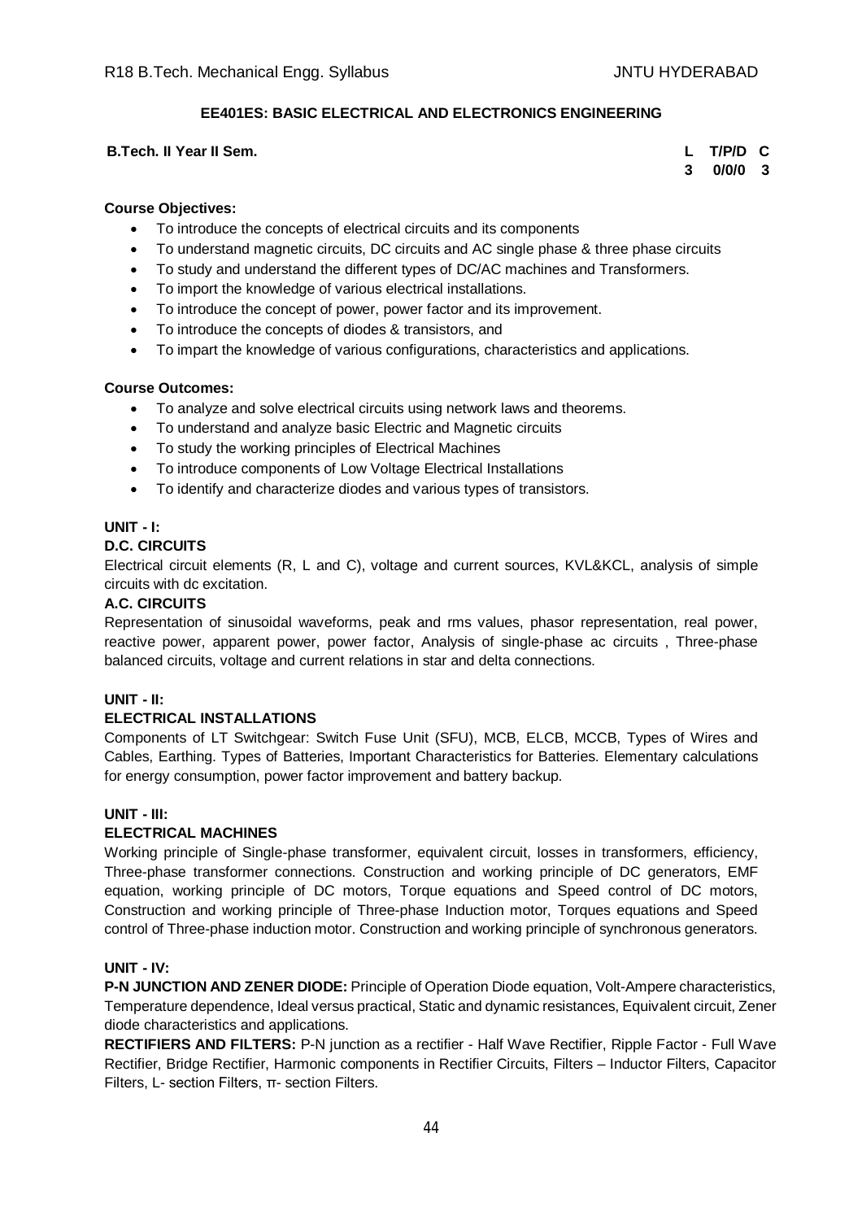## EE401ES: BASIC ELECTRICAL AND ELECTRONICS ENGINEERING

**B.Tech. II Year II Sem.**

| L | T/P/D | C |
|---|---|---|
| 3 | 0/0/0 | 3 |

**Course Objectives:**

- To introduce the concepts of electrical circuits and its components
- To understand magnetic circuits, DC circuits and AC single phase & three phase circuits
- To study and understand the different types of DC/AC machines and Transformers.
- To import the knowledge of various electrical installations.
- To introduce the concept of power, power factor and its improvement.
- To introduce the concepts of diodes & transistors, and
- To impart the knowledge of various configurations, characteristics and applications.

**Course Outcomes:**

- To analyze and solve electrical circuits using network laws and theorems.
- To understand and analyze basic Electric and Magnetic circuits
- To study the working principles of Electrical Machines
- To introduce components of Low Voltage Electrical Installations
- To identify and characterize diodes and various types of transistors.

### UNIT - I:

**D.C. CIRCUITS**

Electrical circuit elements (R, L and C), voltage and current sources, KVL&KCL, analysis of simple circuits with dc excitation.

**A.C. CIRCUITS**

Representation of sinusoidal waveforms, peak and rms values, phasor representation, real power, reactive power, apparent power, power factor, Analysis of single-phase ac circuits , Three-phase balanced circuits, voltage and current relations in star and delta connections.

### UNIT - II:

**ELECTRICAL INSTALLATIONS**

Components of LT Switchgear: Switch Fuse Unit (SFU), MCB, ELCB, MCCB, Types of Wires and Cables, Earthing. Types of Batteries, Important Characteristics for Batteries. Elementary calculations for energy consumption, power factor improvement and battery backup.

### UNIT - III:

**ELECTRICAL MACHINES**

Working principle of Single-phase transformer, equivalent circuit, losses in transformers, efficiency, Three-phase transformer connections. Construction and working principle of DC generators, EMF equation, working principle of DC motors, Torque equations and Speed control of DC motors, Construction and working principle of Three-phase Induction motor, Torques equations and Speed control of Three-phase induction motor. Construction and working principle of synchronous generators.

### UNIT - IV:

**P-N JUNCTION AND ZENER DIODE:** Principle of Operation Diode equation, Volt-Ampere characteristics, Temperature dependence, Ideal versus practical, Static and dynamic resistances, Equivalent circuit, Zener diode characteristics and applications.

**RECTIFIERS AND FILTERS:** P-N junction as a rectifier - Half Wave Rectifier, Ripple Factor - Full Wave Rectifier, Bridge Rectifier, Harmonic components in Rectifier Circuits, Filters – Inductor Filters, Capacitor Filters, L- section Filters, π- section Filters.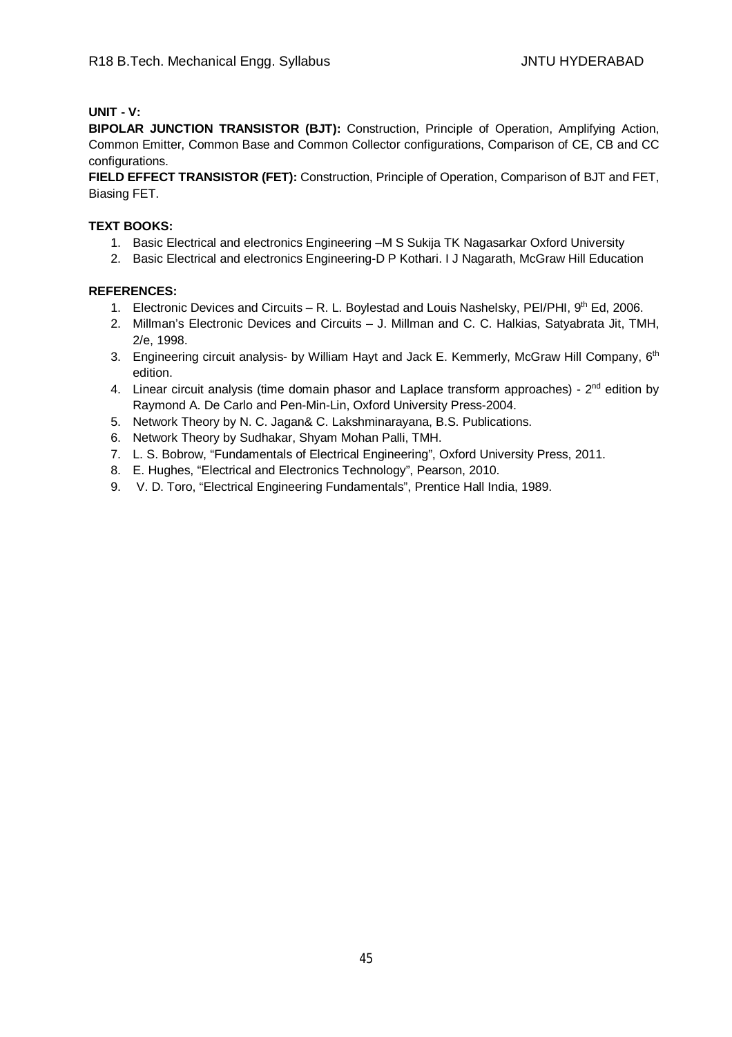**UNIT - V:**

**BIPOLAR JUNCTION TRANSISTOR (BJT):** Construction, Principle of Operation, Amplifying Action, Common Emitter, Common Base and Common Collector configurations, Comparison of CE, CB and CC configurations.

**FIELD EFFECT TRANSISTOR (FET):** Construction, Principle of Operation, Comparison of BJT and FET, Biasing FET.

**TEXT BOOKS:**

1. Basic Electrical and electronics Engineering –M S Sukija TK Nagasarkar Oxford University
2. Basic Electrical and electronics Engineering-D P Kothari. I J Nagarath, McGraw Hill Education

**REFERENCES:**

1. Electronic Devices and Circuits – R. L. Boylestad and Louis Nashelsky, PEI/PHI, 9th Ed, 2006.
2. Millman's Electronic Devices and Circuits – J. Millman and C. C. Halkias, Satyabrata Jit, TMH, 2/e, 1998.
3. Engineering circuit analysis- by William Hayt and Jack E. Kemmerly, McGraw Hill Company, 6th edition.
4. Linear circuit analysis (time domain phasor and Laplace transform approaches) - 2nd edition by Raymond A. De Carlo and Pen-Min-Lin, Oxford University Press-2004.
5. Network Theory by N. C. Jagan& C. Lakshminarayana, B.S. Publications.
6. Network Theory by Sudhakar, Shyam Mohan Palli, TMH.
7. L. S. Bobrow, "Fundamentals of Electrical Engineering", Oxford University Press, 2011.
8. E. Hughes, "Electrical and Electronics Technology", Pearson, 2010.
9. V. D. Toro, "Electrical Engineering Fundamentals", Prentice Hall India, 1989.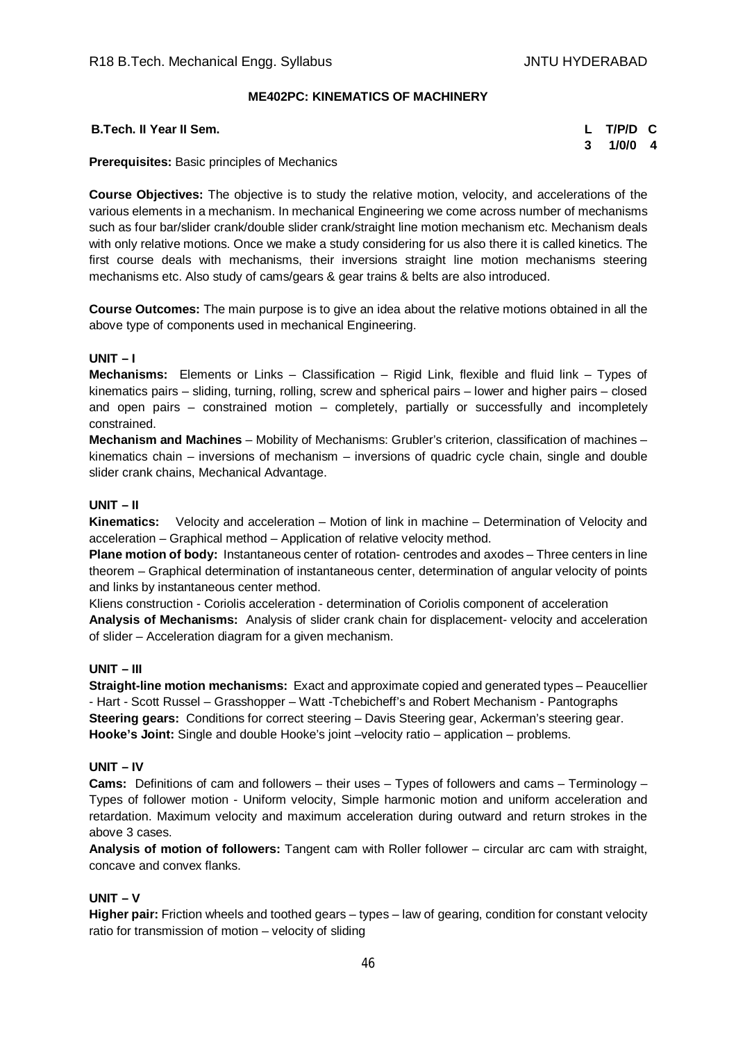## ME402PC: KINEMATICS OF MACHINERY

**B.Tech. II Year II Sem.**

| L | T/P/D | C |
|---|---|---|
| 3 | 1/0/0 | 4 |

**Prerequisites:** Basic principles of Mechanics

**Course Objectives:** The objective is to study the relative motion, velocity, and accelerations of the various elements in a mechanism. In mechanical Engineering we come across number of mechanisms such as four bar/slider crank/double slider crank/straight line motion mechanism etc. Mechanism deals with only relative motions. Once we make a study considering for us also there it is called kinetics. The first course deals with mechanisms, their inversions straight line motion mechanisms steering mechanisms etc. Also study of cams/gears & gear trains & belts are also introduced.

**Course Outcomes:** The main purpose is to give an idea about the relative motions obtained in all the above type of components used in mechanical Engineering.

### UNIT – I

**Mechanisms:** Elements or Links – Classification – Rigid Link, flexible and fluid link – Types of kinematics pairs – sliding, turning, rolling, screw and spherical pairs – lower and higher pairs – closed and open pairs – constrained motion – completely, partially or successfully and incompletely constrained.

**Mechanism and Machines** – Mobility of Mechanisms: Grubler's criterion, classification of machines – kinematics chain – inversions of mechanism – inversions of quadric cycle chain, single and double slider crank chains, Mechanical Advantage.

### UNIT – II

**Kinematics:** Velocity and acceleration – Motion of link in machine – Determination of Velocity and acceleration – Graphical method – Application of relative velocity method.

**Plane motion of body:** Instantaneous center of rotation- centrodes and axodes – Three centers in line theorem – Graphical determination of instantaneous center, determination of angular velocity of points and links by instantaneous center method.

Kliens construction - Coriolis acceleration - determination of Coriolis component of acceleration

**Analysis of Mechanisms:** Analysis of slider crank chain for displacement- velocity and acceleration of slider – Acceleration diagram for a given mechanism.

### UNIT – III

**Straight-line motion mechanisms:** Exact and approximate copied and generated types – Peaucellier - Hart - Scott Russel – Grasshopper – Watt -Tchebicheff's and Robert Mechanism - Pantographs

**Steering gears:** Conditions for correct steering – Davis Steering gear, Ackerman's steering gear.

**Hooke's Joint:** Single and double Hooke's joint –velocity ratio – application – problems.

### UNIT – IV

**Cams:** Definitions of cam and followers – their uses – Types of followers and cams – Terminology – Types of follower motion - Uniform velocity, Simple harmonic motion and uniform acceleration and retardation. Maximum velocity and maximum acceleration during outward and return strokes in the above 3 cases.

**Analysis of motion of followers:** Tangent cam with Roller follower – circular arc cam with straight, concave and convex flanks.

### UNIT – V

**Higher pair:** Friction wheels and toothed gears – types – law of gearing, condition for constant velocity ratio for transmission of motion – velocity of sliding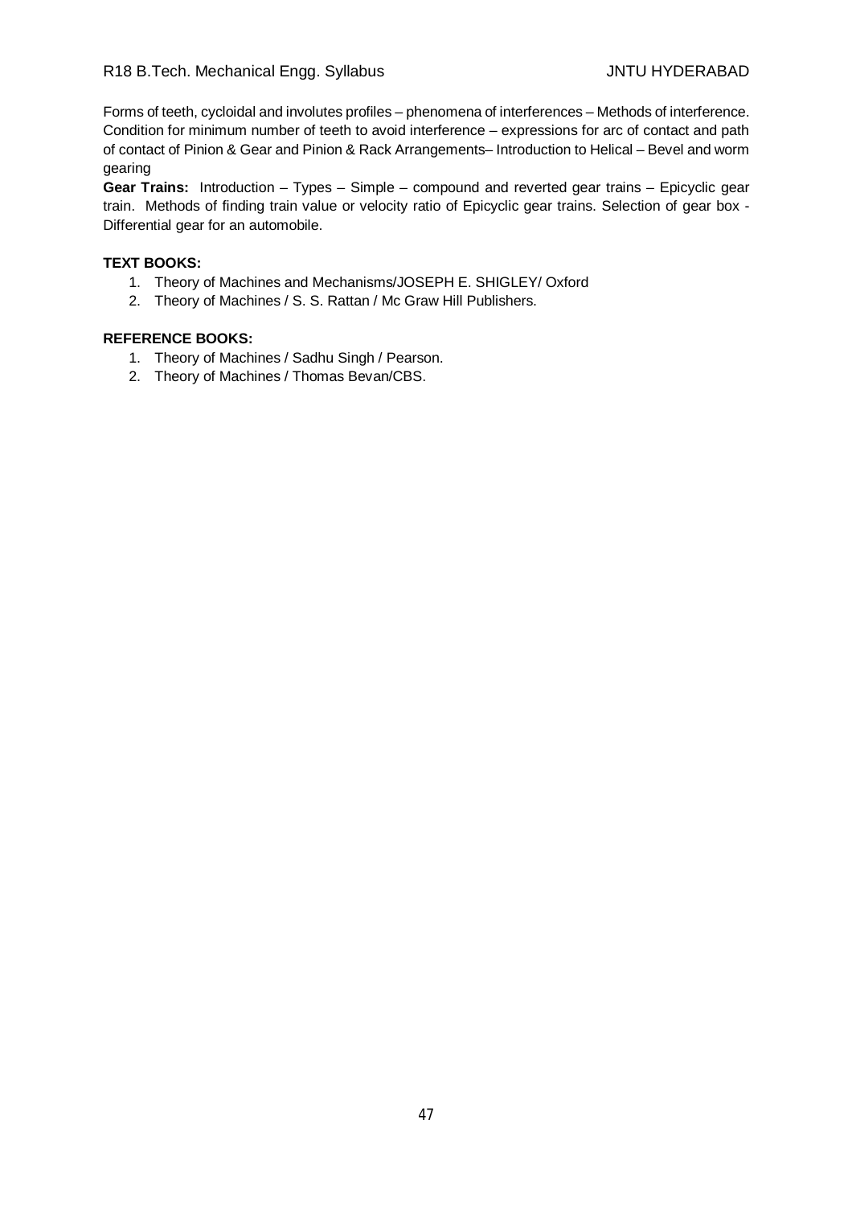Forms of teeth, cycloidal and involutes profiles – phenomena of interferences – Methods of interference. Condition for minimum number of teeth to avoid interference – expressions for arc of contact and path of contact of Pinion & Gear and Pinion & Rack Arrangements– Introduction to Helical – Bevel and worm gearing

**Gear Trains:** Introduction – Types – Simple – compound and reverted gear trains – Epicyclic gear train. Methods of finding train value or velocity ratio of Epicyclic gear trains. Selection of gear box - Differential gear for an automobile.

**TEXT BOOKS:**

1. Theory of Machines and Mechanisms/JOSEPH E. SHIGLEY/ Oxford
2. Theory of Machines / S. S. Rattan / Mc Graw Hill Publishers.

**REFERENCE BOOKS:**

1. Theory of Machines / Sadhu Singh / Pearson.
2. Theory of Machines / Thomas Bevan/CBS.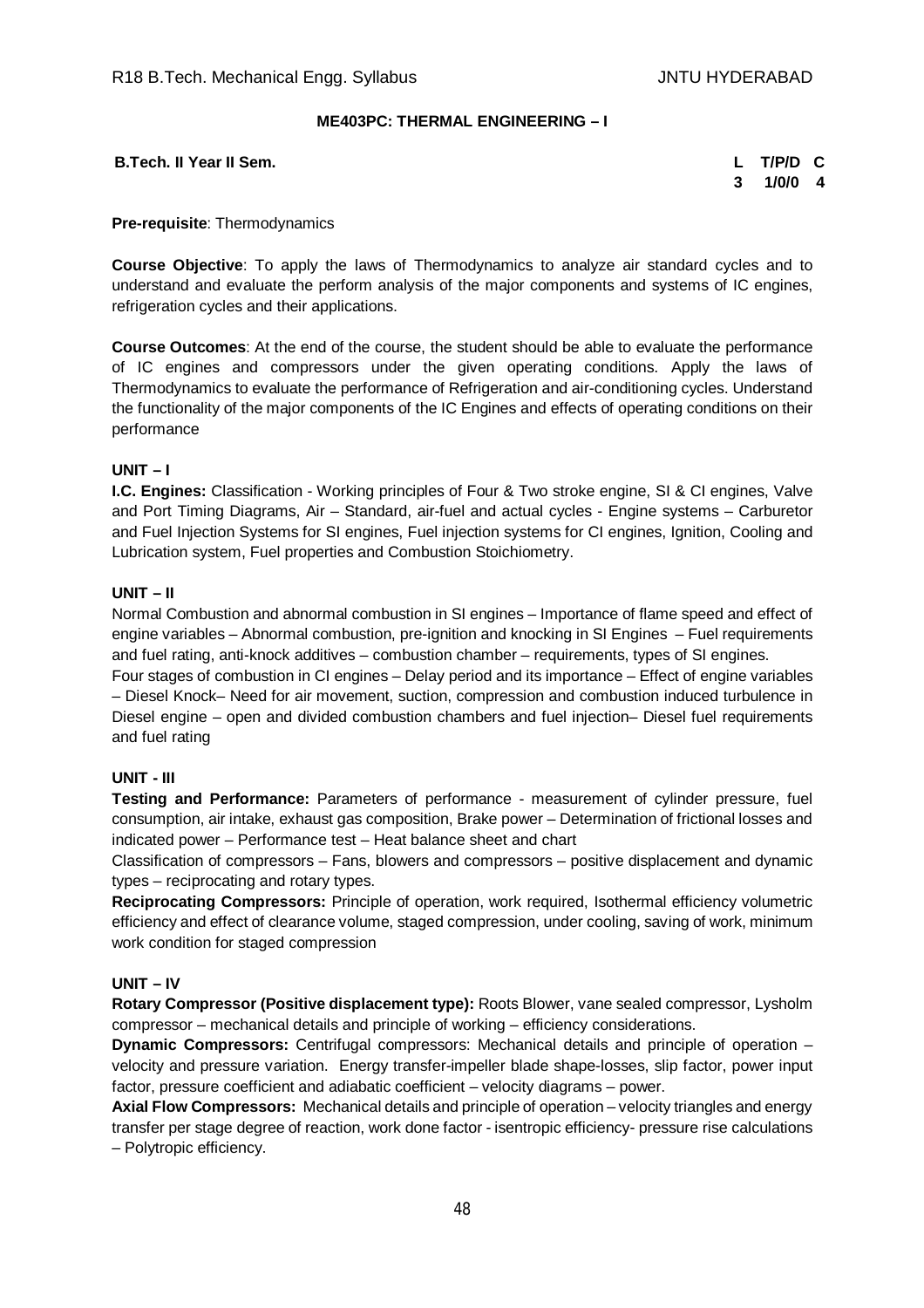**ME403PC: THERMAL ENGINEERING – I**

| **B.Tech. II Year II Sem.** | **L** | **T/P/D** | **C** |
|---|---|---|---|
| | **3** | **1/0/0** | **4** |

**Pre-requisite**: Thermodynamics

**Course Objective**: To apply the laws of Thermodynamics to analyze air standard cycles and to understand and evaluate the perform analysis of the major components and systems of IC engines, refrigeration cycles and their applications.

**Course Outcomes**: At the end of the course, the student should be able to evaluate the performance of IC engines and compressors under the given operating conditions. Apply the laws of Thermodynamics to evaluate the performance of Refrigeration and air-conditioning cycles. Understand the functionality of the major components of the IC Engines and effects of operating conditions on their performance

**UNIT – I**

**I.C. Engines:** Classification - Working principles of Four & Two stroke engine, SI & CI engines, Valve and Port Timing Diagrams, Air – Standard, air-fuel and actual cycles - Engine systems – Carburetor and Fuel Injection Systems for SI engines, Fuel injection systems for CI engines, Ignition, Cooling and Lubrication system, Fuel properties and Combustion Stoichiometry.

**UNIT – II**

Normal Combustion and abnormal combustion in SI engines – Importance of flame speed and effect of engine variables – Abnormal combustion, pre-ignition and knocking in SI Engines – Fuel requirements and fuel rating, anti-knock additives – combustion chamber – requirements, types of SI engines.

Four stages of combustion in CI engines – Delay period and its importance – Effect of engine variables – Diesel Knock– Need for air movement, suction, compression and combustion induced turbulence in Diesel engine – open and divided combustion chambers and fuel injection– Diesel fuel requirements and fuel rating

**UNIT - III**

**Testing and Performance:** Parameters of performance - measurement of cylinder pressure, fuel consumption, air intake, exhaust gas composition, Brake power – Determination of frictional losses and indicated power – Performance test – Heat balance sheet and chart

Classification of compressors – Fans, blowers and compressors – positive displacement and dynamic types – reciprocating and rotary types.

**Reciprocating Compressors:** Principle of operation, work required, Isothermal efficiency volumetric efficiency and effect of clearance volume, staged compression, under cooling, saving of work, minimum work condition for staged compression

**UNIT – IV**

**Rotary Compressor (Positive displacement type):** Roots Blower, vane sealed compressor, Lysholm compressor – mechanical details and principle of working – efficiency considerations.

**Dynamic Compressors:** Centrifugal compressors: Mechanical details and principle of operation – velocity and pressure variation. Energy transfer-impeller blade shape-losses, slip factor, power input factor, pressure coefficient and adiabatic coefficient – velocity diagrams – power.

**Axial Flow Compressors:** Mechanical details and principle of operation – velocity triangles and energy transfer per stage degree of reaction, work done factor - isentropic efficiency- pressure rise calculations – Polytropic efficiency.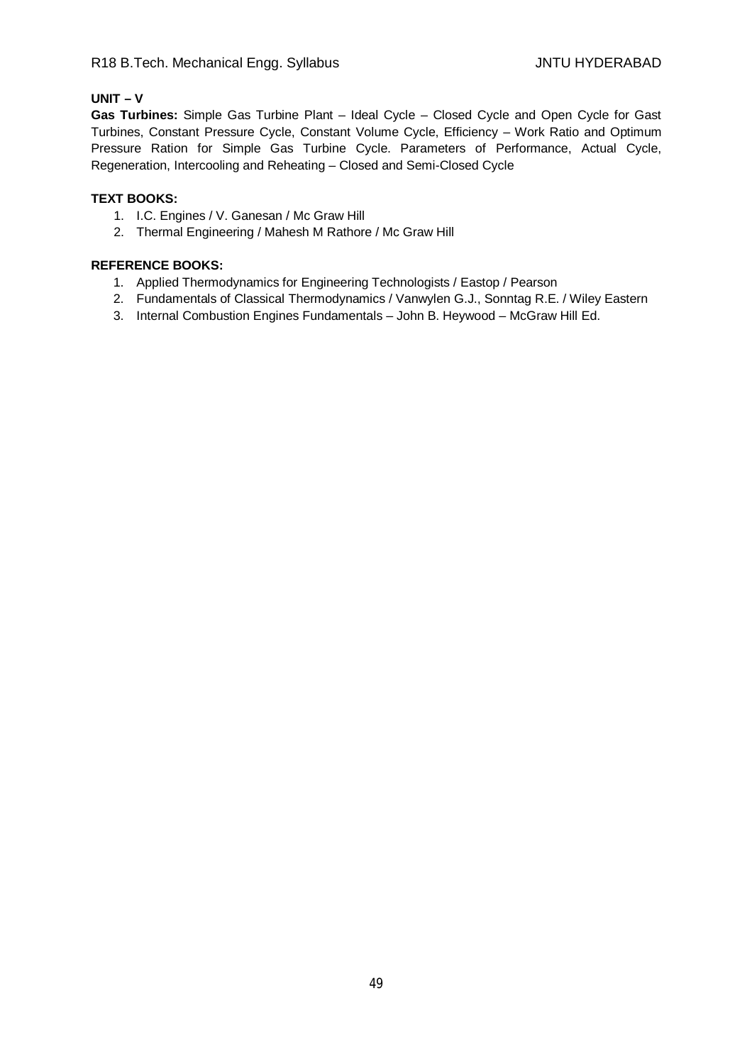**UNIT – V**

**Gas Turbines:** Simple Gas Turbine Plant – Ideal Cycle – Closed Cycle and Open Cycle for Gast Turbines, Constant Pressure Cycle, Constant Volume Cycle, Efficiency – Work Ratio and Optimum Pressure Ration for Simple Gas Turbine Cycle. Parameters of Performance, Actual Cycle, Regeneration, Intercooling and Reheating – Closed and Semi-Closed Cycle

**TEXT BOOKS:**

1. I.C. Engines / V. Ganesan / Mc Graw Hill
2. Thermal Engineering / Mahesh M Rathore / Mc Graw Hill

**REFERENCE BOOKS:**

1. Applied Thermodynamics for Engineering Technologists / Eastop / Pearson
2. Fundamentals of Classical Thermodynamics / Vanwylen G.J., Sonntag R.E. / Wiley Eastern
3. Internal Combustion Engines Fundamentals – John B. Heywood – McGraw Hill Ed.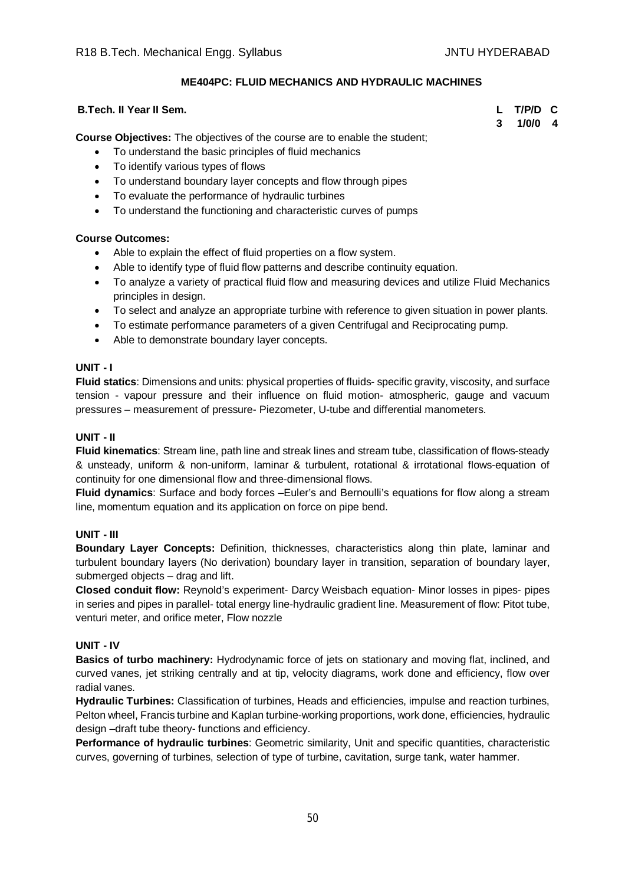## ME404PC: FLUID MECHANICS AND HYDRAULIC MACHINES

**B.Tech. II Year II Sem.**

| L | T/P/D | C |
|---|---|---|
| 3 | 1/0/0 | 4 |

**Course Objectives:** The objectives of the course are to enable the student;

- To understand the basic principles of fluid mechanics
- To identify various types of flows
- To understand boundary layer concepts and flow through pipes
- To evaluate the performance of hydraulic turbines
- To understand the functioning and characteristic curves of pumps

**Course Outcomes:**

- Able to explain the effect of fluid properties on a flow system.
- Able to identify type of fluid flow patterns and describe continuity equation.
- To analyze a variety of practical fluid flow and measuring devices and utilize Fluid Mechanics principles in design.
- To select and analyze an appropriate turbine with reference to given situation in power plants.
- To estimate performance parameters of a given Centrifugal and Reciprocating pump.
- Able to demonstrate boundary layer concepts.

### UNIT - I

**Fluid statics**: Dimensions and units: physical properties of fluids- specific gravity, viscosity, and surface tension - vapour pressure and their influence on fluid motion- atmospheric, gauge and vacuum pressures – measurement of pressure- Piezometer, U-tube and differential manometers.

### UNIT - II

**Fluid kinematics**: Stream line, path line and streak lines and stream tube, classification of flows-steady & unsteady, uniform & non-uniform, laminar & turbulent, rotational & irrotational flows-equation of continuity for one dimensional flow and three-dimensional flows.

**Fluid dynamics**: Surface and body forces –Euler's and Bernoulli's equations for flow along a stream line, momentum equation and its application on force on pipe bend.

### UNIT - III

**Boundary Layer Concepts:** Definition, thicknesses, characteristics along thin plate, laminar and turbulent boundary layers (No derivation) boundary layer in transition, separation of boundary layer, submerged objects – drag and lift.

**Closed conduit flow:** Reynold's experiment- Darcy Weisbach equation- Minor losses in pipes- pipes in series and pipes in parallel- total energy line-hydraulic gradient line. Measurement of flow: Pitot tube, venturi meter, and orifice meter, Flow nozzle

### UNIT - IV

**Basics of turbo machinery:** Hydrodynamic force of jets on stationary and moving flat, inclined, and curved vanes, jet striking centrally and at tip, velocity diagrams, work done and efficiency, flow over radial vanes.

**Hydraulic Turbines:** Classification of turbines, Heads and efficiencies, impulse and reaction turbines, Pelton wheel, Francis turbine and Kaplan turbine-working proportions, work done, efficiencies, hydraulic design –draft tube theory- functions and efficiency.

**Performance of hydraulic turbines**: Geometric similarity, Unit and specific quantities, characteristic curves, governing of turbines, selection of type of turbine, cavitation, surge tank, water hammer.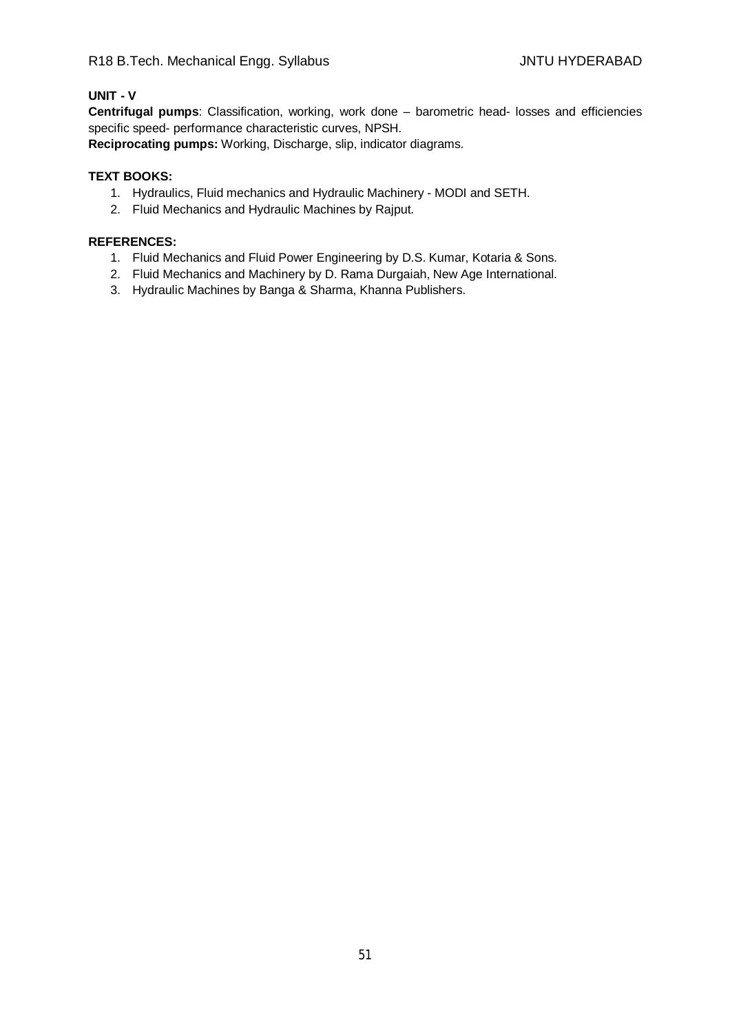**UNIT - V**

**Centrifugal pumps**: Classification, working, work done – barometric head- losses and efficiencies specific speed- performance characteristic curves, NPSH.

**Reciprocating pumps:** Working, Discharge, slip, indicator diagrams.

**TEXT BOOKS:**

1. Hydraulics, Fluid mechanics and Hydraulic Machinery - MODI and SETH.
2. Fluid Mechanics and Hydraulic Machines by Rajput.

**REFERENCES:**

1. Fluid Mechanics and Fluid Power Engineering by D.S. Kumar, Kotaria & Sons.
2. Fluid Mechanics and Machinery by D. Rama Durgaiah, New Age International.
3. Hydraulic Machines by Banga & Sharma, Khanna Publishers.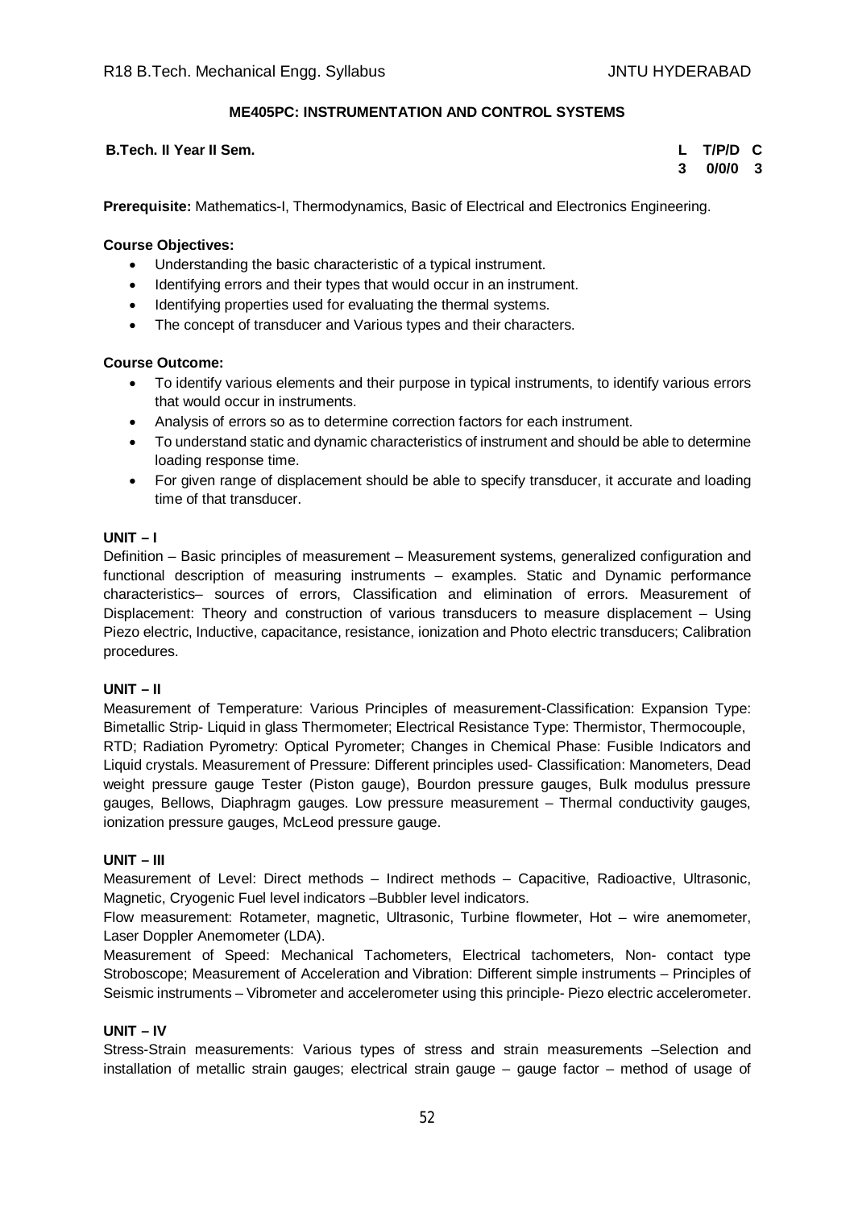## ME405PC: INSTRUMENTATION AND CONTROL SYSTEMS

**B.Tech. II Year II Sem.**

| L | T/P/D | C |
|---|---|---|
| 3 | 0/0/0 | 3 |

**Prerequisite:** Mathematics-I, Thermodynamics, Basic of Electrical and Electronics Engineering.

**Course Objectives:**

- Understanding the basic characteristic of a typical instrument.
- Identifying errors and their types that would occur in an instrument.
- Identifying properties used for evaluating the thermal systems.
- The concept of transducer and Various types and their characters.

**Course Outcome:**

- To identify various elements and their purpose in typical instruments, to identify various errors that would occur in instruments.
- Analysis of errors so as to determine correction factors for each instrument.
- To understand static and dynamic characteristics of instrument and should be able to determine loading response time.
- For given range of displacement should be able to specify transducer, it accurate and loading time of that transducer.

**UNIT – I**

Definition – Basic principles of measurement – Measurement systems, generalized configuration and functional description of measuring instruments – examples. Static and Dynamic performance characteristics– sources of errors, Classification and elimination of errors. Measurement of Displacement: Theory and construction of various transducers to measure displacement – Using Piezo electric, Inductive, capacitance, resistance, ionization and Photo electric transducers; Calibration procedures.

**UNIT – II**

Measurement of Temperature: Various Principles of measurement-Classification: Expansion Type: Bimetallic Strip- Liquid in glass Thermometer; Electrical Resistance Type: Thermistor, Thermocouple, RTD; Radiation Pyrometry: Optical Pyrometer; Changes in Chemical Phase: Fusible Indicators and Liquid crystals. Measurement of Pressure: Different principles used- Classification: Manometers, Dead weight pressure gauge Tester (Piston gauge), Bourdon pressure gauges, Bulk modulus pressure gauges, Bellows, Diaphragm gauges. Low pressure measurement – Thermal conductivity gauges, ionization pressure gauges, McLeod pressure gauge.

**UNIT – III**

Measurement of Level: Direct methods – Indirect methods – Capacitive, Radioactive, Ultrasonic, Magnetic, Cryogenic Fuel level indicators –Bubbler level indicators.

Flow measurement: Rotameter, magnetic, Ultrasonic, Turbine flowmeter, Hot – wire anemometer, Laser Doppler Anemometer (LDA).

Measurement of Speed: Mechanical Tachometers, Electrical tachometers, Non- contact type Stroboscope; Measurement of Acceleration and Vibration: Different simple instruments – Principles of Seismic instruments – Vibrometer and accelerometer using this principle- Piezo electric accelerometer.

**UNIT – IV**

Stress-Strain measurements: Various types of stress and strain measurements –Selection and installation of metallic strain gauges; electrical strain gauge – gauge factor – method of usage of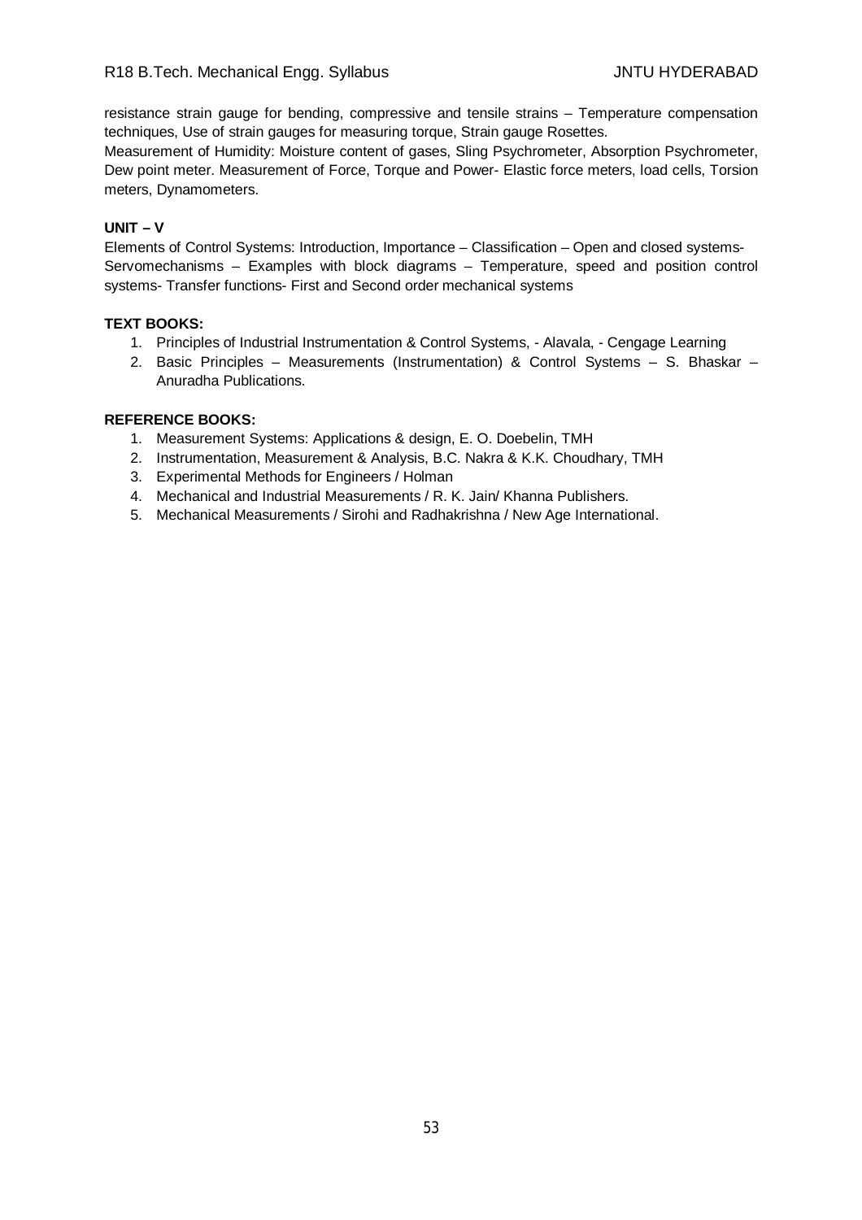resistance strain gauge for bending, compressive and tensile strains – Temperature compensation techniques, Use of strain gauges for measuring torque, Strain gauge Rosettes.

Measurement of Humidity: Moisture content of gases, Sling Psychrometer, Absorption Psychrometer, Dew point meter. Measurement of Force, Torque and Power- Elastic force meters, load cells, Torsion meters, Dynamometers.

**UNIT – V**

Elements of Control Systems: Introduction, Importance – Classification – Open and closed systems-Servomechanisms – Examples with block diagrams – Temperature, speed and position control systems- Transfer functions- First and Second order mechanical systems

**TEXT BOOKS:**

1. Principles of Industrial Instrumentation & Control Systems, - Alavala, - Cengage Learning
2. Basic Principles – Measurements (Instrumentation) & Control Systems – S. Bhaskar – Anuradha Publications.

**REFERENCE BOOKS:**

1. Measurement Systems: Applications & design, E. O. Doebelin, TMH
2. Instrumentation, Measurement & Analysis, B.C. Nakra & K.K. Choudhary, TMH
3. Experimental Methods for Engineers / Holman
4. Mechanical and Industrial Measurements / R. K. Jain/ Khanna Publishers.
5. Mechanical Measurements / Sirohi and Radhakrishna / New Age International.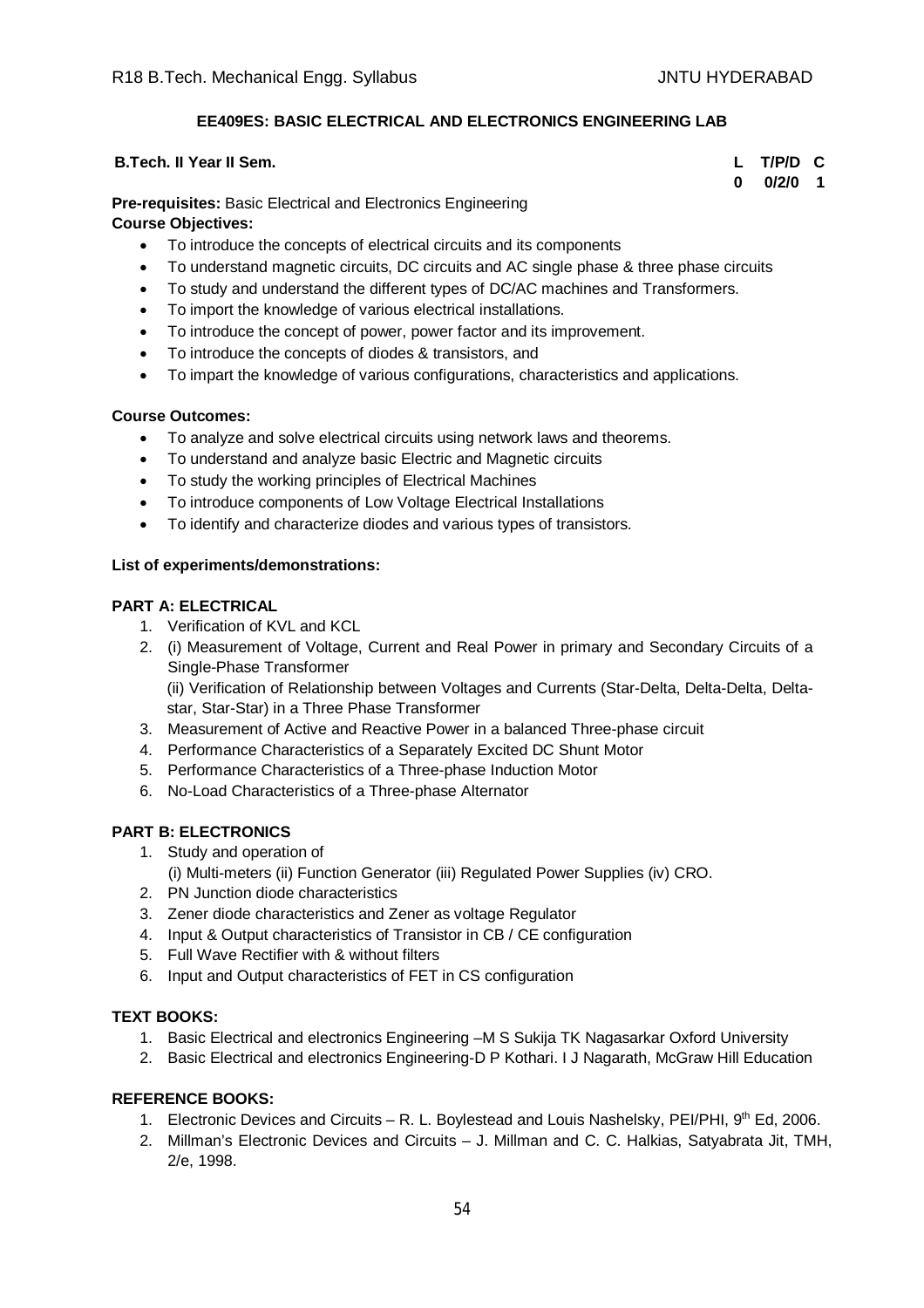## EE409ES: BASIC ELECTRICAL AND ELECTRONICS ENGINEERING LAB

**B.Tech. II Year II Sem.**

| L | T/P/D | C |
|---|---|---|
| 0 | 0/2/0 | 1 |

**Pre-requisites:** Basic Electrical and Electronics Engineering

**Course Objectives:**

- To introduce the concepts of electrical circuits and its components
- To understand magnetic circuits, DC circuits and AC single phase & three phase circuits
- To study and understand the different types of DC/AC machines and Transformers.
- To import the knowledge of various electrical installations.
- To introduce the concept of power, power factor and its improvement.
- To introduce the concepts of diodes & transistors, and
- To impart the knowledge of various configurations, characteristics and applications.

**Course Outcomes:**

- To analyze and solve electrical circuits using network laws and theorems.
- To understand and analyze basic Electric and Magnetic circuits
- To study the working principles of Electrical Machines
- To introduce components of Low Voltage Electrical Installations
- To identify and characterize diodes and various types of transistors.

**List of experiments/demonstrations:**

**PART A: ELECTRICAL**

1. Verification of KVL and KCL
2. (i) Measurement of Voltage, Current and Real Power in primary and Secondary Circuits of a Single-Phase Transformer
   (ii) Verification of Relationship between Voltages and Currents (Star-Delta, Delta-Delta, Delta-star, Star-Star) in a Three Phase Transformer
3. Measurement of Active and Reactive Power in a balanced Three-phase circuit
4. Performance Characteristics of a Separately Excited DC Shunt Motor
5. Performance Characteristics of a Three-phase Induction Motor
6. No-Load Characteristics of a Three-phase Alternator

**PART B: ELECTRONICS**

1. Study and operation of
   (i) Multi-meters (ii) Function Generator (iii) Regulated Power Supplies (iv) CRO.
2. PN Junction diode characteristics
3. Zener diode characteristics and Zener as voltage Regulator
4. Input & Output characteristics of Transistor in CB / CE configuration
5. Full Wave Rectifier with & without filters
6. Input and Output characteristics of FET in CS configuration

**TEXT BOOKS:**

1. Basic Electrical and electronics Engineering –M S Sukija TK Nagasarkar Oxford University
2. Basic Electrical and electronics Engineering-D P Kothari. I J Nagarath, McGraw Hill Education

**REFERENCE BOOKS:**

1. Electronic Devices and Circuits – R. L. Boylestead and Louis Nashelsky, PEI/PHI, 9th Ed, 2006.
2. Millman's Electronic Devices and Circuits – J. Millman and C. C. Halkias, Satyabrata Jit, TMH, 2/e, 1998.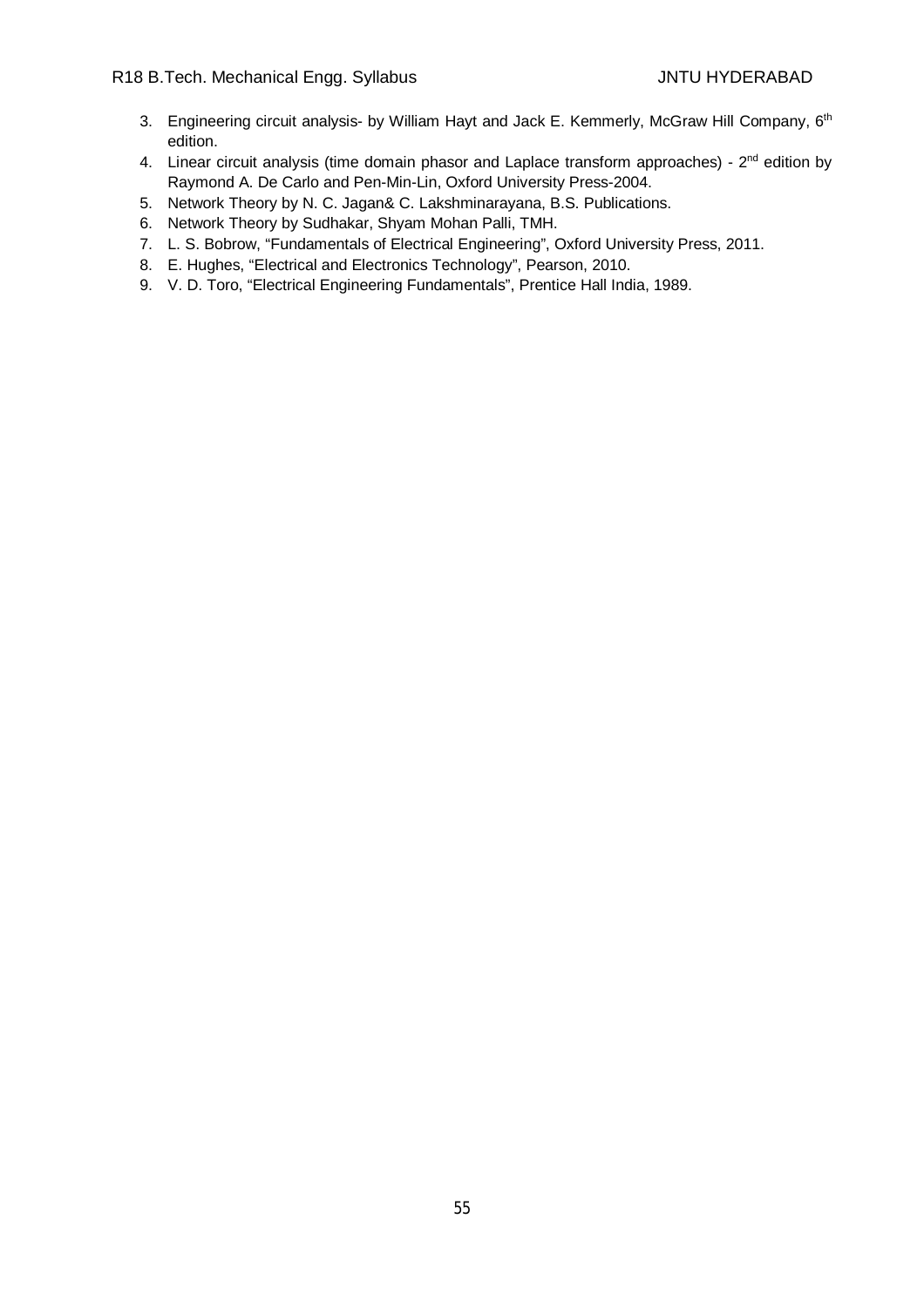3. Engineering circuit analysis- by William Hayt and Jack E. Kemmerly, McGraw Hill Company, 6th edition.
4. Linear circuit analysis (time domain phasor and Laplace transform approaches) - 2nd edition by Raymond A. De Carlo and Pen-Min-Lin, Oxford University Press-2004.
5. Network Theory by N. C. Jagan& C. Lakshminarayana, B.S. Publications.
6. Network Theory by Sudhakar, Shyam Mohan Palli, TMH.
7. L. S. Bobrow, "Fundamentals of Electrical Engineering", Oxford University Press, 2011.
8. E. Hughes, "Electrical and Electronics Technology", Pearson, 2010.
9. V. D. Toro, "Electrical Engineering Fundamentals", Prentice Hall India, 1989.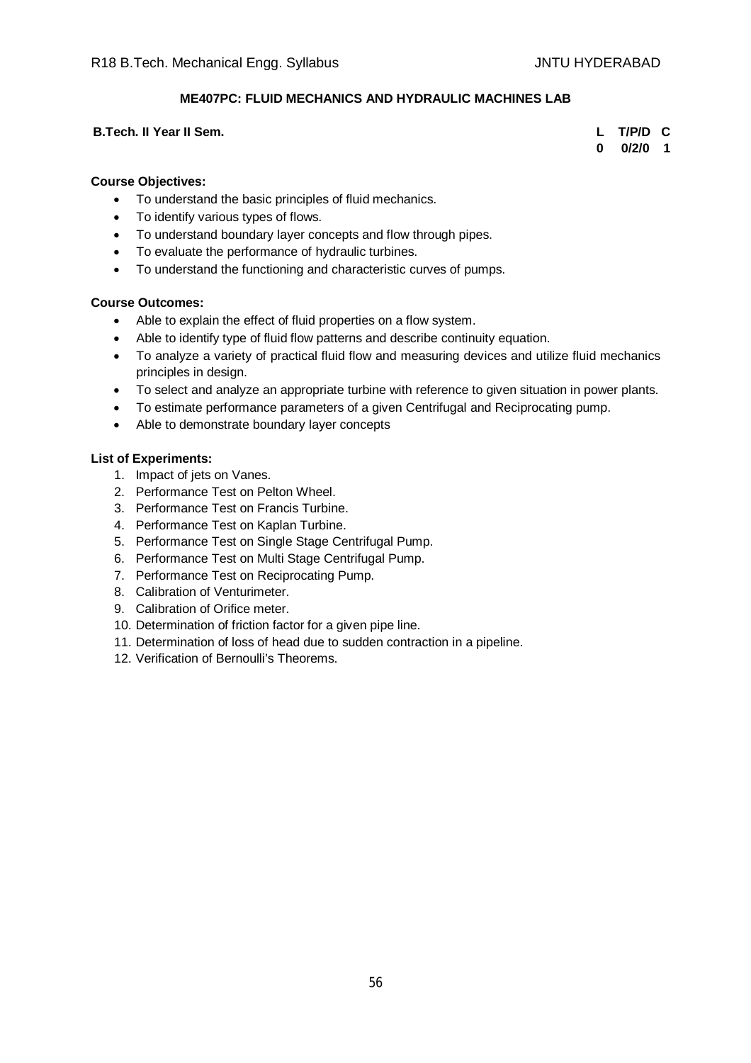## ME407PC: FLUID MECHANICS AND HYDRAULIC MACHINES LAB

**B.Tech. II Year II Sem.**

| L | T/P/D | C |
|---|---|---|
| 0 | 0/2/0 | 1 |

**Course Objectives:**

- To understand the basic principles of fluid mechanics.
- To identify various types of flows.
- To understand boundary layer concepts and flow through pipes.
- To evaluate the performance of hydraulic turbines.
- To understand the functioning and characteristic curves of pumps.

**Course Outcomes:**

- Able to explain the effect of fluid properties on a flow system.
- Able to identify type of fluid flow patterns and describe continuity equation.
- To analyze a variety of practical fluid flow and measuring devices and utilize fluid mechanics principles in design.
- To select and analyze an appropriate turbine with reference to given situation in power plants.
- To estimate performance parameters of a given Centrifugal and Reciprocating pump.
- Able to demonstrate boundary layer concepts

**List of Experiments:**

1. Impact of jets on Vanes.
2. Performance Test on Pelton Wheel.
3. Performance Test on Francis Turbine.
4. Performance Test on Kaplan Turbine.
5. Performance Test on Single Stage Centrifugal Pump.
6. Performance Test on Multi Stage Centrifugal Pump.
7. Performance Test on Reciprocating Pump.
8. Calibration of Venturimeter.
9. Calibration of Orifice meter.
10. Determination of friction factor for a given pipe line.
11. Determination of loss of head due to sudden contraction in a pipeline.
12. Verification of Bernoulli's Theorems.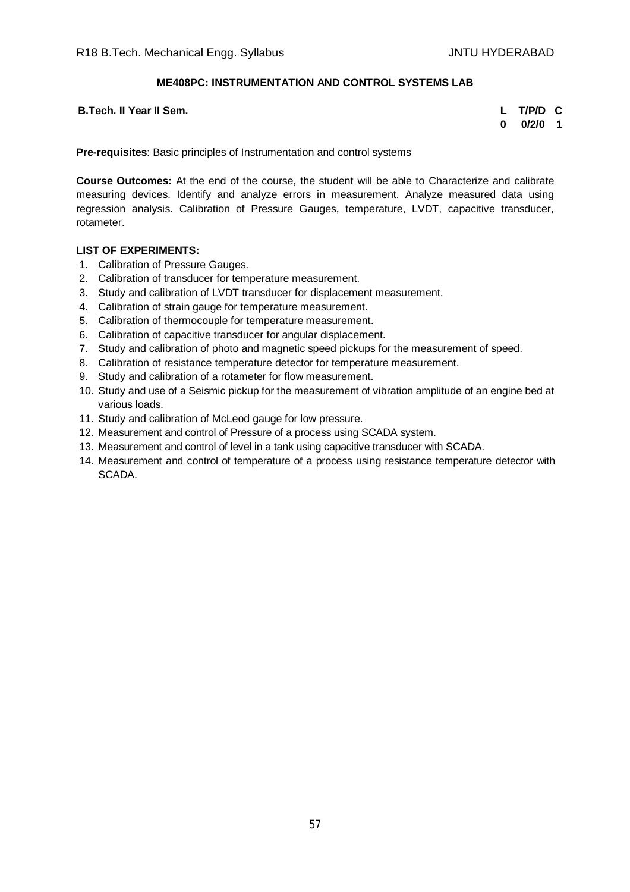## ME408PC: INSTRUMENTATION AND CONTROL SYSTEMS LAB

| **B.Tech. II Year II Sem.** | **L** | **T/P/D** | **C** |
|---|---|---|---|
| | **0** | **0/2/0** | **1** |

**Pre-requisites**: Basic principles of Instrumentation and control systems

**Course Outcomes:** At the end of the course, the student will be able to Characterize and calibrate measuring devices. Identify and analyze errors in measurement. Analyze measured data using regression analysis. Calibration of Pressure Gauges, temperature, LVDT, capacitive transducer, rotameter.

**LIST OF EXPERIMENTS:**

1. Calibration of Pressure Gauges.
2. Calibration of transducer for temperature measurement.
3. Study and calibration of LVDT transducer for displacement measurement.
4. Calibration of strain gauge for temperature measurement.
5. Calibration of thermocouple for temperature measurement.
6. Calibration of capacitive transducer for angular displacement.
7. Study and calibration of photo and magnetic speed pickups for the measurement of speed.
8. Calibration of resistance temperature detector for temperature measurement.
9. Study and calibration of a rotameter for flow measurement.
10. Study and use of a Seismic pickup for the measurement of vibration amplitude of an engine bed at various loads.
11. Study and calibration of McLeod gauge for low pressure.
12. Measurement and control of Pressure of a process using SCADA system.
13. Measurement and control of level in a tank using capacitive transducer with SCADA.
14. Measurement and control of temperature of a process using resistance temperature detector with SCADA.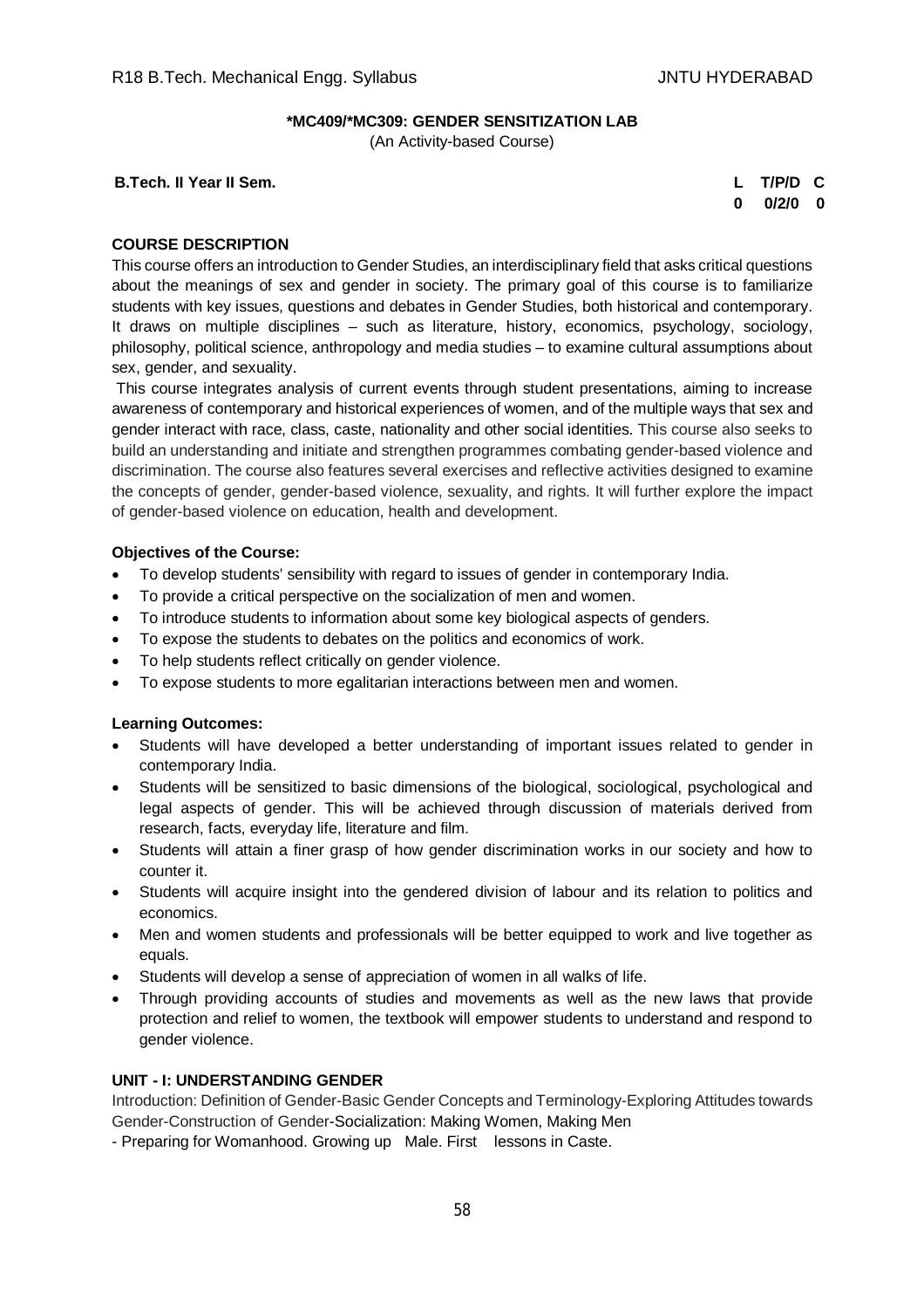## *MC409/*MC309: GENDER SENSITIZATION LAB

(An Activity-based Course)

| B.Tech. II Year II Sem. | L | T/P/D | C |
|---|---|---|---|
| | 0 | 0/2/0 | 0 |

### COURSE DESCRIPTION

This course offers an introduction to Gender Studies, an interdisciplinary field that asks critical questions about the meanings of sex and gender in society. The primary goal of this course is to familiarize students with key issues, questions and debates in Gender Studies, both historical and contemporary. It draws on multiple disciplines – such as literature, history, economics, psychology, sociology, philosophy, political science, anthropology and media studies – to examine cultural assumptions about sex, gender, and sexuality.

This course integrates analysis of current events through student presentations, aiming to increase awareness of contemporary and historical experiences of women, and of the multiple ways that sex and gender interact with race, class, caste, nationality and other social identities. This course also seeks to build an understanding and initiate and strengthen programmes combating gender-based violence and discrimination. The course also features several exercises and reflective activities designed to examine the concepts of gender, gender-based violence, sexuality, and rights. It will further explore the impact of gender-based violence on education, health and development.

**Objectives of the Course:**

- To develop students' sensibility with regard to issues of gender in contemporary India.
- To provide a critical perspective on the socialization of men and women.
- To introduce students to information about some key biological aspects of genders.
- To expose the students to debates on the politics and economics of work.
- To help students reflect critically on gender violence.
- To expose students to more egalitarian interactions between men and women.

**Learning Outcomes:**

- Students will have developed a better understanding of important issues related to gender in contemporary India.
- Students will be sensitized to basic dimensions of the biological, sociological, psychological and legal aspects of gender. This will be achieved through discussion of materials derived from research, facts, everyday life, literature and film.
- Students will attain a finer grasp of how gender discrimination works in our society and how to counter it.
- Students will acquire insight into the gendered division of labour and its relation to politics and economics.
- Men and women students and professionals will be better equipped to work and live together as equals.
- Students will develop a sense of appreciation of women in all walks of life.
- Through providing accounts of studies and movements as well as the new laws that provide protection and relief to women, the textbook will empower students to understand and respond to gender violence.

### UNIT - I: UNDERSTANDING GENDER

Introduction: Definition of Gender-Basic Gender Concepts and Terminology-Exploring Attitudes towards Gender-Construction of Gender-Socialization: Making Women, Making Men
- Preparing for Womanhood. Growing up Male. First lessons in Caste.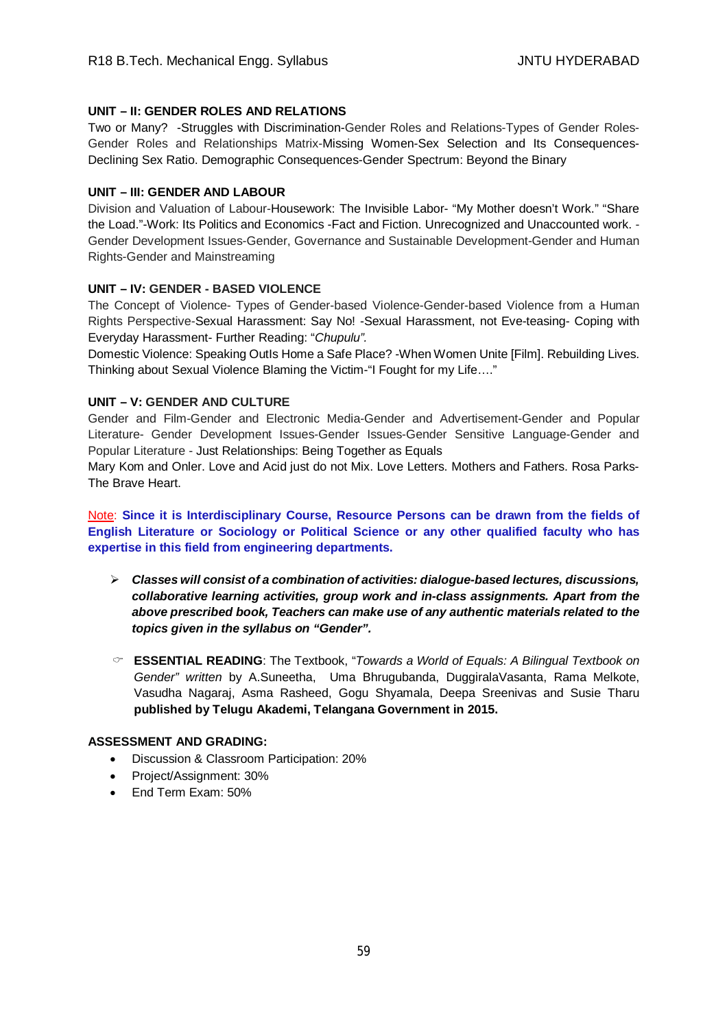**UNIT – II: GENDER ROLES AND RELATIONS**

Two or Many? -Struggles with Discrimination-Gender Roles and Relations-Types of Gender Roles-Gender Roles and Relationships Matrix-Missing Women-Sex Selection and Its Consequences-Declining Sex Ratio. Demographic Consequences-Gender Spectrum: Beyond the Binary

**UNIT – III: GENDER AND LABOUR**

Division and Valuation of Labour-Housework: The Invisible Labor- “My Mother doesn’t Work.” “Share the Load.”-Work: Its Politics and Economics -Fact and Fiction. Unrecognized and Unaccounted work. -Gender Development Issues-Gender, Governance and Sustainable Development-Gender and Human Rights-Gender and Mainstreaming

**UNIT – IV: GENDER - BASED VIOLENCE**

The Concept of Violence- Types of Gender-based Violence-Gender-based Violence from a Human Rights Perspective-Sexual Harassment: Say No! -Sexual Harassment, not Eve-teasing- Coping with Everyday Harassment- Further Reading: “*Chupulu”.*

Domestic Violence: Speaking OutIs Home a Safe Place? -When Women Unite [Film]. Rebuilding Lives. Thinking about Sexual Violence Blaming the Victim-“I Fought for my Life….”

**UNIT – V: GENDER AND CULTURE**

Gender and Film-Gender and Electronic Media-Gender and Advertisement-Gender and Popular Literature- Gender Development Issues-Gender Issues-Gender Sensitive Language-Gender and Popular Literature - Just Relationships: Being Together as Equals

Mary Kom and Onler. Love and Acid just do not Mix. Love Letters. Mothers and Fathers. Rosa Parks-The Brave Heart.

Note: **Since it is Interdisciplinary Course, Resource Persons can be drawn from the fields of English Literature or Sociology or Political Science or any other qualified faculty who has expertise in this field from engineering departments.**

- ***Classes will consist of a combination of activities: dialogue-based lectures, discussions, collaborative learning activities, group work and in-class assignments. Apart from the above prescribed book, Teachers can make use of any authentic materials related to the topics given in the syllabus on “Gender”.***

- **ESSENTIAL READING**: The Textbook, “*Towards a World of Equals: A Bilingual Textbook on Gender” written* by A.Suneetha, Uma Bhrugubanda, DuggiralaVasanta, Rama Melkote, Vasudha Nagaraj, Asma Rasheed, Gogu Shyamala, Deepa Sreenivas and Susie Tharu **published by Telugu Akademi, Telangana Government in 2015.**

**ASSESSMENT AND GRADING:**

- Discussion & Classroom Participation: 20%
- Project/Assignment: 30%
- End Term Exam: 50%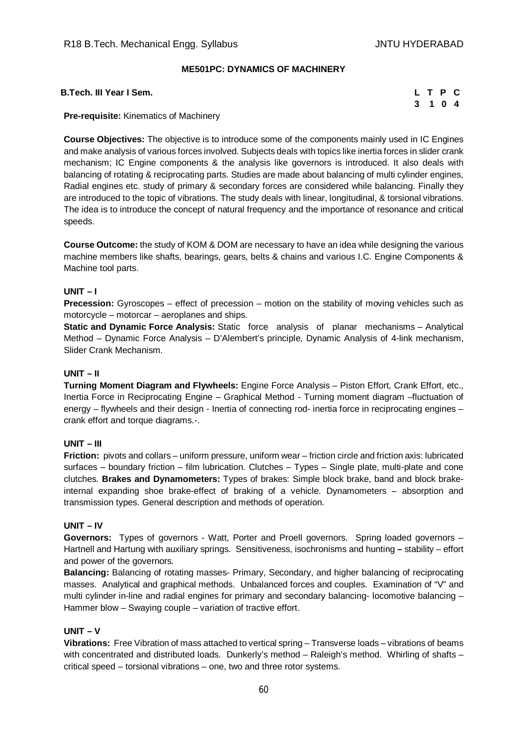## ME501PC: DYNAMICS OF MACHINERY

**B.Tech. III Year I Sem.**

| L | T | P | C |
|---|---|---|---|
| 3 | 1 | 0 | 4 |

**Pre-requisite:** Kinematics of Machinery

**Course Objectives:** The objective is to introduce some of the components mainly used in IC Engines and make analysis of various forces involved. Subjects deals with topics like inertia forces in slider crank mechanism; IC Engine components & the analysis like governors is introduced. It also deals with balancing of rotating & reciprocating parts. Studies are made about balancing of multi cylinder engines, Radial engines etc. study of primary & secondary forces are considered while balancing. Finally they are introduced to the topic of vibrations. The study deals with linear, longitudinal, & torsional vibrations. The idea is to introduce the concept of natural frequency and the importance of resonance and critical speeds.

**Course Outcome:** the study of KOM & DOM are necessary to have an idea while designing the various machine members like shafts, bearings, gears, belts & chains and various I.C. Engine Components & Machine tool parts.

### UNIT – I

**Precession:** Gyroscopes – effect of precession – motion on the stability of moving vehicles such as motorcycle – motorcar – aeroplanes and ships.

**Static and Dynamic Force Analysis:** Static force analysis of planar mechanisms – Analytical Method – Dynamic Force Analysis – D'Alembert's principle, Dynamic Analysis of 4-link mechanism, Slider Crank Mechanism.

### UNIT – II

**Turning Moment Diagram and Flywheels:** Engine Force Analysis – Piston Effort, Crank Effort, etc., Inertia Force in Reciprocating Engine – Graphical Method - Turning moment diagram –fluctuation of energy – flywheels and their design - Inertia of connecting rod- inertia force in reciprocating engines – crank effort and torque diagrams.-.

### UNIT – III

**Friction:** pivots and collars – uniform pressure, uniform wear – friction circle and friction axis: lubricated surfaces – boundary friction – film lubrication. Clutches – Types – Single plate, multi-plate and cone clutches. **Brakes and Dynamometers:** Types of brakes: Simple block brake, band and block brake- internal expanding shoe brake-effect of braking of a vehicle. Dynamometers – absorption and transmission types. General description and methods of operation.

### UNIT – IV

**Governors:** Types of governors - Watt, Porter and Proell governors. Spring loaded governors – Hartnell and Hartung with auxiliary springs. Sensitiveness, isochronisms and hunting **–** stability – effort and power of the governors.

**Balancing:** Balancing of rotating masses- Primary, Secondary, and higher balancing of reciprocating masses. Analytical and graphical methods. Unbalanced forces and couples. Examination of "V" and multi cylinder in-line and radial engines for primary and secondary balancing- locomotive balancing – Hammer blow – Swaying couple – variation of tractive effort.

### UNIT – V

**Vibrations:** Free Vibration of mass attached to vertical spring – Transverse loads – vibrations of beams with concentrated and distributed loads. Dunkerly's method – Raleigh's method. Whirling of shafts – critical speed – torsional vibrations – one, two and three rotor systems.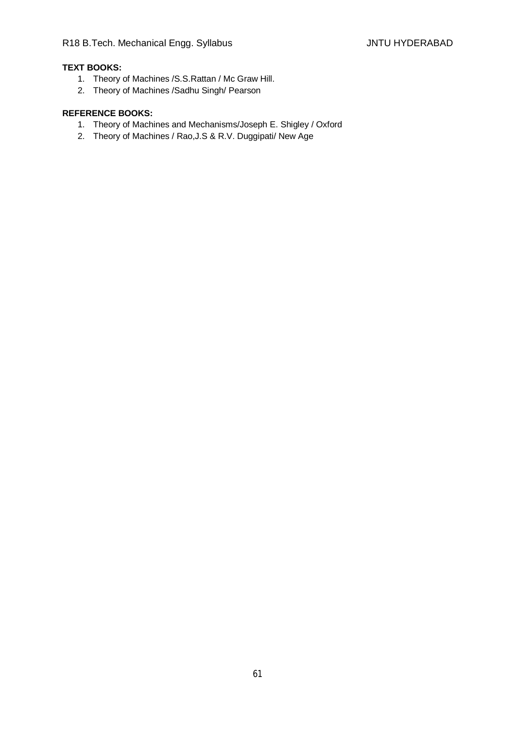**TEXT BOOKS:**

1. Theory of Machines /S.S.Rattan / Mc Graw Hill.
2. Theory of Machines /Sadhu Singh/ Pearson

**REFERENCE BOOKS:**

1. Theory of Machines and Mechanisms/Joseph E. Shigley / Oxford
2. Theory of Machines / Rao,J.S & R.V. Duggipati/ New Age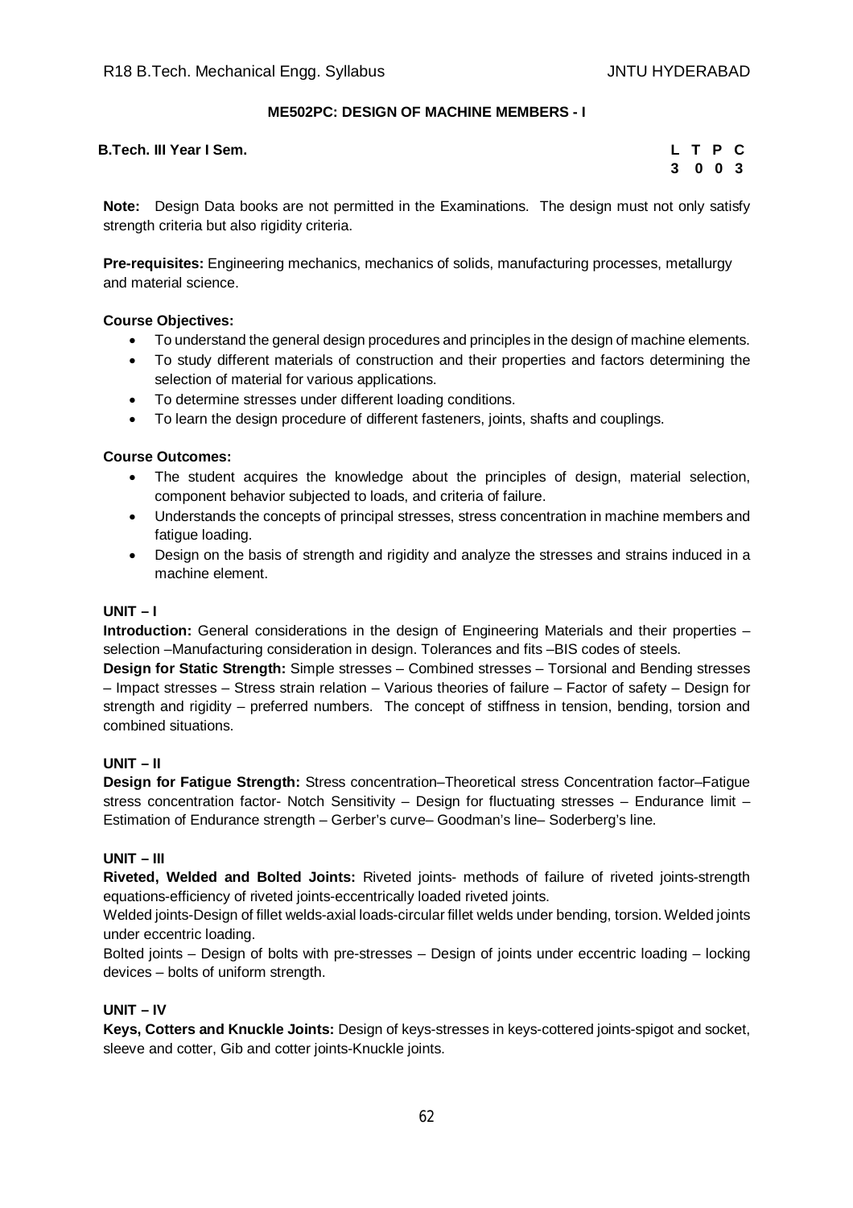## ME502PC: DESIGN OF MACHINE MEMBERS - I

**B.Tech. III Year I Sem.**

| L | T | P | C |
|---|---|---|---|
| 3 | 0 | 0 | 3 |

**Note:** Design Data books are not permitted in the Examinations. The design must not only satisfy strength criteria but also rigidity criteria.

**Pre-requisites:** Engineering mechanics, mechanics of solids, manufacturing processes, metallurgy and material science.

**Course Objectives:**

- To understand the general design procedures and principles in the design of machine elements.
- To study different materials of construction and their properties and factors determining the selection of material for various applications.
- To determine stresses under different loading conditions.
- To learn the design procedure of different fasteners, joints, shafts and couplings.

**Course Outcomes:**

- The student acquires the knowledge about the principles of design, material selection, component behavior subjected to loads, and criteria of failure.
- Understands the concepts of principal stresses, stress concentration in machine members and fatigue loading.
- Design on the basis of strength and rigidity and analyze the stresses and strains induced in a machine element.

### UNIT – I

**Introduction:** General considerations in the design of Engineering Materials and their properties – selection –Manufacturing consideration in design. Tolerances and fits –BIS codes of steels.

**Design for Static Strength:** Simple stresses – Combined stresses – Torsional and Bending stresses – Impact stresses – Stress strain relation – Various theories of failure – Factor of safety – Design for strength and rigidity – preferred numbers. The concept of stiffness in tension, bending, torsion and combined situations.

### UNIT – II

**Design for Fatigue Strength:** Stress concentration–Theoretical stress Concentration factor–Fatigue stress concentration factor- Notch Sensitivity – Design for fluctuating stresses – Endurance limit – Estimation of Endurance strength – Gerber's curve– Goodman's line– Soderberg's line.

### UNIT – III

**Riveted, Welded and Bolted Joints:** Riveted joints- methods of failure of riveted joints-strength equations-efficiency of riveted joints-eccentrically loaded riveted joints.

Welded joints-Design of fillet welds-axial loads-circular fillet welds under bending, torsion. Welded joints under eccentric loading.

Bolted joints – Design of bolts with pre-stresses – Design of joints under eccentric loading – locking devices – bolts of uniform strength.

### UNIT – IV

**Keys, Cotters and Knuckle Joints:** Design of keys-stresses in keys-cottered joints-spigot and socket, sleeve and cotter, Gib and cotter joints-Knuckle joints.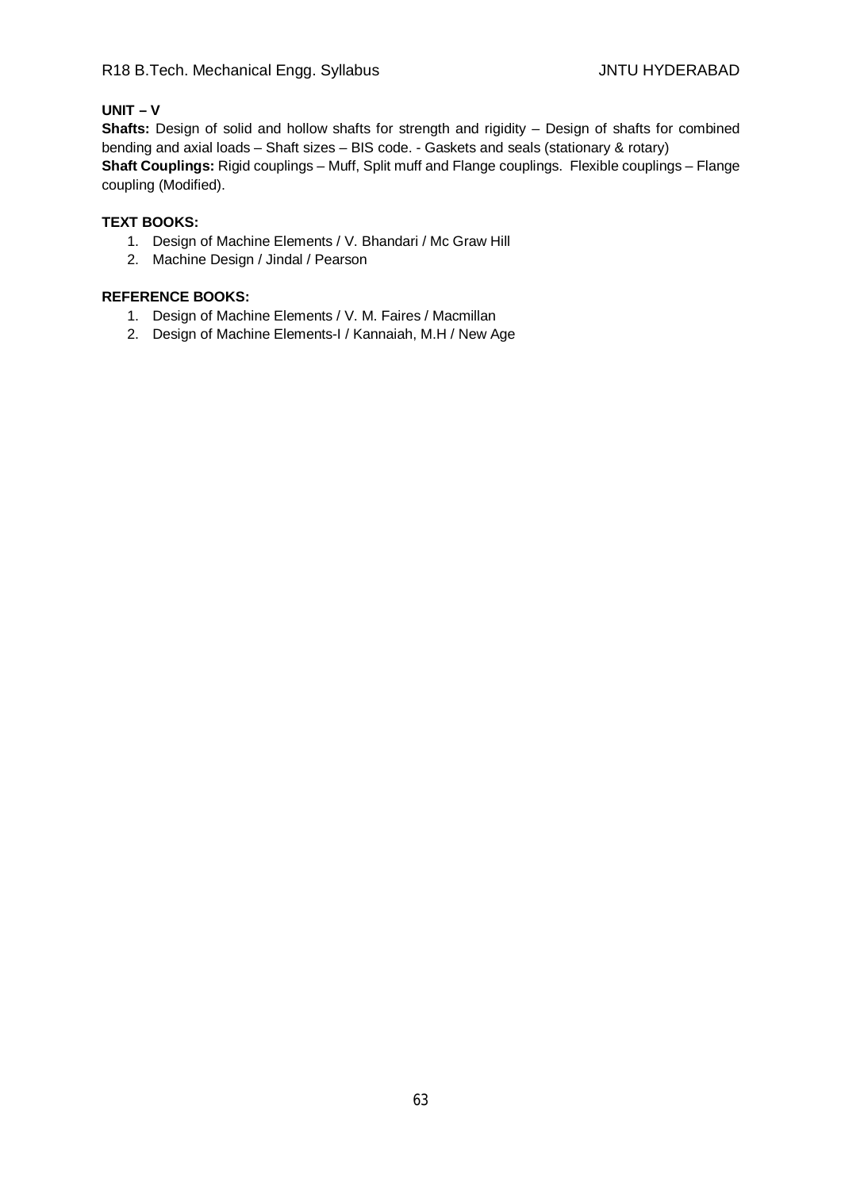**UNIT – V**

**Shafts:** Design of solid and hollow shafts for strength and rigidity – Design of shafts for combined bending and axial loads – Shaft sizes – BIS code. - Gaskets and seals (stationary & rotary)

**Shaft Couplings:** Rigid couplings – Muff, Split muff and Flange couplings. Flexible couplings – Flange coupling (Modified).

**TEXT BOOKS:**

1. Design of Machine Elements / V. Bhandari / Mc Graw Hill
2. Machine Design / Jindal / Pearson

**REFERENCE BOOKS:**

1. Design of Machine Elements / V. M. Faires / Macmillan
2. Design of Machine Elements-I / Kannaiah, M.H / New Age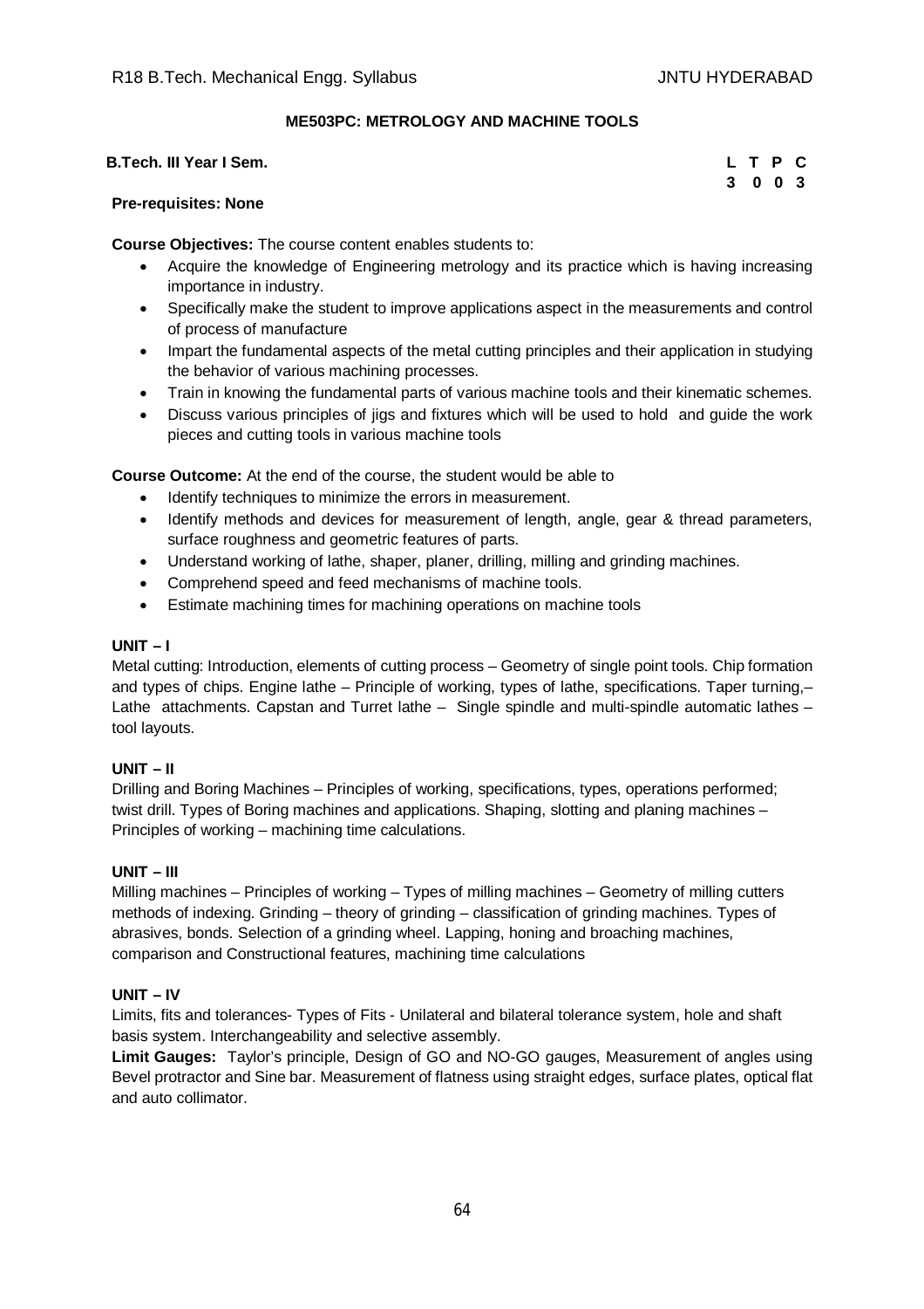## ME503PC: METROLOGY AND MACHINE TOOLS

**B.Tech. III Year I Sem.**

| L | T | P | C |
|---|---|---|---|
| 3 | 0 | 0 | 3 |

**Pre-requisites: None**

**Course Objectives:** The course content enables students to:

- Acquire the knowledge of Engineering metrology and its practice which is having increasing importance in industry.
- Specifically make the student to improve applications aspect in the measurements and control of process of manufacture
- Impart the fundamental aspects of the metal cutting principles and their application in studying the behavior of various machining processes.
- Train in knowing the fundamental parts of various machine tools and their kinematic schemes.
- Discuss various principles of jigs and fixtures which will be used to hold and guide the work pieces and cutting tools in various machine tools

**Course Outcome:** At the end of the course, the student would be able to

- Identify techniques to minimize the errors in measurement.
- Identify methods and devices for measurement of length, angle, gear & thread parameters, surface roughness and geometric features of parts.
- Understand working of lathe, shaper, planer, drilling, milling and grinding machines.
- Comprehend speed and feed mechanisms of machine tools.
- Estimate machining times for machining operations on machine tools

### UNIT – I

Metal cutting: Introduction, elements of cutting process – Geometry of single point tools. Chip formation and types of chips. Engine lathe – Principle of working, types of lathe, specifications. Taper turning,– Lathe attachments. Capstan and Turret lathe – Single spindle and multi-spindle automatic lathes – tool layouts.

### UNIT – II

Drilling and Boring Machines – Principles of working, specifications, types, operations performed; twist drill. Types of Boring machines and applications. Shaping, slotting and planing machines – Principles of working – machining time calculations.

### UNIT – III

Milling machines – Principles of working – Types of milling machines – Geometry of milling cutters methods of indexing. Grinding – theory of grinding – classification of grinding machines. Types of abrasives, bonds. Selection of a grinding wheel. Lapping, honing and broaching machines, comparison and Constructional features, machining time calculations

### UNIT – IV

Limits, fits and tolerances- Types of Fits - Unilateral and bilateral tolerance system, hole and shaft basis system. Interchangeability and selective assembly.

**Limit Gauges:** Taylor's principle, Design of GO and NO-GO gauges, Measurement of angles using Bevel protractor and Sine bar. Measurement of flatness using straight edges, surface plates, optical flat and auto collimator.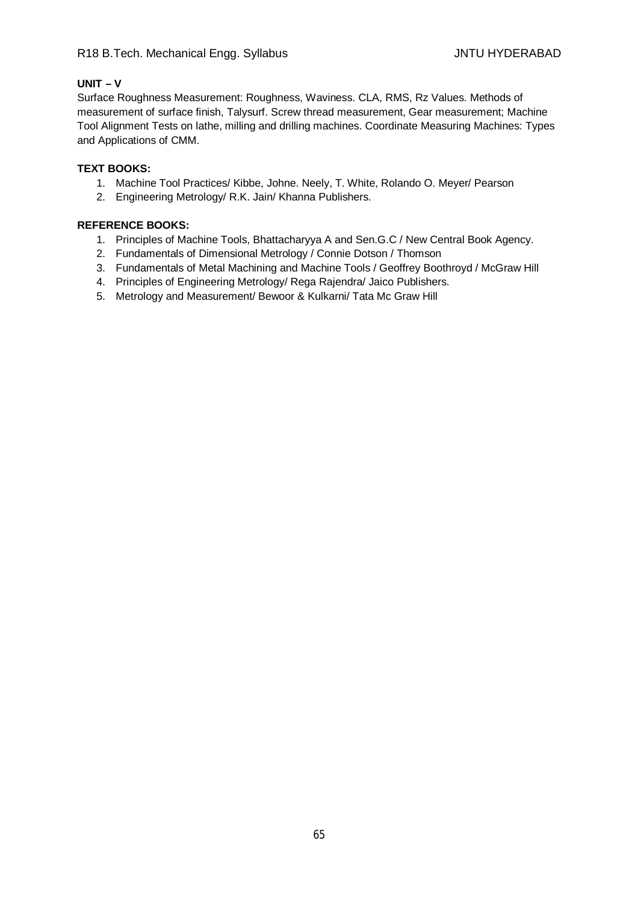**UNIT – V**

Surface Roughness Measurement: Roughness, Waviness. CLA, RMS, Rz Values. Methods of measurement of surface finish, Talysurf. Screw thread measurement, Gear measurement; Machine Tool Alignment Tests on lathe, milling and drilling machines. Coordinate Measuring Machines: Types and Applications of CMM.

**TEXT BOOKS:**

1. Machine Tool Practices/ Kibbe, Johne. Neely, T. White, Rolando O. Meyer/ Pearson
2. Engineering Metrology/ R.K. Jain/ Khanna Publishers.

**REFERENCE BOOKS:**

1. Principles of Machine Tools, Bhattacharyya A and Sen.G.C / New Central Book Agency.
2. Fundamentals of Dimensional Metrology / Connie Dotson / Thomson
3. Fundamentals of Metal Machining and Machine Tools / Geoffrey Boothroyd / McGraw Hill
4. Principles of Engineering Metrology/ Rega Rajendra/ Jaico Publishers.
5. Metrology and Measurement/ Bewoor & Kulkarni/ Tata Mc Graw Hill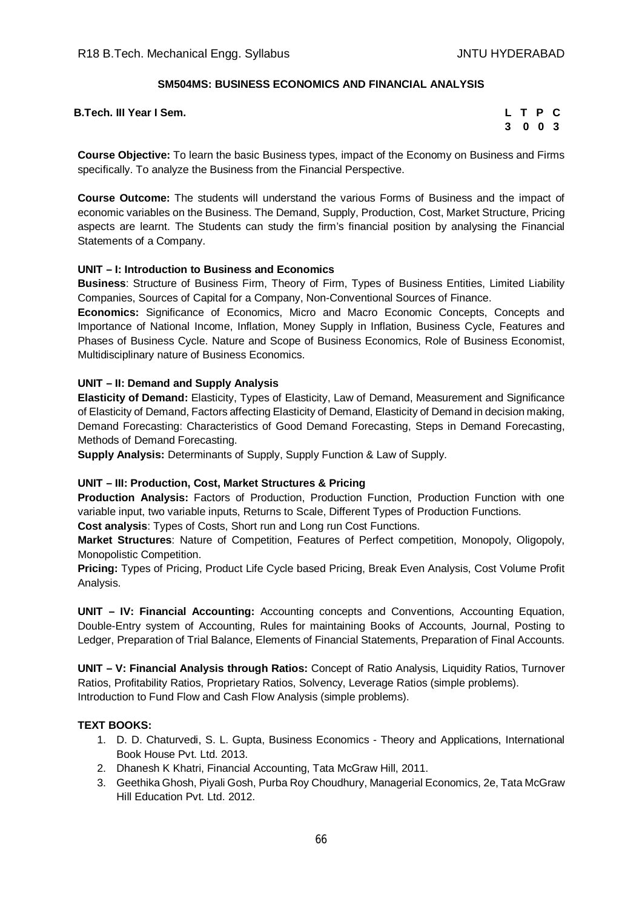## SM504MS: BUSINESS ECONOMICS AND FINANCIAL ANALYSIS

**B.Tech. III Year I Sem.**

| L | T | P | C |
|---|---|---|---|
| 3 | 0 | 0 | 3 |

**Course Objective:** To learn the basic Business types, impact of the Economy on Business and Firms specifically. To analyze the Business from the Financial Perspective.

**Course Outcome:** The students will understand the various Forms of Business and the impact of economic variables on the Business. The Demand, Supply, Production, Cost, Market Structure, Pricing aspects are learnt. The Students can study the firm's financial position by analysing the Financial Statements of a Company.

### UNIT – I: Introduction to Business and Economics

**Business**: Structure of Business Firm, Theory of Firm, Types of Business Entities, Limited Liability Companies, Sources of Capital for a Company, Non-Conventional Sources of Finance.

**Economics:** Significance of Economics, Micro and Macro Economic Concepts, Concepts and Importance of National Income, Inflation, Money Supply in Inflation, Business Cycle, Features and Phases of Business Cycle. Nature and Scope of Business Economics, Role of Business Economist, Multidisciplinary nature of Business Economics.

### UNIT – II: Demand and Supply Analysis

**Elasticity of Demand:** Elasticity, Types of Elasticity, Law of Demand, Measurement and Significance of Elasticity of Demand, Factors affecting Elasticity of Demand, Elasticity of Demand in decision making, Demand Forecasting: Characteristics of Good Demand Forecasting, Steps in Demand Forecasting, Methods of Demand Forecasting.

**Supply Analysis:** Determinants of Supply, Supply Function & Law of Supply.

### UNIT – III: Production, Cost, Market Structures & Pricing

**Production Analysis:** Factors of Production, Production Function, Production Function with one variable input, two variable inputs, Returns to Scale, Different Types of Production Functions.

**Cost analysis**: Types of Costs, Short run and Long run Cost Functions.

**Market Structures**: Nature of Competition, Features of Perfect competition, Monopoly, Oligopoly, Monopolistic Competition.

**Pricing:** Types of Pricing, Product Life Cycle based Pricing, Break Even Analysis, Cost Volume Profit Analysis.

**UNIT – IV: Financial Accounting:** Accounting concepts and Conventions, Accounting Equation, Double-Entry system of Accounting, Rules for maintaining Books of Accounts, Journal, Posting to Ledger, Preparation of Trial Balance, Elements of Financial Statements, Preparation of Final Accounts.

**UNIT – V: Financial Analysis through Ratios:** Concept of Ratio Analysis, Liquidity Ratios, Turnover Ratios, Profitability Ratios, Proprietary Ratios, Solvency, Leverage Ratios (simple problems). Introduction to Fund Flow and Cash Flow Analysis (simple problems).

### TEXT BOOKS:

1. D. D. Chaturvedi, S. L. Gupta, Business Economics - Theory and Applications, International Book House Pvt. Ltd. 2013.
2. Dhanesh K Khatri, Financial Accounting, Tata McGraw Hill, 2011.
3. Geethika Ghosh, Piyali Gosh, Purba Roy Choudhury, Managerial Economics, 2e, Tata McGraw Hill Education Pvt. Ltd. 2012.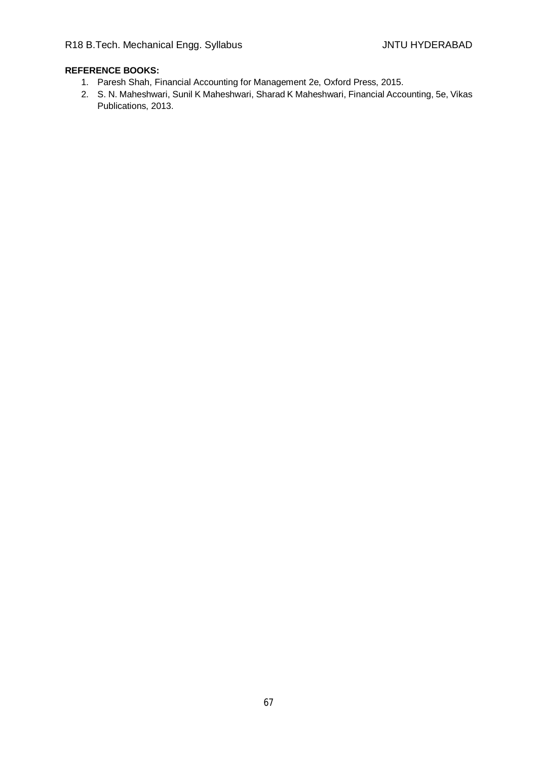**REFERENCE BOOKS:**

1. Paresh Shah, Financial Accounting for Management 2e, Oxford Press, 2015.
2. S. N. Maheshwari, Sunil K Maheshwari, Sharad K Maheshwari, Financial Accounting, 5e, Vikas Publications, 2013.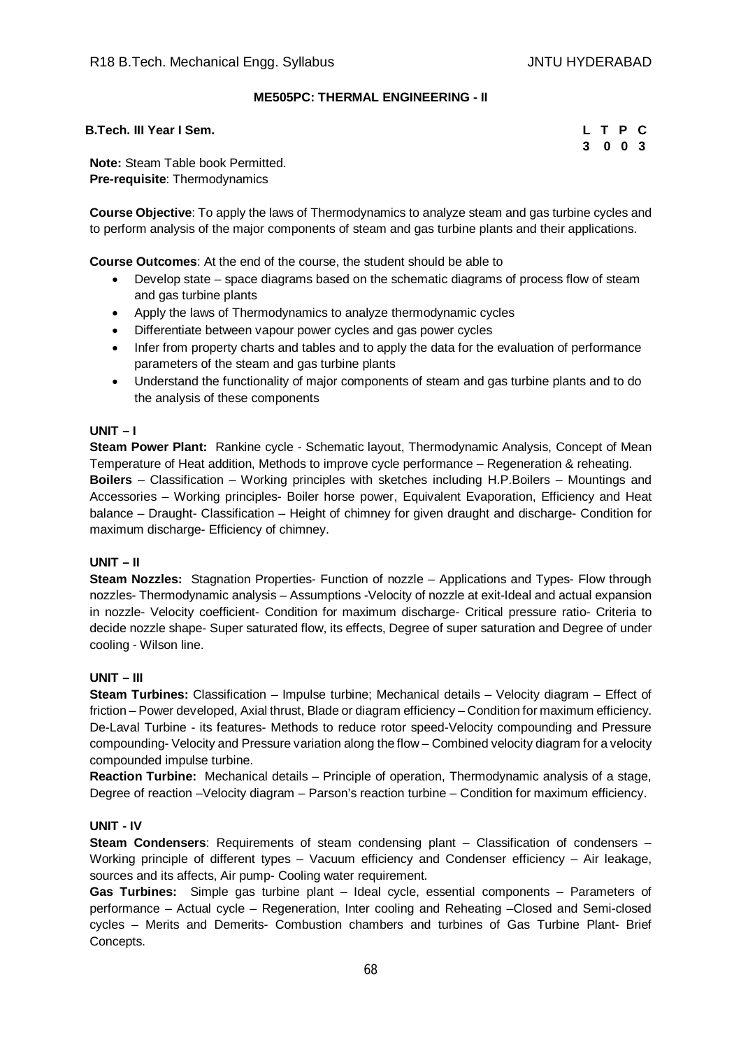## ME505PC: THERMAL ENGINEERING - II

**B.Tech. III Year I Sem.**

| L | T | P | C |
|---|---|---|---|
| 3 | 0 | 0 | 3 |

**Note:** Steam Table book Permitted.
**Pre-requisite**: Thermodynamics

**Course Objective**: To apply the laws of Thermodynamics to analyze steam and gas turbine cycles and to perform analysis of the major components of steam and gas turbine plants and their applications.

**Course Outcomes**: At the end of the course, the student should be able to

- Develop state – space diagrams based on the schematic diagrams of process flow of steam and gas turbine plants
- Apply the laws of Thermodynamics to analyze thermodynamic cycles
- Differentiate between vapour power cycles and gas power cycles
- Infer from property charts and tables and to apply the data for the evaluation of performance parameters of the steam and gas turbine plants
- Understand the functionality of major components of steam and gas turbine plants and to do the analysis of these components

### UNIT – I

**Steam Power Plant:** Rankine cycle - Schematic layout, Thermodynamic Analysis, Concept of Mean Temperature of Heat addition, Methods to improve cycle performance – Regeneration & reheating.
**Boilers** – Classification – Working principles with sketches including H.P.Boilers – Mountings and Accessories – Working principles- Boiler horse power, Equivalent Evaporation, Efficiency and Heat balance – Draught- Classification – Height of chimney for given draught and discharge- Condition for maximum discharge- Efficiency of chimney.

### UNIT – II

**Steam Nozzles:** Stagnation Properties- Function of nozzle – Applications and Types- Flow through nozzles- Thermodynamic analysis – Assumptions -Velocity of nozzle at exit-Ideal and actual expansion in nozzle- Velocity coefficient- Condition for maximum discharge- Critical pressure ratio- Criteria to decide nozzle shape- Super saturated flow, its effects, Degree of super saturation and Degree of under cooling - Wilson line.

### UNIT – III

**Steam Turbines:** Classification – Impulse turbine; Mechanical details – Velocity diagram – Effect of friction – Power developed, Axial thrust, Blade or diagram efficiency – Condition for maximum efficiency. De-Laval Turbine - its features- Methods to reduce rotor speed-Velocity compounding and Pressure compounding- Velocity and Pressure variation along the flow – Combined velocity diagram for a velocity compounded impulse turbine.
**Reaction Turbine:** Mechanical details – Principle of operation, Thermodynamic analysis of a stage, Degree of reaction –Velocity diagram – Parson's reaction turbine – Condition for maximum efficiency.

### UNIT - IV

**Steam Condensers**: Requirements of steam condensing plant – Classification of condensers – Working principle of different types – Vacuum efficiency and Condenser efficiency – Air leakage, sources and its affects, Air pump- Cooling water requirement.
**Gas Turbines:** Simple gas turbine plant – Ideal cycle, essential components – Parameters of performance – Actual cycle – Regeneration, Inter cooling and Reheating –Closed and Semi-closed cycles – Merits and Demerits- Combustion chambers and turbines of Gas Turbine Plant- Brief Concepts.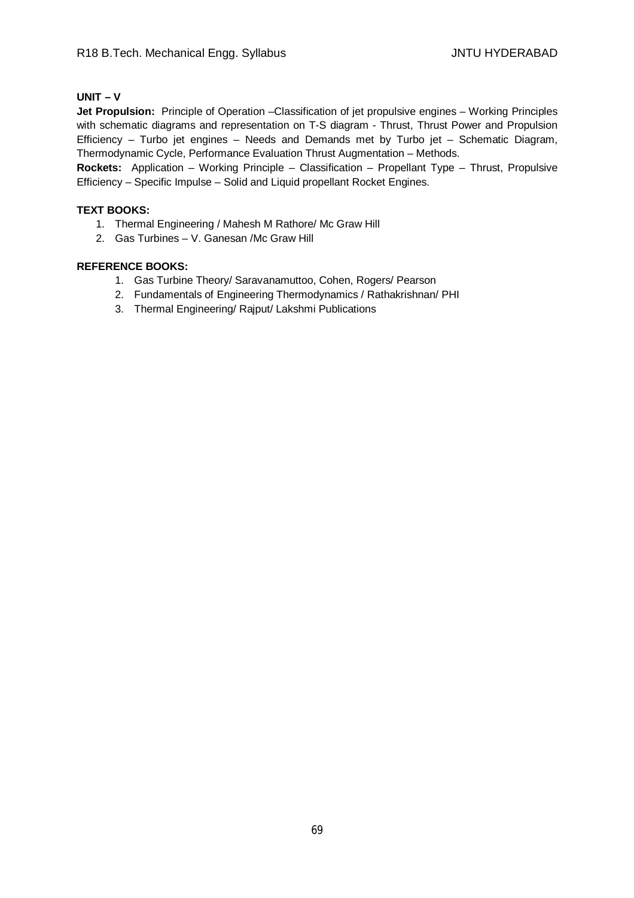**UNIT – V**

**Jet Propulsion:** Principle of Operation –Classification of jet propulsive engines – Working Principles with schematic diagrams and representation on T-S diagram - Thrust, Thrust Power and Propulsion Efficiency – Turbo jet engines – Needs and Demands met by Turbo jet – Schematic Diagram, Thermodynamic Cycle, Performance Evaluation Thrust Augmentation – Methods.

**Rockets:** Application – Working Principle – Classification – Propellant Type – Thrust, Propulsive Efficiency – Specific Impulse – Solid and Liquid propellant Rocket Engines.

**TEXT BOOKS:**

1. Thermal Engineering / Mahesh M Rathore/ Mc Graw Hill
2. Gas Turbines – V. Ganesan /Mc Graw Hill

**REFERENCE BOOKS:**

1. Gas Turbine Theory/ Saravanamuttoo, Cohen, Rogers/ Pearson
2. Fundamentals of Engineering Thermodynamics / Rathakrishnan/ PHI
3. Thermal Engineering/ Rajput/ Lakshmi Publications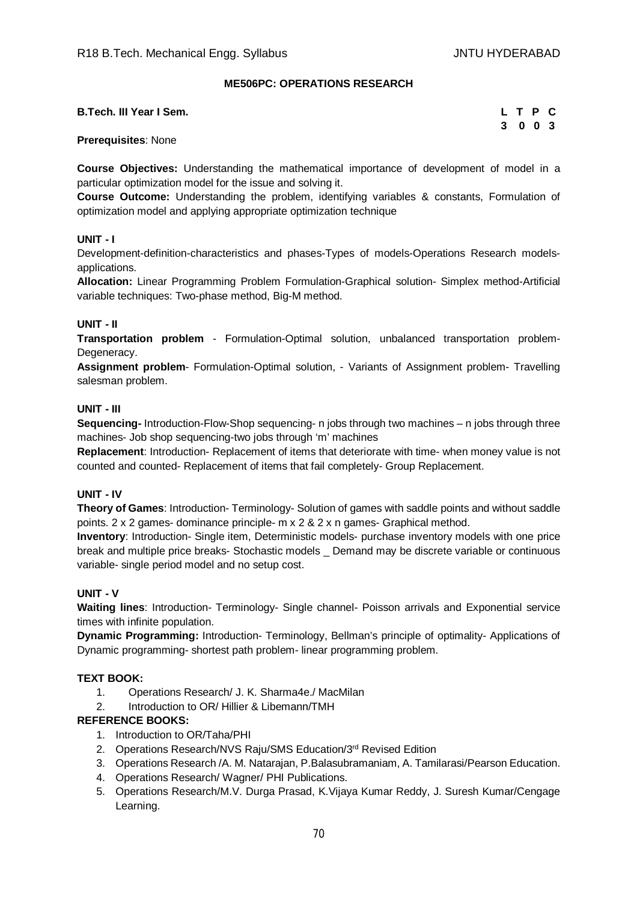## ME506PC: OPERATIONS RESEARCH

**B.Tech. III Year I Sem.**

| L | T | P | C |
|---|---|---|---|
| 3 | 0 | 0 | 3 |

**Prerequisites**: None

**Course Objectives:** Understanding the mathematical importance of development of model in a particular optimization model for the issue and solving it.

**Course Outcome:** Understanding the problem, identifying variables & constants, Formulation of optimization model and applying appropriate optimization technique

### UNIT - I

Development-definition-characteristics and phases-Types of models-Operations Research models-applications.

**Allocation:** Linear Programming Problem Formulation-Graphical solution- Simplex method-Artificial variable techniques: Two-phase method, Big-M method.

### UNIT - II

**Transportation problem** - Formulation-Optimal solution, unbalanced transportation problem-Degeneracy.

**Assignment problem**- Formulation-Optimal solution, - Variants of Assignment problem- Travelling salesman problem.

### UNIT - III

**Sequencing-** Introduction-Flow-Shop sequencing- n jobs through two machines – n jobs through three machines- Job shop sequencing-two jobs through 'm' machines

**Replacement**: Introduction- Replacement of items that deteriorate with time- when money value is not counted and counted- Replacement of items that fail completely- Group Replacement.

### UNIT - IV

**Theory of Games**: Introduction- Terminology- Solution of games with saddle points and without saddle points. 2 x 2 games- dominance principle- m x 2 & 2 x n games- Graphical method.

**Inventory**: Introduction- Single item, Deterministic models- purchase inventory models with one price break and multiple price breaks- Stochastic models _ Demand may be discrete variable or continuous variable- single period model and no setup cost.

### UNIT - V

**Waiting lines**: Introduction- Terminology- Single channel- Poisson arrivals and Exponential service times with infinite population.

**Dynamic Programming:** Introduction- Terminology, Bellman's principle of optimality- Applications of Dynamic programming- shortest path problem- linear programming problem.

### TEXT BOOK:

1. Operations Research/ J. K. Sharma4e./ MacMilan
2. Introduction to OR/ Hillier & Libemann/TMH

### REFERENCE BOOKS:

1. Introduction to OR/Taha/PHI
2. Operations Research/NVS Raju/SMS Education/3rd Revised Edition
3. Operations Research /A. M. Natarajan, P.Balasubramaniam, A. Tamilarasi/Pearson Education.
4. Operations Research/ Wagner/ PHI Publications.
5. Operations Research/M.V. Durga Prasad, K.Vijaya Kumar Reddy, J. Suresh Kumar/Cengage Learning.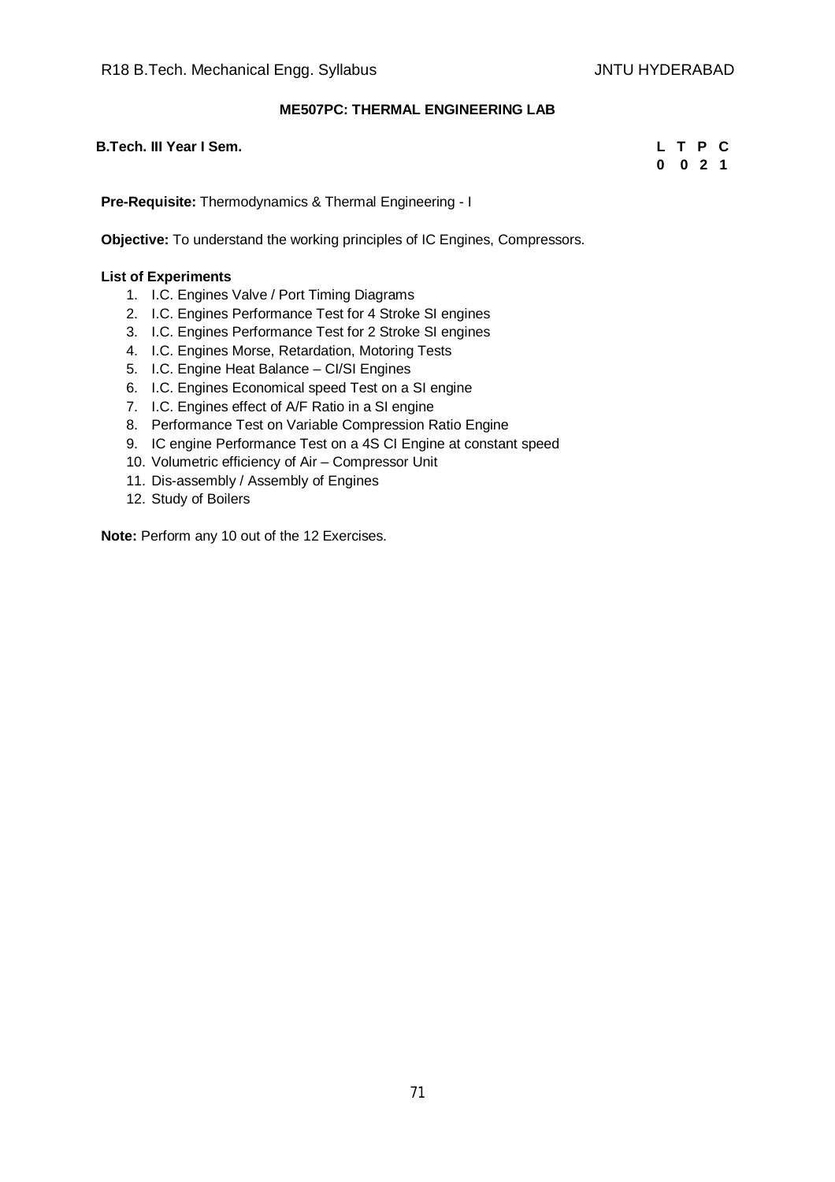## ME507PC: THERMAL ENGINEERING LAB

**B.Tech. III Year I Sem.**

| L | T | P | C |
|---|---|---|---|
| 0 | 0 | 2 | 1 |

**Pre-Requisite:** Thermodynamics & Thermal Engineering - I

**Objective:** To understand the working principles of IC Engines, Compressors.

**List of Experiments**

1. I.C. Engines Valve / Port Timing Diagrams
2. I.C. Engines Performance Test for 4 Stroke SI engines
3. I.C. Engines Performance Test for 2 Stroke SI engines
4. I.C. Engines Morse, Retardation, Motoring Tests
5. I.C. Engine Heat Balance – CI/SI Engines
6. I.C. Engines Economical speed Test on a SI engine
7. I.C. Engines effect of A/F Ratio in a SI engine
8. Performance Test on Variable Compression Ratio Engine
9. IC engine Performance Test on a 4S CI Engine at constant speed
10. Volumetric efficiency of Air – Compressor Unit
11. Dis-assembly / Assembly of Engines
12. Study of Boilers

**Note:** Perform any 10 out of the 12 Exercises.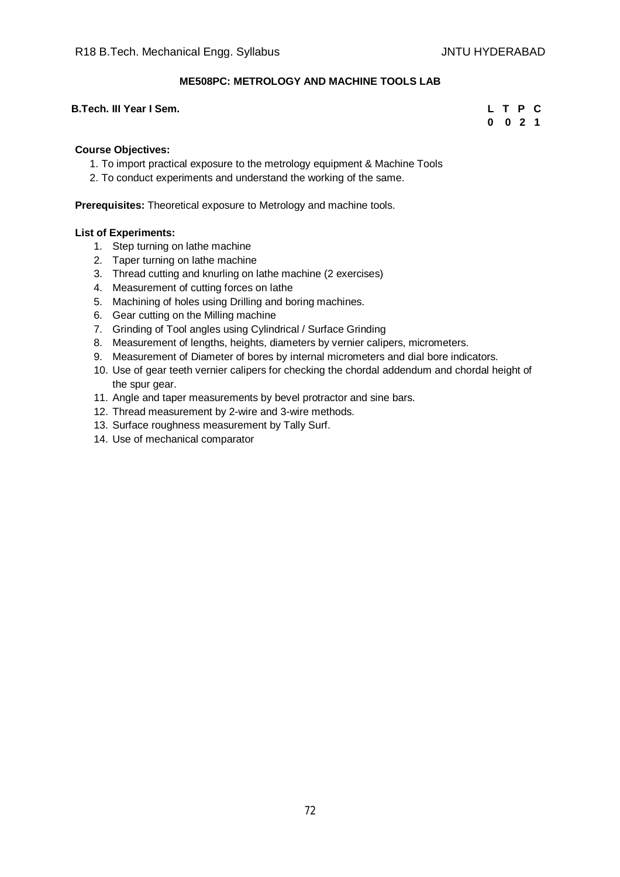## ME508PC: METROLOGY AND MACHINE TOOLS LAB

**B.Tech. III Year I Sem.**

| L | T | P | C |
|---|---|---|---|
| 0 | 0 | 2 | 1 |

**Course Objectives:**

1. To import practical exposure to the metrology equipment & Machine Tools
2. To conduct experiments and understand the working of the same.

**Prerequisites:** Theoretical exposure to Metrology and machine tools.

**List of Experiments:**

1. Step turning on lathe machine
2. Taper turning on lathe machine
3. Thread cutting and knurling on lathe machine (2 exercises)
4. Measurement of cutting forces on lathe
5. Machining of holes using Drilling and boring machines.
6. Gear cutting on the Milling machine
7. Grinding of Tool angles using Cylindrical / Surface Grinding
8. Measurement of lengths, heights, diameters by vernier calipers, micrometers.
9. Measurement of Diameter of bores by internal micrometers and dial bore indicators.
10. Use of gear teeth vernier calipers for checking the chordal addendum and chordal height of the spur gear.
11. Angle and taper measurements by bevel protractor and sine bars.
12. Thread measurement by 2-wire and 3-wire methods.
13. Surface roughness measurement by Tally Surf.
14. Use of mechanical comparator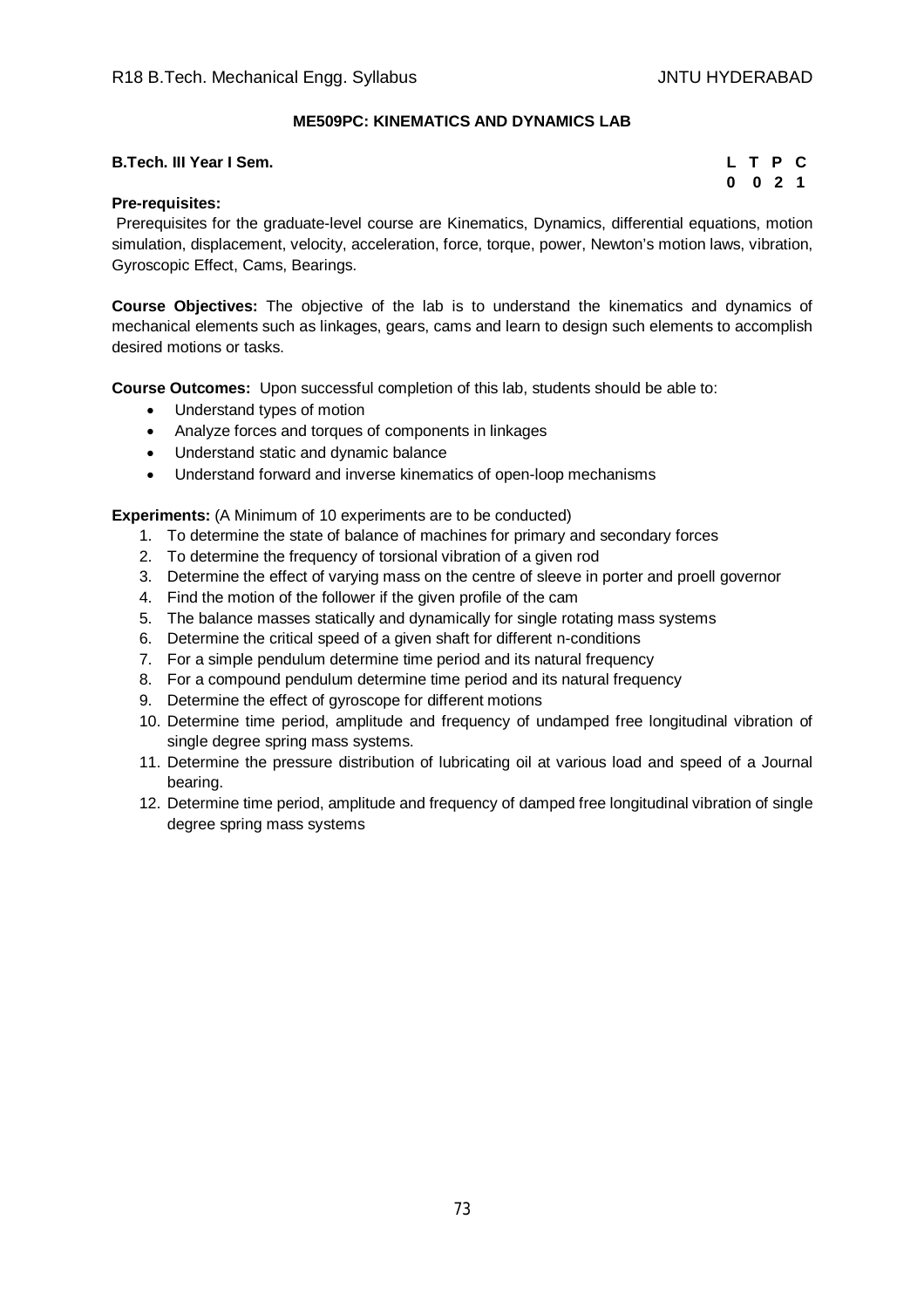## ME509PC: KINEMATICS AND DYNAMICS LAB

**B.Tech. III Year I Sem.**

| L | T | P | C |
|---|---|---|---|
| 0 | 0 | 2 | 1 |

**Pre-requisites:**

Prerequisites for the graduate-level course are Kinematics, Dynamics, differential equations, motion simulation, displacement, velocity, acceleration, force, torque, power, Newton's motion laws, vibration, Gyroscopic Effect, Cams, Bearings.

**Course Objectives:** The objective of the lab is to understand the kinematics and dynamics of mechanical elements such as linkages, gears, cams and learn to design such elements to accomplish desired motions or tasks.

**Course Outcomes:** Upon successful completion of this lab, students should be able to:

- Understand types of motion
- Analyze forces and torques of components in linkages
- Understand static and dynamic balance
- Understand forward and inverse kinematics of open-loop mechanisms

**Experiments:** (A Minimum of 10 experiments are to be conducted)

1. To determine the state of balance of machines for primary and secondary forces
2. To determine the frequency of torsional vibration of a given rod
3. Determine the effect of varying mass on the centre of sleeve in porter and proell governor
4. Find the motion of the follower if the given profile of the cam
5. The balance masses statically and dynamically for single rotating mass systems
6. Determine the critical speed of a given shaft for different n-conditions
7. For a simple pendulum determine time period and its natural frequency
8. For a compound pendulum determine time period and its natural frequency
9. Determine the effect of gyroscope for different motions
10. Determine time period, amplitude and frequency of undamped free longitudinal vibration of single degree spring mass systems.
11. Determine the pressure distribution of lubricating oil at various load and speed of a Journal bearing.
12. Determine time period, amplitude and frequency of damped free longitudinal vibration of single degree spring mass systems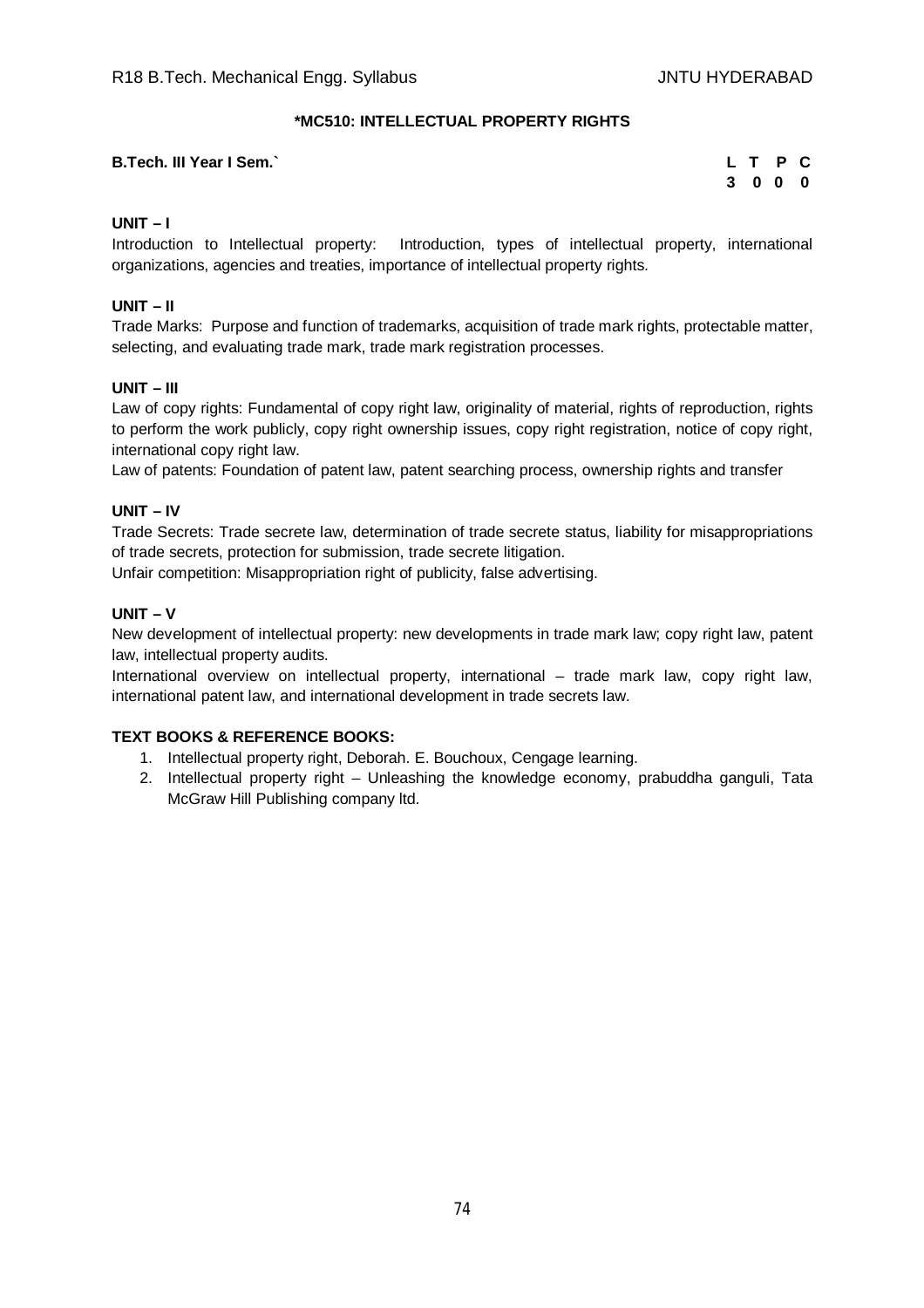**\*MC510: INTELLECTUAL PROPERTY RIGHTS**

**B.Tech. III Year I Sem.`**

| L | T | P | C |
|---|---|---|---|
| 3 | 0 | 0 | 0 |

**UNIT – I**

Introduction to Intellectual property: Introduction, types of intellectual property, international organizations, agencies and treaties, importance of intellectual property rights.

**UNIT – II**

Trade Marks: Purpose and function of trademarks, acquisition of trade mark rights, protectable matter, selecting, and evaluating trade mark, trade mark registration processes.

**UNIT – III**

Law of copy rights: Fundamental of copy right law, originality of material, rights of reproduction, rights to perform the work publicly, copy right ownership issues, copy right registration, notice of copy right, international copy right law.

Law of patents: Foundation of patent law, patent searching process, ownership rights and transfer

**UNIT – IV**

Trade Secrets: Trade secrete law, determination of trade secrete status, liability for misappropriations of trade secrets, protection for submission, trade secrete litigation.

Unfair competition: Misappropriation right of publicity, false advertising.

**UNIT – V**

New development of intellectual property: new developments in trade mark law; copy right law, patent law, intellectual property audits.

International overview on intellectual property, international – trade mark law, copy right law, international patent law, and international development in trade secrets law.

**TEXT BOOKS & REFERENCE BOOKS:**

1. Intellectual property right, Deborah. E. Bouchoux, Cengage learning.
2. Intellectual property right – Unleashing the knowledge economy, prabuddha ganguli, Tata McGraw Hill Publishing company ltd.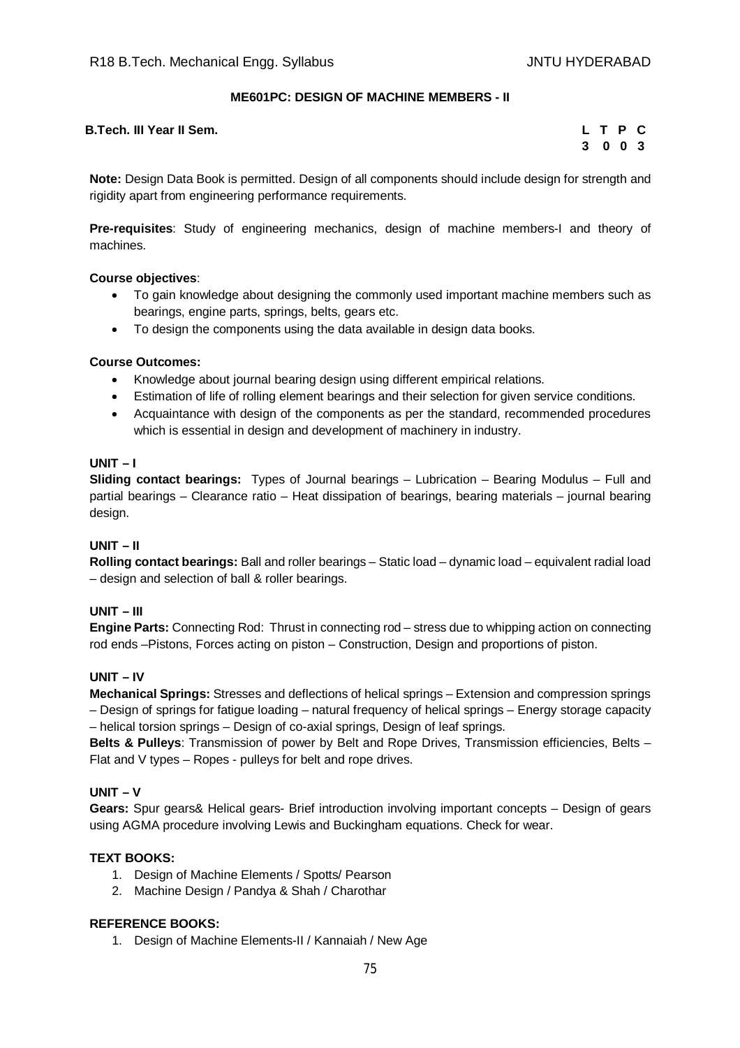## ME601PC: DESIGN OF MACHINE MEMBERS - II

**B.Tech. III Year II Sem.**

| L | T | P | C |
|---|---|---|---|
| 3 | 0 | 0 | 3 |

**Note:** Design Data Book is permitted. Design of all components should include design for strength and rigidity apart from engineering performance requirements.

**Pre-requisites**: Study of engineering mechanics, design of machine members-I and theory of machines.

**Course objectives**:

- To gain knowledge about designing the commonly used important machine members such as bearings, engine parts, springs, belts, gears etc.
- To design the components using the data available in design data books.

**Course Outcomes:**

- Knowledge about journal bearing design using different empirical relations.
- Estimation of life of rolling element bearings and their selection for given service conditions.
- Acquaintance with design of the components as per the standard, recommended procedures which is essential in design and development of machinery in industry.

### UNIT – I

**Sliding contact bearings:** Types of Journal bearings – Lubrication – Bearing Modulus – Full and partial bearings – Clearance ratio – Heat dissipation of bearings, bearing materials – journal bearing design.

### UNIT – II

**Rolling contact bearings:** Ball and roller bearings – Static load – dynamic load – equivalent radial load – design and selection of ball & roller bearings.

### UNIT – III

**Engine Parts:** Connecting Rod: Thrust in connecting rod – stress due to whipping action on connecting rod ends –Pistons, Forces acting on piston – Construction, Design and proportions of piston.

### UNIT – IV

**Mechanical Springs:** Stresses and deflections of helical springs – Extension and compression springs – Design of springs for fatigue loading – natural frequency of helical springs – Energy storage capacity – helical torsion springs – Design of co-axial springs, Design of leaf springs.

**Belts & Pulleys**: Transmission of power by Belt and Rope Drives, Transmission efficiencies, Belts – Flat and V types – Ropes - pulleys for belt and rope drives.

### UNIT – V

**Gears:** Spur gears& Helical gears- Brief introduction involving important concepts – Design of gears using AGMA procedure involving Lewis and Buckingham equations. Check for wear.

### TEXT BOOKS:

1. Design of Machine Elements / Spotts/ Pearson
2. Machine Design / Pandya & Shah / Charothar

### REFERENCE BOOKS:

1. Design of Machine Elements-II / Kannaiah / New Age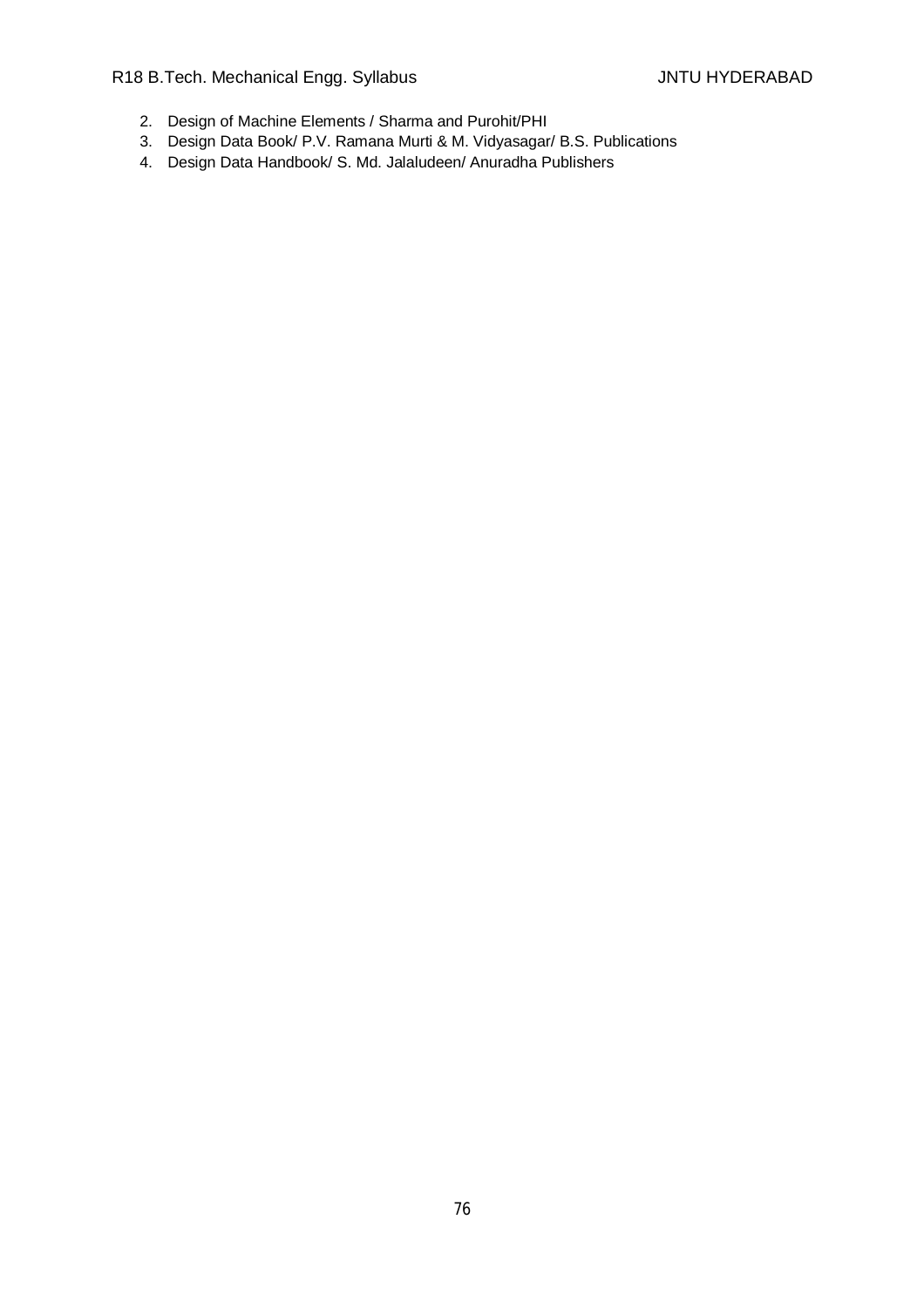2. Design of Machine Elements / Sharma and Purohit/PHI
3. Design Data Book/ P.V. Ramana Murti & M. Vidyasagar/ B.S. Publications
4. Design Data Handbook/ S. Md. Jalaludeen/ Anuradha Publishers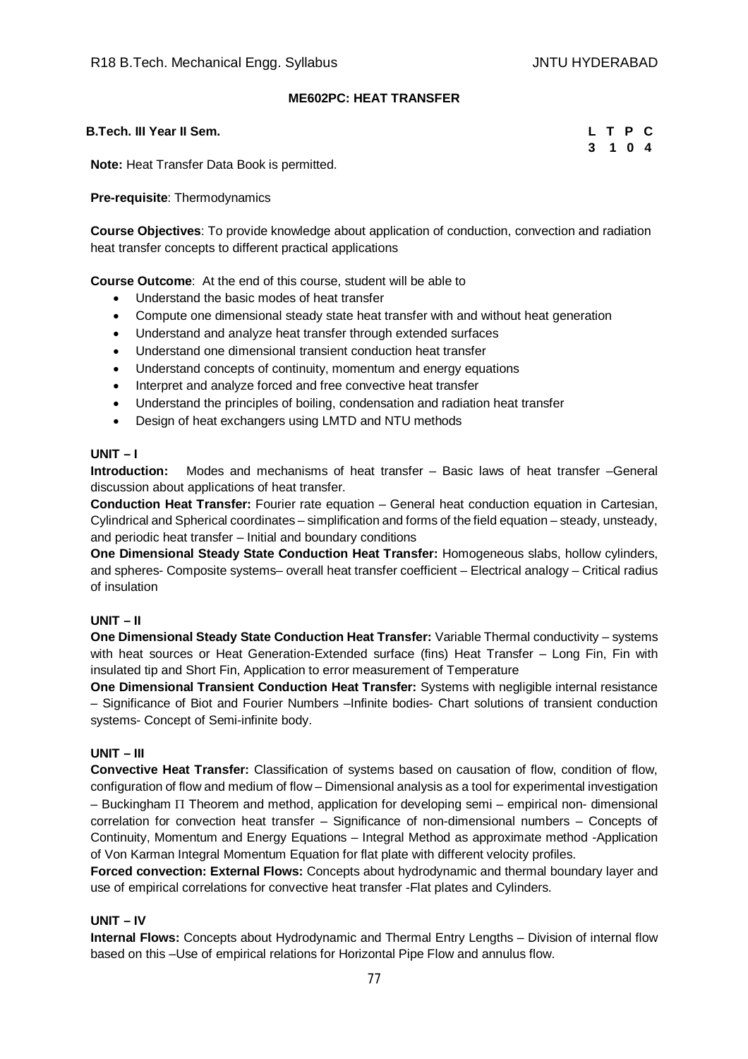## ME602PC: HEAT TRANSFER

**B.Tech. III Year II Sem.**

| L | T | P | C |
|---|---|---|---|
| 3 | 1 | 0 | 4 |

**Note:** Heat Transfer Data Book is permitted.

**Pre-requisite**: Thermodynamics

**Course Objectives**: To provide knowledge about application of conduction, convection and radiation heat transfer concepts to different practical applications

**Course Outcome**: At the end of this course, student will be able to

- Understand the basic modes of heat transfer
- Compute one dimensional steady state heat transfer with and without heat generation
- Understand and analyze heat transfer through extended surfaces
- Understand one dimensional transient conduction heat transfer
- Understand concepts of continuity, momentum and energy equations
- Interpret and analyze forced and free convective heat transfer
- Understand the principles of boiling, condensation and radiation heat transfer
- Design of heat exchangers using LMTD and NTU methods

### UNIT – I

**Introduction:** Modes and mechanisms of heat transfer – Basic laws of heat transfer –General discussion about applications of heat transfer.

**Conduction Heat Transfer:** Fourier rate equation – General heat conduction equation in Cartesian, Cylindrical and Spherical coordinates – simplification and forms of the field equation – steady, unsteady, and periodic heat transfer – Initial and boundary conditions

**One Dimensional Steady State Conduction Heat Transfer:** Homogeneous slabs, hollow cylinders, and spheres- Composite systems– overall heat transfer coefficient – Electrical analogy – Critical radius of insulation

### UNIT – II

**One Dimensional Steady State Conduction Heat Transfer:** Variable Thermal conductivity – systems with heat sources or Heat Generation-Extended surface (fins) Heat Transfer – Long Fin, Fin with insulated tip and Short Fin, Application to error measurement of Temperature

**One Dimensional Transient Conduction Heat Transfer:** Systems with negligible internal resistance – Significance of Biot and Fourier Numbers –Infinite bodies- Chart solutions of transient conduction systems- Concept of Semi-infinite body.

### UNIT – III

**Convective Heat Transfer:** Classification of systems based on causation of flow, condition of flow, configuration of flow and medium of flow – Dimensional analysis as a tool for experimental investigation – Buckingham $\Pi$ Theorem and method, application for developing semi – empirical non- dimensional correlation for convection heat transfer – Significance of non-dimensional numbers – Concepts of Continuity, Momentum and Energy Equations – Integral Method as approximate method -Application of Von Karman Integral Momentum Equation for flat plate with different velocity profiles.

**Forced convection: External Flows:** Concepts about hydrodynamic and thermal boundary layer and use of empirical correlations for convective heat transfer -Flat plates and Cylinders.

### UNIT – IV

**Internal Flows:** Concepts about Hydrodynamic and Thermal Entry Lengths – Division of internal flow based on this –Use of empirical relations for Horizontal Pipe Flow and annulus flow.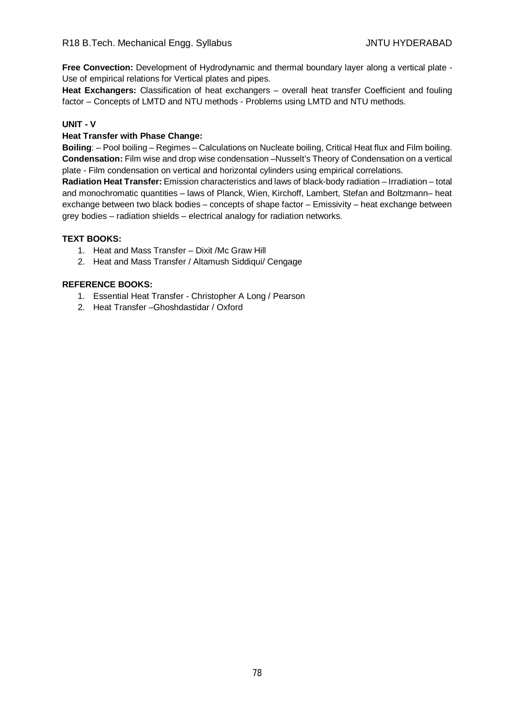**Free Convection:** Development of Hydrodynamic and thermal boundary layer along a vertical plate - Use of empirical relations for Vertical plates and pipes.

**Heat Exchangers:** Classification of heat exchangers – overall heat transfer Coefficient and fouling factor – Concepts of LMTD and NTU methods - Problems using LMTD and NTU methods.

**UNIT - V**

**Heat Transfer with Phase Change:**

**Boiling**: – Pool boiling – Regimes – Calculations on Nucleate boiling, Critical Heat flux and Film boiling.

**Condensation:** Film wise and drop wise condensation –Nusselt's Theory of Condensation on a vertical plate - Film condensation on vertical and horizontal cylinders using empirical correlations.

**Radiation Heat Transfer:** Emission characteristics and laws of black-body radiation – Irradiation – total and monochromatic quantities – laws of Planck, Wien, Kirchoff, Lambert, Stefan and Boltzmann– heat exchange between two black bodies – concepts of shape factor – Emissivity – heat exchange between grey bodies – radiation shields – electrical analogy for radiation networks.

**TEXT BOOKS:**

1. Heat and Mass Transfer – Dixit /Mc Graw Hill
2. Heat and Mass Transfer / Altamush Siddiqui/ Cengage

**REFERENCE BOOKS:**

1. Essential Heat Transfer - Christopher A Long / Pearson
2. Heat Transfer –Ghoshdastidar / Oxford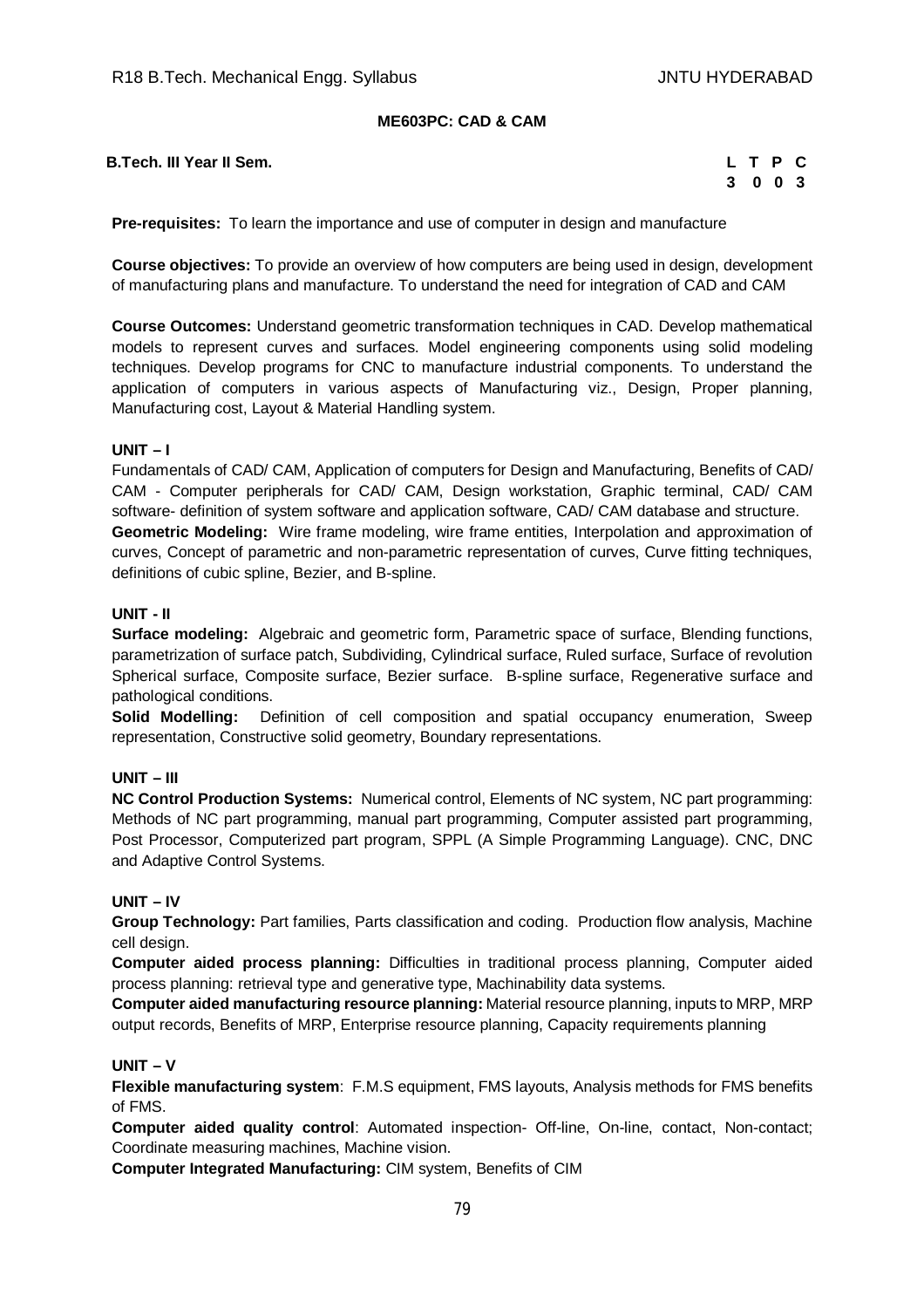## ME603PC: CAD & CAM

**B.Tech. III Year II Sem.**

| L | T | P | C |
|---|---|---|---|
| 3 | 0 | 0 | 3 |

**Pre-requisites:** To learn the importance and use of computer in design and manufacture

**Course objectives:** To provide an overview of how computers are being used in design, development of manufacturing plans and manufacture. To understand the need for integration of CAD and CAM

**Course Outcomes:** Understand geometric transformation techniques in CAD. Develop mathematical models to represent curves and surfaces. Model engineering components using solid modeling techniques. Develop programs for CNC to manufacture industrial components. To understand the application of computers in various aspects of Manufacturing viz., Design, Proper planning, Manufacturing cost, Layout & Material Handling system.

### UNIT – I

Fundamentals of CAD/ CAM, Application of computers for Design and Manufacturing, Benefits of CAD/ CAM - Computer peripherals for CAD/ CAM, Design workstation, Graphic terminal, CAD/ CAM software- definition of system software and application software, CAD/ CAM database and structure.

**Geometric Modeling:** Wire frame modeling, wire frame entities, Interpolation and approximation of curves, Concept of parametric and non-parametric representation of curves, Curve fitting techniques, definitions of cubic spline, Bezier, and B-spline.

### UNIT - II

**Surface modeling:** Algebraic and geometric form, Parametric space of surface, Blending functions, parametrization of surface patch, Subdividing, Cylindrical surface, Ruled surface, Surface of revolution Spherical surface, Composite surface, Bezier surface. B-spline surface, Regenerative surface and pathological conditions.

**Solid Modelling:** Definition of cell composition and spatial occupancy enumeration, Sweep representation, Constructive solid geometry, Boundary representations.

### UNIT – III

**NC Control Production Systems:** Numerical control, Elements of NC system, NC part programming: Methods of NC part programming, manual part programming, Computer assisted part programming, Post Processor, Computerized part program, SPPL (A Simple Programming Language). CNC, DNC and Adaptive Control Systems.

### UNIT – IV

**Group Technology:** Part families, Parts classification and coding. Production flow analysis, Machine cell design.

**Computer aided process planning:** Difficulties in traditional process planning, Computer aided process planning: retrieval type and generative type, Machinability data systems.

**Computer aided manufacturing resource planning:** Material resource planning, inputs to MRP, MRP output records, Benefits of MRP, Enterprise resource planning, Capacity requirements planning

### UNIT – V

**Flexible manufacturing system**: F.M.S equipment, FMS layouts, Analysis methods for FMS benefits of FMS.

**Computer aided quality control**: Automated inspection- Off-line, On-line, contact, Non-contact; Coordinate measuring machines, Machine vision.

**Computer Integrated Manufacturing:** CIM system, Benefits of CIM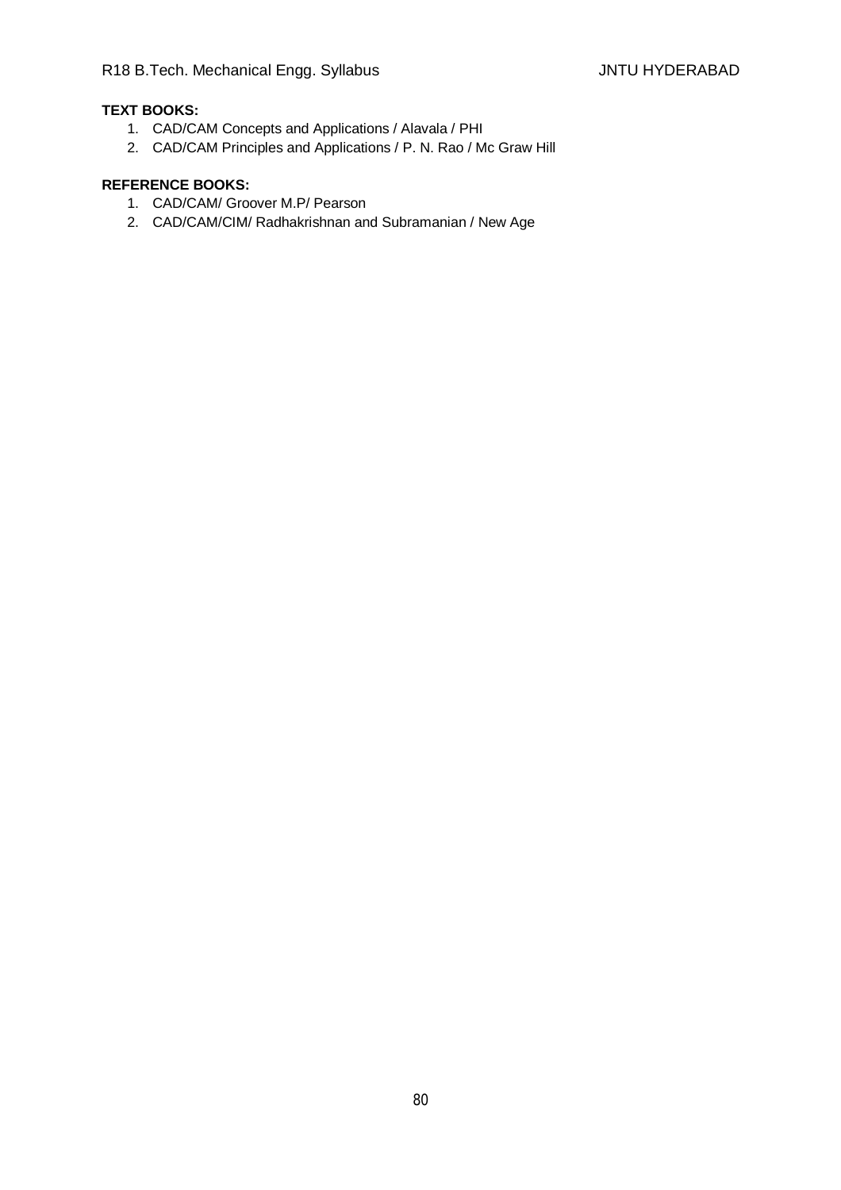**TEXT BOOKS:**

1. CAD/CAM Concepts and Applications / Alavala / PHI
2. CAD/CAM Principles and Applications / P. N. Rao / Mc Graw Hill

**REFERENCE BOOKS:**

1. CAD/CAM/ Groover M.P/ Pearson
2. CAD/CAM/CIM/ Radhakrishnan and Subramanian / New Age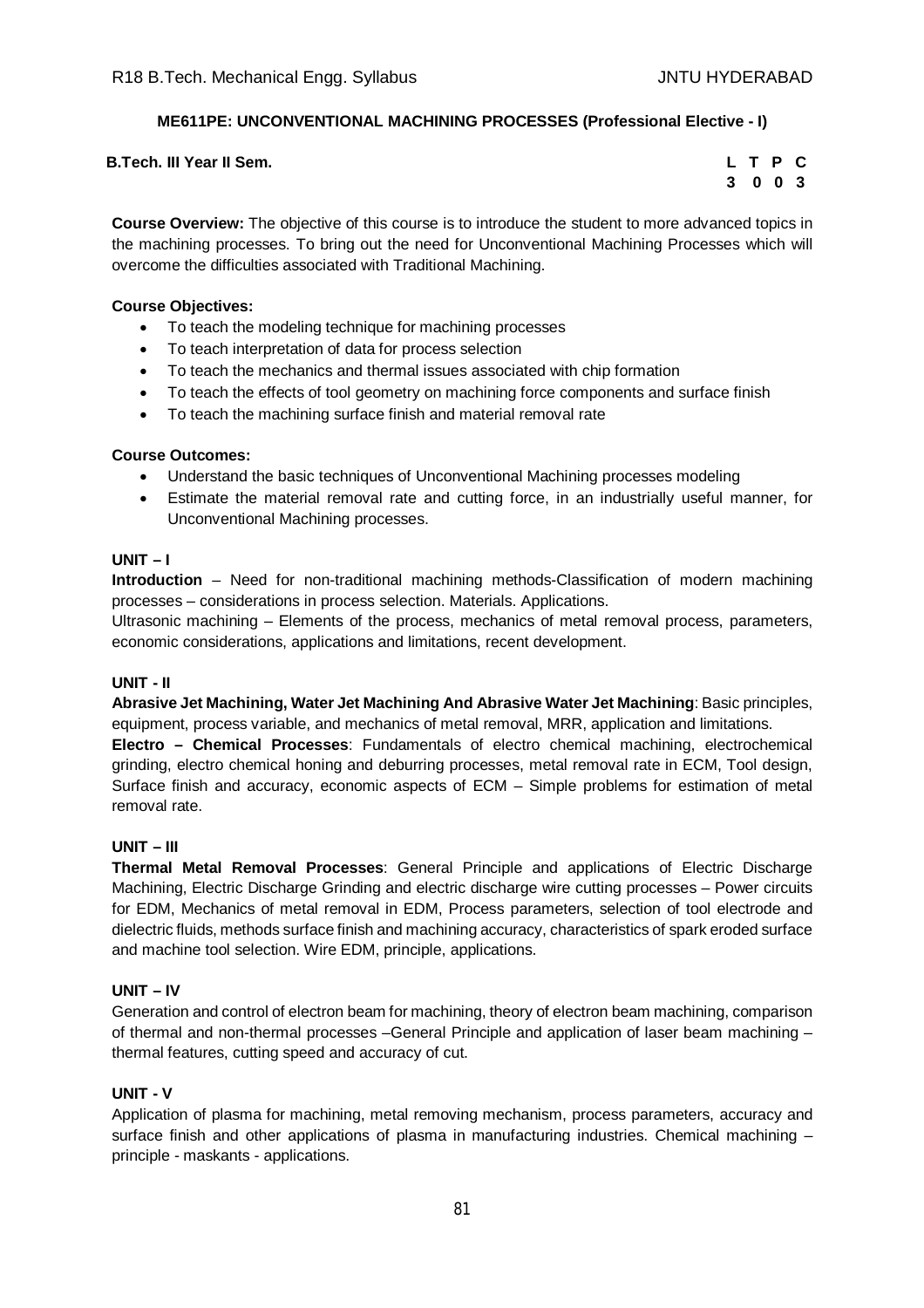## ME611PE: UNCONVENTIONAL MACHINING PROCESSES (Professional Elective - I)

**B.Tech. III Year II Sem.**

| L | T | P | C |
|---|---|---|---|
| 3 | 0 | 0 | 3 |

**Course Overview:** The objective of this course is to introduce the student to more advanced topics in the machining processes. To bring out the need for Unconventional Machining Processes which will overcome the difficulties associated with Traditional Machining.

**Course Objectives:**

- To teach the modeling technique for machining processes
- To teach interpretation of data for process selection
- To teach the mechanics and thermal issues associated with chip formation
- To teach the effects of tool geometry on machining force components and surface finish
- To teach the machining surface finish and material removal rate

**Course Outcomes:**

- Understand the basic techniques of Unconventional Machining processes modeling
- Estimate the material removal rate and cutting force, in an industrially useful manner, for Unconventional Machining processes.

**UNIT – I**

**Introduction** – Need for non-traditional machining methods-Classification of modern machining processes – considerations in process selection. Materials. Applications.

Ultrasonic machining – Elements of the process, mechanics of metal removal process, parameters, economic considerations, applications and limitations, recent development.

**UNIT - II**

**Abrasive Jet Machining, Water Jet Machining And Abrasive Water Jet Machining**: Basic principles, equipment, process variable, and mechanics of metal removal, MRR, application and limitations.

**Electro – Chemical Processes**: Fundamentals of electro chemical machining, electrochemical grinding, electro chemical honing and deburring processes, metal removal rate in ECM, Tool design, Surface finish and accuracy, economic aspects of ECM – Simple problems for estimation of metal removal rate.

**UNIT – III**

**Thermal Metal Removal Processes**: General Principle and applications of Electric Discharge Machining, Electric Discharge Grinding and electric discharge wire cutting processes – Power circuits for EDM, Mechanics of metal removal in EDM, Process parameters, selection of tool electrode and dielectric fluids, methods surface finish and machining accuracy, characteristics of spark eroded surface and machine tool selection. Wire EDM, principle, applications.

**UNIT – IV**

Generation and control of electron beam for machining, theory of electron beam machining, comparison of thermal and non-thermal processes –General Principle and application of laser beam machining – thermal features, cutting speed and accuracy of cut.

**UNIT - V**

Application of plasma for machining, metal removing mechanism, process parameters, accuracy and surface finish and other applications of plasma in manufacturing industries. Chemical machining – principle - maskants - applications.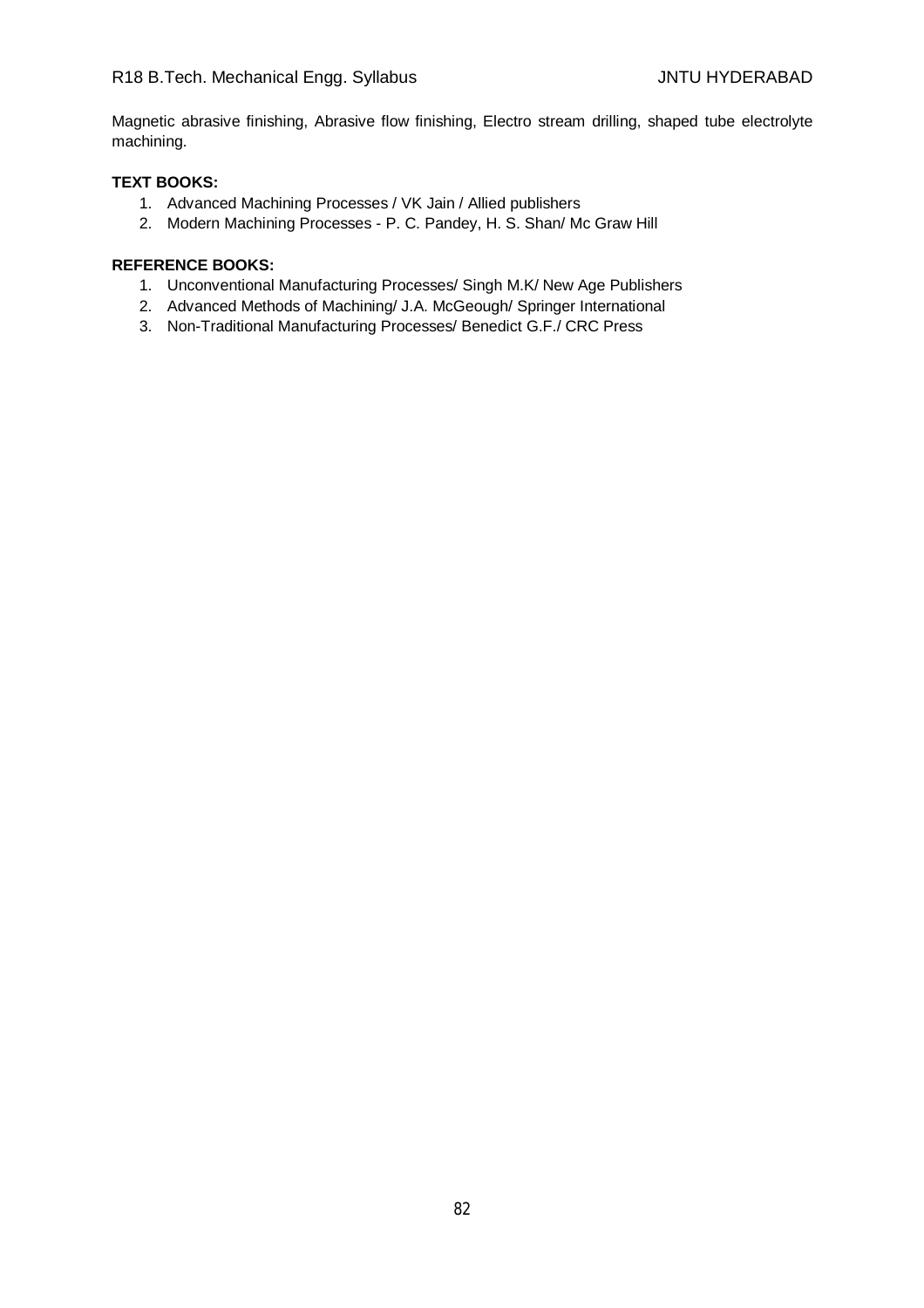Magnetic abrasive finishing, Abrasive flow finishing, Electro stream drilling, shaped tube electrolyte machining.

**TEXT BOOKS:**

1. Advanced Machining Processes / VK Jain / Allied publishers
2. Modern Machining Processes - P. C. Pandey, H. S. Shan/ Mc Graw Hill

**REFERENCE BOOKS:**

1. Unconventional Manufacturing Processes/ Singh M.K/ New Age Publishers
2. Advanced Methods of Machining/ J.A. McGeough/ Springer International
3. Non-Traditional Manufacturing Processes/ Benedict G.F./ CRC Press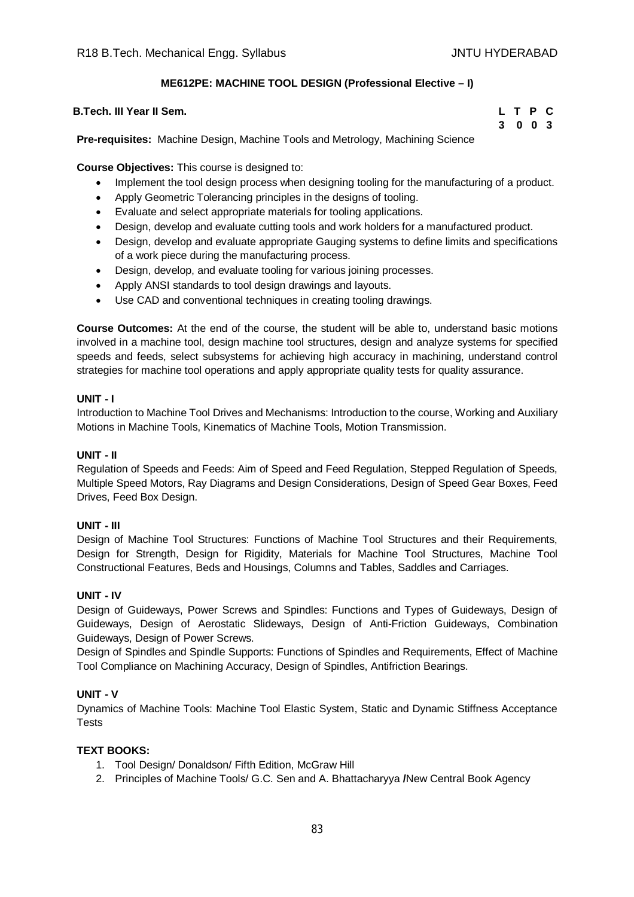## ME612PE: MACHINE TOOL DESIGN (Professional Elective – I)

**B.Tech. III Year II Sem.**

| L | T | P | C |
|---|---|---|---|
| 3 | 0 | 0 | 3 |

**Pre-requisites:** Machine Design, Machine Tools and Metrology, Machining Science

**Course Objectives:** This course is designed to:

- Implement the tool design process when designing tooling for the manufacturing of a product.
- Apply Geometric Tolerancing principles in the designs of tooling.
- Evaluate and select appropriate materials for tooling applications.
- Design, develop and evaluate cutting tools and work holders for a manufactured product.
- Design, develop and evaluate appropriate Gauging systems to define limits and specifications of a work piece during the manufacturing process.
- Design, develop, and evaluate tooling for various joining processes.
- Apply ANSI standards to tool design drawings and layouts.
- Use CAD and conventional techniques in creating tooling drawings.

**Course Outcomes:** At the end of the course, the student will be able to, understand basic motions involved in a machine tool, design machine tool structures, design and analyze systems for specified speeds and feeds, select subsystems for achieving high accuracy in machining, understand control strategies for machine tool operations and apply appropriate quality tests for quality assurance.

### UNIT - I

Introduction to Machine Tool Drives and Mechanisms: Introduction to the course, Working and Auxiliary Motions in Machine Tools, Kinematics of Machine Tools, Motion Transmission.

### UNIT - II

Regulation of Speeds and Feeds: Aim of Speed and Feed Regulation, Stepped Regulation of Speeds, Multiple Speed Motors, Ray Diagrams and Design Considerations, Design of Speed Gear Boxes, Feed Drives, Feed Box Design.

### UNIT - III

Design of Machine Tool Structures: Functions of Machine Tool Structures and their Requirements, Design for Strength, Design for Rigidity, Materials for Machine Tool Structures, Machine Tool Constructional Features, Beds and Housings, Columns and Tables, Saddles and Carriages.

### UNIT - IV

Design of Guideways, Power Screws and Spindles: Functions and Types of Guideways, Design of Guideways, Design of Aerostatic Slideways, Design of Anti-Friction Guideways, Combination Guideways, Design of Power Screws.

Design of Spindles and Spindle Supports: Functions of Spindles and Requirements, Effect of Machine Tool Compliance on Machining Accuracy, Design of Spindles, Antifriction Bearings.

### UNIT - V

Dynamics of Machine Tools: Machine Tool Elastic System, Static and Dynamic Stiffness Acceptance Tests

### TEXT BOOKS:

1. Tool Design/ Donaldson/ Fifth Edition, McGraw Hill
2. Principles of Machine Tools/ G.C. Sen and A. Bhattacharyya /New Central Book Agency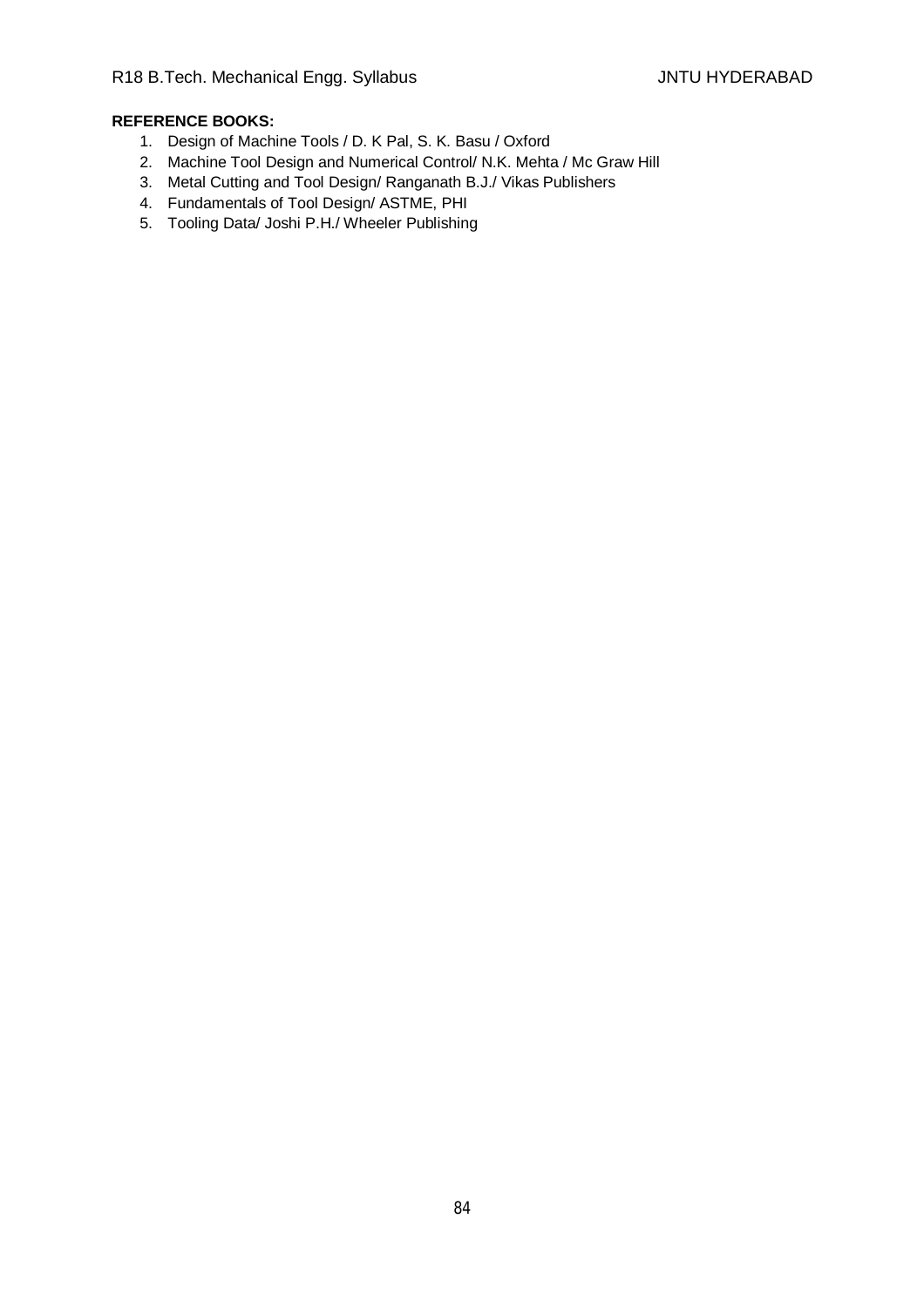**REFERENCE BOOKS:**

1. Design of Machine Tools / D. K Pal, S. K. Basu / Oxford
2. Machine Tool Design and Numerical Control/ N.K. Mehta / Mc Graw Hill
3. Metal Cutting and Tool Design/ Ranganath B.J./ Vikas Publishers
4. Fundamentals of Tool Design/ ASTME, PHI
5. Tooling Data/ Joshi P.H./ Wheeler Publishing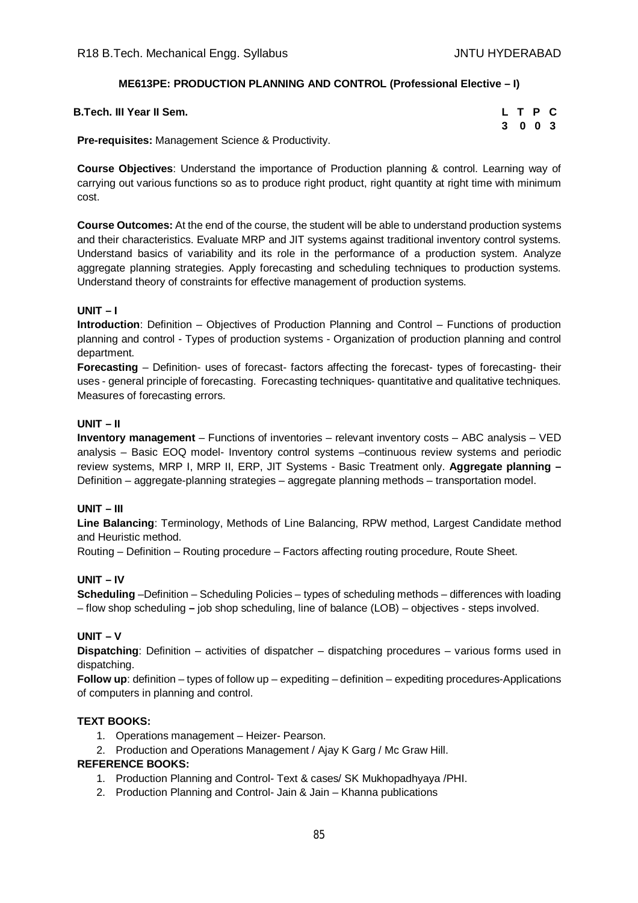## ME613PE: PRODUCTION PLANNING AND CONTROL (Professional Elective – I)

**B.Tech. III Year II Sem.**

| L | T | P | C |
|---|---|---|---|
| 3 | 0 | 0 | 3 |

**Pre-requisites:** Management Science & Productivity.

**Course Objectives**: Understand the importance of Production planning & control. Learning way of carrying out various functions so as to produce right product, right quantity at right time with minimum cost.

**Course Outcomes:** At the end of the course, the student will be able to understand production systems and their characteristics. Evaluate MRP and JIT systems against traditional inventory control systems. Understand basics of variability and its role in the performance of a production system. Analyze aggregate planning strategies. Apply forecasting and scheduling techniques to production systems. Understand theory of constraints for effective management of production systems.

### UNIT – I

**Introduction**: Definition – Objectives of Production Planning and Control – Functions of production planning and control - Types of production systems - Organization of production planning and control department.

**Forecasting** – Definition- uses of forecast- factors affecting the forecast- types of forecasting- their uses - general principle of forecasting. Forecasting techniques- quantitative and qualitative techniques. Measures of forecasting errors.

### UNIT – II

**Inventory management** – Functions of inventories – relevant inventory costs – ABC analysis – VED analysis – Basic EOQ model- Inventory control systems –continuous review systems and periodic review systems, MRP I, MRP II, ERP, JIT Systems - Basic Treatment only. **Aggregate planning –** Definition – aggregate-planning strategies – aggregate planning methods – transportation model.

### UNIT – III

**Line Balancing**: Terminology, Methods of Line Balancing, RPW method, Largest Candidate method and Heuristic method.

Routing – Definition – Routing procedure – Factors affecting routing procedure, Route Sheet.

### UNIT – IV

**Scheduling** –Definition – Scheduling Policies – types of scheduling methods – differences with loading – flow shop scheduling **–** job shop scheduling, line of balance (LOB) – objectives - steps involved.

### UNIT – V

**Dispatching**: Definition – activities of dispatcher – dispatching procedures – various forms used in dispatching.

**Follow up**: definition – types of follow up – expediting – definition – expediting procedures-Applications of computers in planning and control.

### TEXT BOOKS:

1. Operations management – Heizer- Pearson.
2. Production and Operations Management / Ajay K Garg / Mc Graw Hill.

### REFERENCE BOOKS:

1. Production Planning and Control- Text & cases/ SK Mukhopadhyaya /PHI.
2. Production Planning and Control- Jain & Jain – Khanna publications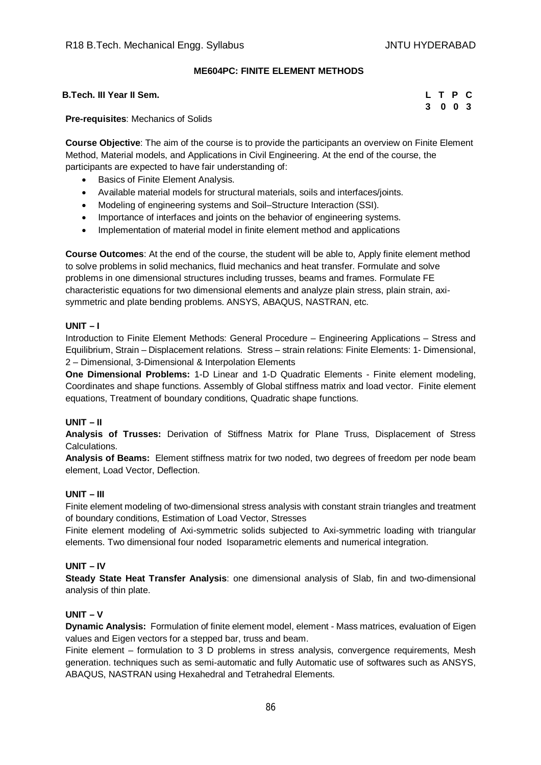## ME604PC: FINITE ELEMENT METHODS

**B.Tech. III Year II Sem.**

| L | T | P | C |
|---|---|---|---|
| 3 | 0 | 0 | 3 |

**Pre-requisites**: Mechanics of Solids

**Course Objective**: The aim of the course is to provide the participants an overview on Finite Element Method, Material models, and Applications in Civil Engineering. At the end of the course, the participants are expected to have fair understanding of:

- Basics of Finite Element Analysis.
- Available material models for structural materials, soils and interfaces/joints.
- Modeling of engineering systems and Soil–Structure Interaction (SSI).
- Importance of interfaces and joints on the behavior of engineering systems.
- Implementation of material model in finite element method and applications

**Course Outcomes**: At the end of the course, the student will be able to, Apply finite element method to solve problems in solid mechanics, fluid mechanics and heat transfer. Formulate and solve problems in one dimensional structures including trusses, beams and frames. Formulate FE characteristic equations for two dimensional elements and analyze plain stress, plain strain, axi-symmetric and plate bending problems. ANSYS, ABAQUS, NASTRAN, etc.

**UNIT – I**

Introduction to Finite Element Methods: General Procedure – Engineering Applications – Stress and Equilibrium, Strain – Displacement relations. Stress – strain relations: Finite Elements: 1- Dimensional, 2 – Dimensional, 3-Dimensional & Interpolation Elements

**One Dimensional Problems:** 1-D Linear and 1-D Quadratic Elements - Finite element modeling, Coordinates and shape functions. Assembly of Global stiffness matrix and load vector. Finite element equations, Treatment of boundary conditions, Quadratic shape functions.

**UNIT – II**

**Analysis of Trusses:** Derivation of Stiffness Matrix for Plane Truss, Displacement of Stress Calculations.

**Analysis of Beams:** Element stiffness matrix for two noded, two degrees of freedom per node beam element, Load Vector, Deflection.

**UNIT – III**

Finite element modeling of two-dimensional stress analysis with constant strain triangles and treatment of boundary conditions, Estimation of Load Vector, Stresses

Finite element modeling of Axi-symmetric solids subjected to Axi-symmetric loading with triangular elements. Two dimensional four noded Isoparametric elements and numerical integration.

**UNIT – IV**

**Steady State Heat Transfer Analysis**: one dimensional analysis of Slab, fin and two-dimensional analysis of thin plate.

**UNIT – V**

**Dynamic Analysis:** Formulation of finite element model, element - Mass matrices, evaluation of Eigen values and Eigen vectors for a stepped bar, truss and beam.

Finite element – formulation to 3 D problems in stress analysis, convergence requirements, Mesh generation. techniques such as semi-automatic and fully Automatic use of softwares such as ANSYS, ABAQUS, NASTRAN using Hexahedral and Tetrahedral Elements.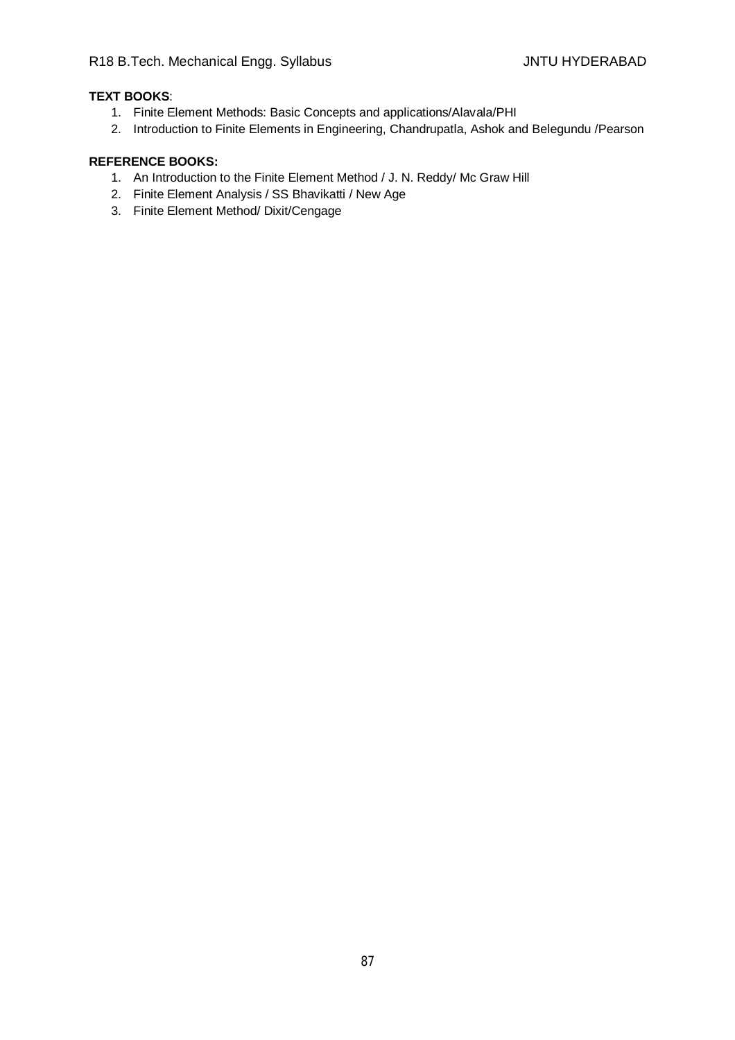**TEXT BOOKS**:

1. Finite Element Methods: Basic Concepts and applications/Alavala/PHI
2. Introduction to Finite Elements in Engineering, Chandrupatla, Ashok and Belegundu /Pearson

**REFERENCE BOOKS:**

1. An Introduction to the Finite Element Method / J. N. Reddy/ Mc Graw Hill
2. Finite Element Analysis / SS Bhavikatti / New Age
3. Finite Element Method/ Dixit/Cengage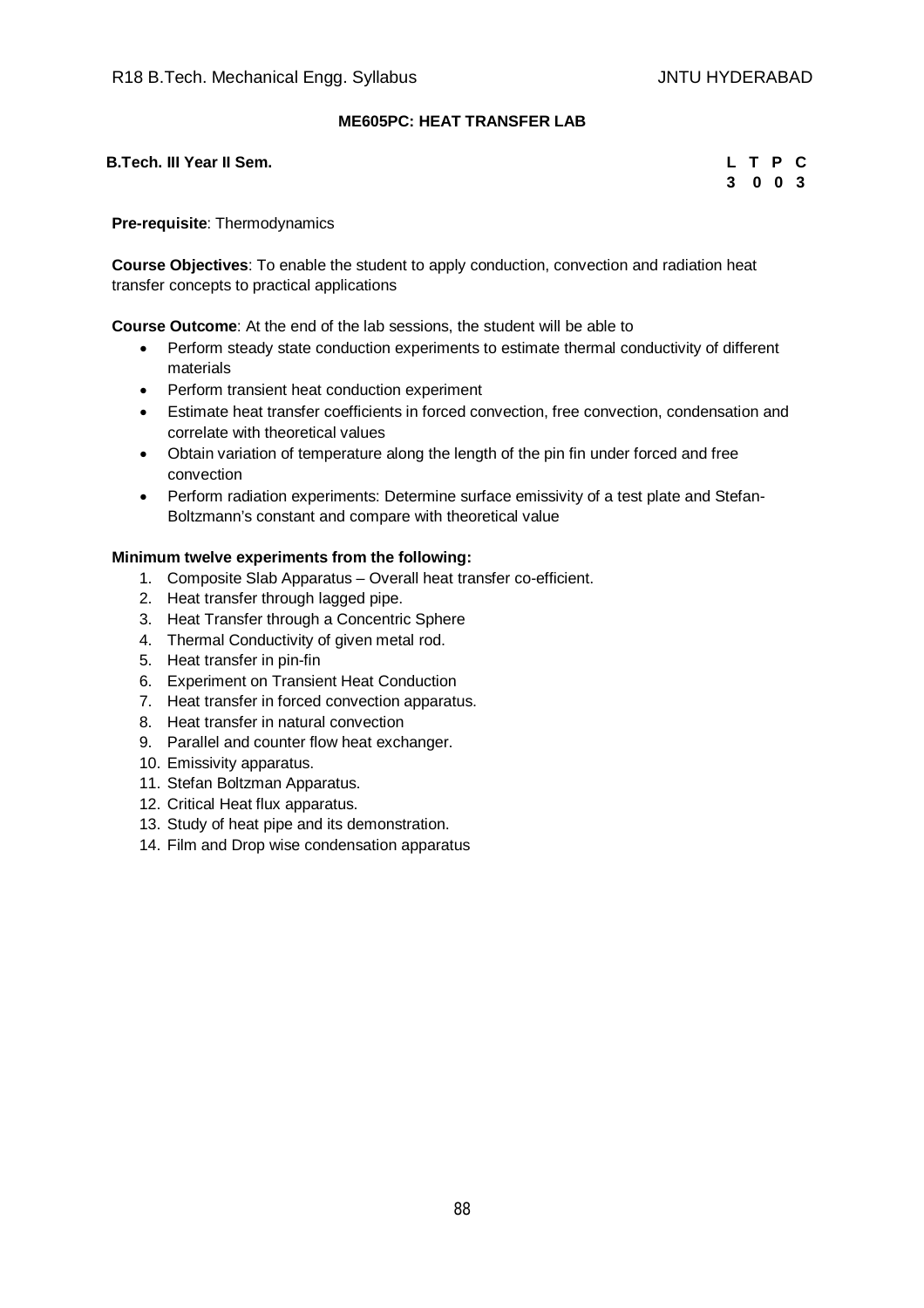## ME605PC: HEAT TRANSFER LAB

**B.Tech. III Year II Sem.**

| L | T | P | C |
|---|---|---|---|
| 3 | 0 | 0 | 3 |

**Pre-requisite**: Thermodynamics

**Course Objectives**: To enable the student to apply conduction, convection and radiation heat transfer concepts to practical applications

**Course Outcome**: At the end of the lab sessions, the student will be able to

- Perform steady state conduction experiments to estimate thermal conductivity of different materials
- Perform transient heat conduction experiment
- Estimate heat transfer coefficients in forced convection, free convection, condensation and correlate with theoretical values
- Obtain variation of temperature along the length of the pin fin under forced and free convection
- Perform radiation experiments: Determine surface emissivity of a test plate and Stefan-Boltzmann's constant and compare with theoretical value

**Minimum twelve experiments from the following:**

1. Composite Slab Apparatus – Overall heat transfer co-efficient.
2. Heat transfer through lagged pipe.
3. Heat Transfer through a Concentric Sphere
4. Thermal Conductivity of given metal rod.
5. Heat transfer in pin-fin
6. Experiment on Transient Heat Conduction
7. Heat transfer in forced convection apparatus.
8. Heat transfer in natural convection
9. Parallel and counter flow heat exchanger.
10. Emissivity apparatus.
11. Stefan Boltzman Apparatus.
12. Critical Heat flux apparatus.
13. Study of heat pipe and its demonstration.
14. Film and Drop wise condensation apparatus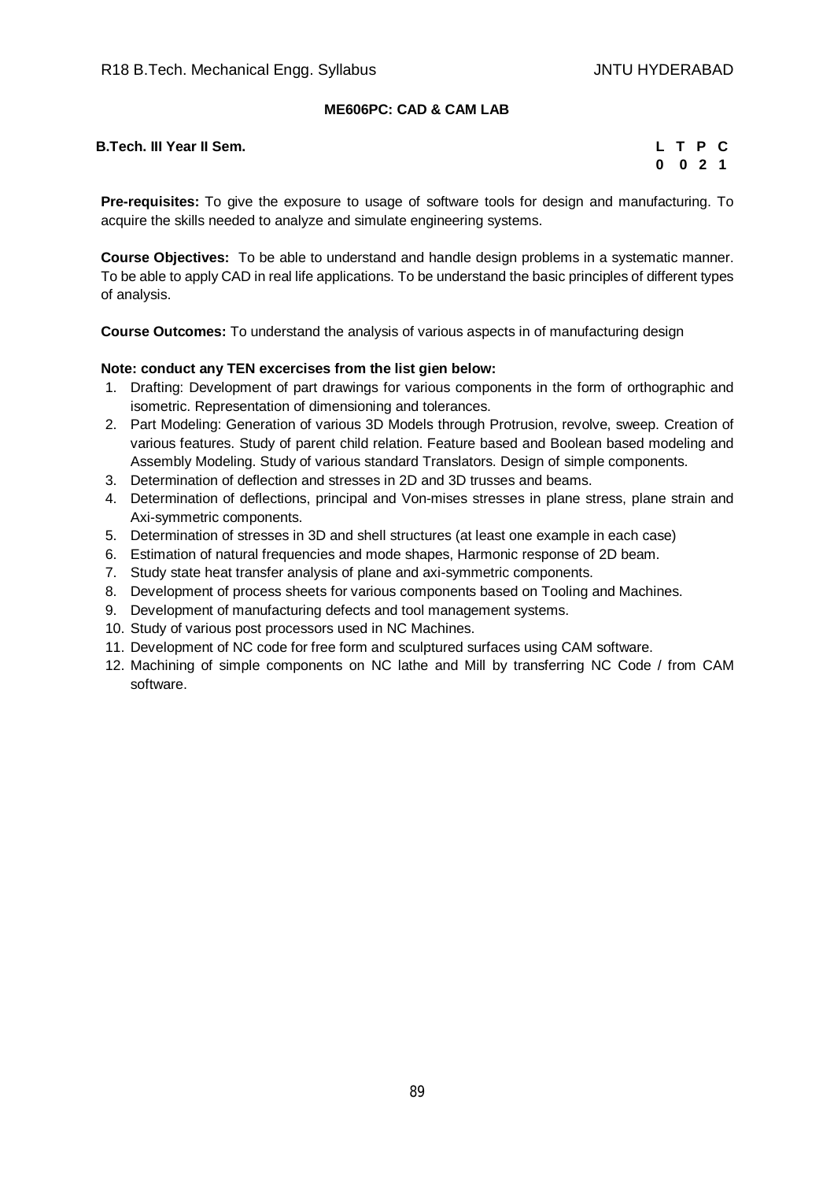## ME606PC: CAD & CAM LAB

**B.Tech. III Year II Sem.**

| L | T | P | C |
|---|---|---|---|
| 0 | 0 | 2 | 1 |

**Pre-requisites:** To give the exposure to usage of software tools for design and manufacturing. To acquire the skills needed to analyze and simulate engineering systems.

**Course Objectives:** To be able to understand and handle design problems in a systematic manner. To be able to apply CAD in real life applications. To be understand the basic principles of different types of analysis.

**Course Outcomes:** To understand the analysis of various aspects in of manufacturing design

**Note: conduct any TEN excercises from the list gien below:**

1. Drafting: Development of part drawings for various components in the form of orthographic and isometric. Representation of dimensioning and tolerances.
2. Part Modeling: Generation of various 3D Models through Protrusion, revolve, sweep. Creation of various features. Study of parent child relation. Feature based and Boolean based modeling and Assembly Modeling. Study of various standard Translators. Design of simple components.
3. Determination of deflection and stresses in 2D and 3D trusses and beams.
4. Determination of deflections, principal and Von-mises stresses in plane stress, plane strain and Axi-symmetric components.
5. Determination of stresses in 3D and shell structures (at least one example in each case)
6. Estimation of natural frequencies and mode shapes, Harmonic response of 2D beam.
7. Study state heat transfer analysis of plane and axi-symmetric components.
8. Development of process sheets for various components based on Tooling and Machines.
9. Development of manufacturing defects and tool management systems.
10. Study of various post processors used in NC Machines.
11. Development of NC code for free form and sculptured surfaces using CAM software.
12. Machining of simple components on NC lathe and Mill by transferring NC Code / from CAM software.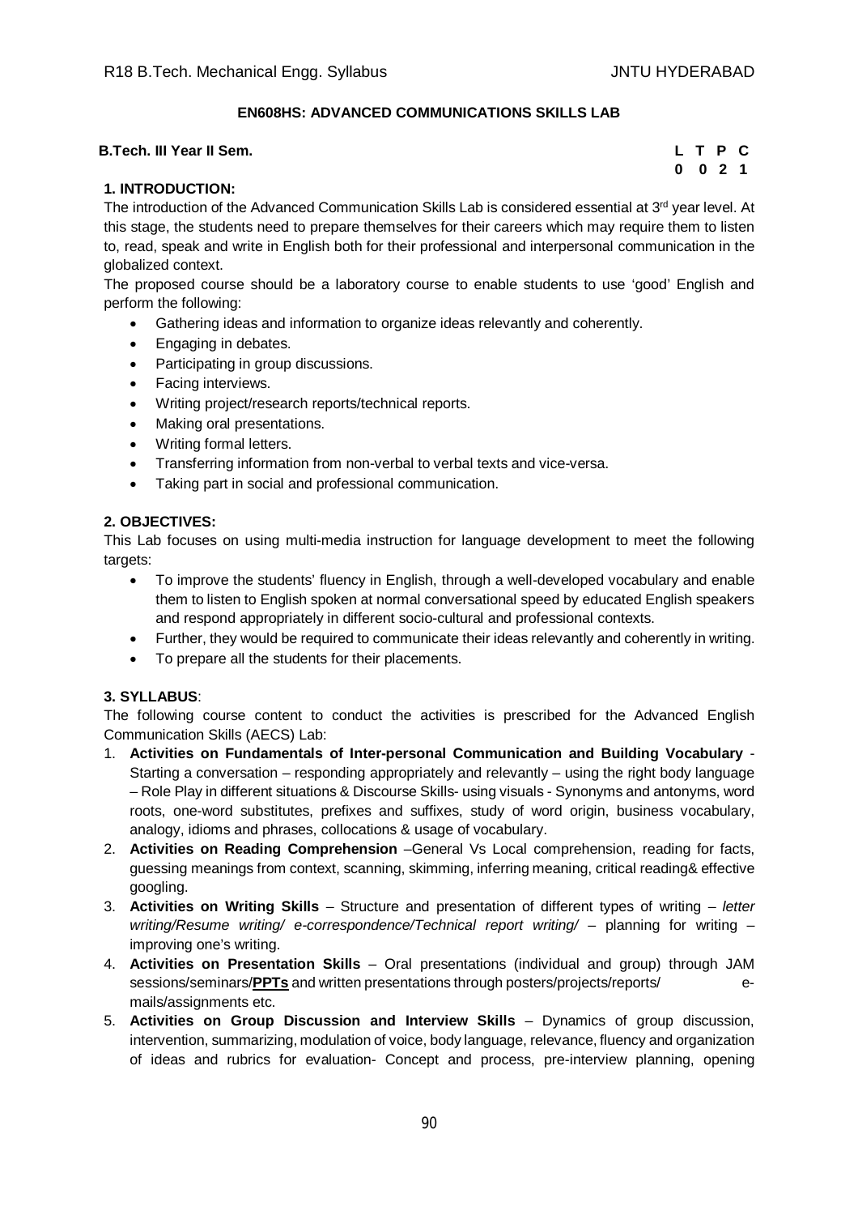## EN608HS: ADVANCED COMMUNICATIONS SKILLS LAB

**B.Tech. III Year II Sem.**

| L | T | P | C |
|---|---|---|---|
| 0 | 0 | 2 | 1 |

### 1. INTRODUCTION:

The introduction of the Advanced Communication Skills Lab is considered essential at 3rd year level. At this stage, the students need to prepare themselves for their careers which may require them to listen to, read, speak and write in English both for their professional and interpersonal communication in the globalized context.

The proposed course should be a laboratory course to enable students to use 'good' English and perform the following:

- Gathering ideas and information to organize ideas relevantly and coherently.
- Engaging in debates.
- Participating in group discussions.
- Facing interviews.
- Writing project/research reports/technical reports.
- Making oral presentations.
- Writing formal letters.
- Transferring information from non-verbal to verbal texts and vice-versa.
- Taking part in social and professional communication.

### 2. OBJECTIVES:

This Lab focuses on using multi-media instruction for language development to meet the following targets:

- To improve the students' fluency in English, through a well-developed vocabulary and enable them to listen to English spoken at normal conversational speed by educated English speakers and respond appropriately in different socio-cultural and professional contexts.
- Further, they would be required to communicate their ideas relevantly and coherently in writing.
- To prepare all the students for their placements.

### 3. SYLLABUS:

The following course content to conduct the activities is prescribed for the Advanced English Communication Skills (AECS) Lab:

1. **Activities on Fundamentals of Inter-personal Communication and Building Vocabulary** - Starting a conversation – responding appropriately and relevantly – using the right body language – Role Play in different situations & Discourse Skills- using visuals - Synonyms and antonyms, word roots, one-word substitutes, prefixes and suffixes, study of word origin, business vocabulary, analogy, idioms and phrases, collocations & usage of vocabulary.
2. **Activities on Reading Comprehension** –General Vs Local comprehension, reading for facts, guessing meanings from context, scanning, skimming, inferring meaning, critical reading& effective googling.
3. **Activities on Writing Skills** – Structure and presentation of different types of writing – *letter writing/Resume writing/ e-correspondence/Technical report writing/* – planning for writing – improving one's writing.
4. **Activities on Presentation Skills** – Oral presentations (individual and group) through JAM sessions/seminars/**PPTs** and written presentations through posters/projects/reports/ e-mails/assignments etc.
5. **Activities on Group Discussion and Interview Skills** – Dynamics of group discussion, intervention, summarizing, modulation of voice, body language, relevance, fluency and organization of ideas and rubrics for evaluation- Concept and process, pre-interview planning, opening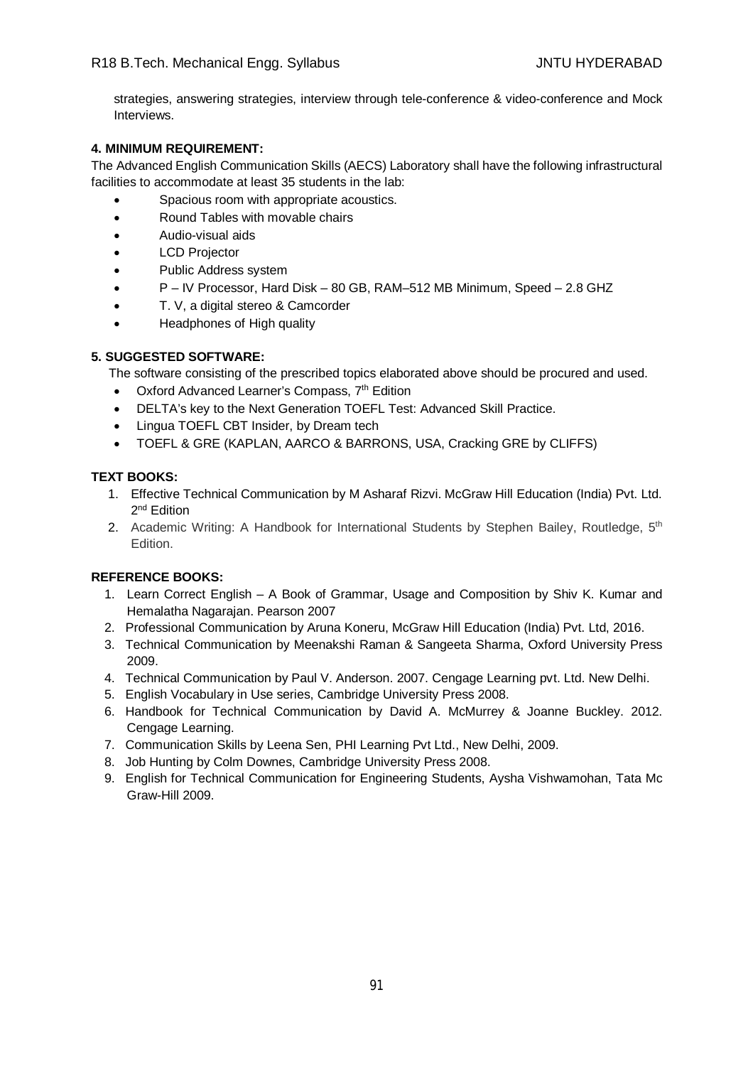strategies, answering strategies, interview through tele-conference & video-conference and Mock Interviews.

**4. MINIMUM REQUIREMENT:**

The Advanced English Communication Skills (AECS) Laboratory shall have the following infrastructural facilities to accommodate at least 35 students in the lab:

- Spacious room with appropriate acoustics.
- Round Tables with movable chairs
- Audio-visual aids
- LCD Projector
- Public Address system
- P – IV Processor, Hard Disk – 80 GB, RAM–512 MB Minimum, Speed – 2.8 GHZ
- T. V, a digital stereo & Camcorder
- Headphones of High quality

**5. SUGGESTED SOFTWARE:**

The software consisting of the prescribed topics elaborated above should be procured and used.

- Oxford Advanced Learner's Compass, 7th Edition
- DELTA's key to the Next Generation TOEFL Test: Advanced Skill Practice.
- Lingua TOEFL CBT Insider, by Dream tech
- TOEFL & GRE (KAPLAN, AARCO & BARRONS, USA, Cracking GRE by CLIFFS)

**TEXT BOOKS:**

1. Effective Technical Communication by M Asharaf Rizvi. McGraw Hill Education (India) Pvt. Ltd. 2nd Edition
2. Academic Writing: A Handbook for International Students by Stephen Bailey, Routledge, 5th Edition.

**REFERENCE BOOKS:**

1. Learn Correct English – A Book of Grammar, Usage and Composition by Shiv K. Kumar and Hemalatha Nagarajan. Pearson 2007
2. Professional Communication by Aruna Koneru, McGraw Hill Education (India) Pvt. Ltd, 2016.
3. Technical Communication by Meenakshi Raman & Sangeeta Sharma, Oxford University Press 2009.
4. Technical Communication by Paul V. Anderson. 2007. Cengage Learning pvt. Ltd. New Delhi.
5. English Vocabulary in Use series, Cambridge University Press 2008.
6. Handbook for Technical Communication by David A. McMurrey & Joanne Buckley. 2012. Cengage Learning.
7. Communication Skills by Leena Sen, PHI Learning Pvt Ltd., New Delhi, 2009.
8. Job Hunting by Colm Downes, Cambridge University Press 2008.
9. English for Technical Communication for Engineering Students, Aysha Vishwamohan, Tata Mc Graw-Hill 2009.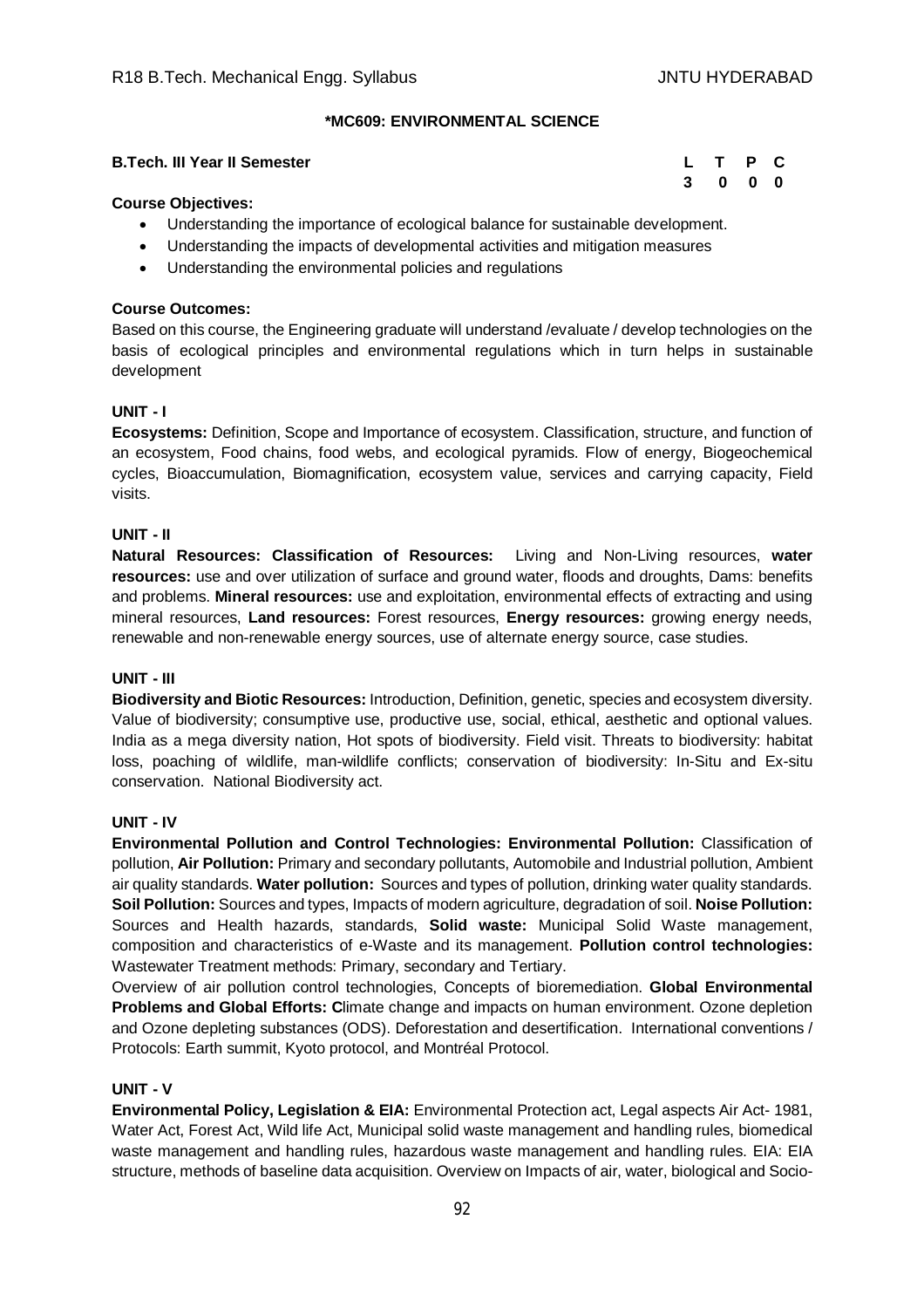## *MC609: ENVIRONMENTAL SCIENCE

**B.Tech. III Year II Semester**

| L | T | P | C |
|---|---|---|---|
| 3 | 0 | 0 | 0 |

**Course Objectives:**

- Understanding the importance of ecological balance for sustainable development.
- Understanding the impacts of developmental activities and mitigation measures
- Understanding the environmental policies and regulations

**Course Outcomes:**

Based on this course, the Engineering graduate will understand /evaluate / develop technologies on the basis of ecological principles and environmental regulations which in turn helps in sustainable development

### UNIT - I

**Ecosystems:** Definition, Scope and Importance of ecosystem. Classification, structure, and function of an ecosystem, Food chains, food webs, and ecological pyramids. Flow of energy, Biogeochemical cycles, Bioaccumulation, Biomagnification, ecosystem value, services and carrying capacity, Field visits.

### UNIT - II

**Natural Resources: Classification of Resources:** Living and Non-Living resources, **water resources:** use and over utilization of surface and ground water, floods and droughts, Dams: benefits and problems. **Mineral resources:** use and exploitation, environmental effects of extracting and using mineral resources, **Land resources:** Forest resources, **Energy resources:** growing energy needs, renewable and non-renewable energy sources, use of alternate energy source, case studies.

### UNIT - III

**Biodiversity and Biotic Resources:** Introduction, Definition, genetic, species and ecosystem diversity. Value of biodiversity; consumptive use, productive use, social, ethical, aesthetic and optional values. India as a mega diversity nation, Hot spots of biodiversity. Field visit. Threats to biodiversity: habitat loss, poaching of wildlife, man-wildlife conflicts; conservation of biodiversity: In-Situ and Ex-situ conservation. National Biodiversity act.

### UNIT - IV

**Environmental Pollution and Control Technologies: Environmental Pollution:** Classification of pollution, **Air Pollution:** Primary and secondary pollutants, Automobile and Industrial pollution, Ambient air quality standards. **Water pollution:** Sources and types of pollution, drinking water quality standards. **Soil Pollution:** Sources and types, Impacts of modern agriculture, degradation of soil. **Noise Pollution:** Sources and Health hazards, standards, **Solid waste:** Municipal Solid Waste management, composition and characteristics of e-Waste and its management. **Pollution control technologies:** Wastewater Treatment methods: Primary, secondary and Tertiary.

Overview of air pollution control technologies, Concepts of bioremediation. **Global Environmental Problems and Global Efforts: C**limate change and impacts on human environment. Ozone depletion and Ozone depleting substances (ODS). Deforestation and desertification. International conventions / Protocols: Earth summit, Kyoto protocol, and Montréal Protocol.

### UNIT - V

**Environmental Policy, Legislation & EIA:** Environmental Protection act, Legal aspects Air Act- 1981, Water Act, Forest Act, Wild life Act, Municipal solid waste management and handling rules, biomedical waste management and handling rules, hazardous waste management and handling rules. EIA: EIA structure, methods of baseline data acquisition. Overview on Impacts of air, water, biological and Socio-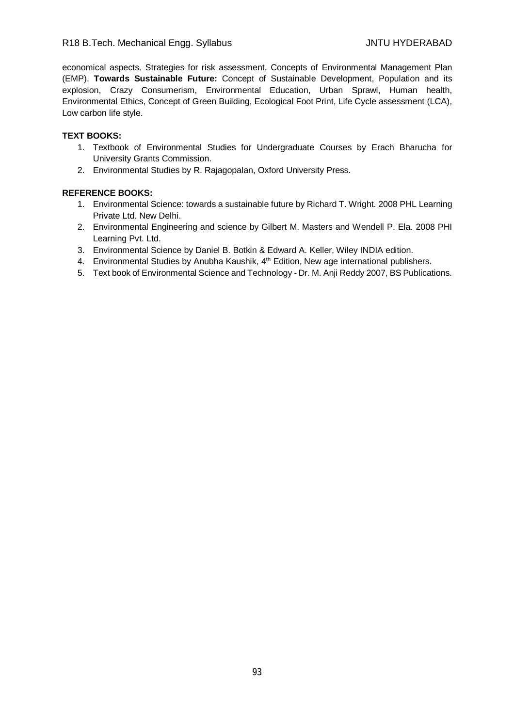economical aspects. Strategies for risk assessment, Concepts of Environmental Management Plan (EMP). **Towards Sustainable Future:** Concept of Sustainable Development, Population and its explosion, Crazy Consumerism, Environmental Education, Urban Sprawl, Human health, Environmental Ethics, Concept of Green Building, Ecological Foot Print, Life Cycle assessment (LCA), Low carbon life style.

**TEXT BOOKS:**

1. Textbook of Environmental Studies for Undergraduate Courses by Erach Bharucha for University Grants Commission.
2. Environmental Studies by R. Rajagopalan, Oxford University Press.

**REFERENCE BOOKS:**

1. Environmental Science: towards a sustainable future by Richard T. Wright. 2008 PHL Learning Private Ltd. New Delhi.
2. Environmental Engineering and science by Gilbert M. Masters and Wendell P. Ela. 2008 PHI Learning Pvt. Ltd.
3. Environmental Science by Daniel B. Botkin & Edward A. Keller, Wiley INDIA edition.
4. Environmental Studies by Anubha Kaushik, 4th Edition, New age international publishers.
5. Text book of Environmental Science and Technology - Dr. M. Anji Reddy 2007, BS Publications.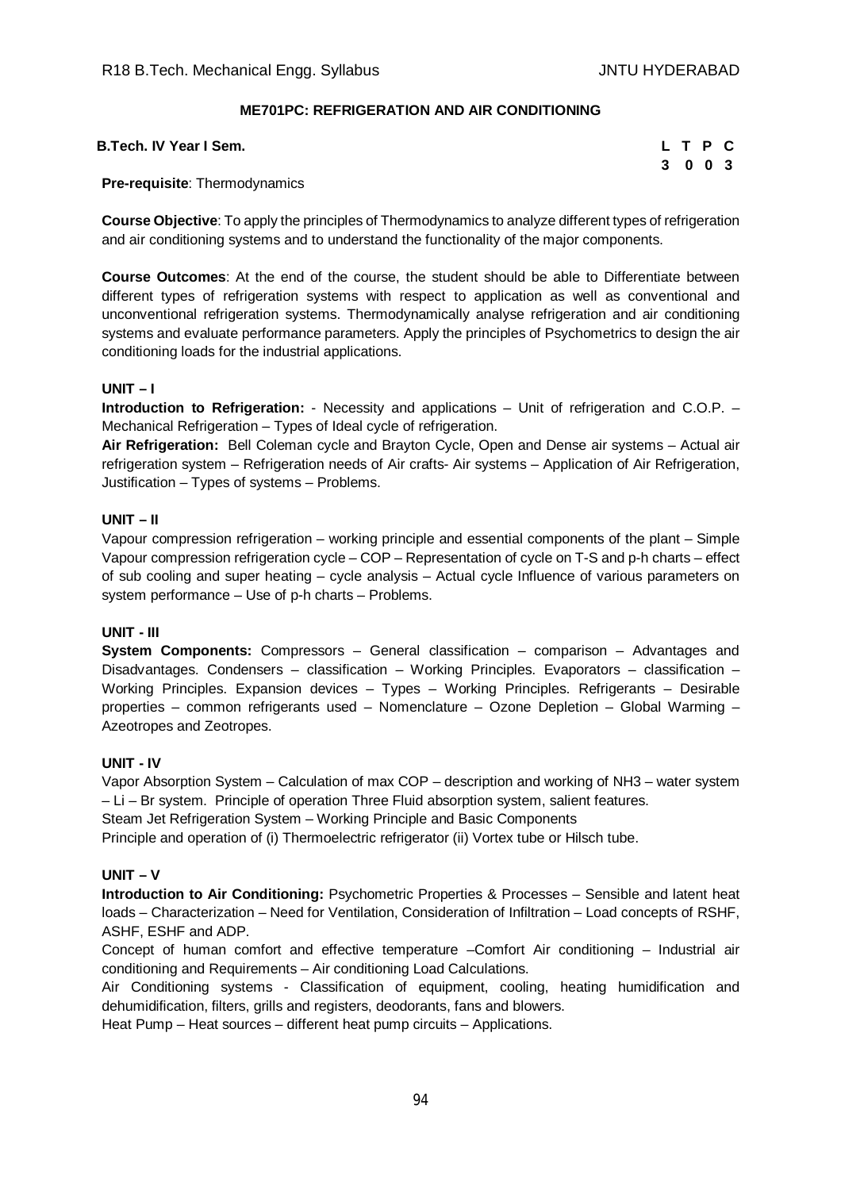## ME701PC: REFRIGERATION AND AIR CONDITIONING

**B.Tech. IV Year I Sem.**

| L | T | P | C |
|---|---|---|---|
| 3 | 0 | 0 | 3 |

**Pre-requisite**: Thermodynamics

**Course Objective**: To apply the principles of Thermodynamics to analyze different types of refrigeration and air conditioning systems and to understand the functionality of the major components.

**Course Outcomes**: At the end of the course, the student should be able to Differentiate between different types of refrigeration systems with respect to application as well as conventional and unconventional refrigeration systems. Thermodynamically analyse refrigeration and air conditioning systems and evaluate performance parameters. Apply the principles of Psychometrics to design the air conditioning loads for the industrial applications.

### UNIT – I

**Introduction to Refrigeration:** - Necessity and applications – Unit of refrigeration and C.O.P. – Mechanical Refrigeration – Types of Ideal cycle of refrigeration.

**Air Refrigeration:** Bell Coleman cycle and Brayton Cycle, Open and Dense air systems – Actual air refrigeration system – Refrigeration needs of Air crafts- Air systems – Application of Air Refrigeration, Justification – Types of systems – Problems.

### UNIT – II

Vapour compression refrigeration – working principle and essential components of the plant – Simple Vapour compression refrigeration cycle – COP – Representation of cycle on T-S and p-h charts – effect of sub cooling and super heating – cycle analysis – Actual cycle Influence of various parameters on system performance – Use of p-h charts – Problems.

### UNIT - III

**System Components:** Compressors – General classification – comparison – Advantages and Disadvantages. Condensers – classification – Working Principles. Evaporators – classification – Working Principles. Expansion devices – Types – Working Principles. Refrigerants – Desirable properties – common refrigerants used – Nomenclature – Ozone Depletion – Global Warming – Azeotropes and Zeotropes.

### UNIT - IV

Vapor Absorption System – Calculation of max COP – description and working of $NH_3$ – water system – Li – Br system. Principle of operation Three Fluid absorption system, salient features.

Steam Jet Refrigeration System – Working Principle and Basic Components

Principle and operation of (i) Thermoelectric refrigerator (ii) Vortex tube or Hilsch tube.

### UNIT – V

**Introduction to Air Conditioning:** Psychometric Properties & Processes – Sensible and latent heat loads – Characterization – Need for Ventilation, Consideration of Infiltration – Load concepts of RSHF, ASHF, ESHF and ADP.

Concept of human comfort and effective temperature –Comfort Air conditioning – Industrial air conditioning and Requirements – Air conditioning Load Calculations.

Air Conditioning systems - Classification of equipment, cooling, heating humidification and dehumidification, filters, grills and registers, deodorants, fans and blowers.

Heat Pump – Heat sources – different heat pump circuits – Applications.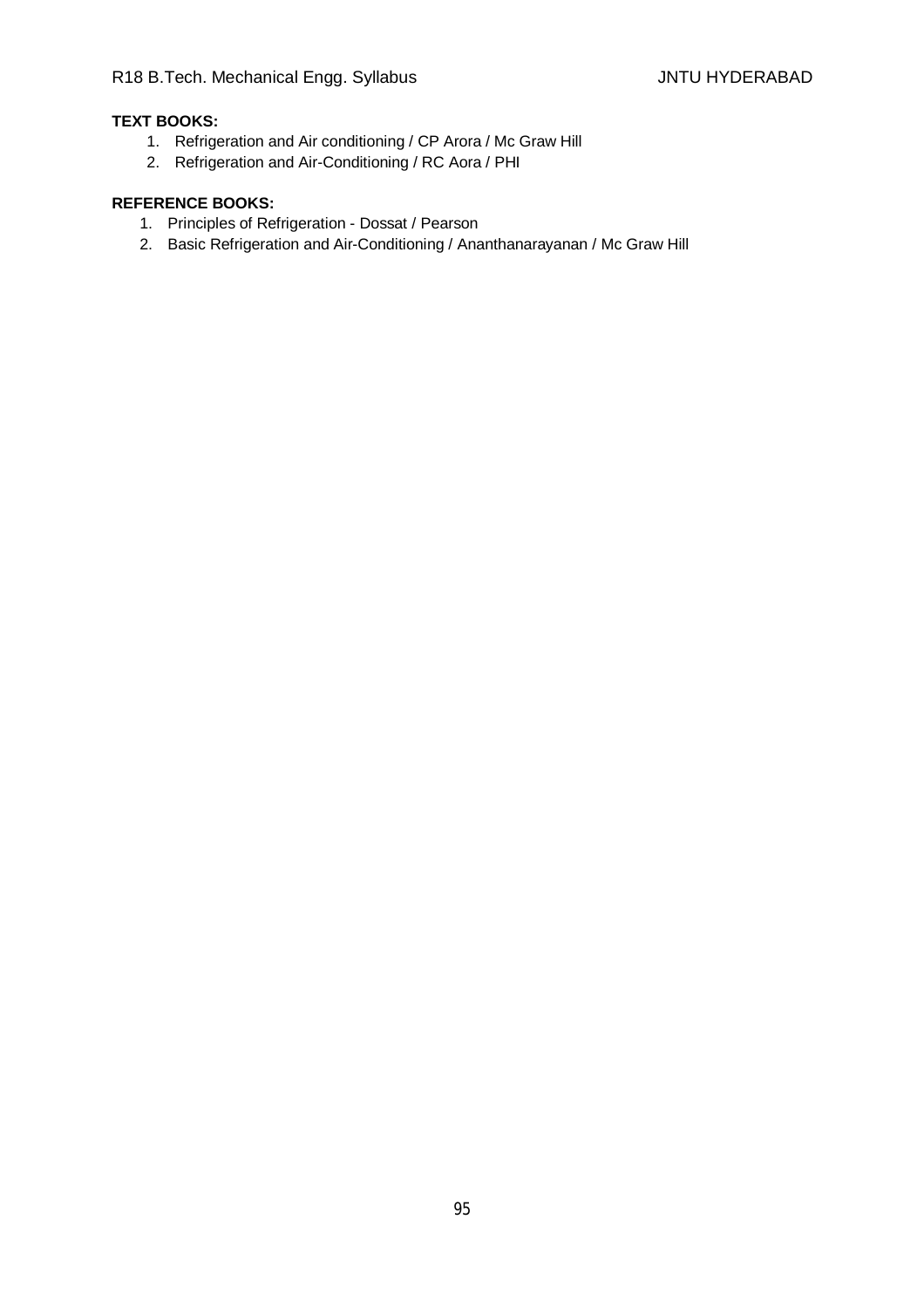**TEXT BOOKS:**

1. Refrigeration and Air conditioning / CP Arora / Mc Graw Hill
2. Refrigeration and Air-Conditioning / RC Aora / PHI

**REFERENCE BOOKS:**

1. Principles of Refrigeration - Dossat / Pearson
2. Basic Refrigeration and Air-Conditioning / Ananthanarayanan / Mc Graw Hill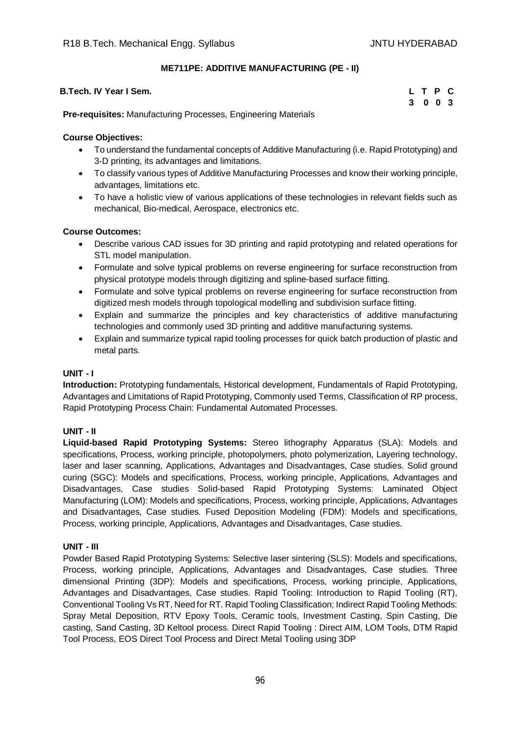## ME711PE: ADDITIVE MANUFACTURING (PE - II)

**B.Tech. IV Year I Sem.**

| L | T | P | C |
|---|---|---|---|
| 3 | 0 | 0 | 3 |

**Pre-requisites:** Manufacturing Processes, Engineering Materials

**Course Objectives:**

- To understand the fundamental concepts of Additive Manufacturing (i.e. Rapid Prototyping) and 3-D printing, its advantages and limitations.
- To classify various types of Additive Manufacturing Processes and know their working principle, advantages, limitations etc.
- To have a holistic view of various applications of these technologies in relevant fields such as mechanical, Bio-medical, Aerospace, electronics etc.

**Course Outcomes:**

- Describe various CAD issues for 3D printing and rapid prototyping and related operations for STL model manipulation.
- Formulate and solve typical problems on reverse engineering for surface reconstruction from physical prototype models through digitizing and spline-based surface fitting.
- Formulate and solve typical problems on reverse engineering for surface reconstruction from digitized mesh models through topological modelling and subdivision surface fitting.
- Explain and summarize the principles and key characteristics of additive manufacturing technologies and commonly used 3D printing and additive manufacturing systems.
- Explain and summarize typical rapid tooling processes for quick batch production of plastic and metal parts.

### UNIT - I

**Introduction:** Prototyping fundamentals, Historical development, Fundamentals of Rapid Prototyping, Advantages and Limitations of Rapid Prototyping, Commonly used Terms, Classification of RP process, Rapid Prototyping Process Chain: Fundamental Automated Processes.

### UNIT - II

**Liquid-based Rapid Prototyping Systems:** Stereo lithography Apparatus (SLA): Models and specifications, Process, working principle, photopolymers, photo polymerization, Layering technology, laser and laser scanning, Applications, Advantages and Disadvantages, Case studies. Solid ground curing (SGC): Models and specifications, Process, working principle, Applications, Advantages and Disadvantages, Case studies Solid-based Rapid Prototyping Systems: Laminated Object Manufacturing (LOM): Models and specifications, Process, working principle, Applications, Advantages and Disadvantages, Case studies. Fused Deposition Modeling (FDM): Models and specifications, Process, working principle, Applications, Advantages and Disadvantages, Case studies.

### UNIT - III

Powder Based Rapid Prototyping Systems: Selective laser sintering (SLS): Models and specifications, Process, working principle, Applications, Advantages and Disadvantages, Case studies. Three dimensional Printing (3DP): Models and specifications, Process, working principle, Applications, Advantages and Disadvantages, Case studies. Rapid Tooling: Introduction to Rapid Tooling (RT), Conventional Tooling Vs RT, Need for RT. Rapid Tooling Classification; Indirect Rapid Tooling Methods: Spray Metal Deposition, RTV Epoxy Tools, Ceramic tools, Investment Casting, Spin Casting, Die casting, Sand Casting, 3D Keltool process. Direct Rapid Tooling : Direct AIM, LOM Tools, DTM Rapid Tool Process, EOS Direct Tool Process and Direct Metal Tooling using 3DP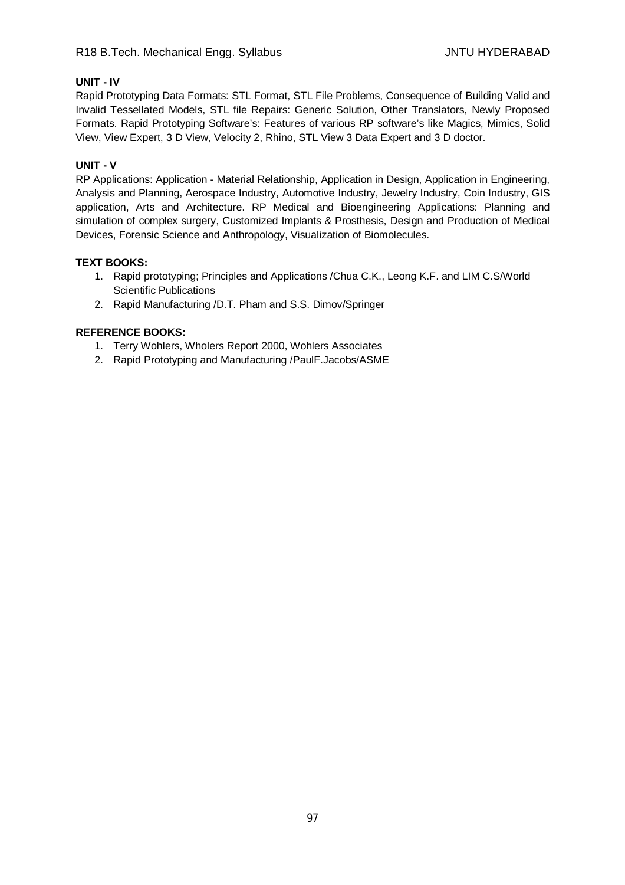**UNIT - IV**

Rapid Prototyping Data Formats: STL Format, STL File Problems, Consequence of Building Valid and Invalid Tessellated Models, STL file Repairs: Generic Solution, Other Translators, Newly Proposed Formats. Rapid Prototyping Software's: Features of various RP software's like Magics, Mimics, Solid View, View Expert, 3 D View, Velocity 2, Rhino, STL View 3 Data Expert and 3 D doctor.

**UNIT - V**

RP Applications: Application - Material Relationship, Application in Design, Application in Engineering, Analysis and Planning, Aerospace Industry, Automotive Industry, Jewelry Industry, Coin Industry, GIS application, Arts and Architecture. RP Medical and Bioengineering Applications: Planning and simulation of complex surgery, Customized Implants & Prosthesis, Design and Production of Medical Devices, Forensic Science and Anthropology, Visualization of Biomolecules.

**TEXT BOOKS:**

1. Rapid prototyping; Principles and Applications /Chua C.K., Leong K.F. and LIM C.S/World Scientific Publications
2. Rapid Manufacturing /D.T. Pham and S.S. Dimov/Springer

**REFERENCE BOOKS:**

1. Terry Wohlers, Wholers Report 2000, Wohlers Associates
2. Rapid Prototyping and Manufacturing /PaulF.Jacobs/ASME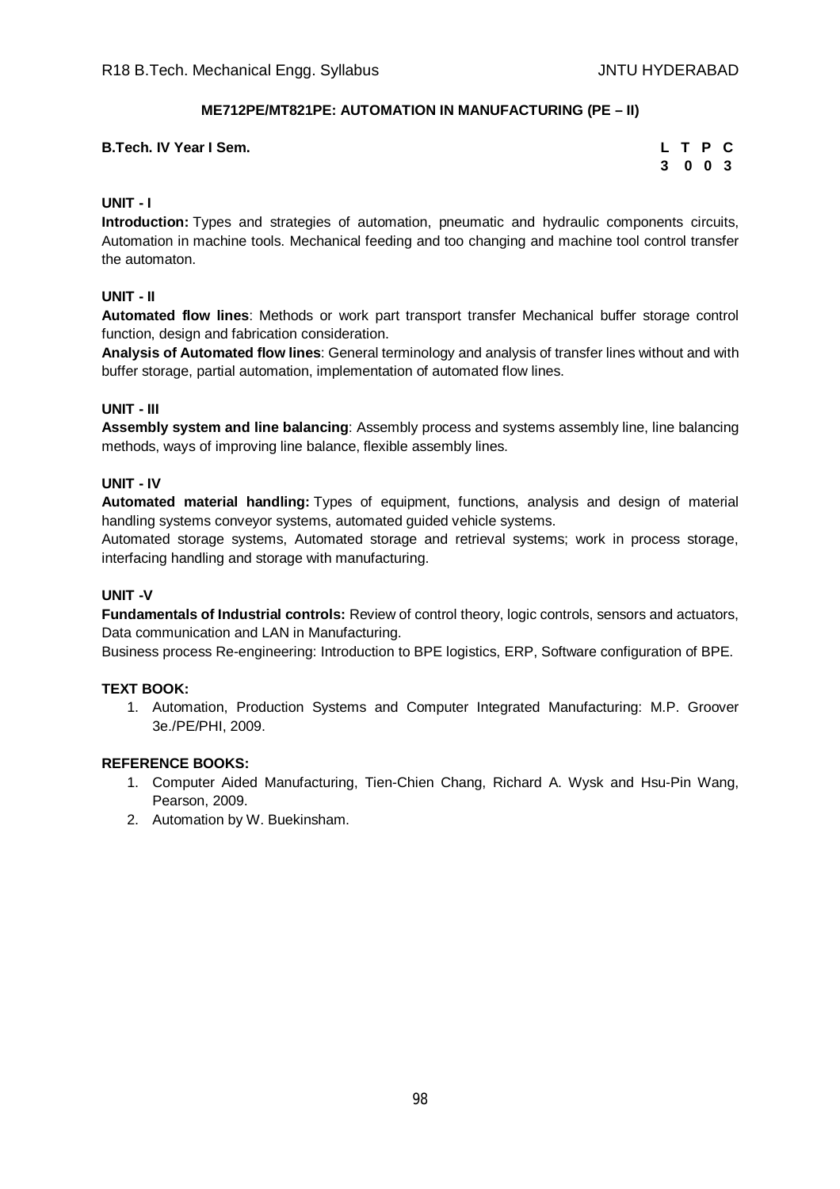## ME712PE/MT821PE: AUTOMATION IN MANUFACTURING (PE – II)

**B.Tech. IV Year I Sem.**

| L | T | P | C |
|---|---|---|---|
| 3 | 0 | 0 | 3 |

### UNIT - I

**Introduction:** Types and strategies of automation, pneumatic and hydraulic components circuits, Automation in machine tools. Mechanical feeding and too changing and machine tool control transfer the automaton.

### UNIT - II

**Automated flow lines**: Methods or work part transport transfer Mechanical buffer storage control function, design and fabrication consideration.

**Analysis of Automated flow lines**: General terminology and analysis of transfer lines without and with buffer storage, partial automation, implementation of automated flow lines.

### UNIT - III

**Assembly system and line balancing**: Assembly process and systems assembly line, line balancing methods, ways of improving line balance, flexible assembly lines.

### UNIT - IV

**Automated material handling:** Types of equipment, functions, analysis and design of material handling systems conveyor systems, automated guided vehicle systems.

Automated storage systems, Automated storage and retrieval systems; work in process storage, interfacing handling and storage with manufacturing.

### UNIT -V

**Fundamentals of Industrial controls:** Review of control theory, logic controls, sensors and actuators, Data communication and LAN in Manufacturing.

Business process Re-engineering: Introduction to BPE logistics, ERP, Software configuration of BPE.

### TEXT BOOK:

1. Automation, Production Systems and Computer Integrated Manufacturing: M.P. Groover 3e./PE/PHI, 2009.

### REFERENCE BOOKS:

1. Computer Aided Manufacturing, Tien-Chien Chang, Richard A. Wysk and Hsu-Pin Wang, Pearson, 2009.
2. Automation by W. Buekinsham.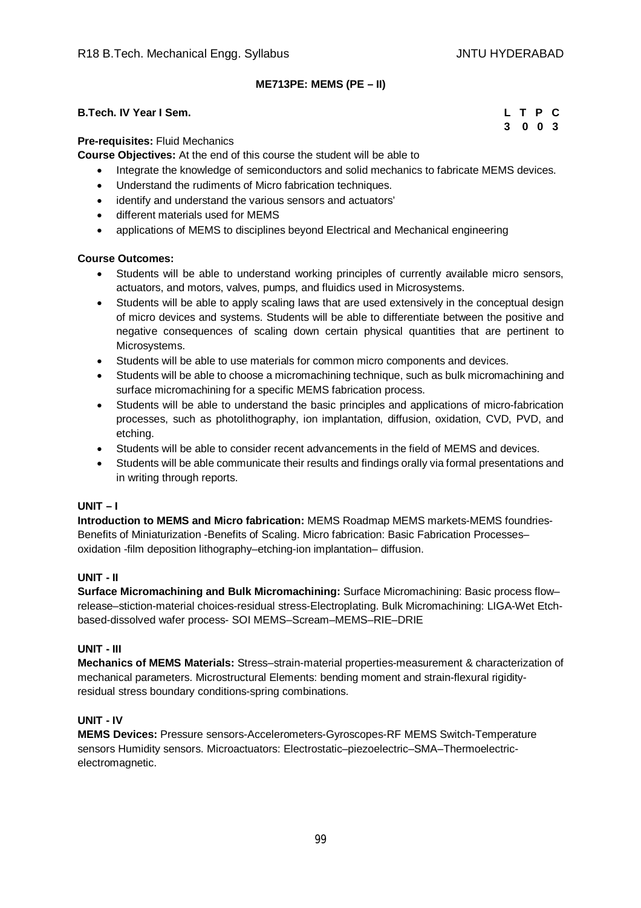## ME713PE: MEMS (PE – II)

**B.Tech. IV Year I Sem.**

| L | T | P | C |
|---|---|---|---|
| 3 | 0 | 0 | 3 |

**Pre-requisites:** Fluid Mechanics

**Course Objectives:** At the end of this course the student will be able to

- Integrate the knowledge of semiconductors and solid mechanics to fabricate MEMS devices.
- Understand the rudiments of Micro fabrication techniques.
- identify and understand the various sensors and actuators'
- different materials used for MEMS
- applications of MEMS to disciplines beyond Electrical and Mechanical engineering

**Course Outcomes:**

- Students will be able to understand working principles of currently available micro sensors, actuators, and motors, valves, pumps, and fluidics used in Microsystems.
- Students will be able to apply scaling laws that are used extensively in the conceptual design of micro devices and systems. Students will be able to differentiate between the positive and negative consequences of scaling down certain physical quantities that are pertinent to Microsystems.
- Students will be able to use materials for common micro components and devices.
- Students will be able to choose a micromachining technique, such as bulk micromachining and surface micromachining for a specific MEMS fabrication process.
- Students will be able to understand the basic principles and applications of micro-fabrication processes, such as photolithography, ion implantation, diffusion, oxidation, CVD, PVD, and etching.
- Students will be able to consider recent advancements in the field of MEMS and devices.
- Students will be able communicate their results and findings orally via formal presentations and in writing through reports.

### UNIT – I

**Introduction to MEMS and Micro fabrication:** MEMS Roadmap MEMS markets-MEMS foundries-Benefits of Miniaturization -Benefits of Scaling. Micro fabrication: Basic Fabrication Processes–oxidation -film deposition lithography–etching-ion implantation– diffusion.

### UNIT - II

**Surface Micromachining and Bulk Micromachining:** Surface Micromachining: Basic process flow–release–stiction-material choices-residual stress-Electroplating. Bulk Micromachining: LIGA-Wet Etch-based-dissolved wafer process- SOI MEMS–Scream–MEMS–RIE–DRIE

### UNIT - III

**Mechanics of MEMS Materials:** Stress–strain-material properties-measurement & characterization of mechanical parameters. Microstructural Elements: bending moment and strain-flexural rigidity-residual stress boundary conditions-spring combinations.

### UNIT - IV

**MEMS Devices:** Pressure sensors-Accelerometers-Gyroscopes-RF MEMS Switch-Temperature sensors Humidity sensors. Microactuators: Electrostatic–piezoelectric–SMA–Thermoelectric-electromagnetic.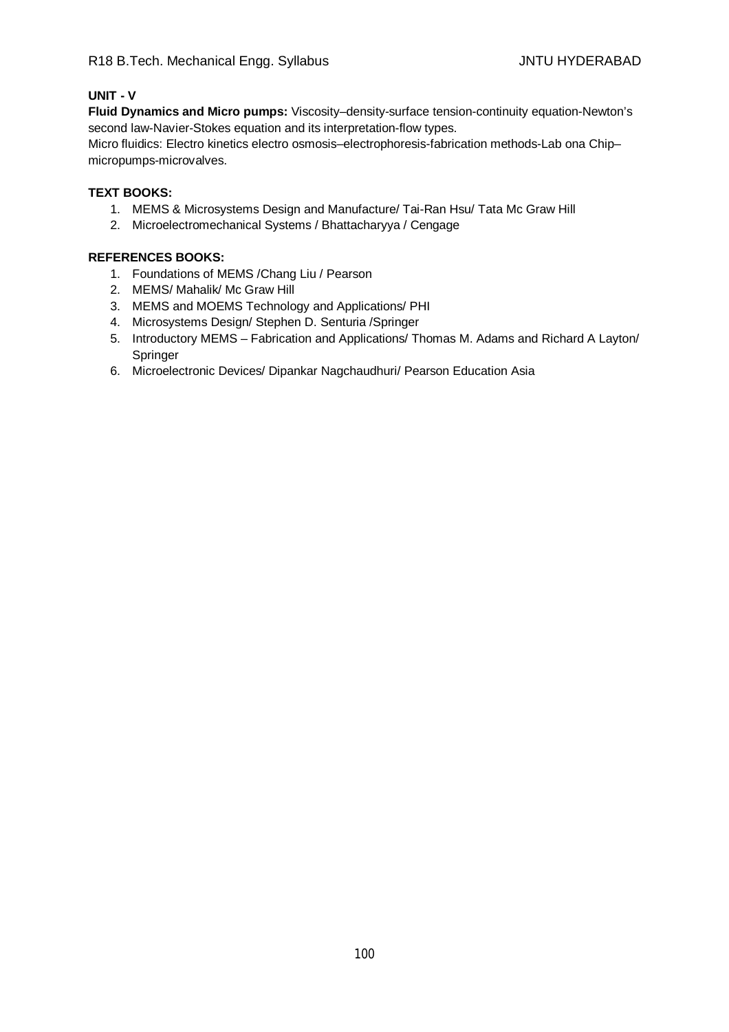**UNIT - V**

**Fluid Dynamics and Micro pumps:** Viscosity–density-surface tension-continuity equation-Newton's second law-Navier-Stokes equation and its interpretation-flow types.

Micro fluidics: Electro kinetics electro osmosis–electrophoresis-fabrication methods-Lab ona Chip–micropumps-microvalves.

**TEXT BOOKS:**

1. MEMS & Microsystems Design and Manufacture/ Tai-Ran Hsu/ Tata Mc Graw Hill
2. Microelectromechanical Systems / Bhattacharyya / Cengage

**REFERENCES BOOKS:**

1. Foundations of MEMS /Chang Liu / Pearson
2. MEMS/ Mahalik/ Mc Graw Hill
3. MEMS and MOEMS Technology and Applications/ PHI
4. Microsystems Design/ Stephen D. Senturia /Springer
5. Introductory MEMS – Fabrication and Applications/ Thomas M. Adams and Richard A Layton/ Springer
6. Microelectronic Devices/ Dipankar Nagchaudhuri/ Pearson Education Asia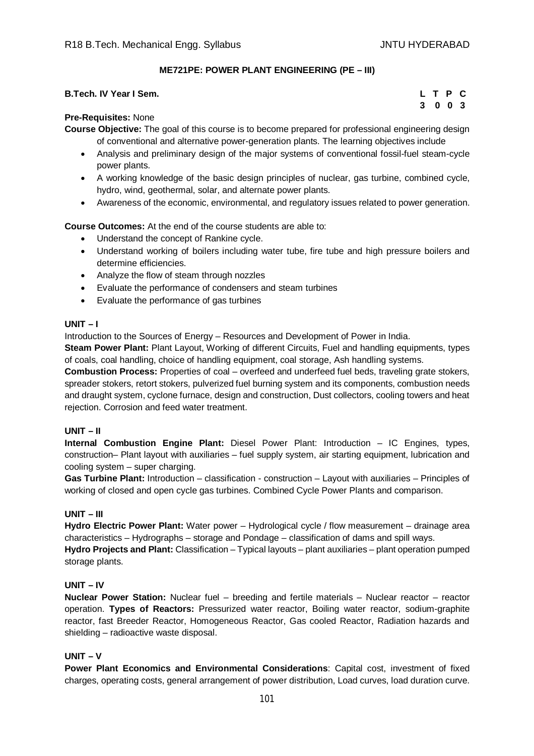## ME721PE: POWER PLANT ENGINEERING (PE – III)

**B.Tech. IV Year I Sem.**

| L | T | P | C |
|---|---|---|---|
| 3 | 0 | 0 | 3 |

**Pre-Requisites:** None

**Course Objective:** The goal of this course is to become prepared for professional engineering design of conventional and alternative power-generation plants. The learning objectives include

- Analysis and preliminary design of the major systems of conventional fossil-fuel steam-cycle power plants.
- A working knowledge of the basic design principles of nuclear, gas turbine, combined cycle, hydro, wind, geothermal, solar, and alternate power plants.
- Awareness of the economic, environmental, and regulatory issues related to power generation.

**Course Outcomes:** At the end of the course students are able to:

- Understand the concept of Rankine cycle.
- Understand working of boilers including water tube, fire tube and high pressure boilers and determine efficiencies.
- Analyze the flow of steam through nozzles
- Evaluate the performance of condensers and steam turbines
- Evaluate the performance of gas turbines

### UNIT – I

Introduction to the Sources of Energy – Resources and Development of Power in India.

**Steam Power Plant:** Plant Layout, Working of different Circuits, Fuel and handling equipments, types of coals, coal handling, choice of handling equipment, coal storage, Ash handling systems.

**Combustion Process:** Properties of coal – overfeed and underfeed fuel beds, traveling grate stokers, spreader stokers, retort stokers, pulverized fuel burning system and its components, combustion needs and draught system, cyclone furnace, design and construction, Dust collectors, cooling towers and heat rejection. Corrosion and feed water treatment.

### UNIT – II

**Internal Combustion Engine Plant:** Diesel Power Plant: Introduction – IC Engines, types, construction– Plant layout with auxiliaries – fuel supply system, air starting equipment, lubrication and cooling system – super charging.

**Gas Turbine Plant:** Introduction – classification - construction – Layout with auxiliaries – Principles of working of closed and open cycle gas turbines. Combined Cycle Power Plants and comparison.

### UNIT – III

**Hydro Electric Power Plant:** Water power – Hydrological cycle / flow measurement – drainage area characteristics – Hydrographs – storage and Pondage – classification of dams and spill ways.

**Hydro Projects and Plant:** Classification – Typical layouts – plant auxiliaries – plant operation pumped storage plants.

### UNIT – IV

**Nuclear Power Station:** Nuclear fuel – breeding and fertile materials – Nuclear reactor – reactor operation. **Types of Reactors:** Pressurized water reactor, Boiling water reactor, sodium-graphite reactor, fast Breeder Reactor, Homogeneous Reactor, Gas cooled Reactor, Radiation hazards and shielding – radioactive waste disposal.

### UNIT – V

**Power Plant Economics and Environmental Considerations**: Capital cost, investment of fixed charges, operating costs, general arrangement of power distribution, Load curves, load duration curve.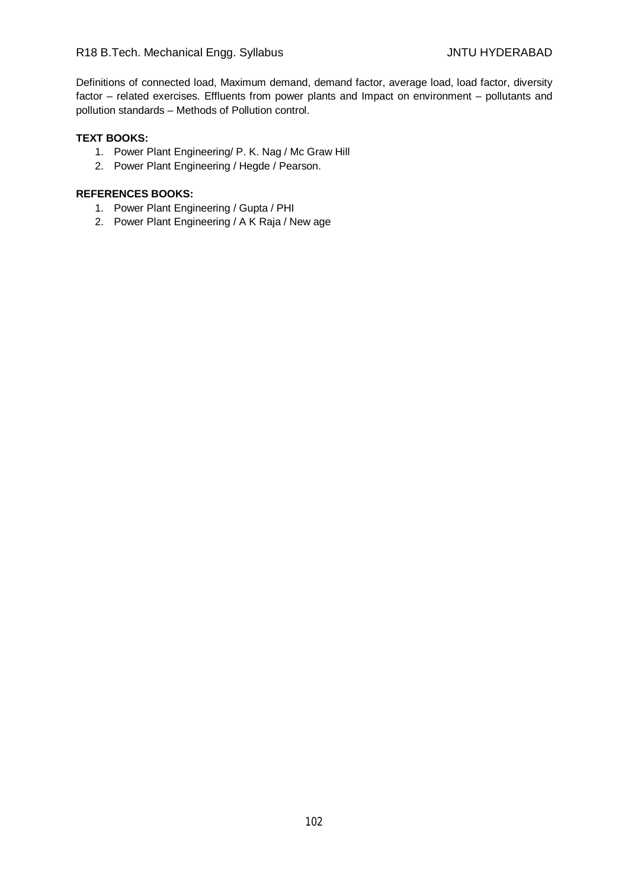Definitions of connected load, Maximum demand, demand factor, average load, load factor, diversity factor – related exercises. Effluents from power plants and Impact on environment – pollutants and pollution standards – Methods of Pollution control.

**TEXT BOOKS:**

1. Power Plant Engineering/ P. K. Nag / Mc Graw Hill
2. Power Plant Engineering / Hegde / Pearson.

**REFERENCES BOOKS:**

1. Power Plant Engineering / Gupta / PHI
2. Power Plant Engineering / A K Raja / New age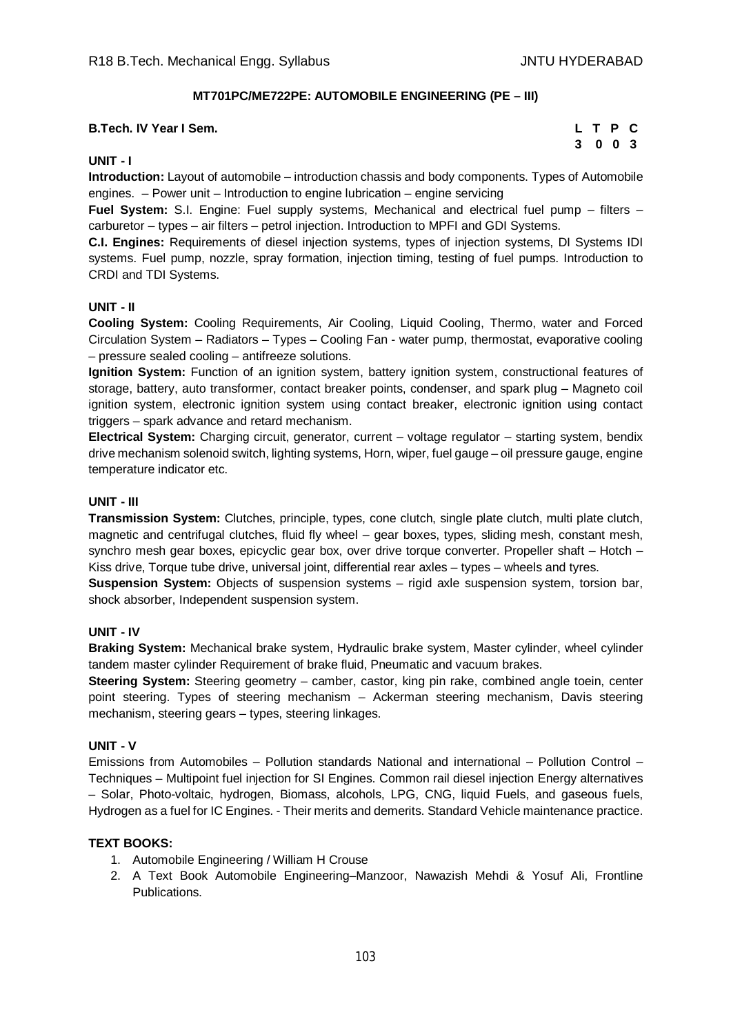## MT701PC/ME722PE: AUTOMOBILE ENGINEERING (PE – III)

**B.Tech. IV Year I Sem.**

| L | T | P | C |
|---|---|---|---|
| 3 | 0 | 0 | 3 |

**UNIT - I**

**Introduction:** Layout of automobile – introduction chassis and body components. Types of Automobile engines. – Power unit – Introduction to engine lubrication – engine servicing

**Fuel System:** S.I. Engine: Fuel supply systems, Mechanical and electrical fuel pump – filters – carburetor – types – air filters – petrol injection. Introduction to MPFI and GDI Systems.

**C.I. Engines:** Requirements of diesel injection systems, types of injection systems, DI Systems IDI systems. Fuel pump, nozzle, spray formation, injection timing, testing of fuel pumps. Introduction to CRDI and TDI Systems.

**UNIT - II**

**Cooling System:** Cooling Requirements, Air Cooling, Liquid Cooling, Thermo, water and Forced Circulation System – Radiators – Types – Cooling Fan - water pump, thermostat, evaporative cooling – pressure sealed cooling – antifreeze solutions.

**Ignition System:** Function of an ignition system, battery ignition system, constructional features of storage, battery, auto transformer, contact breaker points, condenser, and spark plug – Magneto coil ignition system, electronic ignition system using contact breaker, electronic ignition using contact triggers – spark advance and retard mechanism.

**Electrical System:** Charging circuit, generator, current – voltage regulator – starting system, bendix drive mechanism solenoid switch, lighting systems, Horn, wiper, fuel gauge – oil pressure gauge, engine temperature indicator etc.

**UNIT - III**

**Transmission System:** Clutches, principle, types, cone clutch, single plate clutch, multi plate clutch, magnetic and centrifugal clutches, fluid fly wheel – gear boxes, types, sliding mesh, constant mesh, synchro mesh gear boxes, epicyclic gear box, over drive torque converter. Propeller shaft – Hotch – Kiss drive, Torque tube drive, universal joint, differential rear axles – types – wheels and tyres.

**Suspension System:** Objects of suspension systems – rigid axle suspension system, torsion bar, shock absorber, Independent suspension system.

**UNIT - IV**

**Braking System:** Mechanical brake system, Hydraulic brake system, Master cylinder, wheel cylinder tandem master cylinder Requirement of brake fluid, Pneumatic and vacuum brakes.

**Steering System:** Steering geometry – camber, castor, king pin rake, combined angle toein, center point steering. Types of steering mechanism – Ackerman steering mechanism, Davis steering mechanism, steering gears – types, steering linkages.

**UNIT - V**

Emissions from Automobiles – Pollution standards National and international – Pollution Control – Techniques – Multipoint fuel injection for SI Engines. Common rail diesel injection Energy alternatives – Solar, Photo-voltaic, hydrogen, Biomass, alcohols, LPG, CNG, liquid Fuels, and gaseous fuels, Hydrogen as a fuel for IC Engines. - Their merits and demerits. Standard Vehicle maintenance practice.

**TEXT BOOKS:**

1. Automobile Engineering / William H Crouse
2. A Text Book Automobile Engineering–Manzoor, Nawazish Mehdi & Yosuf Ali, Frontline Publications.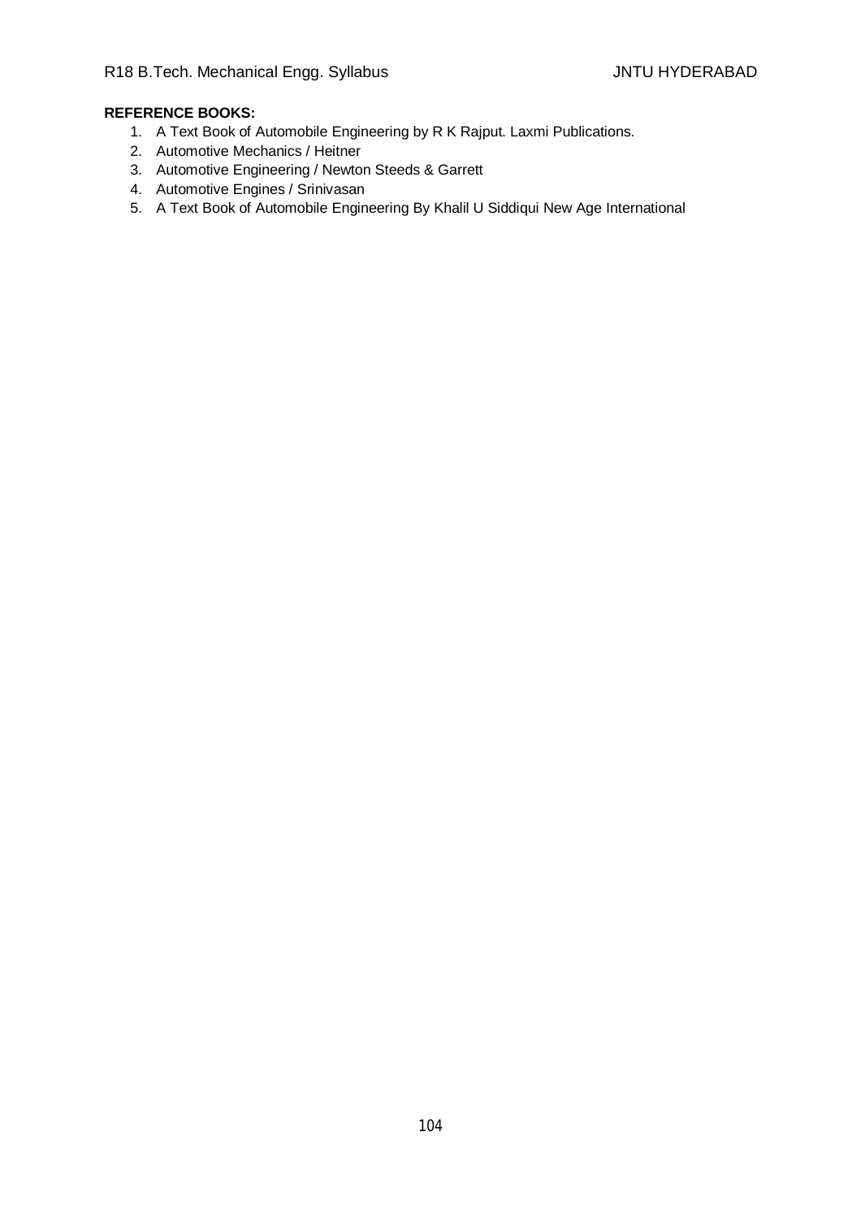**REFERENCE BOOKS:**

1. A Text Book of Automobile Engineering by R K Rajput. Laxmi Publications.
2. Automotive Mechanics / Heitner
3. Automotive Engineering / Newton Steeds & Garrett
4. Automotive Engines / Srinivasan
5. A Text Book of Automobile Engineering By Khalil U Siddiqui New Age International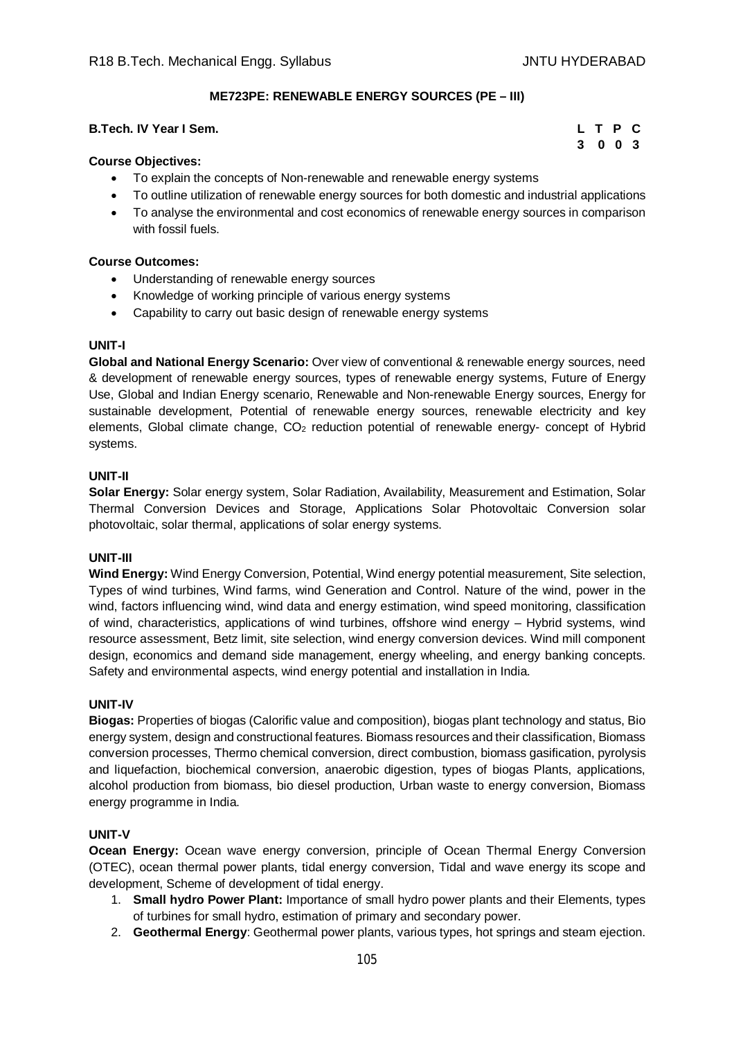## ME723PE: RENEWABLE ENERGY SOURCES (PE – III)

**B.Tech. IV Year I Sem.**

| L | T | P | C |
|---|---|---|---|
| 3 | 0 | 0 | 3 |

**Course Objectives:**

- To explain the concepts of Non-renewable and renewable energy systems
- To outline utilization of renewable energy sources for both domestic and industrial applications
- To analyse the environmental and cost economics of renewable energy sources in comparison with fossil fuels.

**Course Outcomes:**

- Understanding of renewable energy sources
- Knowledge of working principle of various energy systems
- Capability to carry out basic design of renewable energy systems

### UNIT-I

**Global and National Energy Scenario:** Over view of conventional & renewable energy sources, need & development of renewable energy sources, types of renewable energy systems, Future of Energy Use, Global and Indian Energy scenario, Renewable and Non-renewable Energy sources, Energy for sustainable development, Potential of renewable energy sources, renewable electricity and key elements, Global climate change, $CO_2$ reduction potential of renewable energy- concept of Hybrid systems.

### UNIT-II

**Solar Energy:** Solar energy system, Solar Radiation, Availability, Measurement and Estimation, Solar Thermal Conversion Devices and Storage, Applications Solar Photovoltaic Conversion solar photovoltaic, solar thermal, applications of solar energy systems.

### UNIT-III

**Wind Energy:** Wind Energy Conversion, Potential, Wind energy potential measurement, Site selection, Types of wind turbines, Wind farms, wind Generation and Control. Nature of the wind, power in the wind, factors influencing wind, wind data and energy estimation, wind speed monitoring, classification of wind, characteristics, applications of wind turbines, offshore wind energy – Hybrid systems, wind resource assessment, Betz limit, site selection, wind energy conversion devices. Wind mill component design, economics and demand side management, energy wheeling, and energy banking concepts. Safety and environmental aspects, wind energy potential and installation in India.

### UNIT-IV

**Biogas:** Properties of biogas (Calorific value and composition), biogas plant technology and status, Bio energy system, design and constructional features. Biomass resources and their classification, Biomass conversion processes, Thermo chemical conversion, direct combustion, biomass gasification, pyrolysis and liquefaction, biochemical conversion, anaerobic digestion, types of biogas Plants, applications, alcohol production from biomass, bio diesel production, Urban waste to energy conversion, Biomass energy programme in India.

### UNIT-V

**Ocean Energy:** Ocean wave energy conversion, principle of Ocean Thermal Energy Conversion (OTEC), ocean thermal power plants, tidal energy conversion, Tidal and wave energy its scope and development, Scheme of development of tidal energy.

1. **Small hydro Power Plant:** Importance of small hydro power plants and their Elements, types of turbines for small hydro, estimation of primary and secondary power.
2. **Geothermal Energy**: Geothermal power plants, various types, hot springs and steam ejection.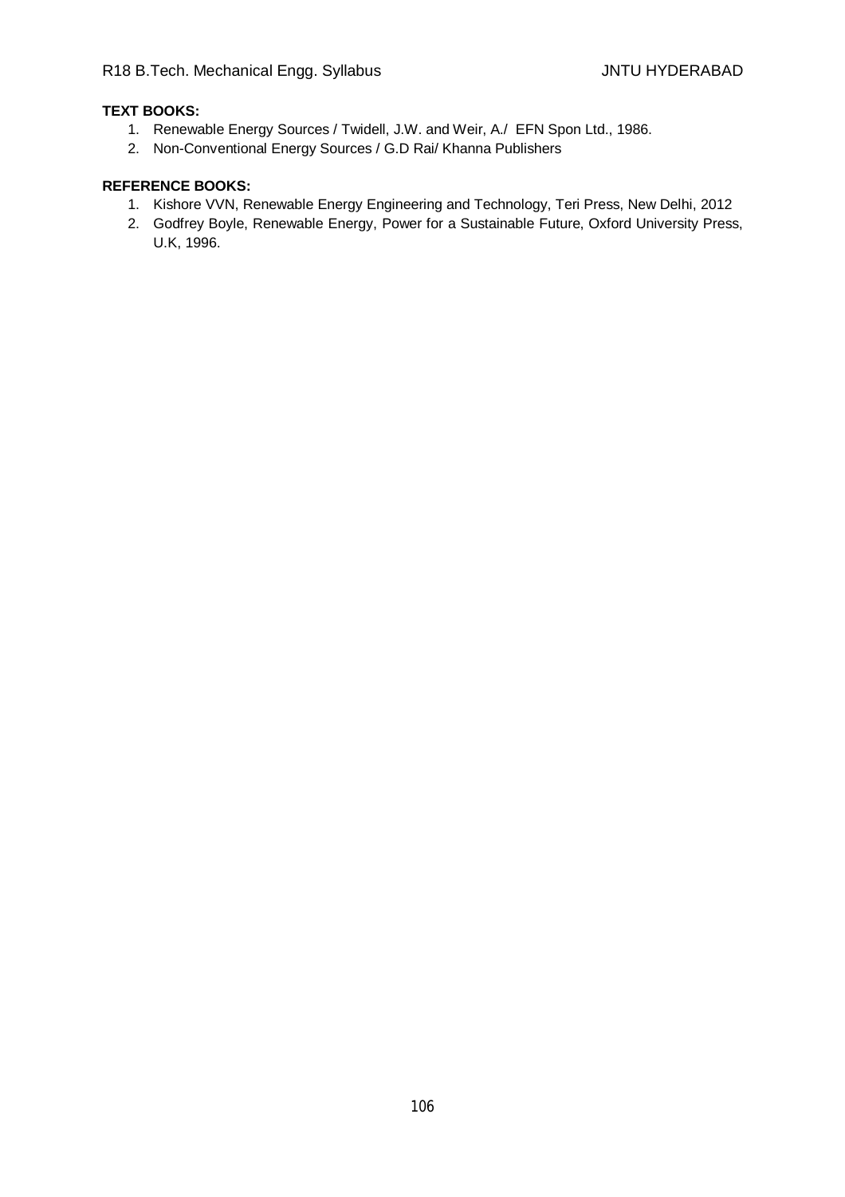**TEXT BOOKS:**

1. Renewable Energy Sources / Twidell, J.W. and Weir, A./ EFN Spon Ltd., 1986.
2. Non-Conventional Energy Sources / G.D Rai/ Khanna Publishers

**REFERENCE BOOKS:**

1. Kishore VVN, Renewable Energy Engineering and Technology, Teri Press, New Delhi, 2012
2. Godfrey Boyle, Renewable Energy, Power for a Sustainable Future, Oxford University Press, U.K, 1996.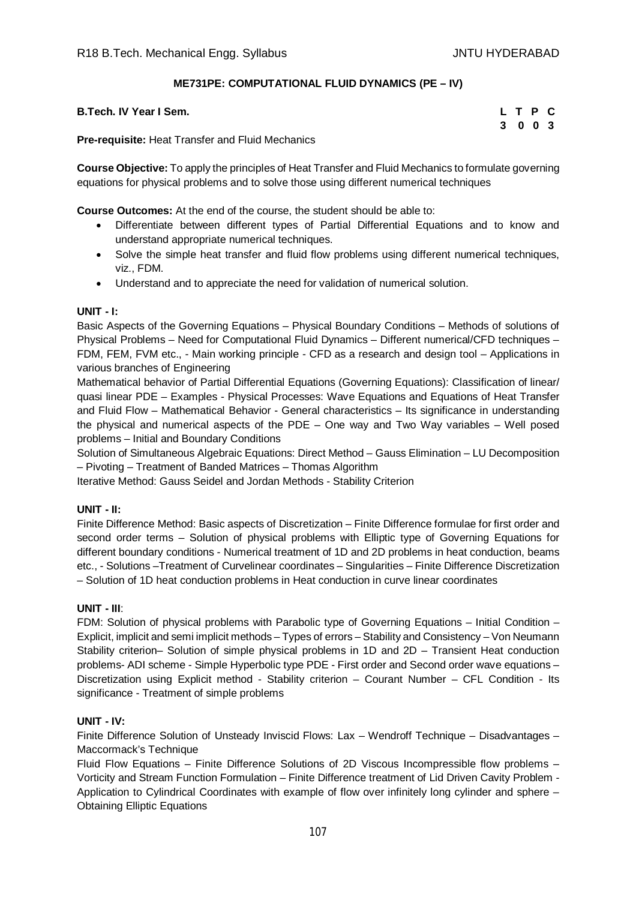## ME731PE: COMPUTATIONAL FLUID DYNAMICS (PE – IV)

**B.Tech. IV Year I Sem.**

| L | T | P | C |
|---|---|---|---|
| 3 | 0 | 0 | 3 |

**Pre-requisite:** Heat Transfer and Fluid Mechanics

**Course Objective:** To apply the principles of Heat Transfer and Fluid Mechanics to formulate governing equations for physical problems and to solve those using different numerical techniques

**Course Outcomes:** At the end of the course, the student should be able to:

- Differentiate between different types of Partial Differential Equations and to know and understand appropriate numerical techniques.
- Solve the simple heat transfer and fluid flow problems using different numerical techniques, viz., FDM.
- Understand and to appreciate the need for validation of numerical solution.

**UNIT - I:**

Basic Aspects of the Governing Equations – Physical Boundary Conditions – Methods of solutions of Physical Problems – Need for Computational Fluid Dynamics – Different numerical/CFD techniques – FDM, FEM, FVM etc., - Main working principle - CFD as a research and design tool – Applications in various branches of Engineering

Mathematical behavior of Partial Differential Equations (Governing Equations): Classification of linear/ quasi linear PDE – Examples - Physical Processes: Wave Equations and Equations of Heat Transfer and Fluid Flow – Mathematical Behavior - General characteristics – Its significance in understanding the physical and numerical aspects of the PDE – One way and Two Way variables – Well posed problems – Initial and Boundary Conditions

Solution of Simultaneous Algebraic Equations: Direct Method – Gauss Elimination – LU Decomposition – Pivoting – Treatment of Banded Matrices – Thomas Algorithm

Iterative Method: Gauss Seidel and Jordan Methods - Stability Criterion

**UNIT - II:**

Finite Difference Method: Basic aspects of Discretization – Finite Difference formulae for first order and second order terms – Solution of physical problems with Elliptic type of Governing Equations for different boundary conditions - Numerical treatment of 1D and 2D problems in heat conduction, beams etc., - Solutions –Treatment of Curvelinear coordinates – Singularities – Finite Difference Discretization – Solution of 1D heat conduction problems in Heat conduction in curve linear coordinates

**UNIT - III**:

FDM: Solution of physical problems with Parabolic type of Governing Equations – Initial Condition – Explicit, implicit and semi implicit methods – Types of errors – Stability and Consistency – Von Neumann Stability criterion– Solution of simple physical problems in 1D and 2D – Transient Heat conduction problems- ADI scheme - Simple Hyperbolic type PDE - First order and Second order wave equations – Discretization using Explicit method - Stability criterion – Courant Number – CFL Condition - Its significance - Treatment of simple problems

**UNIT - IV:**

Finite Difference Solution of Unsteady Inviscid Flows: Lax – Wendroff Technique – Disadvantages – Maccormack's Technique

Fluid Flow Equations – Finite Difference Solutions of 2D Viscous Incompressible flow problems – Vorticity and Stream Function Formulation – Finite Difference treatment of Lid Driven Cavity Problem - Application to Cylindrical Coordinates with example of flow over infinitely long cylinder and sphere – Obtaining Elliptic Equations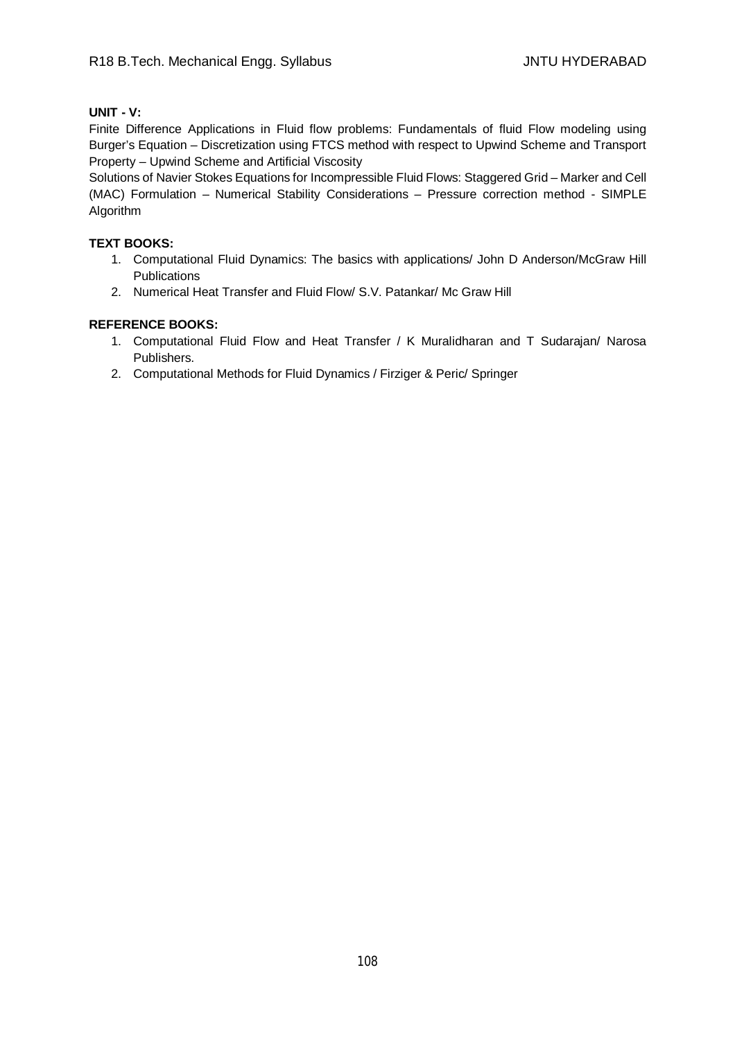**UNIT - V:**

Finite Difference Applications in Fluid flow problems: Fundamentals of fluid Flow modeling using Burger's Equation – Discretization using FTCS method with respect to Upwind Scheme and Transport Property – Upwind Scheme and Artificial Viscosity

Solutions of Navier Stokes Equations for Incompressible Fluid Flows: Staggered Grid – Marker and Cell (MAC) Formulation – Numerical Stability Considerations – Pressure correction method - SIMPLE Algorithm

**TEXT BOOKS:**

1. Computational Fluid Dynamics: The basics with applications/ John D Anderson/McGraw Hill Publications
2. Numerical Heat Transfer and Fluid Flow/ S.V. Patankar/ Mc Graw Hill

**REFERENCE BOOKS:**

1. Computational Fluid Flow and Heat Transfer / K Muralidharan and T Sudarajan/ Narosa Publishers.
2. Computational Methods for Fluid Dynamics / Firziger & Peric/ Springer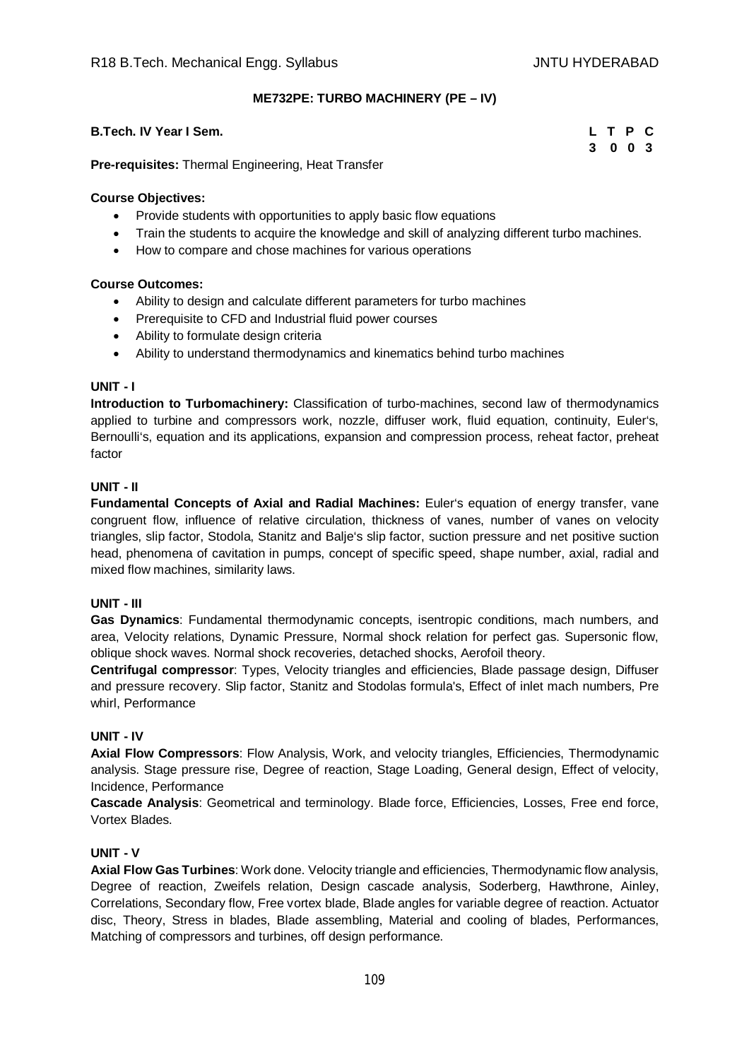## ME732PE: TURBO MACHINERY (PE – IV)

**B.Tech. IV Year I Sem.** **L T P C**
**3 0 0 3**

**Pre-requisites:** Thermal Engineering, Heat Transfer

**Course Objectives:**

- Provide students with opportunities to apply basic flow equations
- Train the students to acquire the knowledge and skill of analyzing different turbo machines.
- How to compare and chose machines for various operations

**Course Outcomes:**

- Ability to design and calculate different parameters for turbo machines
- Prerequisite to CFD and Industrial fluid power courses
- Ability to formulate design criteria
- Ability to understand thermodynamics and kinematics behind turbo machines

**UNIT - I**

**Introduction to Turbomachinery:** Classification of turbo-machines, second law of thermodynamics applied to turbine and compressors work, nozzle, diffuser work, fluid equation, continuity, Euler's, Bernoulli's, equation and its applications, expansion and compression process, reheat factor, preheat factor

**UNIT - II**

**Fundamental Concepts of Axial and Radial Machines:** Euler's equation of energy transfer, vane congruent flow, influence of relative circulation, thickness of vanes, number of vanes on velocity triangles, slip factor, Stodola, Stanitz and Balje's slip factor, suction pressure and net positive suction head, phenomena of cavitation in pumps, concept of specific speed, shape number, axial, radial and mixed flow machines, similarity laws.

**UNIT - III**

**Gas Dynamics**: Fundamental thermodynamic concepts, isentropic conditions, mach numbers, and area, Velocity relations, Dynamic Pressure, Normal shock relation for perfect gas. Supersonic flow, oblique shock waves. Normal shock recoveries, detached shocks, Aerofoil theory.

**Centrifugal compressor**: Types, Velocity triangles and efficiencies, Blade passage design, Diffuser and pressure recovery. Slip factor, Stanitz and Stodolas formula's, Effect of inlet mach numbers, Pre whirl, Performance

**UNIT - IV**

**Axial Flow Compressors**: Flow Analysis, Work, and velocity triangles, Efficiencies, Thermodynamic analysis. Stage pressure rise, Degree of reaction, Stage Loading, General design, Effect of velocity, Incidence, Performance

**Cascade Analysis**: Geometrical and terminology. Blade force, Efficiencies, Losses, Free end force, Vortex Blades.

**UNIT - V**

**Axial Flow Gas Turbines**: Work done. Velocity triangle and efficiencies, Thermodynamic flow analysis, Degree of reaction, Zweifels relation, Design cascade analysis, Soderberg, Hawthrone, Ainley, Correlations, Secondary flow, Free vortex blade, Blade angles for variable degree of reaction. Actuator disc, Theory, Stress in blades, Blade assembling, Material and cooling of blades, Performances, Matching of compressors and turbines, off design performance.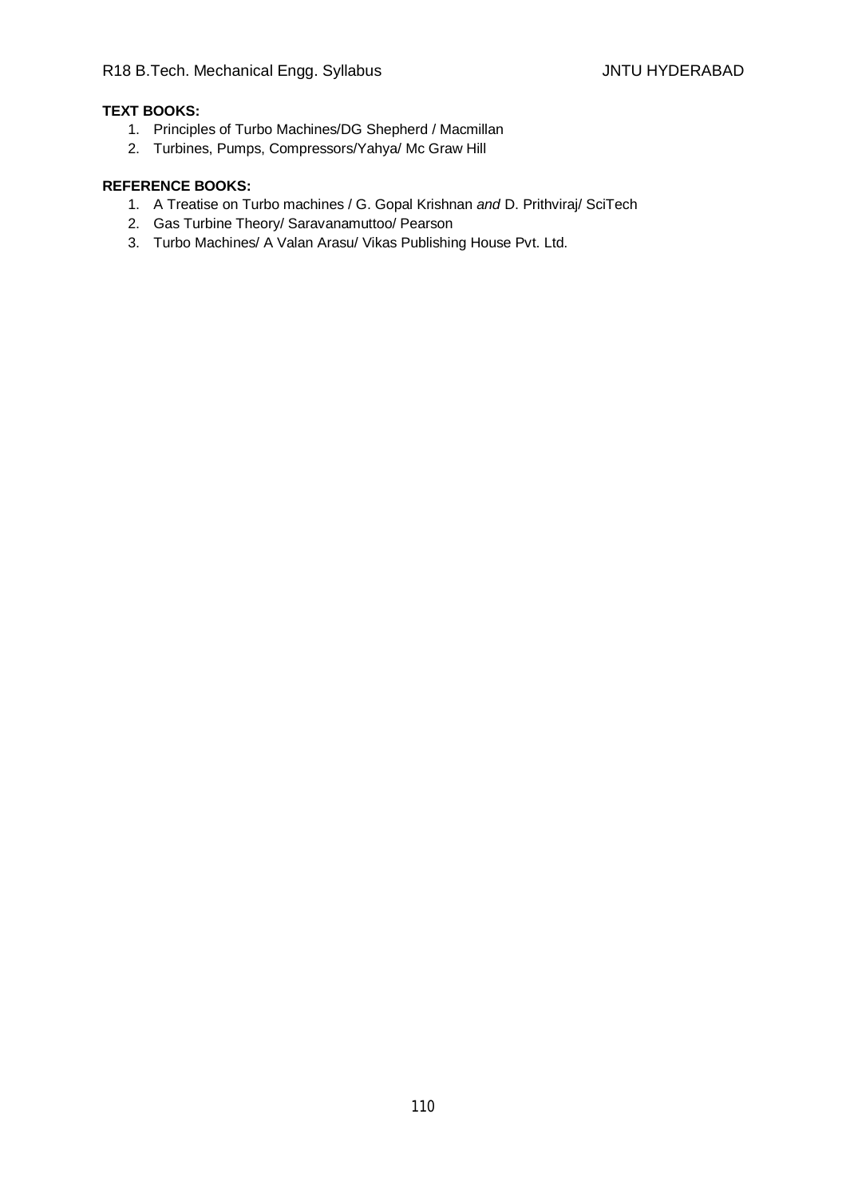**TEXT BOOKS:**

1. Principles of Turbo Machines/DG Shepherd / Macmillan
2. Turbines, Pumps, Compressors/Yahya/ Mc Graw Hill

**REFERENCE BOOKS:**

1. A Treatise on Turbo machines / G. Gopal Krishnan *and* D. Prithviraj/ SciTech
2. Gas Turbine Theory/ Saravanamuttoo/ Pearson
3. Turbo Machines/ A Valan Arasu/ Vikas Publishing House Pvt. Ltd.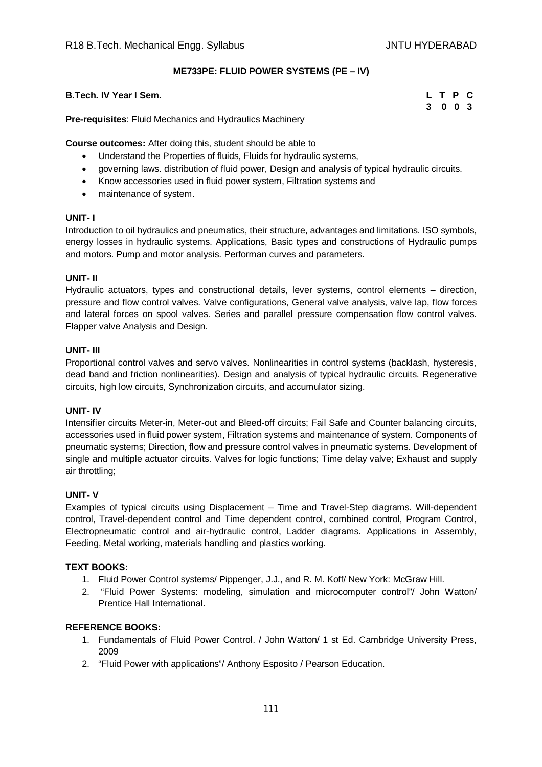## ME733PE: FLUID POWER SYSTEMS (PE – IV)

**B.Tech. IV Year I Sem.**

| L | T | P | C |
|---|---|---|---|
| 3 | 0 | 0 | 3 |

**Pre-requisites**: Fluid Mechanics and Hydraulics Machinery

**Course outcomes:** After doing this, student should be able to

- Understand the Properties of fluids, Fluids for hydraulic systems,
- governing laws. distribution of fluid power, Design and analysis of typical hydraulic circuits.
- Know accessories used in fluid power system, Filtration systems and
- maintenance of system.

### UNIT- I

Introduction to oil hydraulics and pneumatics, their structure, advantages and limitations. ISO symbols, energy losses in hydraulic systems. Applications, Basic types and constructions of Hydraulic pumps and motors. Pump and motor analysis. Performan curves and parameters.

### UNIT- II

Hydraulic actuators, types and constructional details, lever systems, control elements – direction, pressure and flow control valves. Valve configurations, General valve analysis, valve lap, flow forces and lateral forces on spool valves. Series and parallel pressure compensation flow control valves. Flapper valve Analysis and Design.

### UNIT- III

Proportional control valves and servo valves. Nonlinearities in control systems (backlash, hysteresis, dead band and friction nonlinearities). Design and analysis of typical hydraulic circuits. Regenerative circuits, high low circuits, Synchronization circuits, and accumulator sizing.

### UNIT- IV

Intensifier circuits Meter-in, Meter-out and Bleed-off circuits; Fail Safe and Counter balancing circuits, accessories used in fluid power system, Filtration systems and maintenance of system. Components of pneumatic systems; Direction, flow and pressure control valves in pneumatic systems. Development of single and multiple actuator circuits. Valves for logic functions; Time delay valve; Exhaust and supply air throttling;

### UNIT- V

Examples of typical circuits using Displacement – Time and Travel-Step diagrams. Will-dependent control, Travel-dependent control and Time dependent control, combined control, Program Control, Electropneumatic control and air-hydraulic control, Ladder diagrams. Applications in Assembly, Feeding, Metal working, materials handling and plastics working.

### TEXT BOOKS:

1. Fluid Power Control systems/ Pippenger, J.J., and R. M. Koff/ New York: McGraw Hill.
2. "Fluid Power Systems: modeling, simulation and microcomputer control"/ John Watton/ Prentice Hall International.

### REFERENCE BOOKS:

1. Fundamentals of Fluid Power Control. / John Watton/ 1 st Ed. Cambridge University Press, 2009
2. "Fluid Power with applications"/ Anthony Esposito / Pearson Education.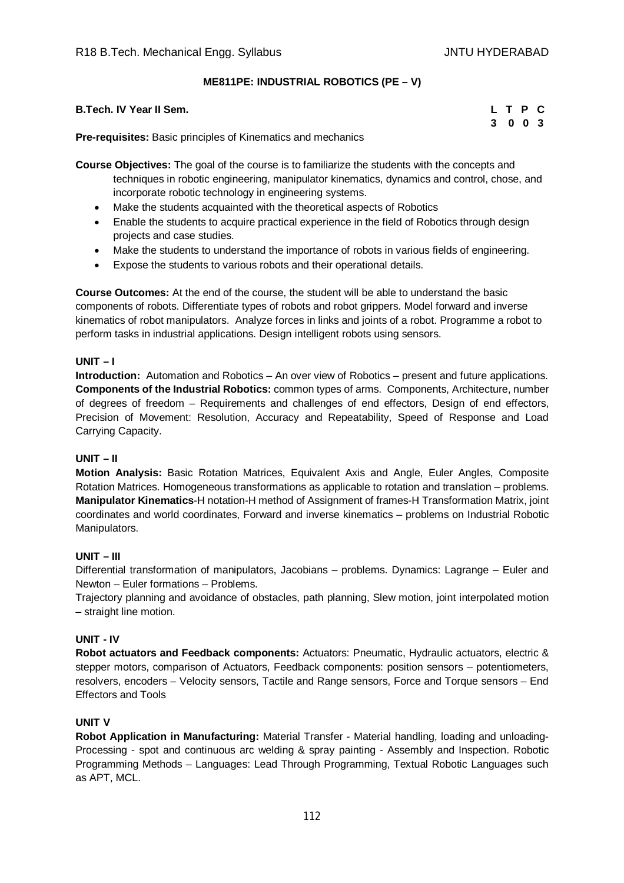## ME811PE: INDUSTRIAL ROBOTICS (PE – V)

**B.Tech. IV Year II Sem.**

| L | T | P | C |
|---|---|---|---|
| 3 | 0 | 0 | 3 |

**Pre-requisites:** Basic principles of Kinematics and mechanics

**Course Objectives:** The goal of the course is to familiarize the students with the concepts and techniques in robotic engineering, manipulator kinematics, dynamics and control, chose, and incorporate robotic technology in engineering systems.

- Make the students acquainted with the theoretical aspects of Robotics
- Enable the students to acquire practical experience in the field of Robotics through design projects and case studies.
- Make the students to understand the importance of robots in various fields of engineering.
- Expose the students to various robots and their operational details.

**Course Outcomes:** At the end of the course, the student will be able to understand the basic components of robots. Differentiate types of robots and robot grippers. Model forward and inverse kinematics of robot manipulators. Analyze forces in links and joints of a robot. Programme a robot to perform tasks in industrial applications. Design intelligent robots using sensors.

### UNIT – I

**Introduction:** Automation and Robotics – An over view of Robotics – present and future applications. **Components of the Industrial Robotics:** common types of arms. Components, Architecture, number of degrees of freedom – Requirements and challenges of end effectors, Design of end effectors, Precision of Movement: Resolution, Accuracy and Repeatability, Speed of Response and Load Carrying Capacity.

### UNIT – II

**Motion Analysis:** Basic Rotation Matrices, Equivalent Axis and Angle, Euler Angles, Composite Rotation Matrices. Homogeneous transformations as applicable to rotation and translation – problems. **Manipulator Kinematics**-H notation-H method of Assignment of frames-H Transformation Matrix, joint coordinates and world coordinates, Forward and inverse kinematics – problems on Industrial Robotic Manipulators.

### UNIT – III

Differential transformation of manipulators, Jacobians – problems. Dynamics: Lagrange – Euler and Newton – Euler formations – Problems.

Trajectory planning and avoidance of obstacles, path planning, Slew motion, joint interpolated motion – straight line motion.

### UNIT - IV

**Robot actuators and Feedback components:** Actuators: Pneumatic, Hydraulic actuators, electric & stepper motors, comparison of Actuators, Feedback components: position sensors – potentiometers, resolvers, encoders – Velocity sensors, Tactile and Range sensors, Force and Torque sensors – End Effectors and Tools

### UNIT V

**Robot Application in Manufacturing:** Material Transfer - Material handling, loading and unloading- Processing - spot and continuous arc welding & spray painting - Assembly and Inspection. Robotic Programming Methods – Languages: Lead Through Programming, Textual Robotic Languages such as APT, MCL.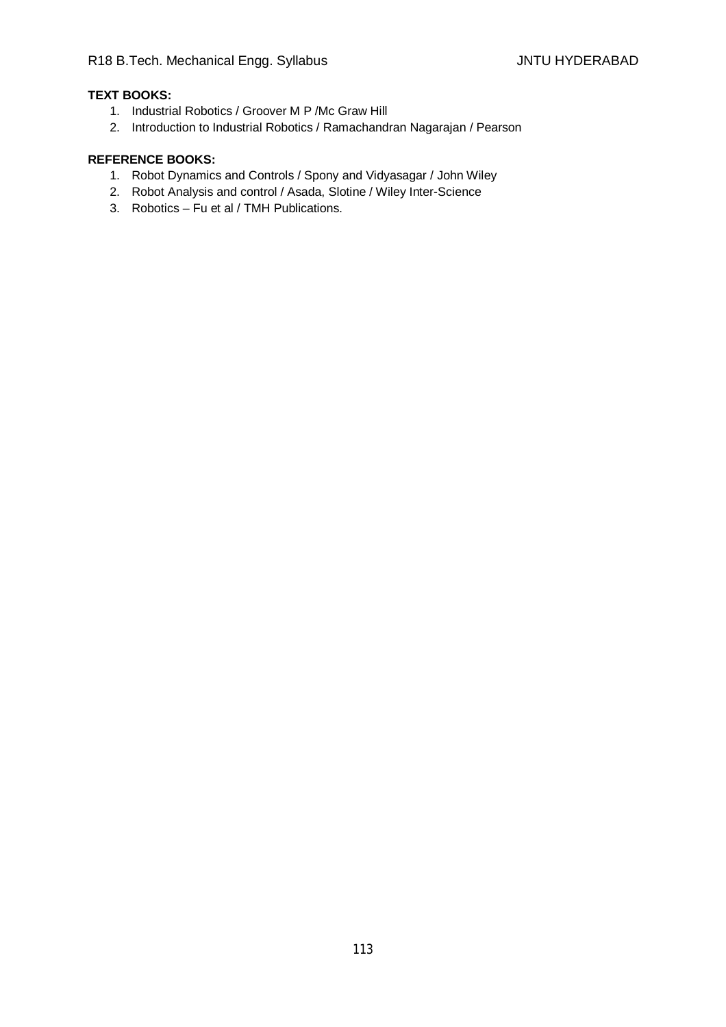**TEXT BOOKS:**

1. Industrial Robotics / Groover M P /Mc Graw Hill
2. Introduction to Industrial Robotics / Ramachandran Nagarajan / Pearson

**REFERENCE BOOKS:**

1. Robot Dynamics and Controls / Spony and Vidyasagar / John Wiley
2. Robot Analysis and control / Asada, Slotine / Wiley Inter-Science
3. Robotics – Fu et al / TMH Publications.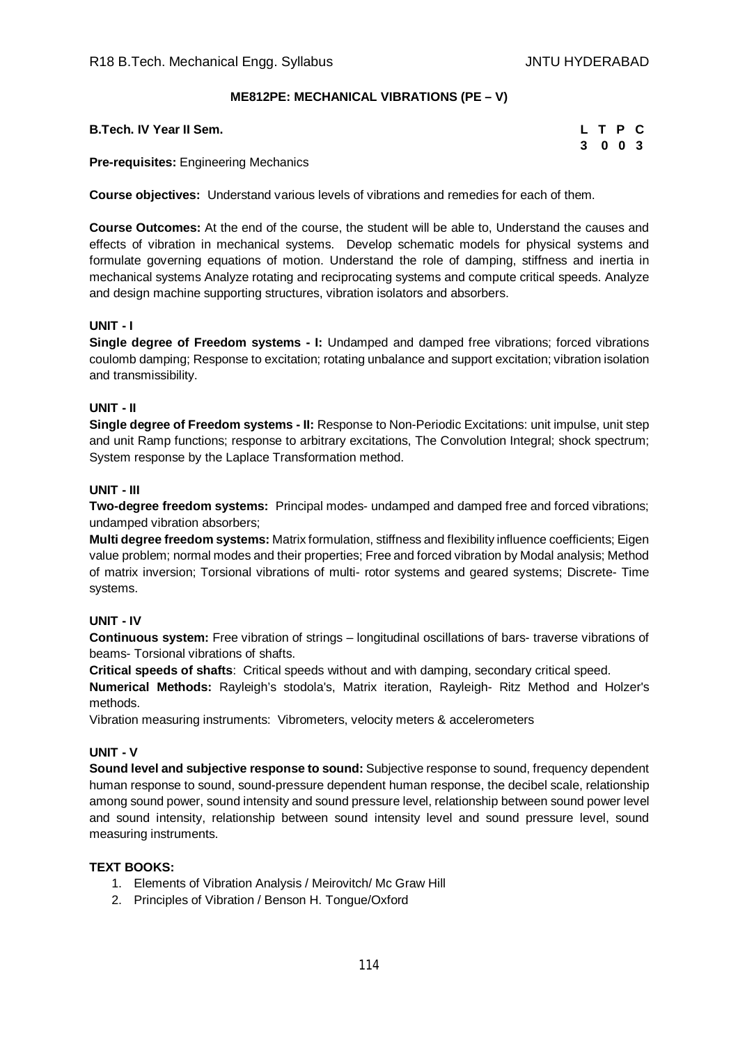## ME812PE: MECHANICAL VIBRATIONS (PE – V)

**B.Tech. IV Year II Sem.**

| L | T | P | C |
|---|---|---|---|
| 3 | 0 | 0 | 3 |

**Pre-requisites:** Engineering Mechanics

**Course objectives:** Understand various levels of vibrations and remedies for each of them.

**Course Outcomes:** At the end of the course, the student will be able to, Understand the causes and effects of vibration in mechanical systems. Develop schematic models for physical systems and formulate governing equations of motion. Understand the role of damping, stiffness and inertia in mechanical systems Analyze rotating and reciprocating systems and compute critical speeds. Analyze and design machine supporting structures, vibration isolators and absorbers.

### UNIT - I

**Single degree of Freedom systems - I:** Undamped and damped free vibrations; forced vibrations coulomb damping; Response to excitation; rotating unbalance and support excitation; vibration isolation and transmissibility.

### UNIT - II

**Single degree of Freedom systems - II:** Response to Non-Periodic Excitations: unit impulse, unit step and unit Ramp functions; response to arbitrary excitations, The Convolution Integral; shock spectrum; System response by the Laplace Transformation method.

### UNIT - III

**Two-degree freedom systems:** Principal modes- undamped and damped free and forced vibrations; undamped vibration absorbers;

**Multi degree freedom systems:** Matrix formulation, stiffness and flexibility influence coefficients; Eigen value problem; normal modes and their properties; Free and forced vibration by Modal analysis; Method of matrix inversion; Torsional vibrations of multi- rotor systems and geared systems; Discrete- Time systems.

### UNIT - IV

**Continuous system:** Free vibration of strings – longitudinal oscillations of bars- traverse vibrations of beams- Torsional vibrations of shafts.

**Critical speeds of shafts**: Critical speeds without and with damping, secondary critical speed.

**Numerical Methods:** Rayleigh's stodola's, Matrix iteration, Rayleigh- Ritz Method and Holzer's methods.

Vibration measuring instruments: Vibrometers, velocity meters & accelerometers

### UNIT - V

**Sound level and subjective response to sound:** Subjective response to sound, frequency dependent human response to sound, sound-pressure dependent human response, the decibel scale, relationship among sound power, sound intensity and sound pressure level, relationship between sound power level and sound intensity, relationship between sound intensity level and sound pressure level, sound measuring instruments.

### TEXT BOOKS:

1. Elements of Vibration Analysis / Meirovitch/ Mc Graw Hill
2. Principles of Vibration / Benson H. Tongue/Oxford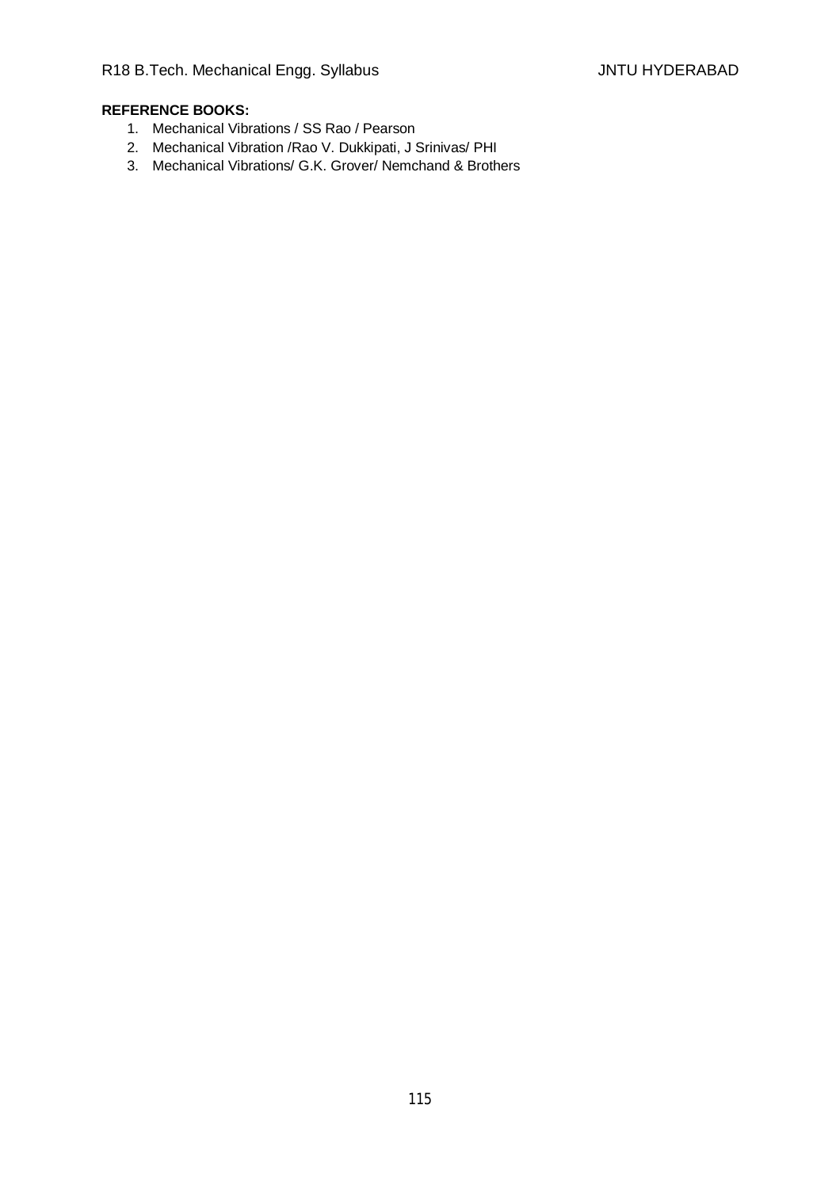**REFERENCE BOOKS:**

1. Mechanical Vibrations / SS Rao / Pearson
2. Mechanical Vibration /Rao V. Dukkipati, J Srinivas/ PHI
3. Mechanical Vibrations/ G.K. Grover/ Nemchand & Brothers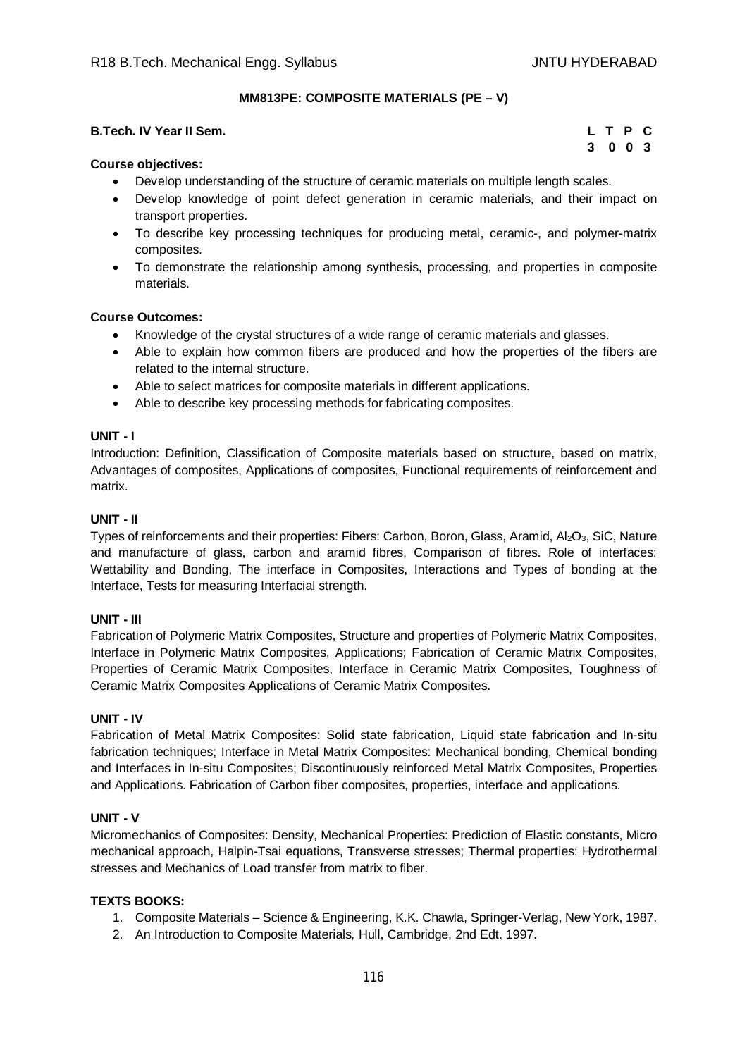## MM813PE: COMPOSITE MATERIALS (PE – V)

**B.Tech. IV Year II Sem.**

| L | T | P | C |
|---|---|---|---|
| 3 | 0 | 0 | 3 |

**Course objectives:**

- Develop understanding of the structure of ceramic materials on multiple length scales.
- Develop knowledge of point defect generation in ceramic materials, and their impact on transport properties.
- To describe key processing techniques for producing metal, ceramic-, and polymer-matrix composites.
- To demonstrate the relationship among synthesis, processing, and properties in composite materials.

**Course Outcomes:**

- Knowledge of the crystal structures of a wide range of ceramic materials and glasses.
- Able to explain how common fibers are produced and how the properties of the fibers are related to the internal structure.
- Able to select matrices for composite materials in different applications.
- Able to describe key processing methods for fabricating composites.

**UNIT - I**

Introduction: Definition, Classification of Composite materials based on structure, based on matrix, Advantages of composites, Applications of composites, Functional requirements of reinforcement and matrix.

**UNIT - II**

Types of reinforcements and their properties: Fibers: Carbon, Boron, Glass, Aramid, $Al_2O_3$, SiC, Nature and manufacture of glass, carbon and aramid fibres, Comparison of fibres. Role of interfaces: Wettability and Bonding, The interface in Composites, Interactions and Types of bonding at the Interface, Tests for measuring Interfacial strength.

**UNIT - III**

Fabrication of Polymeric Matrix Composites, Structure and properties of Polymeric Matrix Composites, Interface in Polymeric Matrix Composites, Applications; Fabrication of Ceramic Matrix Composites, Properties of Ceramic Matrix Composites, Interface in Ceramic Matrix Composites, Toughness of Ceramic Matrix Composites Applications of Ceramic Matrix Composites.

**UNIT - IV**

Fabrication of Metal Matrix Composites: Solid state fabrication, Liquid state fabrication and In-situ fabrication techniques; Interface in Metal Matrix Composites: Mechanical bonding, Chemical bonding and Interfaces in In-situ Composites; Discontinuously reinforced Metal Matrix Composites, Properties and Applications. Fabrication of Carbon fiber composites, properties, interface and applications.

**UNIT - V**

Micromechanics of Composites: Density, Mechanical Properties: Prediction of Elastic constants, Micro mechanical approach, Halpin-Tsai equations, Transverse stresses; Thermal properties: Hydrothermal stresses and Mechanics of Load transfer from matrix to fiber.

**TEXTS BOOKS:**

1. Composite Materials – Science & Engineering, K.K. Chawla, Springer-Verlag, New York, 1987.
2. An Introduction to Composite Materials*,* Hull, Cambridge, 2nd Edt. 1997.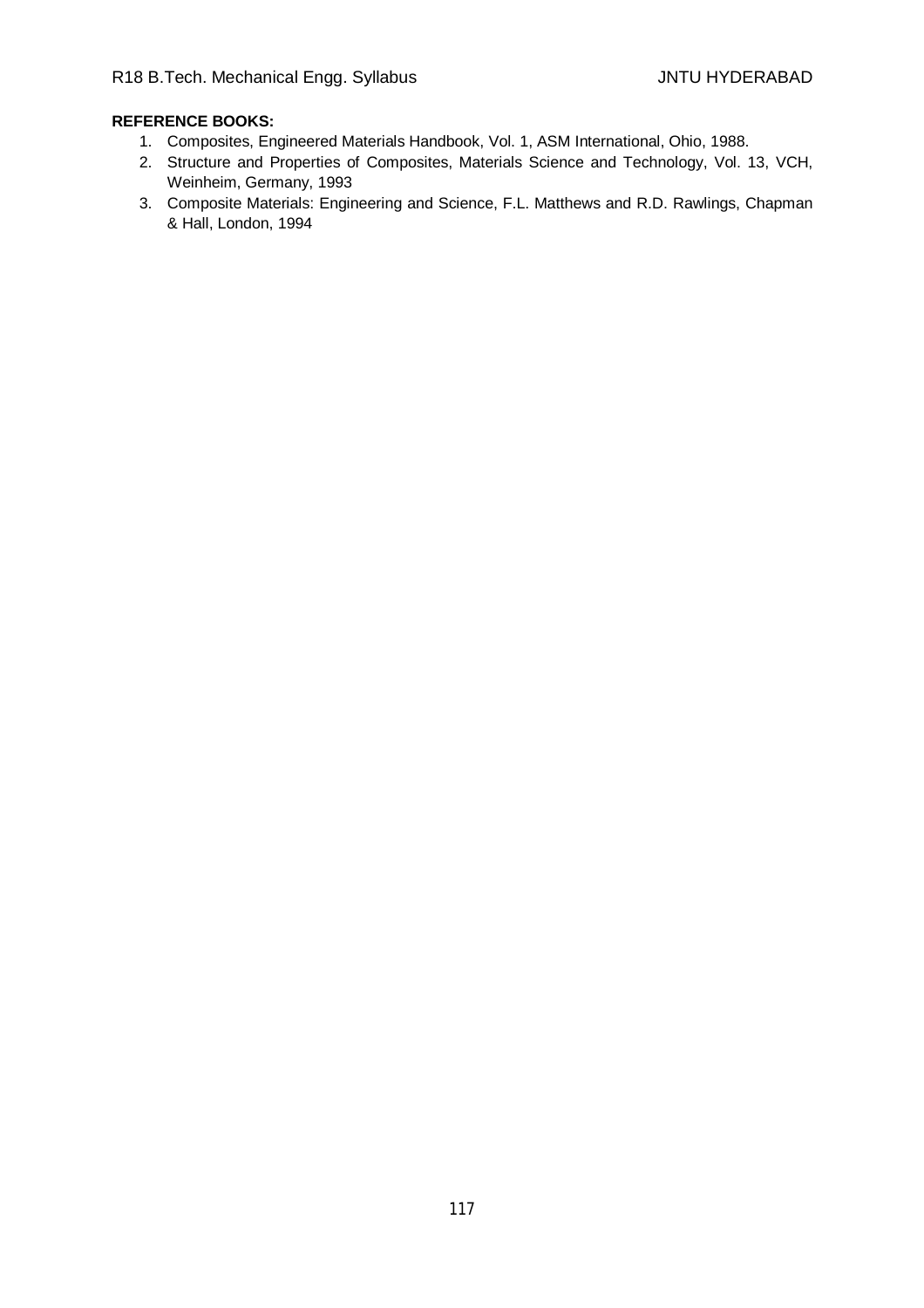**REFERENCE BOOKS:**

1. Composites, Engineered Materials Handbook, Vol. 1, ASM International, Ohio, 1988.
2. Structure and Properties of Composites, Materials Science and Technology, Vol. 13, VCH, Weinheim, Germany, 1993
3. Composite Materials: Engineering and Science, F.L. Matthews and R.D. Rawlings, Chapman & Hall, London, 1994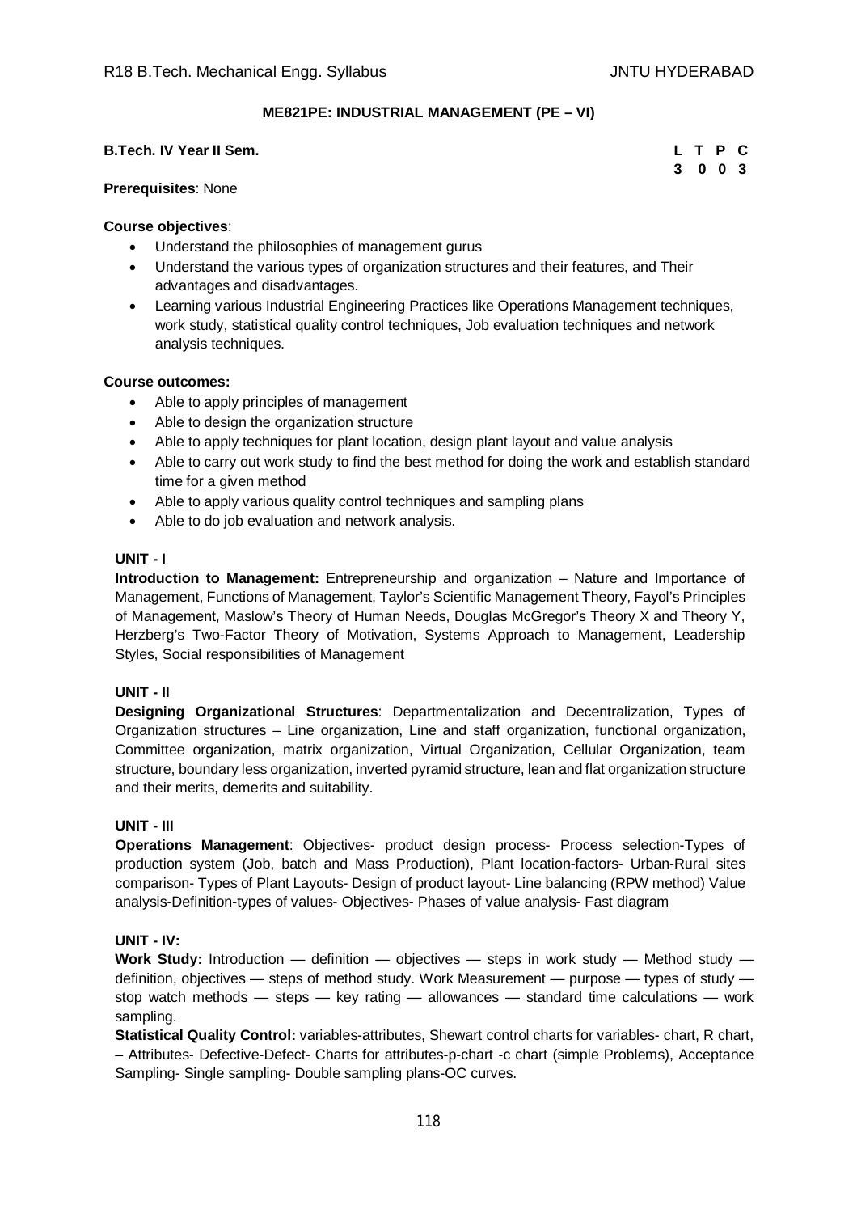## ME821PE: INDUSTRIAL MANAGEMENT (PE – VI)

**B.Tech. IV Year II Sem.**

| L | T | P | C |
|---|---|---|---|
| 3 | 0 | 0 | 3 |

**Prerequisites**: None

**Course objectives**:

- Understand the philosophies of management gurus
- Understand the various types of organization structures and their features, and Their advantages and disadvantages.
- Learning various Industrial Engineering Practices like Operations Management techniques, work study, statistical quality control techniques, Job evaluation techniques and network analysis techniques.

**Course outcomes:**

- Able to apply principles of management
- Able to design the organization structure
- Able to apply techniques for plant location, design plant layout and value analysis
- Able to carry out work study to find the best method for doing the work and establish standard time for a given method
- Able to apply various quality control techniques and sampling plans
- Able to do job evaluation and network analysis.

### UNIT - I

**Introduction to Management:** Entrepreneurship and organization – Nature and Importance of Management, Functions of Management, Taylor's Scientific Management Theory, Fayol's Principles of Management, Maslow's Theory of Human Needs, Douglas McGregor's Theory X and Theory Y, Herzberg's Two-Factor Theory of Motivation, Systems Approach to Management, Leadership Styles, Social responsibilities of Management

### UNIT - II

**Designing Organizational Structures**: Departmentalization and Decentralization, Types of Organization structures – Line organization, Line and staff organization, functional organization, Committee organization, matrix organization, Virtual Organization, Cellular Organization, team structure, boundary less organization, inverted pyramid structure, lean and flat organization structure and their merits, demerits and suitability.

### UNIT - III

**Operations Management**: Objectives- product design process- Process selection-Types of production system (Job, batch and Mass Production), Plant location-factors- Urban-Rural sites comparison- Types of Plant Layouts- Design of product layout- Line balancing (RPW method) Value analysis-Definition-types of values- Objectives- Phases of value analysis- Fast diagram

### UNIT - IV:

**Work Study:** Introduction — definition — objectives — steps in work study — Method study — definition, objectives — steps of method study. Work Measurement — purpose — types of study — stop watch methods — steps — key rating — allowances — standard time calculations — work sampling.

**Statistical Quality Control:** variables-attributes, Shewart control charts for variables- chart, R chart, – Attributes- Defective-Defect- Charts for attributes-p-chart -c chart (simple Problems), Acceptance Sampling- Single sampling- Double sampling plans-OC curves.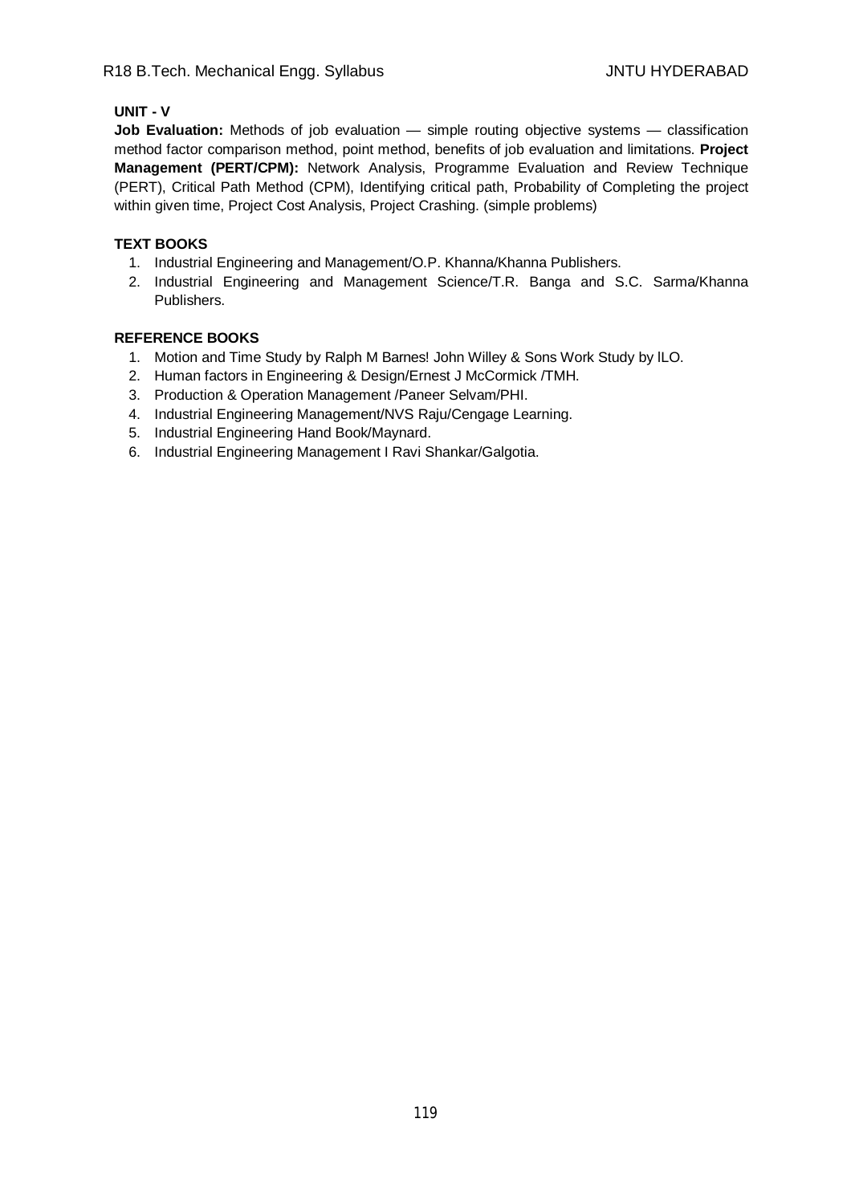**UNIT - V**

**Job Evaluation:** Methods of job evaluation — simple routing objective systems — classification method factor comparison method, point method, benefits of job evaluation and limitations. **Project Management (PERT/CPM):** Network Analysis, Programme Evaluation and Review Technique (PERT), Critical Path Method (CPM), Identifying critical path, Probability of Completing the project within given time, Project Cost Analysis, Project Crashing. (simple problems)

**TEXT BOOKS**

1. Industrial Engineering and Management/O.P. Khanna/Khanna Publishers.
2. Industrial Engineering and Management Science/T.R. Banga and S.C. Sarma/Khanna Publishers.

**REFERENCE BOOKS**

1. Motion and Time Study by Ralph M Barnes! John Willey & Sons Work Study by lLO.
2. Human factors in Engineering & Design/Ernest J McCormick /TMH.
3. Production & Operation Management /Paneer Selvam/PHI.
4. Industrial Engineering Management/NVS Raju/Cengage Learning.
5. Industrial Engineering Hand Book/Maynard.
6. Industrial Engineering Management I Ravi Shankar/Galgotia.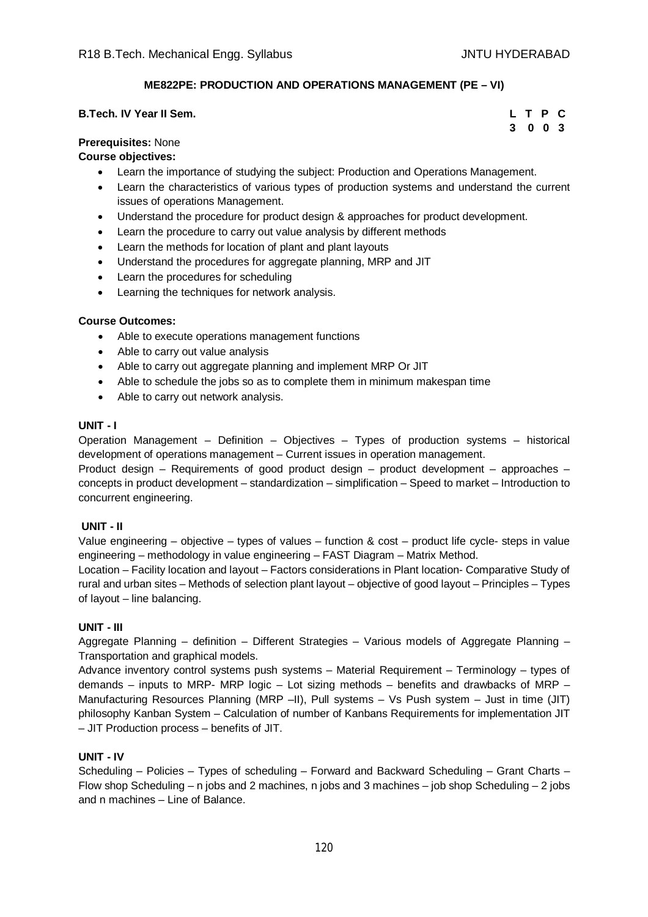## ME822PE: PRODUCTION AND OPERATIONS MANAGEMENT (PE – VI)

**B.Tech. IV Year II Sem.**

| L | T | P | C |
|---|---|---|---|
| 3 | 0 | 0 | 3 |

**Prerequisites:** None

**Course objectives:**

- Learn the importance of studying the subject: Production and Operations Management.
- Learn the characteristics of various types of production systems and understand the current issues of operations Management.
- Understand the procedure for product design & approaches for product development.
- Learn the procedure to carry out value analysis by different methods
- Learn the methods for location of plant and plant layouts
- Understand the procedures for aggregate planning, MRP and JIT
- Learn the procedures for scheduling
- Learning the techniques for network analysis.

**Course Outcomes:**

- Able to execute operations management functions
- Able to carry out value analysis
- Able to carry out aggregate planning and implement MRP Or JIT
- Able to schedule the jobs so as to complete them in minimum makespan time
- Able to carry out network analysis.

### UNIT - I

Operation Management – Definition – Objectives – Types of production systems – historical development of operations management – Current issues in operation management.

Product design – Requirements of good product design – product development – approaches – concepts in product development – standardization – simplification – Speed to market – Introduction to concurrent engineering.

### UNIT - II

Value engineering – objective – types of values – function & cost – product life cycle- steps in value engineering – methodology in value engineering – FAST Diagram – Matrix Method.

Location – Facility location and layout – Factors considerations in Plant location- Comparative Study of rural and urban sites – Methods of selection plant layout – objective of good layout – Principles – Types of layout – line balancing.

### UNIT - III

Aggregate Planning – definition – Different Strategies – Various models of Aggregate Planning – Transportation and graphical models.

Advance inventory control systems push systems – Material Requirement – Terminology – types of demands – inputs to MRP- MRP logic – Lot sizing methods – benefits and drawbacks of MRP – Manufacturing Resources Planning (MRP –II), Pull systems – Vs Push system – Just in time (JIT) philosophy Kanban System – Calculation of number of Kanbans Requirements for implementation JIT – JIT Production process – benefits of JIT.

### UNIT - IV

Scheduling – Policies – Types of scheduling – Forward and Backward Scheduling – Grant Charts – Flow shop Scheduling – n jobs and 2 machines, n jobs and 3 machines – job shop Scheduling – 2 jobs and n machines – Line of Balance.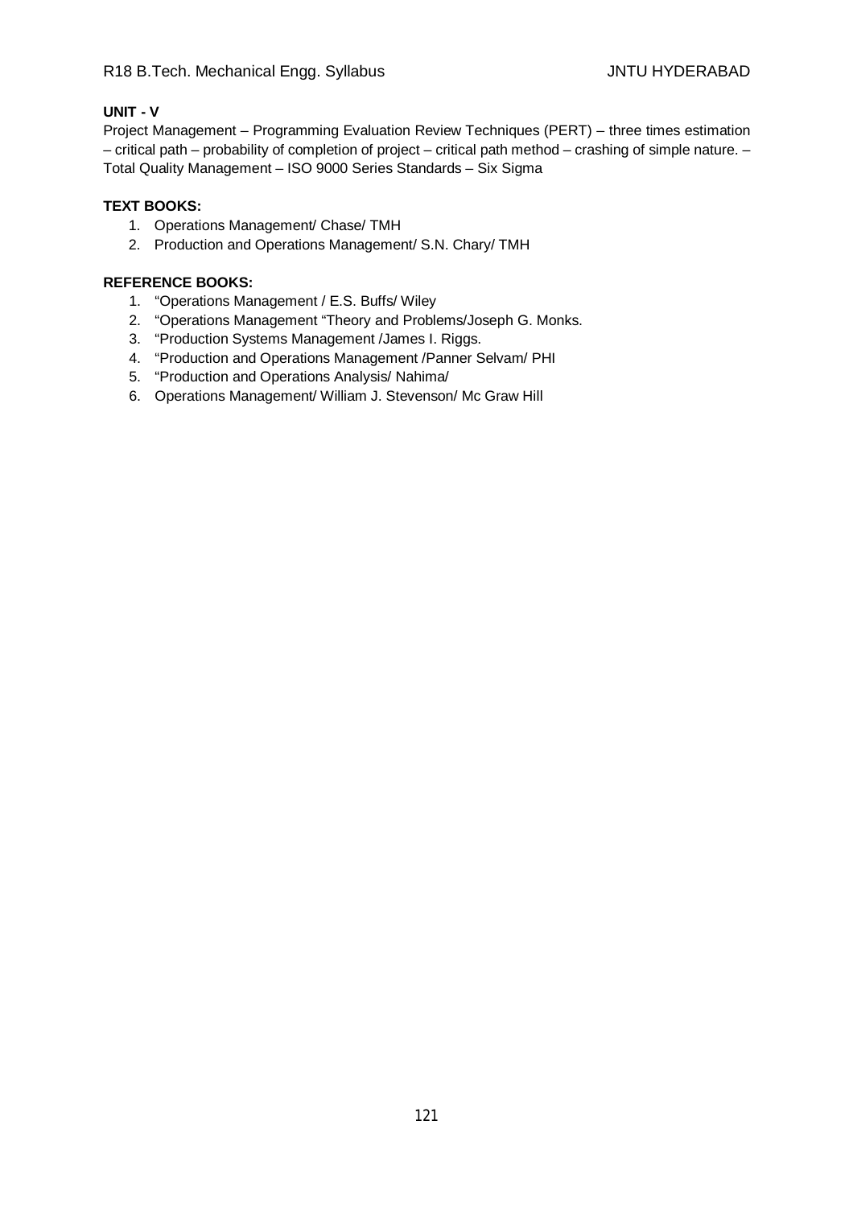**UNIT - V**

Project Management – Programming Evaluation Review Techniques (PERT) – three times estimation – critical path – probability of completion of project – critical path method – crashing of simple nature. – Total Quality Management – ISO 9000 Series Standards – Six Sigma

**TEXT BOOKS:**

1. Operations Management/ Chase/ TMH
2. Production and Operations Management/ S.N. Chary/ TMH

**REFERENCE BOOKS:**

1. "Operations Management / E.S. Buffs/ Wiley
2. "Operations Management "Theory and Problems/Joseph G. Monks.
3. "Production Systems Management /James I. Riggs.
4. "Production and Operations Management /Panner Selvam/ PHI
5. "Production and Operations Analysis/ Nahima/
6. Operations Management/ William J. Stevenson/ Mc Graw Hill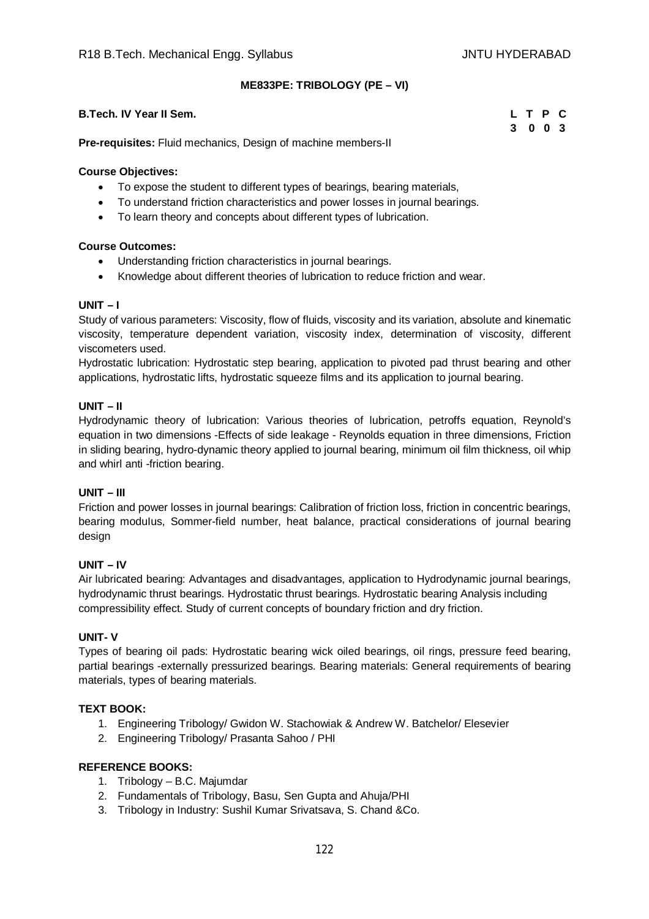## ME833PE: TRIBOLOGY (PE – VI)

**B.Tech. IV Year II Sem.**

| L | T | P | C |
|---|---|---|---|
| 3 | 0 | 0 | 3 |

**Pre-requisites:** Fluid mechanics, Design of machine members-II

**Course Objectives:**

- To expose the student to different types of bearings, bearing materials,
- To understand friction characteristics and power losses in journal bearings.
- To learn theory and concepts about different types of lubrication.

**Course Outcomes:**

- Understanding friction characteristics in journal bearings.
- Knowledge about different theories of lubrication to reduce friction and wear.

**UNIT – I**

Study of various parameters: Viscosity, flow of fluids, viscosity and its variation, absolute and kinematic viscosity, temperature dependent variation, viscosity index, determination of viscosity, different viscometers used.

Hydrostatic lubrication: Hydrostatic step bearing, application to pivoted pad thrust bearing and other applications, hydrostatic lifts, hydrostatic squeeze films and its application to journal bearing.

**UNIT – II**

Hydrodynamic theory of lubrication: Various theories of lubrication, petroffs equation, Reynold's equation in two dimensions -Effects of side leakage - Reynolds equation in three dimensions, Friction in sliding bearing, hydro-dynamic theory applied to journal bearing, minimum oil film thickness, oil whip and whirl anti -friction bearing.

**UNIT – III**

Friction and power losses in journal bearings: Calibration of friction loss, friction in concentric bearings, bearing modulus, Sommer-field number, heat balance, practical considerations of journal bearing design

**UNIT – IV**

Air lubricated bearing: Advantages and disadvantages, application to Hydrodynamic journal bearings, hydrodynamic thrust bearings. Hydrostatic thrust bearings. Hydrostatic bearing Analysis including compressibility effect. Study of current concepts of boundary friction and dry friction.

**UNIT- V**

Types of bearing oil pads: Hydrostatic bearing wick oiled bearings, oil rings, pressure feed bearing, partial bearings -externally pressurized bearings. Bearing materials: General requirements of bearing materials, types of bearing materials.

**TEXT BOOK:**

1. Engineering Tribology/ Gwidon W. Stachowiak & Andrew W. Batchelor/ Elesevier
2. Engineering Tribology/ Prasanta Sahoo / PHI

**REFERENCE BOOKS:**

1. Tribology – B.C. Majumdar
2. Fundamentals of Tribology, Basu, Sen Gupta and Ahuja/PHI
3. Tribology in Industry: Sushil Kumar Srivatsava, S. Chand &Co.